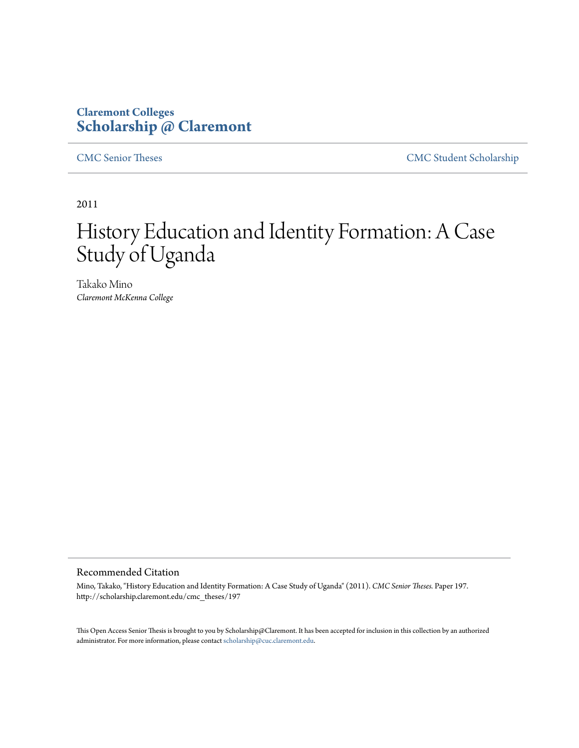**Claremont Colleges**
**Scholarship @ Claremont**

CMC Senior Theses | CMC Student Scholarship

2011

# History Education and Identity Formation: A Case Study of Uganda

Takako Mino
*Claremont McKenna College*

## Recommended Citation

Mino, Takako, "History Education and Identity Formation: A Case Study of Uganda" (2011). *CMC Senior Theses.* Paper 197.
http://scholarship.claremont.edu/cmc_theses/197

This Open Access Senior Thesis is brought to you by Scholarship@Claremont. It has been accepted for inclusion in this collection by an authorized administrator. For more information, please contact scholarship@cuc.claremont.edu.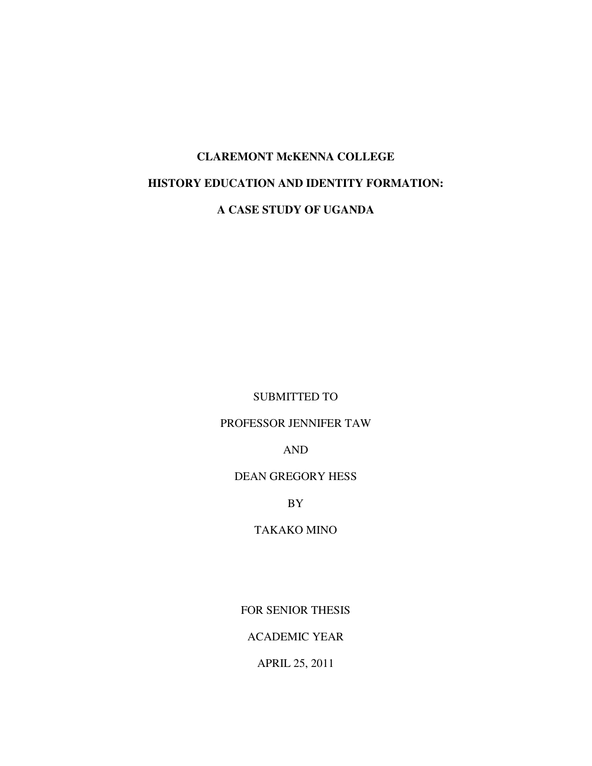**CLAREMONT McKENNA COLLEGE**

# HISTORY EDUCATION AND IDENTITY FORMATION: A CASE STUDY OF UGANDA

SUBMITTED TO

PROFESSOR JENNIFER TAW

AND

DEAN GREGORY HESS

BY

TAKAKO MINO

FOR SENIOR THESIS

ACADEMIC YEAR

APRIL 25, 2011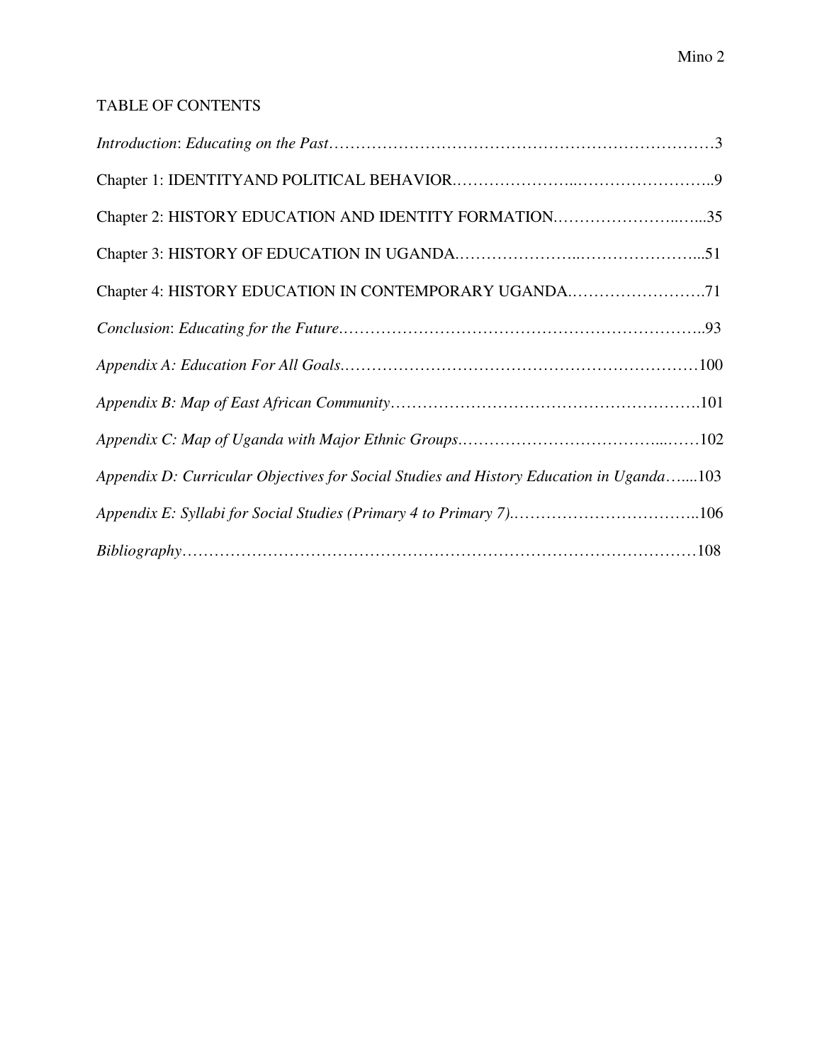## TABLE OF CONTENTS

*Introduction*: *Educating on the Past*……………………………………………………………3

Chapter 1: IDENTITYAND POLITICAL BEHAVIOR.…………………..……………………..9

Chapter 2: HISTORY EDUCATION AND IDENTITY FORMATION.…………………..…...35

Chapter 3: HISTORY OF EDUCATION IN UGANDA.…………………..…………………...51

Chapter 4: HISTORY EDUCATION IN CONTEMPORARY UGANDA.…………………….71

*Conclusion*: *Educating for the Future*.………………………………………………………..93

*Appendix A: Education For All Goals*.…………………………………………………………100

*Appendix B: Map of East African Community*………………………………………………….101

*Appendix C: Map of Uganda with Major Ethnic Groups*.………………………………...……102

*Appendix D: Curricular Objectives for Social Studies and History Education in Uganda*…....103

*Appendix E: Syllabi for Social Studies (Primary 4 to Primary 7)*.……………………………..106

*Bibliography*……………………………………………………………………………………108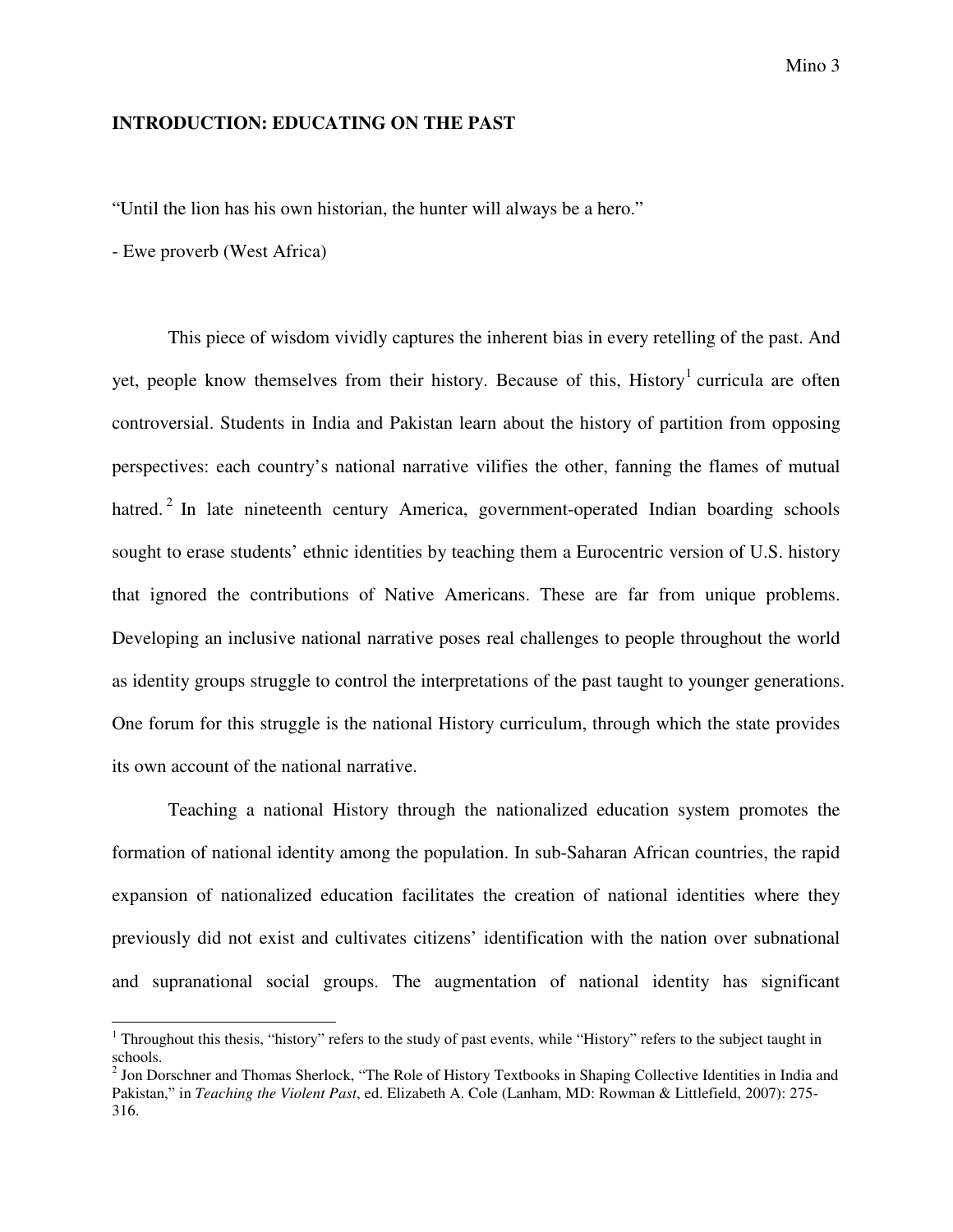# INTRODUCTION: EDUCATING ON THE PAST

"Until the lion has his own historian, the hunter will always be a hero."

- Ewe proverb (West Africa)

This piece of wisdom vividly captures the inherent bias in every retelling of the past. And yet, people know themselves from their history. Because of this, History[1] curricula are often controversial. Students in India and Pakistan learn about the history of partition from opposing perspectives: each country's national narrative vilifies the other, fanning the flames of mutual hatred.[2] In late nineteenth century America, government-operated Indian boarding schools sought to erase students' ethnic identities by teaching them a Eurocentric version of U.S. history that ignored the contributions of Native Americans. These are far from unique problems. Developing an inclusive national narrative poses real challenges to people throughout the world as identity groups struggle to control the interpretations of the past taught to younger generations. One forum for this struggle is the national History curriculum, through which the state provides its own account of the national narrative.

Teaching a national History through the nationalized education system promotes the formation of national identity among the population. In sub-Saharan African countries, the rapid expansion of nationalized education facilitates the creation of national identities where they previously did not exist and cultivates citizens' identification with the nation over subnational and supranational social groups. The augmentation of national identity has significant

---

[1] Throughout this thesis, "history" refers to the study of past events, while "History" refers to the subject taught in schools.

[2] Jon Dorschner and Thomas Sherlock, "The Role of History Textbooks in Shaping Collective Identities in India and Pakistan," in *Teaching the Violent Past*, ed. Elizabeth A. Cole (Lanham, MD: Rowman & Littlefield, 2007): 275-316.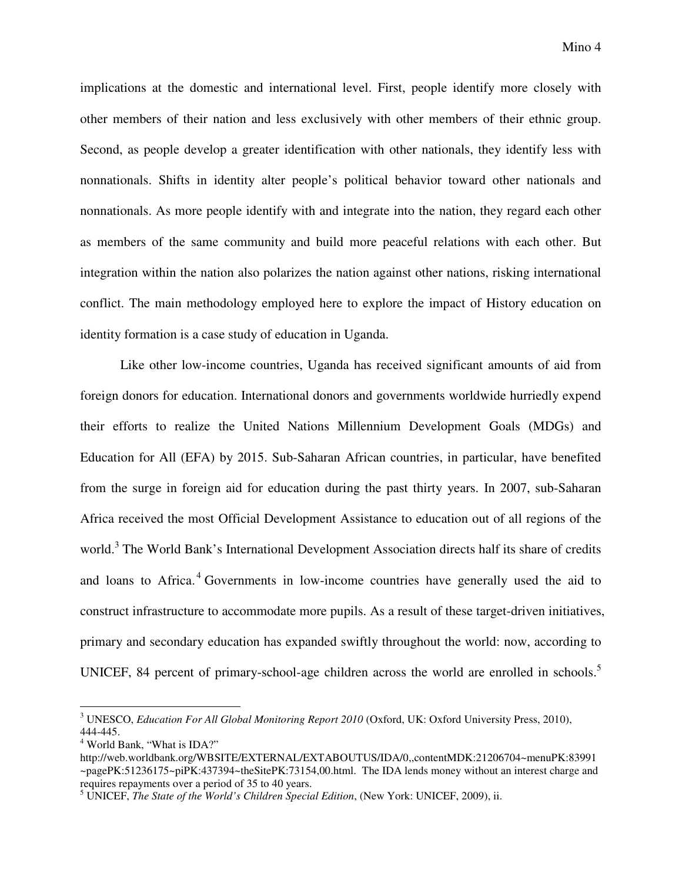implications at the domestic and international level. First, people identify more closely with other members of their nation and less exclusively with other members of their ethnic group. Second, as people develop a greater identification with other nationals, they identify less with nonnationals. Shifts in identity alter people's political behavior toward other nationals and nonnationals. As more people identify with and integrate into the nation, they regard each other as members of the same community and build more peaceful relations with each other. But integration within the nation also polarizes the nation against other nations, risking international conflict. The main methodology employed here to explore the impact of History education on identity formation is a case study of education in Uganda.

Like other low-income countries, Uganda has received significant amounts of aid from foreign donors for education. International donors and governments worldwide hurriedly expend their efforts to realize the United Nations Millennium Development Goals (MDGs) and Education for All (EFA) by 2015. Sub-Saharan African countries, in particular, have benefited from the surge in foreign aid for education during the past thirty years. In 2007, sub-Saharan Africa received the most Official Development Assistance to education out of all regions of the world.[3] The World Bank's International Development Association directs half its share of credits and loans to Africa.[4] Governments in low-income countries have generally used the aid to construct infrastructure to accommodate more pupils. As a result of these target-driven initiatives, primary and secondary education has expanded swiftly throughout the world: now, according to UNICEF, 84 percent of primary-school-age children across the world are enrolled in schools.[5]

---

[3] UNESCO, *Education For All Global Monitoring Report 2010* (Oxford, UK: Oxford University Press, 2010), 444-445.

[4] World Bank, "What is IDA?" http://web.worldbank.org/WBSITE/EXTERNAL/EXTABOUTUS/IDA/0,,contentMDK:21206704~menuPK:83991~pagePK:51236175~piPK:437394~theSitePK:73154,00.html. The IDA lends money without an interest charge and requires repayments over a period of 35 to 40 years.

[5] UNICEF, *The State of the World's Children Special Edition*, (New York: UNICEF, 2009), ii.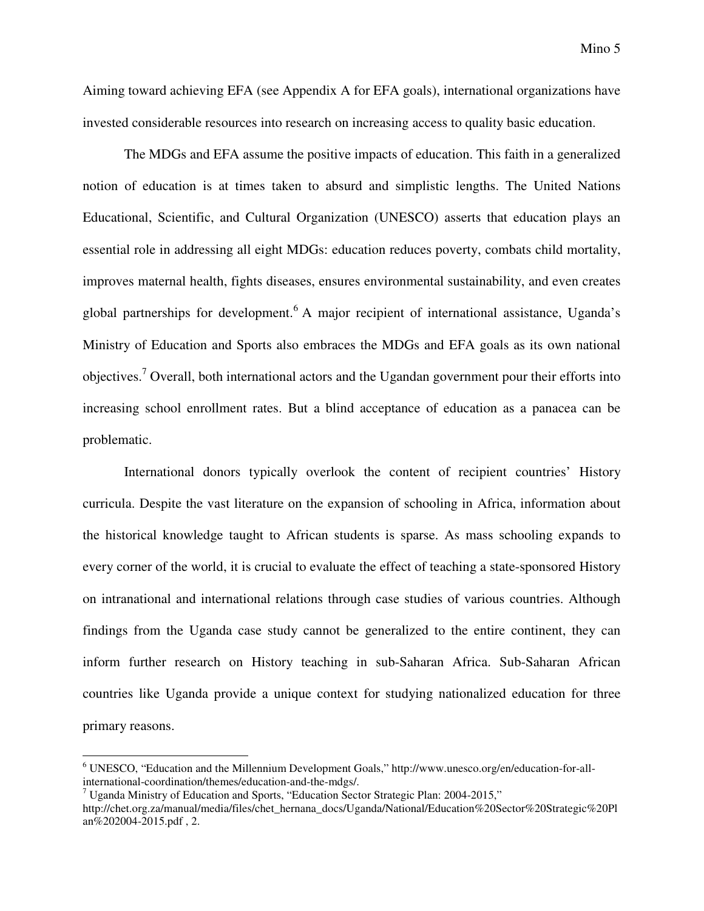Aiming toward achieving EFA (see Appendix A for EFA goals), international organizations have invested considerable resources into research on increasing access to quality basic education.

The MDGs and EFA assume the positive impacts of education. This faith in a generalized notion of education is at times taken to absurd and simplistic lengths. The United Nations Educational, Scientific, and Cultural Organization (UNESCO) asserts that education plays an essential role in addressing all eight MDGs: education reduces poverty, combats child mortality, improves maternal health, fights diseases, ensures environmental sustainability, and even creates global partnerships for development.[6] A major recipient of international assistance, Uganda's Ministry of Education and Sports also embraces the MDGs and EFA goals as its own national objectives.[7] Overall, both international actors and the Ugandan government pour their efforts into increasing school enrollment rates. But a blind acceptance of education as a panacea can be problematic.

International donors typically overlook the content of recipient countries' History curricula. Despite the vast literature on the expansion of schooling in Africa, information about the historical knowledge taught to African students is sparse. As mass schooling expands to every corner of the world, it is crucial to evaluate the effect of teaching a state-sponsored History on intranational and international relations through case studies of various countries. Although findings from the Uganda case study cannot be generalized to the entire continent, they can inform further research on History teaching in sub-Saharan Africa. Sub-Saharan African countries like Uganda provide a unique context for studying nationalized education for three primary reasons.

---

[6] UNESCO, "Education and the Millennium Development Goals," http://www.unesco.org/en/education-for-all-international-coordination/themes/education-and-the-mdgs/.

[7] Uganda Ministry of Education and Sports, "Education Sector Strategic Plan: 2004-2015," http://chet.org.za/manual/media/files/chet_hernana_docs/Uganda/National/Education%20Sector%20Strategic%20Plan%202004-2015.pdf , 2.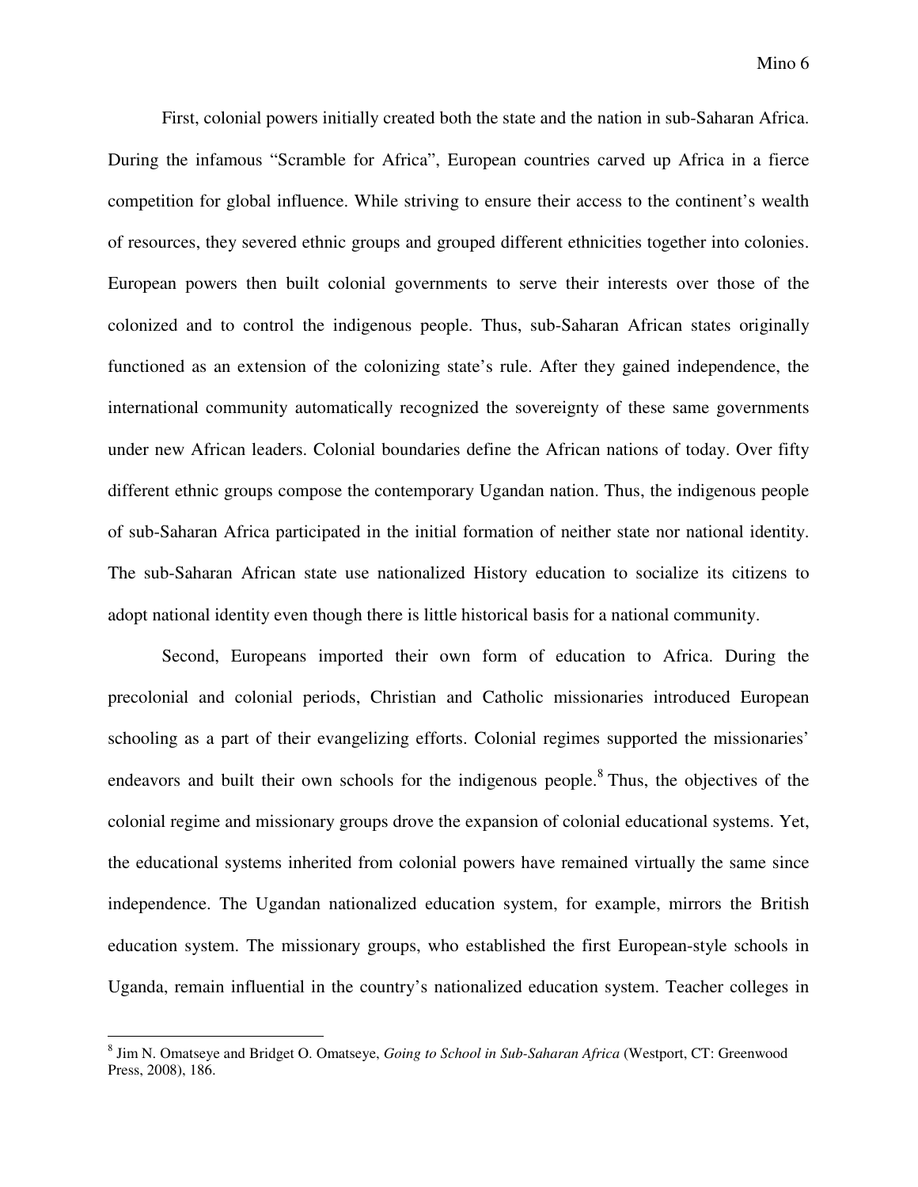First, colonial powers initially created both the state and the nation in sub-Saharan Africa. During the infamous "Scramble for Africa", European countries carved up Africa in a fierce competition for global influence. While striving to ensure their access to the continent's wealth of resources, they severed ethnic groups and grouped different ethnicities together into colonies. European powers then built colonial governments to serve their interests over those of the colonized and to control the indigenous people. Thus, sub-Saharan African states originally functioned as an extension of the colonizing state's rule. After they gained independence, the international community automatically recognized the sovereignty of these same governments under new African leaders. Colonial boundaries define the African nations of today. Over fifty different ethnic groups compose the contemporary Ugandan nation. Thus, the indigenous people of sub-Saharan Africa participated in the initial formation of neither state nor national identity. The sub-Saharan African state use nationalized History education to socialize its citizens to adopt national identity even though there is little historical basis for a national community.

Second, Europeans imported their own form of education to Africa. During the precolonial and colonial periods, Christian and Catholic missionaries introduced European schooling as a part of their evangelizing efforts. Colonial regimes supported the missionaries' endeavors and built their own schools for the indigenous people.[8] Thus, the objectives of the colonial regime and missionary groups drove the expansion of colonial educational systems. Yet, the educational systems inherited from colonial powers have remained virtually the same since independence. The Ugandan nationalized education system, for example, mirrors the British education system. The missionary groups, who established the first European-style schools in Uganda, remain influential in the country's nationalized education system. Teacher colleges in

---

[8] Jim N. Omatseye and Bridget O. Omatseye, *Going to School in Sub-Saharan Africa* (Westport, CT: Greenwood Press, 2008), 186.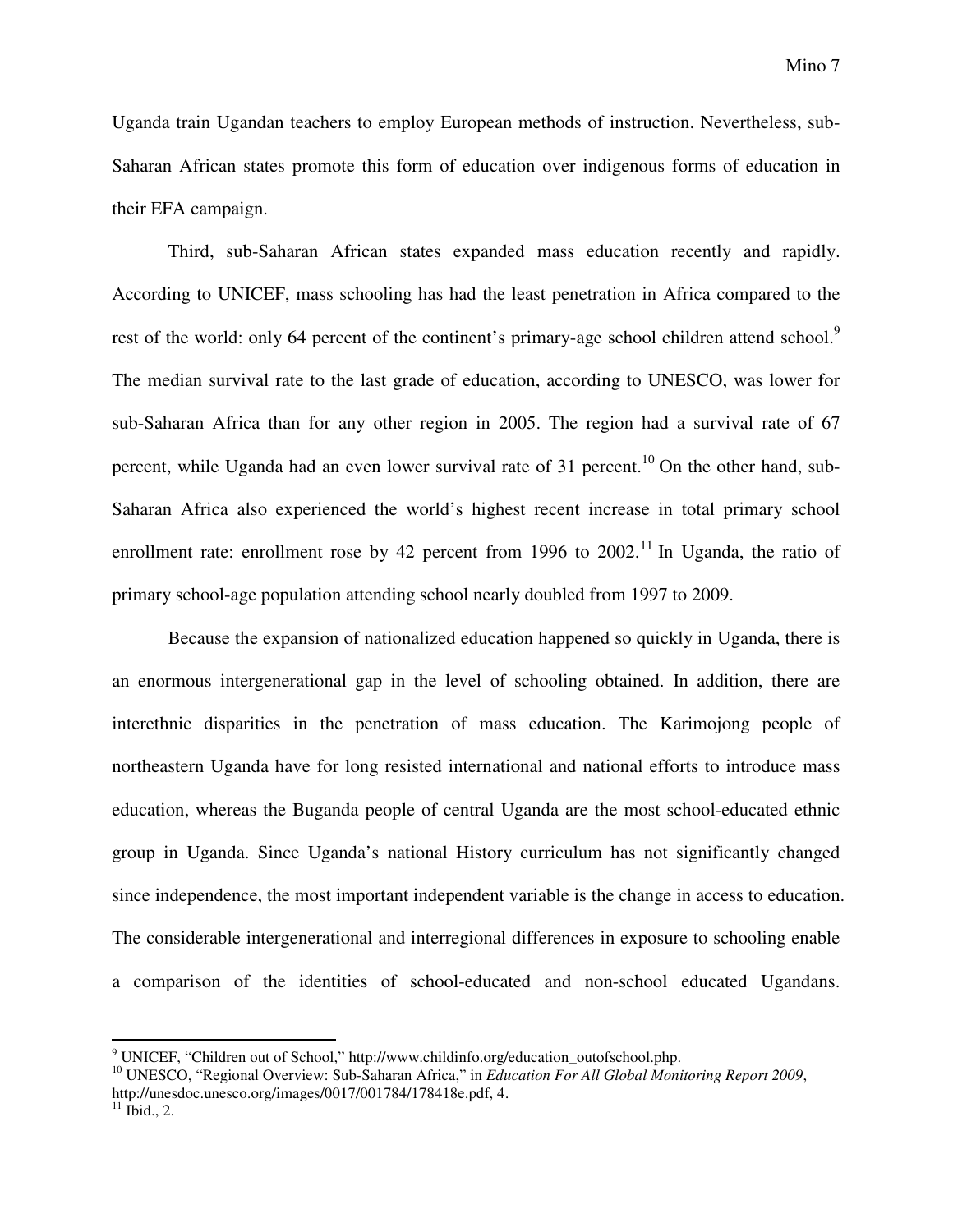Uganda train Ugandan teachers to employ European methods of instruction. Nevertheless, sub-Saharan African states promote this form of education over indigenous forms of education in their EFA campaign.

Third, sub-Saharan African states expanded mass education recently and rapidly. According to UNICEF, mass schooling has had the least penetration in Africa compared to the rest of the world: only 64 percent of the continent's primary-age school children attend school.[9] The median survival rate to the last grade of education, according to UNESCO, was lower for sub-Saharan Africa than for any other region in 2005. The region had a survival rate of 67 percent, while Uganda had an even lower survival rate of 31 percent.[10] On the other hand, sub-Saharan Africa also experienced the world's highest recent increase in total primary school enrollment rate: enrollment rose by 42 percent from 1996 to 2002.[11] In Uganda, the ratio of primary school-age population attending school nearly doubled from 1997 to 2009.

Because the expansion of nationalized education happened so quickly in Uganda, there is an enormous intergenerational gap in the level of schooling obtained. In addition, there are interethnic disparities in the penetration of mass education. The Karimojong people of northeastern Uganda have for long resisted international and national efforts to introduce mass education, whereas the Buganda people of central Uganda are the most school-educated ethnic group in Uganda. Since Uganda's national History curriculum has not significantly changed since independence, the most important independent variable is the change in access to education. The considerable intergenerational and interregional differences in exposure to schooling enable a comparison of the identities of school-educated and non-school educated Ugandans.

---

[9] UNICEF, "Children out of School," http://www.childinfo.org/education_outofschool.php.

[10] UNESCO, "Regional Overview: Sub-Saharan Africa," in *Education For All Global Monitoring Report 2009*, http://unesdoc.unesco.org/images/0017/001784/178418e.pdf, 4.

[11] Ibid., 2.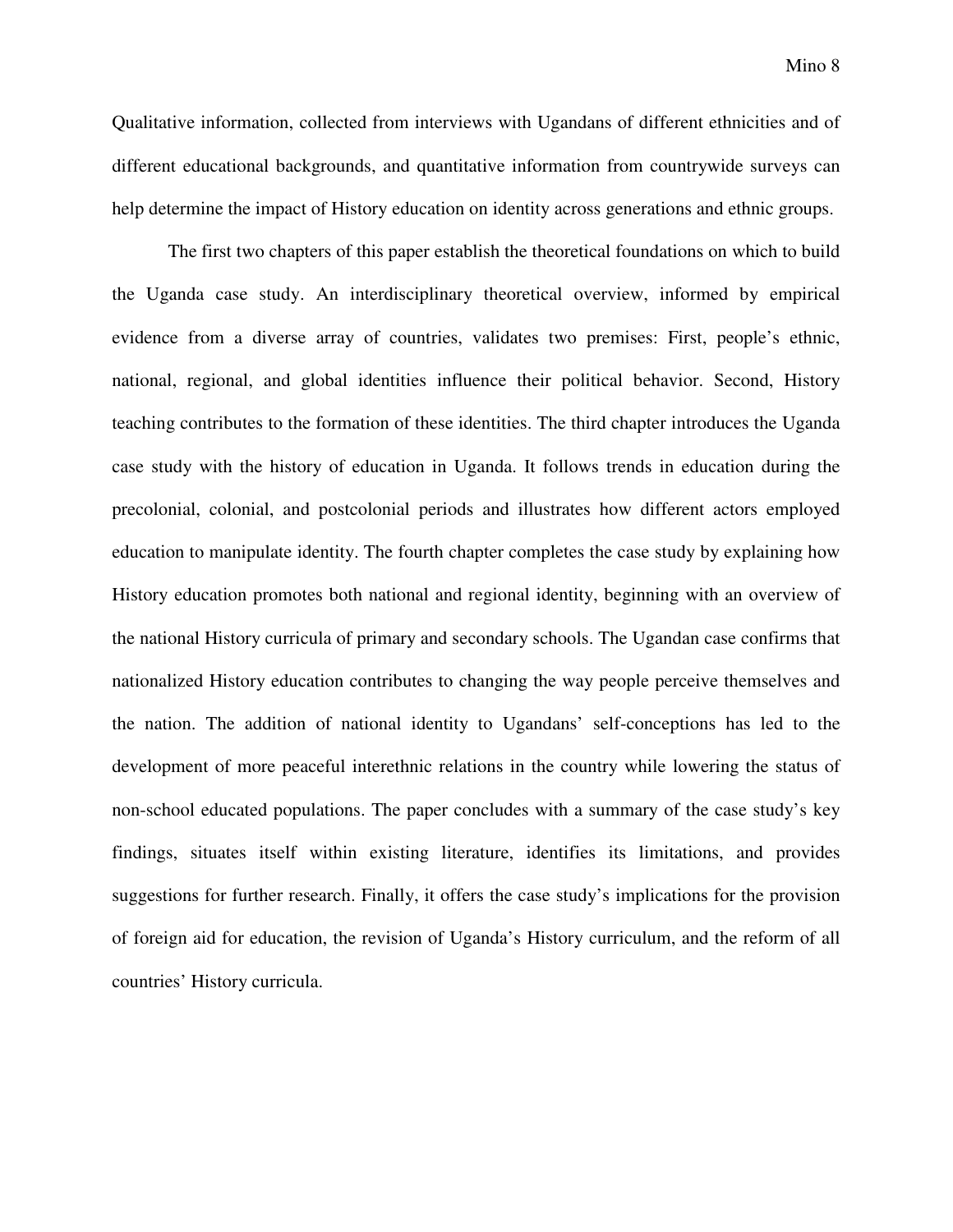Qualitative information, collected from interviews with Ugandans of different ethnicities and of different educational backgrounds, and quantitative information from countrywide surveys can help determine the impact of History education on identity across generations and ethnic groups.

The first two chapters of this paper establish the theoretical foundations on which to build the Uganda case study. An interdisciplinary theoretical overview, informed by empirical evidence from a diverse array of countries, validates two premises: First, people's ethnic, national, regional, and global identities influence their political behavior. Second, History teaching contributes to the formation of these identities. The third chapter introduces the Uganda case study with the history of education in Uganda. It follows trends in education during the precolonial, colonial, and postcolonial periods and illustrates how different actors employed education to manipulate identity. The fourth chapter completes the case study by explaining how History education promotes both national and regional identity, beginning with an overview of the national History curricula of primary and secondary schools. The Ugandan case confirms that nationalized History education contributes to changing the way people perceive themselves and the nation. The addition of national identity to Ugandans' self-conceptions has led to the development of more peaceful interethnic relations in the country while lowering the status of non-school educated populations. The paper concludes with a summary of the case study's key findings, situates itself within existing literature, identifies its limitations, and provides suggestions for further research. Finally, it offers the case study's implications for the provision of foreign aid for education, the revision of Uganda's History curriculum, and the reform of all countries' History curricula.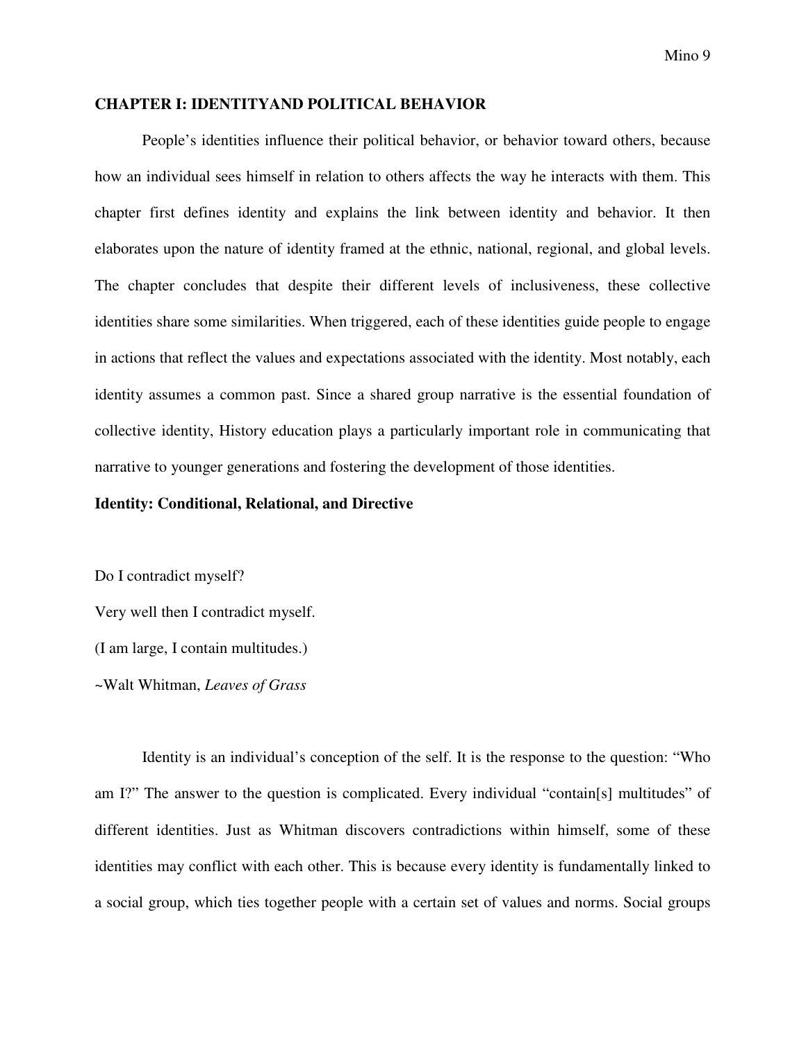## CHAPTER I: IDENTITYAND POLITICAL BEHAVIOR

People's identities influence their political behavior, or behavior toward others, because how an individual sees himself in relation to others affects the way he interacts with them. This chapter first defines identity and explains the link between identity and behavior. It then elaborates upon the nature of identity framed at the ethnic, national, regional, and global levels. The chapter concludes that despite their different levels of inclusiveness, these collective identities share some similarities. When triggered, each of these identities guide people to engage in actions that reflect the values and expectations associated with the identity. Most notably, each identity assumes a common past. Since a shared group narrative is the essential foundation of collective identity, History education plays a particularly important role in communicating that narrative to younger generations and fostering the development of those identities.

### Identity: Conditional, Relational, and Directive

Do I contradict myself?

Very well then I contradict myself.

(I am large, I contain multitudes.)

~Walt Whitman, *Leaves of Grass*

Identity is an individual's conception of the self. It is the response to the question: "Who am I?" The answer to the question is complicated. Every individual "contain[s] multitudes" of different identities. Just as Whitman discovers contradictions within himself, some of these identities may conflict with each other. This is because every identity is fundamentally linked to a social group, which ties together people with a certain set of values and norms. Social groups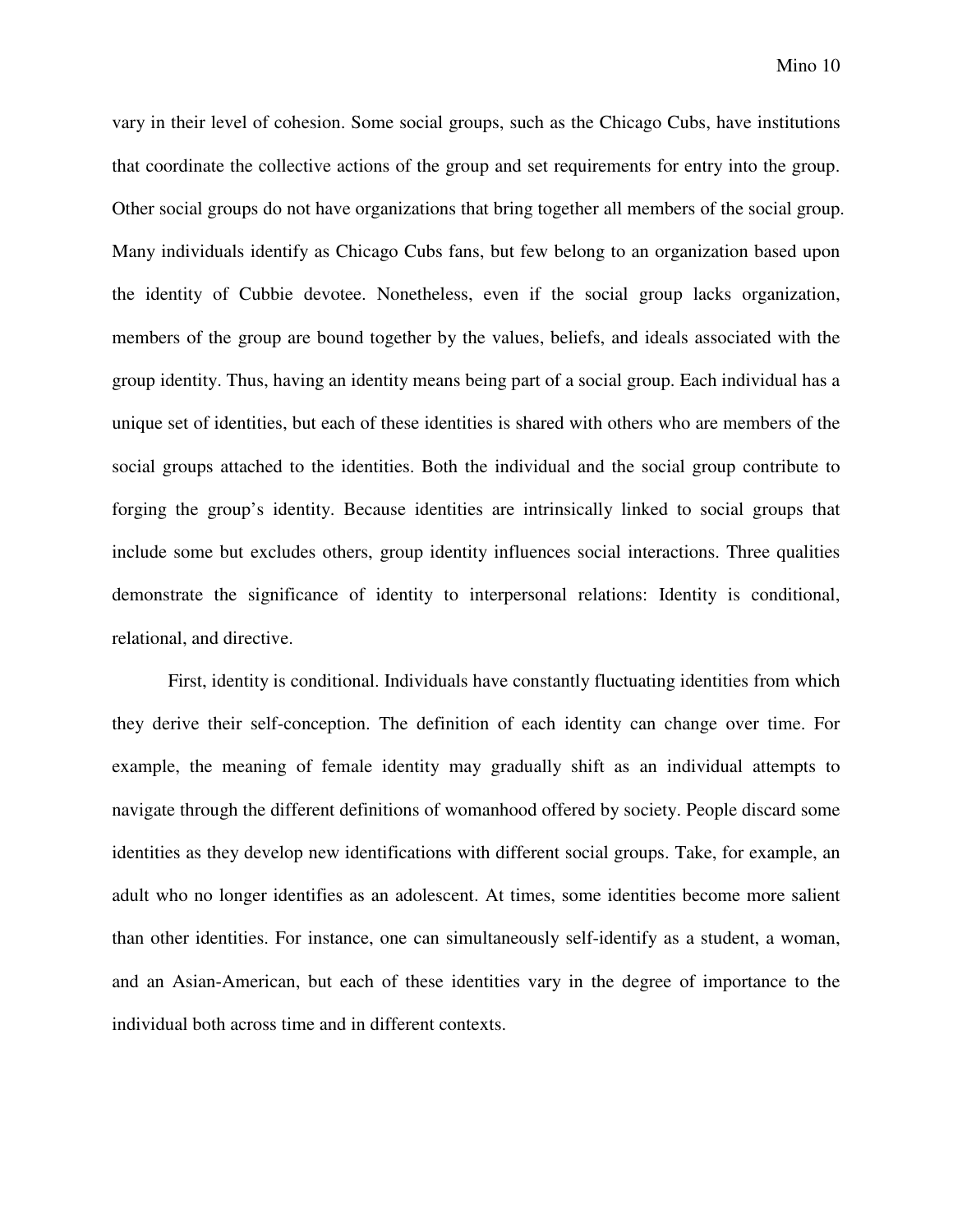vary in their level of cohesion. Some social groups, such as the Chicago Cubs, have institutions that coordinate the collective actions of the group and set requirements for entry into the group. Other social groups do not have organizations that bring together all members of the social group. Many individuals identify as Chicago Cubs fans, but few belong to an organization based upon the identity of Cubbie devotee. Nonetheless, even if the social group lacks organization, members of the group are bound together by the values, beliefs, and ideals associated with the group identity. Thus, having an identity means being part of a social group. Each individual has a unique set of identities, but each of these identities is shared with others who are members of the social groups attached to the identities. Both the individual and the social group contribute to forging the group's identity. Because identities are intrinsically linked to social groups that include some but excludes others, group identity influences social interactions. Three qualities demonstrate the significance of identity to interpersonal relations: Identity is conditional, relational, and directive.

First, identity is conditional. Individuals have constantly fluctuating identities from which they derive their self-conception. The definition of each identity can change over time. For example, the meaning of female identity may gradually shift as an individual attempts to navigate through the different definitions of womanhood offered by society. People discard some identities as they develop new identifications with different social groups. Take, for example, an adult who no longer identifies as an adolescent. At times, some identities become more salient than other identities. For instance, one can simultaneously self-identify as a student, a woman, and an Asian-American, but each of these identities vary in the degree of importance to the individual both across time and in different contexts.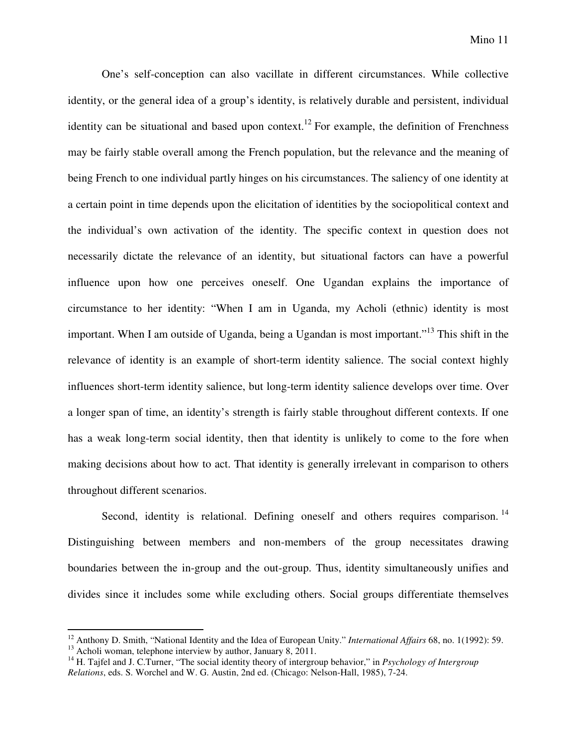One's self-conception can also vacillate in different circumstances. While collective identity, or the general idea of a group's identity, is relatively durable and persistent, individual identity can be situational and based upon context.[12] For example, the definition of Frenchness may be fairly stable overall among the French population, but the relevance and the meaning of being French to one individual partly hinges on his circumstances. The saliency of one identity at a certain point in time depends upon the elicitation of identities by the sociopolitical context and the individual's own activation of the identity. The specific context in question does not necessarily dictate the relevance of an identity, but situational factors can have a powerful influence upon how one perceives oneself. One Ugandan explains the importance of circumstance to her identity: "When I am in Uganda, my Acholi (ethnic) identity is most important. When I am outside of Uganda, being a Ugandan is most important."[13] This shift in the relevance of identity is an example of short-term identity salience. The social context highly influences short-term identity salience, but long-term identity salience develops over time. Over a longer span of time, an identity's strength is fairly stable throughout different contexts. If one has a weak long-term social identity, then that identity is unlikely to come to the fore when making decisions about how to act. That identity is generally irrelevant in comparison to others throughout different scenarios.

Second, identity is relational. Defining oneself and others requires comparison.[14] Distinguishing between members and non-members of the group necessitates drawing boundaries between the in-group and the out-group. Thus, identity simultaneously unifies and divides since it includes some while excluding others. Social groups differentiate themselves

---

[12] Anthony D. Smith, "National Identity and the Idea of European Unity." *International Affairs* 68, no. 1(1992): 59.

[13] Acholi woman, telephone interview by author, January 8, 2011.

[14] H. Tajfel and J. C.Turner, "The social identity theory of intergroup behavior," in *Psychology of Intergroup Relations*, eds. S. Worchel and W. G. Austin, 2nd ed. (Chicago: Nelson-Hall, 1985), 7-24.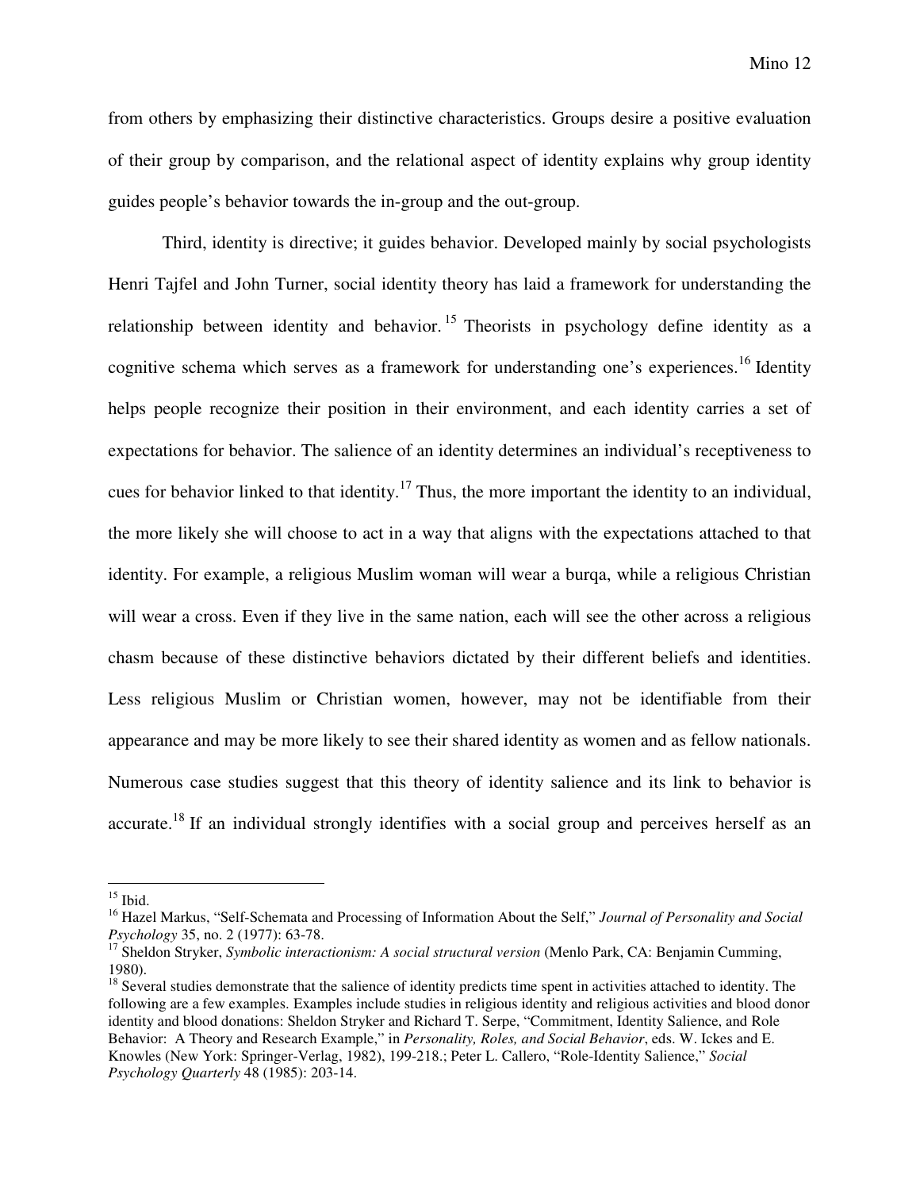from others by emphasizing their distinctive characteristics. Groups desire a positive evaluation of their group by comparison, and the relational aspect of identity explains why group identity guides people's behavior towards the in-group and the out-group.

Third, identity is directive; it guides behavior. Developed mainly by social psychologists Henri Tajfel and John Turner, social identity theory has laid a framework for understanding the relationship between identity and behavior.[15] Theorists in psychology define identity as a cognitive schema which serves as a framework for understanding one's experiences.[16] Identity helps people recognize their position in their environment, and each identity carries a set of expectations for behavior. The salience of an identity determines an individual's receptiveness to cues for behavior linked to that identity.[17] Thus, the more important the identity to an individual, the more likely she will choose to act in a way that aligns with the expectations attached to that identity. For example, a religious Muslim woman will wear a burqa, while a religious Christian will wear a cross. Even if they live in the same nation, each will see the other across a religious chasm because of these distinctive behaviors dictated by their different beliefs and identities. Less religious Muslim or Christian women, however, may not be identifiable from their appearance and may be more likely to see their shared identity as women and as fellow nationals. Numerous case studies suggest that this theory of identity salience and its link to behavior is accurate.[18] If an individual strongly identifies with a social group and perceives herself as an

---

[15] Ibid.

[16] Hazel Markus, "Self-Schemata and Processing of Information About the Self," *Journal of Personality and Social Psychology* 35, no. 2 (1977): 63-78.

[17] Sheldon Stryker, *Symbolic interactionism: A social structural version* (Menlo Park, CA: Benjamin Cumming, 1980).

[18] Several studies demonstrate that the salience of identity predicts time spent in activities attached to identity. The following are a few examples. Examples include studies in religious identity and religious activities and blood donor identity and blood donations: Sheldon Stryker and Richard T. Serpe, "Commitment, Identity Salience, and Role Behavior: A Theory and Research Example," in *Personality, Roles, and Social Behavior*, eds. W. Ickes and E. Knowles (New York: Springer-Verlag, 1982), 199-218.; Peter L. Callero, "Role-Identity Salience," *Social Psychology Quarterly* 48 (1985): 203-14.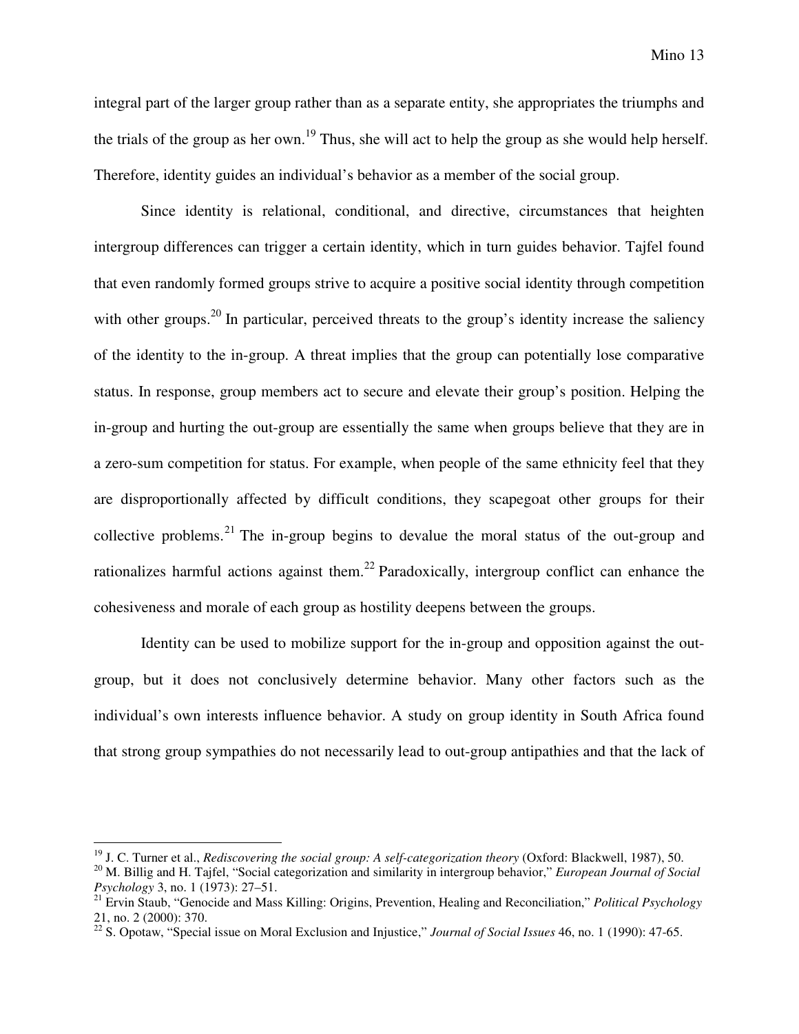integral part of the larger group rather than as a separate entity, she appropriates the triumphs and the trials of the group as her own.[19] Thus, she will act to help the group as she would help herself. Therefore, identity guides an individual's behavior as a member of the social group.

Since identity is relational, conditional, and directive, circumstances that heighten intergroup differences can trigger a certain identity, which in turn guides behavior. Tajfel found that even randomly formed groups strive to acquire a positive social identity through competition with other groups.[20] In particular, perceived threats to the group's identity increase the saliency of the identity to the in-group. A threat implies that the group can potentially lose comparative status. In response, group members act to secure and elevate their group's position. Helping the in-group and hurting the out-group are essentially the same when groups believe that they are in a zero-sum competition for status. For example, when people of the same ethnicity feel that they are disproportionally affected by difficult conditions, they scapegoat other groups for their collective problems.[21] The in-group begins to devalue the moral status of the out-group and rationalizes harmful actions against them.[22] Paradoxically, intergroup conflict can enhance the cohesiveness and morale of each group as hostility deepens between the groups.

Identity can be used to mobilize support for the in-group and opposition against the out-group, but it does not conclusively determine behavior. Many other factors such as the individual's own interests influence behavior. A study on group identity in South Africa found that strong group sympathies do not necessarily lead to out-group antipathies and that the lack of

---

[19] J. C. Turner et al., *Rediscovering the social group: A self-categorization theory* (Oxford: Blackwell, 1987), 50.

[20] M. Billig and H. Tajfel, "Social categorization and similarity in intergroup behavior," *European Journal of Social Psychology* 3, no. 1 (1973): 27–51.

[21] Ervin Staub, "Genocide and Mass Killing: Origins, Prevention, Healing and Reconciliation," *Political Psychology* 21, no. 2 (2000): 370.

[22] S. Opotaw, "Special issue on Moral Exclusion and Injustice," *Journal of Social Issues* 46, no. 1 (1990): 47-65.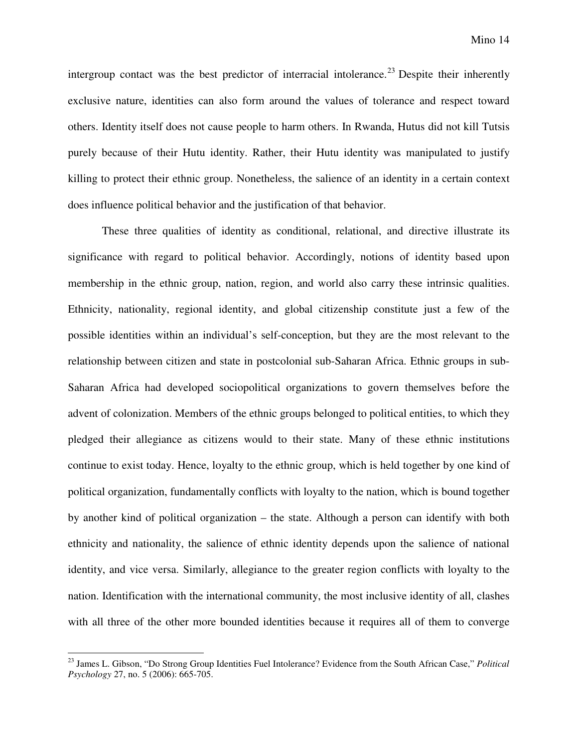intergroup contact was the best predictor of interracial intolerance.[23] Despite their inherently exclusive nature, identities can also form around the values of tolerance and respect toward others. Identity itself does not cause people to harm others. In Rwanda, Hutus did not kill Tutsis purely because of their Hutu identity. Rather, their Hutu identity was manipulated to justify killing to protect their ethnic group. Nonetheless, the salience of an identity in a certain context does influence political behavior and the justification of that behavior.

These three qualities of identity as conditional, relational, and directive illustrate its significance with regard to political behavior. Accordingly, notions of identity based upon membership in the ethnic group, nation, region, and world also carry these intrinsic qualities. Ethnicity, nationality, regional identity, and global citizenship constitute just a few of the possible identities within an individual's self-conception, but they are the most relevant to the relationship between citizen and state in postcolonial sub-Saharan Africa. Ethnic groups in sub-Saharan Africa had developed sociopolitical organizations to govern themselves before the advent of colonization. Members of the ethnic groups belonged to political entities, to which they pledged their allegiance as citizens would to their state. Many of these ethnic institutions continue to exist today. Hence, loyalty to the ethnic group, which is held together by one kind of political organization, fundamentally conflicts with loyalty to the nation, which is bound together by another kind of political organization – the state. Although a person can identify with both ethnicity and nationality, the salience of ethnic identity depends upon the salience of national identity, and vice versa. Similarly, allegiance to the greater region conflicts with loyalty to the nation. Identification with the international community, the most inclusive identity of all, clashes with all three of the other more bounded identities because it requires all of them to converge

---

[23] James L. Gibson, "Do Strong Group Identities Fuel Intolerance? Evidence from the South African Case," *Political Psychology* 27, no. 5 (2006): 665-705.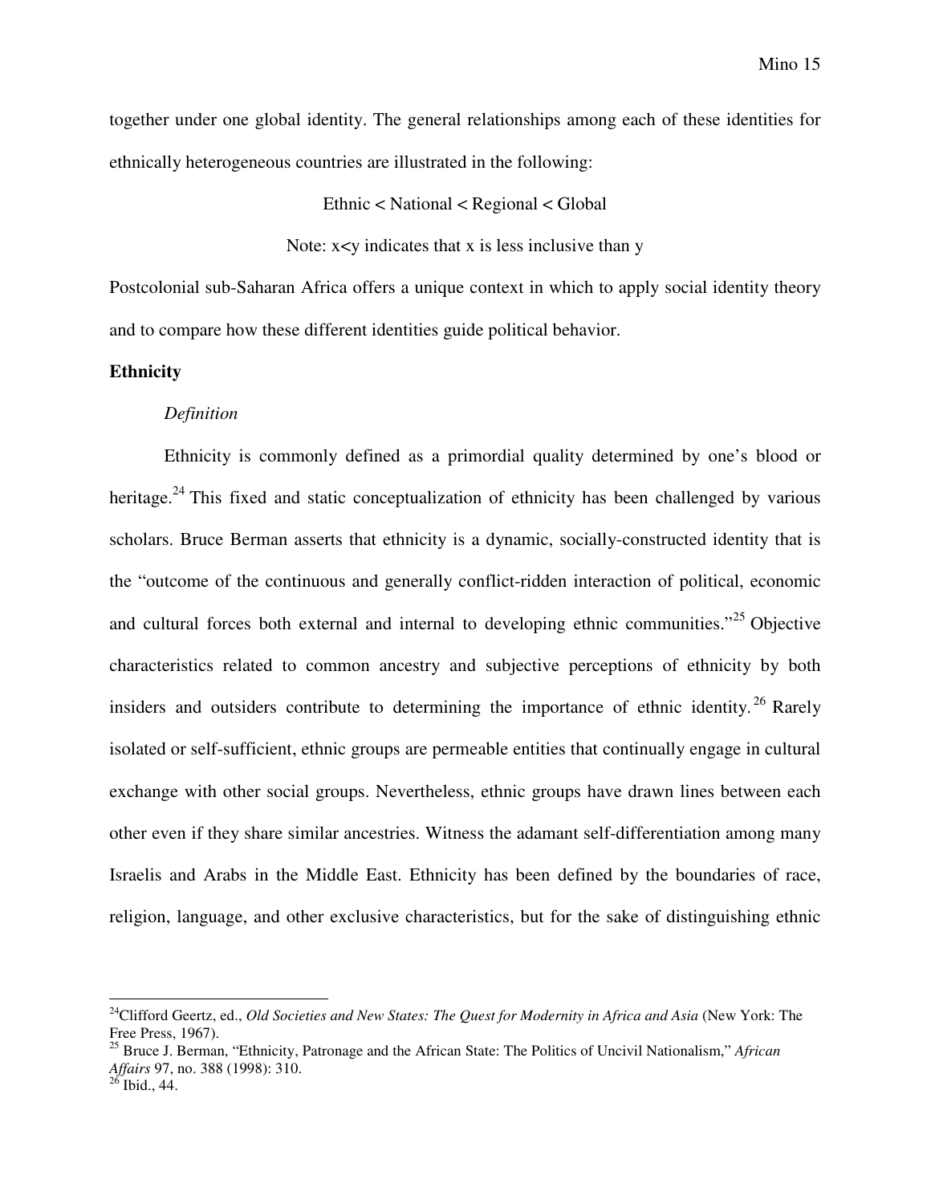together under one global identity. The general relationships among each of these identities for ethnically heterogeneous countries are illustrated in the following:

Ethnic < National < Regional < Global

Note: x<y indicates that x is less inclusive than y

Postcolonial sub-Saharan Africa offers a unique context in which to apply social identity theory and to compare how these different identities guide political behavior.

**Ethnicity**

*Definition*

Ethnicity is commonly defined as a primordial quality determined by one's blood or heritage.[24] This fixed and static conceptualization of ethnicity has been challenged by various scholars. Bruce Berman asserts that ethnicity is a dynamic, socially-constructed identity that is the "outcome of the continuous and generally conflict-ridden interaction of political, economic and cultural forces both external and internal to developing ethnic communities."[25] Objective characteristics related to common ancestry and subjective perceptions of ethnicity by both insiders and outsiders contribute to determining the importance of ethnic identity.[26] Rarely isolated or self-sufficient, ethnic groups are permeable entities that continually engage in cultural exchange with other social groups. Nevertheless, ethnic groups have drawn lines between each other even if they share similar ancestries. Witness the adamant self-differentiation among many Israelis and Arabs in the Middle East. Ethnicity has been defined by the boundaries of race, religion, language, and other exclusive characteristics, but for the sake of distinguishing ethnic

---

[24] Clifford Geertz, ed., *Old Societies and New States: The Quest for Modernity in Africa and Asia* (New York: The Free Press, 1967).

[25] Bruce J. Berman, "Ethnicity, Patronage and the African State: The Politics of Uncivil Nationalism," *African Affairs* 97, no. 388 (1998): 310.

[26] Ibid., 44.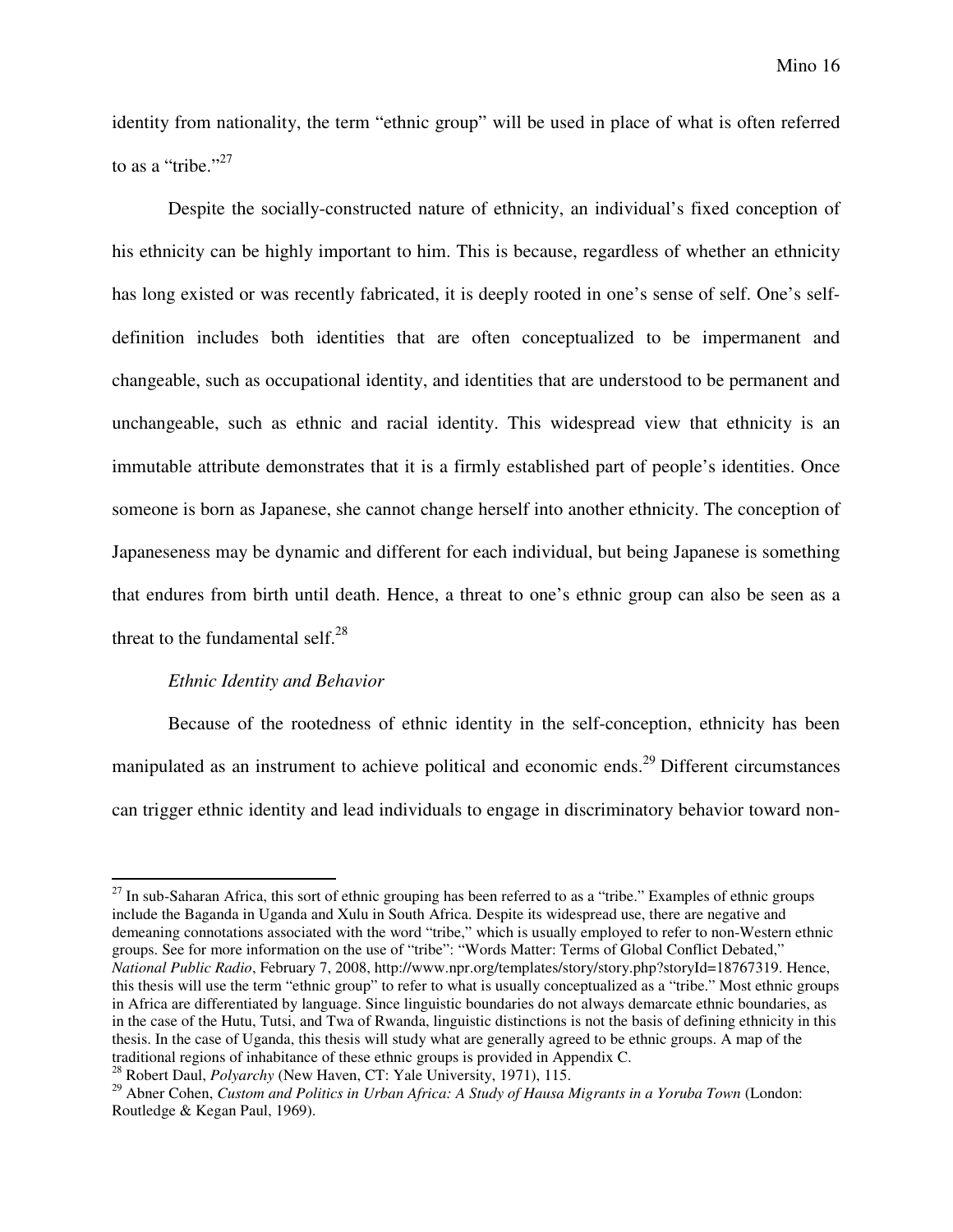identity from nationality, the term "ethnic group" will be used in place of what is often referred to as a "tribe."[27]

Despite the socially-constructed nature of ethnicity, an individual's fixed conception of his ethnicity can be highly important to him. This is because, regardless of whether an ethnicity has long existed or was recently fabricated, it is deeply rooted in one's sense of self. One's self-definition includes both identities that are often conceptualized to be impermanent and changeable, such as occupational identity, and identities that are understood to be permanent and unchangeable, such as ethnic and racial identity. This widespread view that ethnicity is an immutable attribute demonstrates that it is a firmly established part of people's identities. Once someone is born as Japanese, she cannot change herself into another ethnicity. The conception of Japaneseness may be dynamic and different for each individual, but being Japanese is something that endures from birth until death. Hence, a threat to one's ethnic group can also be seen as a threat to the fundamental self.[28]

*Ethnic Identity and Behavior*

Because of the rootedness of ethnic identity in the self-conception, ethnicity has been manipulated as an instrument to achieve political and economic ends.[29] Different circumstances can trigger ethnic identity and lead individuals to engage in discriminatory behavior toward non-

---

[27] In sub-Saharan Africa, this sort of ethnic grouping has been referred to as a "tribe." Examples of ethnic groups include the Baganda in Uganda and Xulu in South Africa. Despite its widespread use, there are negative and demeaning connotations associated with the word "tribe," which is usually employed to refer to non-Western ethnic groups. See for more information on the use of "tribe": "Words Matter: Terms of Global Conflict Debated," *National Public Radio*, February 7, 2008, http://www.npr.org/templates/story/story.php?storyId=18767319. Hence, this thesis will use the term "ethnic group" to refer to what is usually conceptualized as a "tribe." Most ethnic groups in Africa are differentiated by language. Since linguistic boundaries do not always demarcate ethnic boundaries, as in the case of the Hutu, Tutsi, and Twa of Rwanda, linguistic distinctions is not the basis of defining ethnicity in this thesis. In the case of Uganda, this thesis will study what are generally agreed to be ethnic groups. A map of the traditional regions of inhabitance of these ethnic groups is provided in Appendix C.

[28] Robert Daul, *Polyarchy* (New Haven, CT: Yale University, 1971), 115.

[29] Abner Cohen, *Custom and Politics in Urban Africa: A Study of Hausa Migrants in a Yoruba Town* (London: Routledge & Kegan Paul, 1969).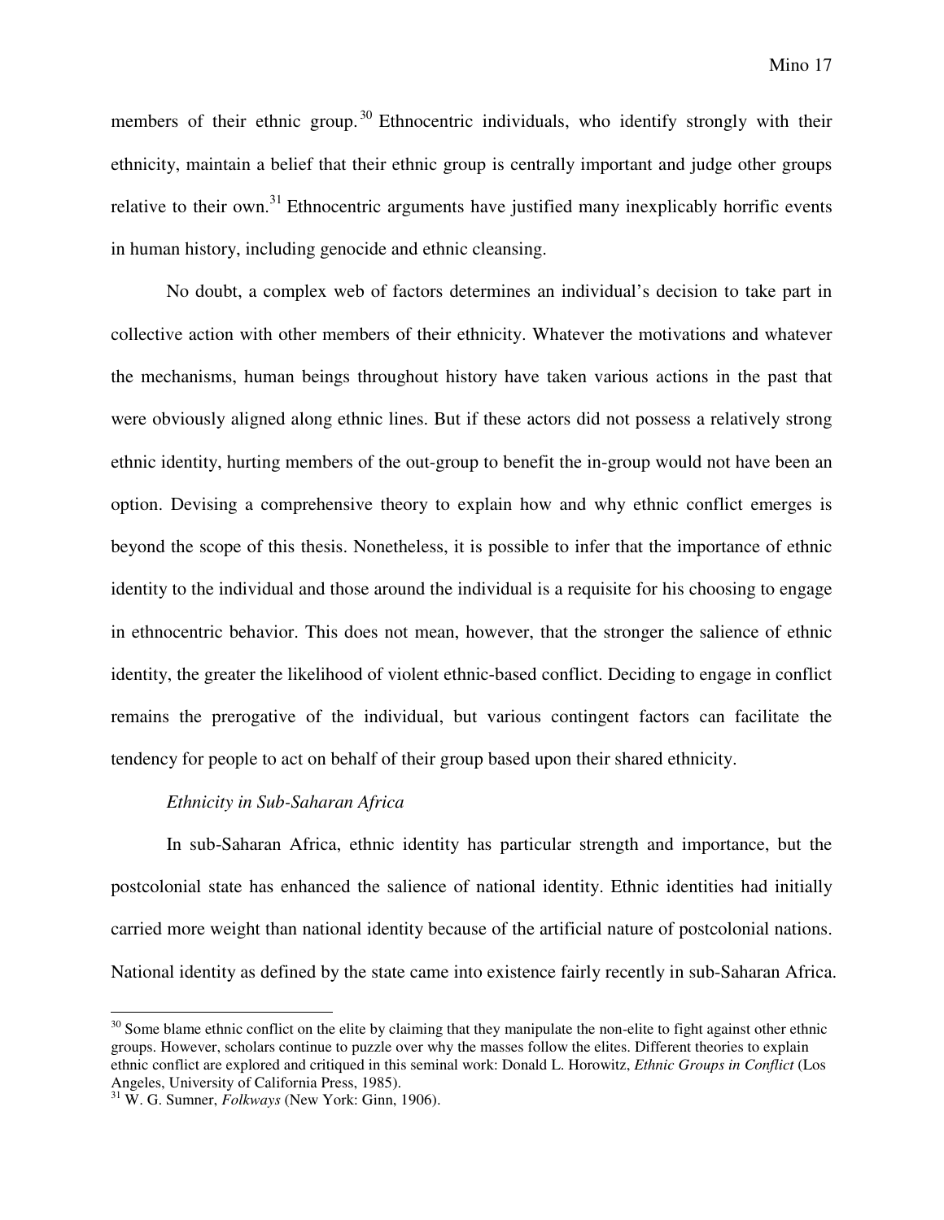members of their ethnic group.[30] Ethnocentric individuals, who identify strongly with their ethnicity, maintain a belief that their ethnic group is centrally important and judge other groups relative to their own.[31] Ethnocentric arguments have justified many inexplicably horrific events in human history, including genocide and ethnic cleansing.

No doubt, a complex web of factors determines an individual's decision to take part in collective action with other members of their ethnicity. Whatever the motivations and whatever the mechanisms, human beings throughout history have taken various actions in the past that were obviously aligned along ethnic lines. But if these actors did not possess a relatively strong ethnic identity, hurting members of the out-group to benefit the in-group would not have been an option. Devising a comprehensive theory to explain how and why ethnic conflict emerges is beyond the scope of this thesis. Nonetheless, it is possible to infer that the importance of ethnic identity to the individual and those around the individual is a requisite for his choosing to engage in ethnocentric behavior. This does not mean, however, that the stronger the salience of ethnic identity, the greater the likelihood of violent ethnic-based conflict. Deciding to engage in conflict remains the prerogative of the individual, but various contingent factors can facilitate the tendency for people to act on behalf of their group based upon their shared ethnicity.

*Ethnicity in Sub-Saharan Africa*

In sub-Saharan Africa, ethnic identity has particular strength and importance, but the postcolonial state has enhanced the salience of national identity. Ethnic identities had initially carried more weight than national identity because of the artificial nature of postcolonial nations. National identity as defined by the state came into existence fairly recently in sub-Saharan Africa.

---

[30] Some blame ethnic conflict on the elite by claiming that they manipulate the non-elite to fight against other ethnic groups. However, scholars continue to puzzle over why the masses follow the elites. Different theories to explain ethnic conflict are explored and critiqued in this seminal work: Donald L. Horowitz, *Ethnic Groups in Conflict* (Los Angeles, University of California Press, 1985).

[31] W. G. Sumner, *Folkways* (New York: Ginn, 1906).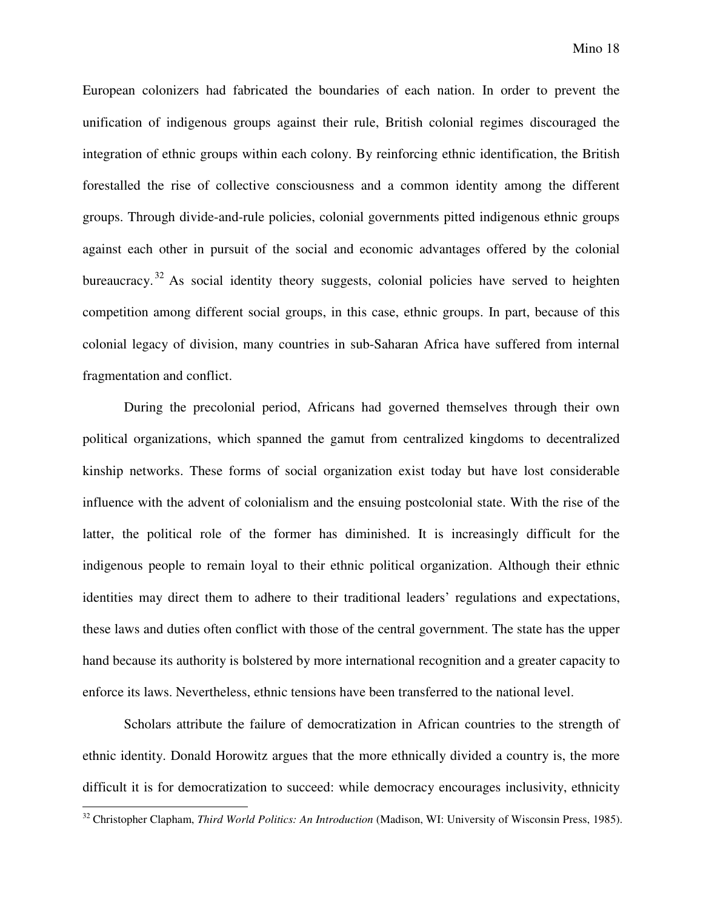European colonizers had fabricated the boundaries of each nation. In order to prevent the unification of indigenous groups against their rule, British colonial regimes discouraged the integration of ethnic groups within each colony. By reinforcing ethnic identification, the British forestalled the rise of collective consciousness and a common identity among the different groups. Through divide-and-rule policies, colonial governments pitted indigenous ethnic groups against each other in pursuit of the social and economic advantages offered by the colonial bureaucracy.[32] As social identity theory suggests, colonial policies have served to heighten competition among different social groups, in this case, ethnic groups. In part, because of this colonial legacy of division, many countries in sub-Saharan Africa have suffered from internal fragmentation and conflict.

During the precolonial period, Africans had governed themselves through their own political organizations, which spanned the gamut from centralized kingdoms to decentralized kinship networks. These forms of social organization exist today but have lost considerable influence with the advent of colonialism and the ensuing postcolonial state. With the rise of the latter, the political role of the former has diminished. It is increasingly difficult for the indigenous people to remain loyal to their ethnic political organization. Although their ethnic identities may direct them to adhere to their traditional leaders' regulations and expectations, these laws and duties often conflict with those of the central government. The state has the upper hand because its authority is bolstered by more international recognition and a greater capacity to enforce its laws. Nevertheless, ethnic tensions have been transferred to the national level.

Scholars attribute the failure of democratization in African countries to the strength of ethnic identity. Donald Horowitz argues that the more ethnically divided a country is, the more difficult it is for democratization to succeed: while democracy encourages inclusivity, ethnicity

---

[32] Christopher Clapham, *Third World Politics: An Introduction* (Madison, WI: University of Wisconsin Press, 1985).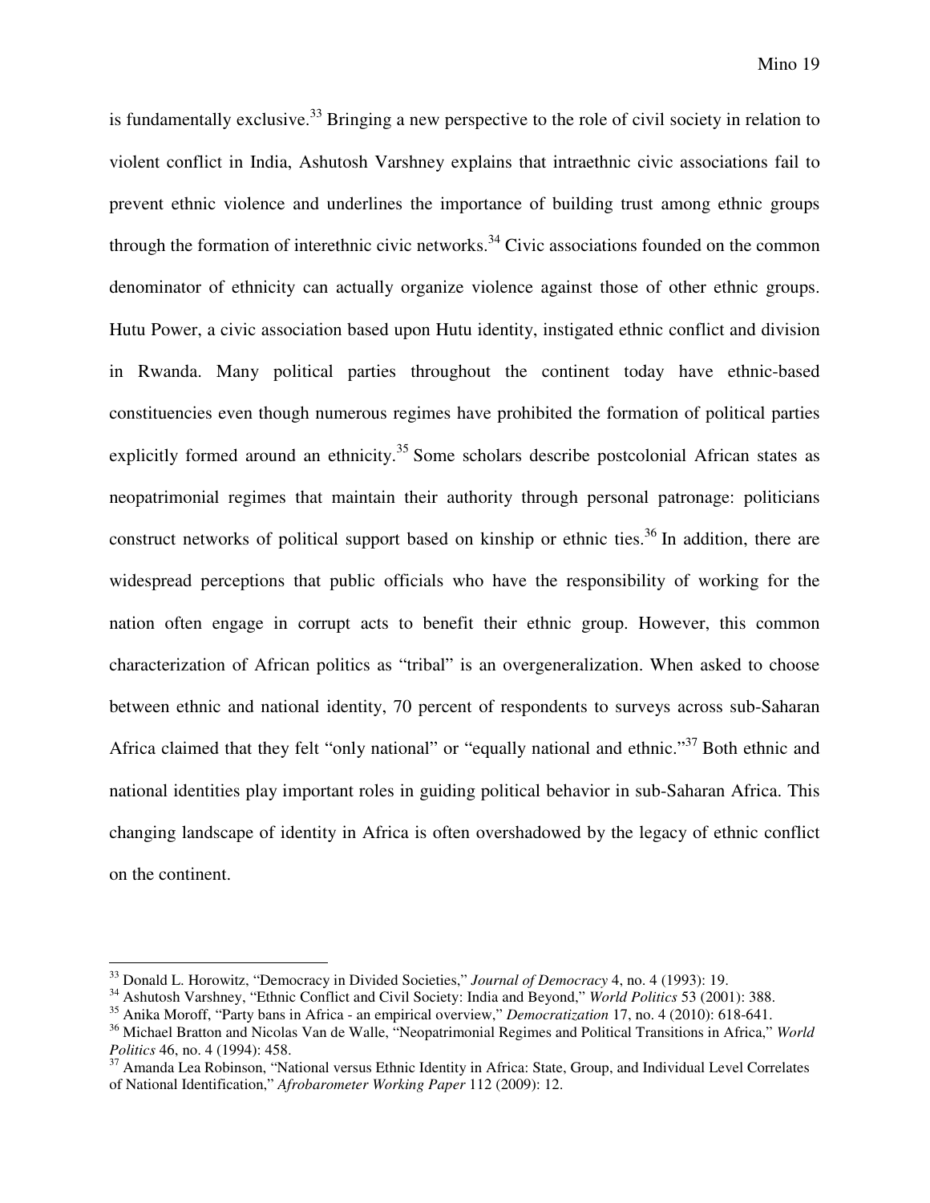is fundamentally exclusive.[33] Bringing a new perspective to the role of civil society in relation to violent conflict in India, Ashutosh Varshney explains that intraethnic civic associations fail to prevent ethnic violence and underlines the importance of building trust among ethnic groups through the formation of interethnic civic networks.[34] Civic associations founded on the common denominator of ethnicity can actually organize violence against those of other ethnic groups. Hutu Power, a civic association based upon Hutu identity, instigated ethnic conflict and division in Rwanda. Many political parties throughout the continent today have ethnic-based constituencies even though numerous regimes have prohibited the formation of political parties explicitly formed around an ethnicity.[35] Some scholars describe postcolonial African states as neopatrimonial regimes that maintain their authority through personal patronage: politicians construct networks of political support based on kinship or ethnic ties.[36] In addition, there are widespread perceptions that public officials who have the responsibility of working for the nation often engage in corrupt acts to benefit their ethnic group. However, this common characterization of African politics as "tribal" is an overgeneralization. When asked to choose between ethnic and national identity, 70 percent of respondents to surveys across sub-Saharan Africa claimed that they felt "only national" or "equally national and ethnic."[37] Both ethnic and national identities play important roles in guiding political behavior in sub-Saharan Africa. This changing landscape of identity in Africa is often overshadowed by the legacy of ethnic conflict on the continent.

---

[33] Donald L. Horowitz, "Democracy in Divided Societies," *Journal of Democracy* 4, no. 4 (1993): 19.

[34] Ashutosh Varshney, "Ethnic Conflict and Civil Society: India and Beyond," *World Politics* 53 (2001): 388.

[35] Anika Moroff, "Party bans in Africa - an empirical overview," *Democratization* 17, no. 4 (2010): 618-641.

[36] Michael Bratton and Nicolas Van de Walle, "Neopatrimonial Regimes and Political Transitions in Africa," *World Politics* 46, no. 4 (1994): 458.

[37] Amanda Lea Robinson, "National versus Ethnic Identity in Africa: State, Group, and Individual Level Correlates of National Identification," *Afrobarometer Working Paper* 112 (2009): 12.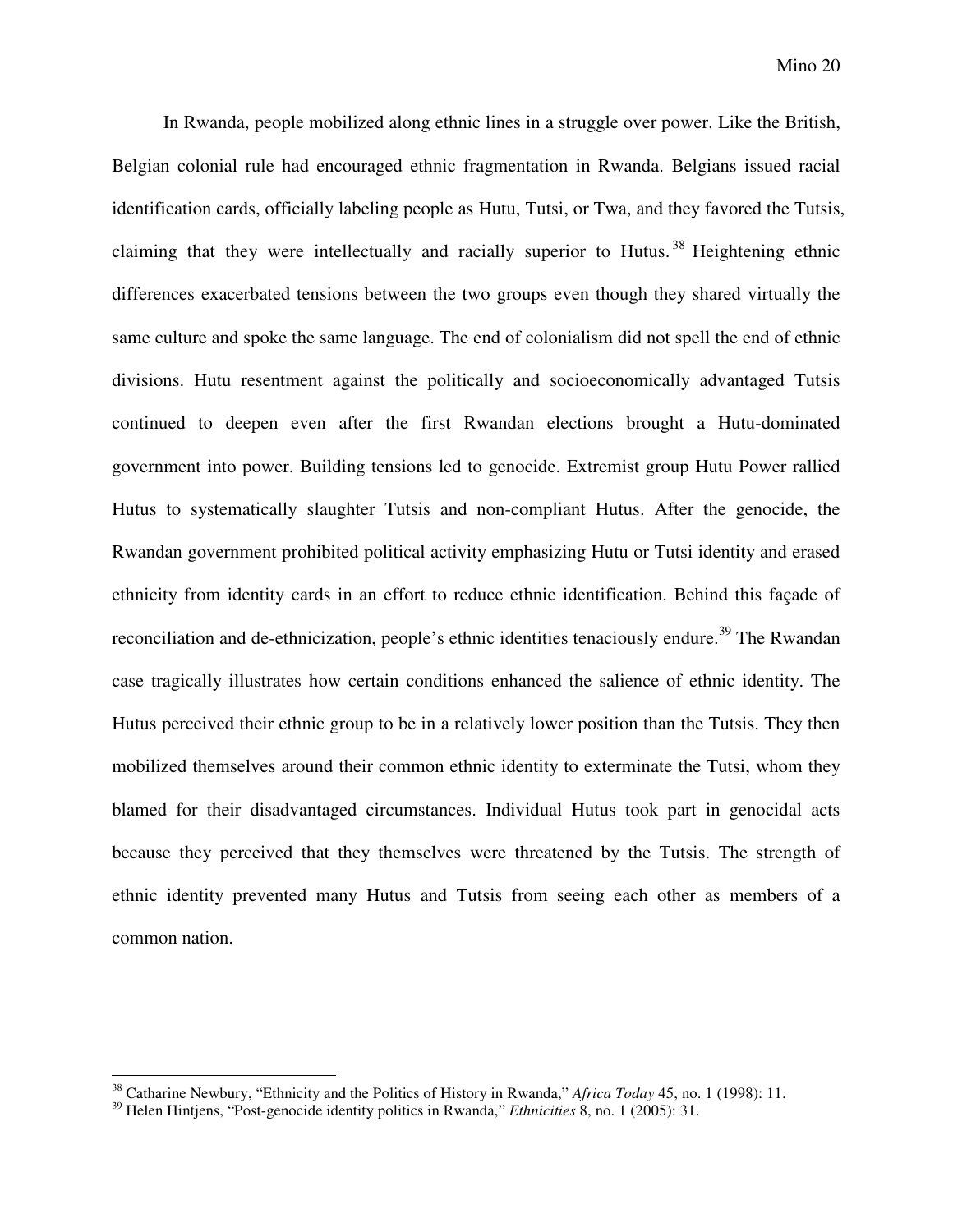In Rwanda, people mobilized along ethnic lines in a struggle over power. Like the British, Belgian colonial rule had encouraged ethnic fragmentation in Rwanda. Belgians issued racial identification cards, officially labeling people as Hutu, Tutsi, or Twa, and they favored the Tutsis, claiming that they were intellectually and racially superior to Hutus.[38] Heightening ethnic differences exacerbated tensions between the two groups even though they shared virtually the same culture and spoke the same language. The end of colonialism did not spell the end of ethnic divisions. Hutu resentment against the politically and socioeconomically advantaged Tutsis continued to deepen even after the first Rwandan elections brought a Hutu-dominated government into power. Building tensions led to genocide. Extremist group Hutu Power rallied Hutus to systematically slaughter Tutsis and non-compliant Hutus. After the genocide, the Rwandan government prohibited political activity emphasizing Hutu or Tutsi identity and erased ethnicity from identity cards in an effort to reduce ethnic identification. Behind this façade of reconciliation and de-ethnicization, people's ethnic identities tenaciously endure.[39] The Rwandan case tragically illustrates how certain conditions enhanced the salience of ethnic identity. The Hutus perceived their ethnic group to be in a relatively lower position than the Tutsis. They then mobilized themselves around their common ethnic identity to exterminate the Tutsi, whom they blamed for their disadvantaged circumstances. Individual Hutus took part in genocidal acts because they perceived that they themselves were threatened by the Tutsis. The strength of ethnic identity prevented many Hutus and Tutsis from seeing each other as members of a common nation.

---

[38] Catharine Newbury, "Ethnicity and the Politics of History in Rwanda," *Africa Today* 45, no. 1 (1998): 11.

[39] Helen Hintjens, "Post-genocide identity politics in Rwanda," *Ethnicities* 8, no. 1 (2005): 31.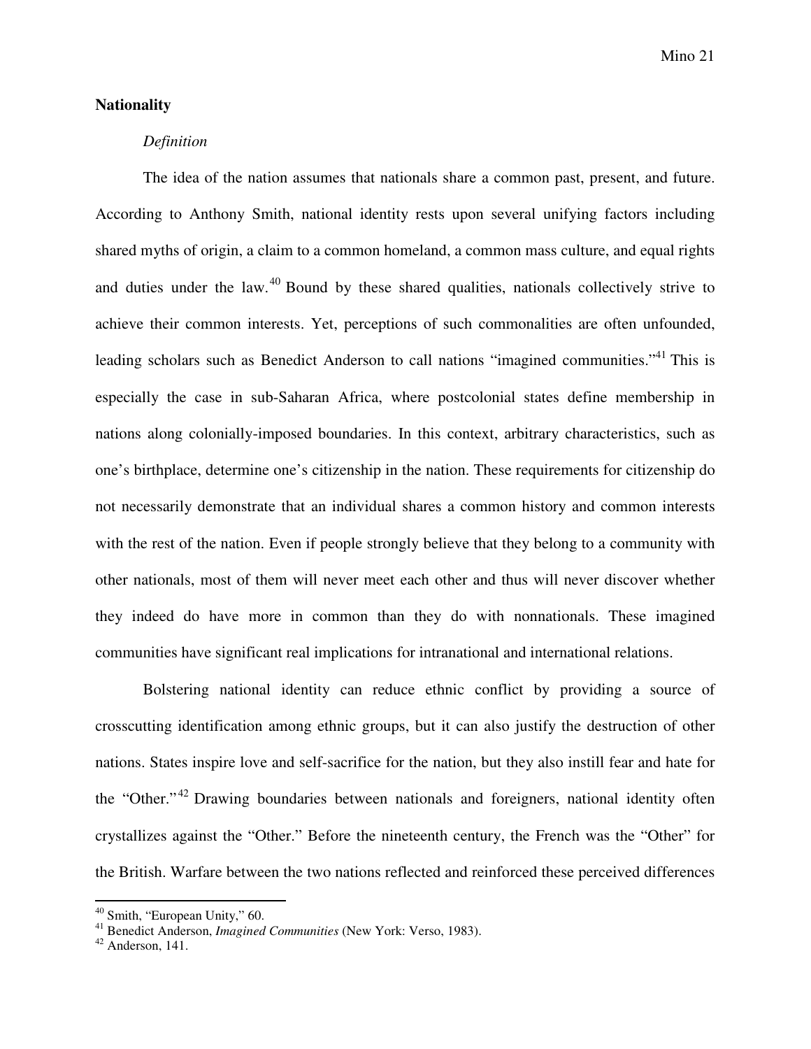## Nationality

### *Definition*

The idea of the nation assumes that nationals share a common past, present, and future. According to Anthony Smith, national identity rests upon several unifying factors including shared myths of origin, a claim to a common homeland, a common mass culture, and equal rights and duties under the law.[40] Bound by these shared qualities, nationals collectively strive to achieve their common interests. Yet, perceptions of such commonalities are often unfounded, leading scholars such as Benedict Anderson to call nations "imagined communities."[41] This is especially the case in sub-Saharan Africa, where postcolonial states define membership in nations along colonially-imposed boundaries. In this context, arbitrary characteristics, such as one's birthplace, determine one's citizenship in the nation. These requirements for citizenship do not necessarily demonstrate that an individual shares a common history and common interests with the rest of the nation. Even if people strongly believe that they belong to a community with other nationals, most of them will never meet each other and thus will never discover whether they indeed do have more in common than they do with nonnationals. These imagined communities have significant real implications for intranational and international relations.

Bolstering national identity can reduce ethnic conflict by providing a source of crosscutting identification among ethnic groups, but it can also justify the destruction of other nations. States inspire love and self-sacrifice for the nation, but they also instill fear and hate for the "Other."[42] Drawing boundaries between nationals and foreigners, national identity often crystallizes against the "Other." Before the nineteenth century, the French was the "Other" for the British. Warfare between the two nations reflected and reinforced these perceived differences

---

[40] Smith, "European Unity," 60.

[41] Benedict Anderson, *Imagined Communities* (New York: Verso, 1983).

[42] Anderson, 141.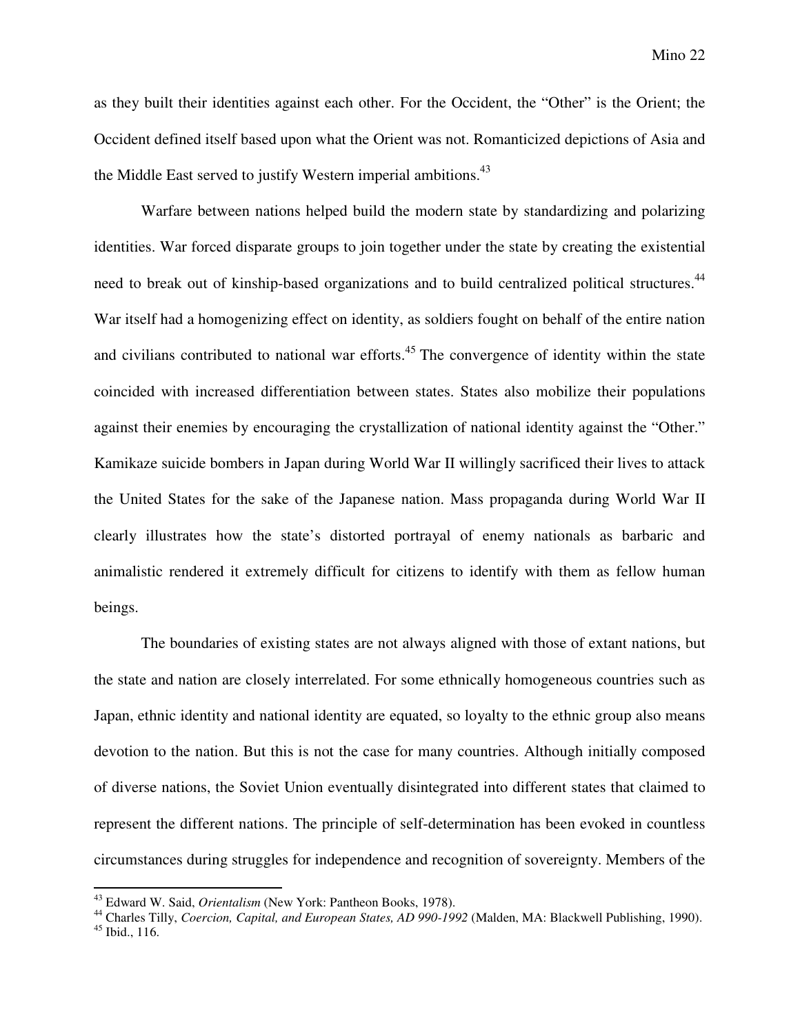as they built their identities against each other. For the Occident, the "Other" is the Orient; the Occident defined itself based upon what the Orient was not. Romanticized depictions of Asia and the Middle East served to justify Western imperial ambitions.[43]

Warfare between nations helped build the modern state by standardizing and polarizing identities. War forced disparate groups to join together under the state by creating the existential need to break out of kinship-based organizations and to build centralized political structures.[44] War itself had a homogenizing effect on identity, as soldiers fought on behalf of the entire nation and civilians contributed to national war efforts.[45] The convergence of identity within the state coincided with increased differentiation between states. States also mobilize their populations against their enemies by encouraging the crystallization of national identity against the "Other." Kamikaze suicide bombers in Japan during World War II willingly sacrificed their lives to attack the United States for the sake of the Japanese nation. Mass propaganda during World War II clearly illustrates how the state's distorted portrayal of enemy nationals as barbaric and animalistic rendered it extremely difficult for citizens to identify with them as fellow human beings.

The boundaries of existing states are not always aligned with those of extant nations, but the state and nation are closely interrelated. For some ethnically homogeneous countries such as Japan, ethnic identity and national identity are equated, so loyalty to the ethnic group also means devotion to the nation. But this is not the case for many countries. Although initially composed of diverse nations, the Soviet Union eventually disintegrated into different states that claimed to represent the different nations. The principle of self-determination has been evoked in countless circumstances during struggles for independence and recognition of sovereignty. Members of the

---

[43] Edward W. Said, *Orientalism* (New York: Pantheon Books, 1978).

[44] Charles Tilly, *Coercion, Capital, and European States, AD 990-1992* (Malden, MA: Blackwell Publishing, 1990).

[45] Ibid., 116.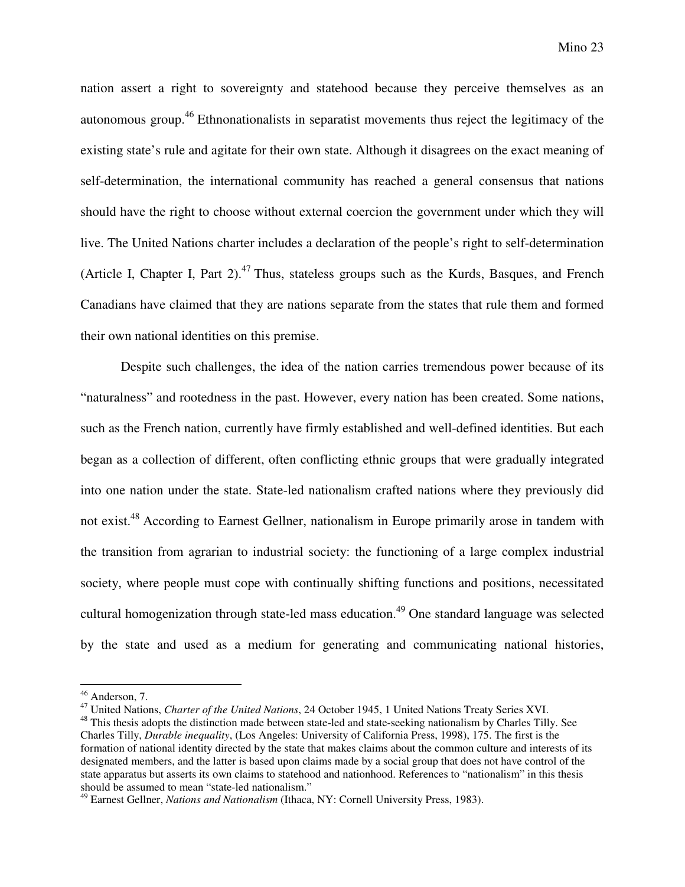nation assert a right to sovereignty and statehood because they perceive themselves as an autonomous group.[46] Ethnonationalists in separatist movements thus reject the legitimacy of the existing state's rule and agitate for their own state. Although it disagrees on the exact meaning of self-determination, the international community has reached a general consensus that nations should have the right to choose without external coercion the government under which they will live. The United Nations charter includes a declaration of the people's right to self-determination (Article I, Chapter I, Part 2).[47] Thus, stateless groups such as the Kurds, Basques, and French Canadians have claimed that they are nations separate from the states that rule them and formed their own national identities on this premise.

Despite such challenges, the idea of the nation carries tremendous power because of its "naturalness" and rootedness in the past. However, every nation has been created. Some nations, such as the French nation, currently have firmly established and well-defined identities. But each began as a collection of different, often conflicting ethnic groups that were gradually integrated into one nation under the state. State-led nationalism crafted nations where they previously did not exist.[48] According to Earnest Gellner, nationalism in Europe primarily arose in tandem with the transition from agrarian to industrial society: the functioning of a large complex industrial society, where people must cope with continually shifting functions and positions, necessitated cultural homogenization through state-led mass education.[49] One standard language was selected by the state and used as a medium for generating and communicating national histories,

---

[46] Anderson, 7.

[47] United Nations, *Charter of the United Nations*, 24 October 1945, 1 United Nations Treaty Series XVI.

[48] This thesis adopts the distinction made between state-led and state-seeking nationalism by Charles Tilly. See Charles Tilly, *Durable inequality*, (Los Angeles: University of California Press, 1998), 175. The first is the formation of national identity directed by the state that makes claims about the common culture and interests of its designated members, and the latter is based upon claims made by a social group that does not have control of the state apparatus but asserts its own claims to statehood and nationhood. References to "nationalism" in this thesis should be assumed to mean "state-led nationalism."

[49] Earnest Gellner, *Nations and Nationalism* (Ithaca, NY: Cornell University Press, 1983).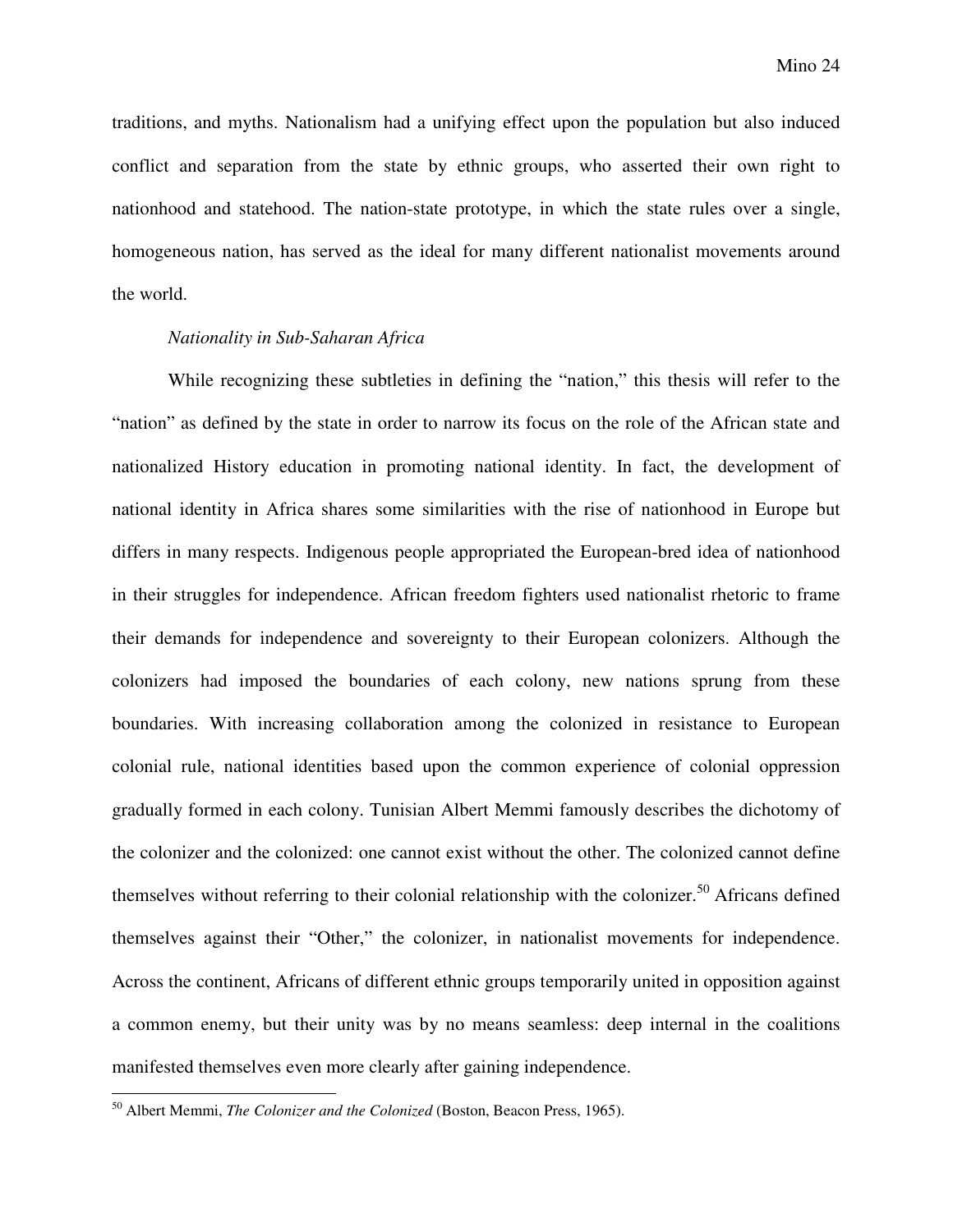traditions, and myths. Nationalism had a unifying effect upon the population but also induced conflict and separation from the state by ethnic groups, who asserted their own right to nationhood and statehood. The nation-state prototype, in which the state rules over a single, homogeneous nation, has served as the ideal for many different nationalist movements around the world.

### *Nationality in Sub-Saharan Africa*

While recognizing these subtleties in defining the "nation," this thesis will refer to the "nation" as defined by the state in order to narrow its focus on the role of the African state and nationalized History education in promoting national identity. In fact, the development of national identity in Africa shares some similarities with the rise of nationhood in Europe but differs in many respects. Indigenous people appropriated the European-bred idea of nationhood in their struggles for independence. African freedom fighters used nationalist rhetoric to frame their demands for independence and sovereignty to their European colonizers. Although the colonizers had imposed the boundaries of each colony, new nations sprung from these boundaries. With increasing collaboration among the colonized in resistance to European colonial rule, national identities based upon the common experience of colonial oppression gradually formed in each colony. Tunisian Albert Memmi famously describes the dichotomy of the colonizer and the colonized: one cannot exist without the other. The colonized cannot define themselves without referring to their colonial relationship with the colonizer.[50] Africans defined themselves against their "Other," the colonizer, in nationalist movements for independence. Across the continent, Africans of different ethnic groups temporarily united in opposition against a common enemy, but their unity was by no means seamless: deep internal in the coalitions manifested themselves even more clearly after gaining independence.

---

[50] Albert Memmi, *The Colonizer and the Colonized* (Boston, Beacon Press, 1965).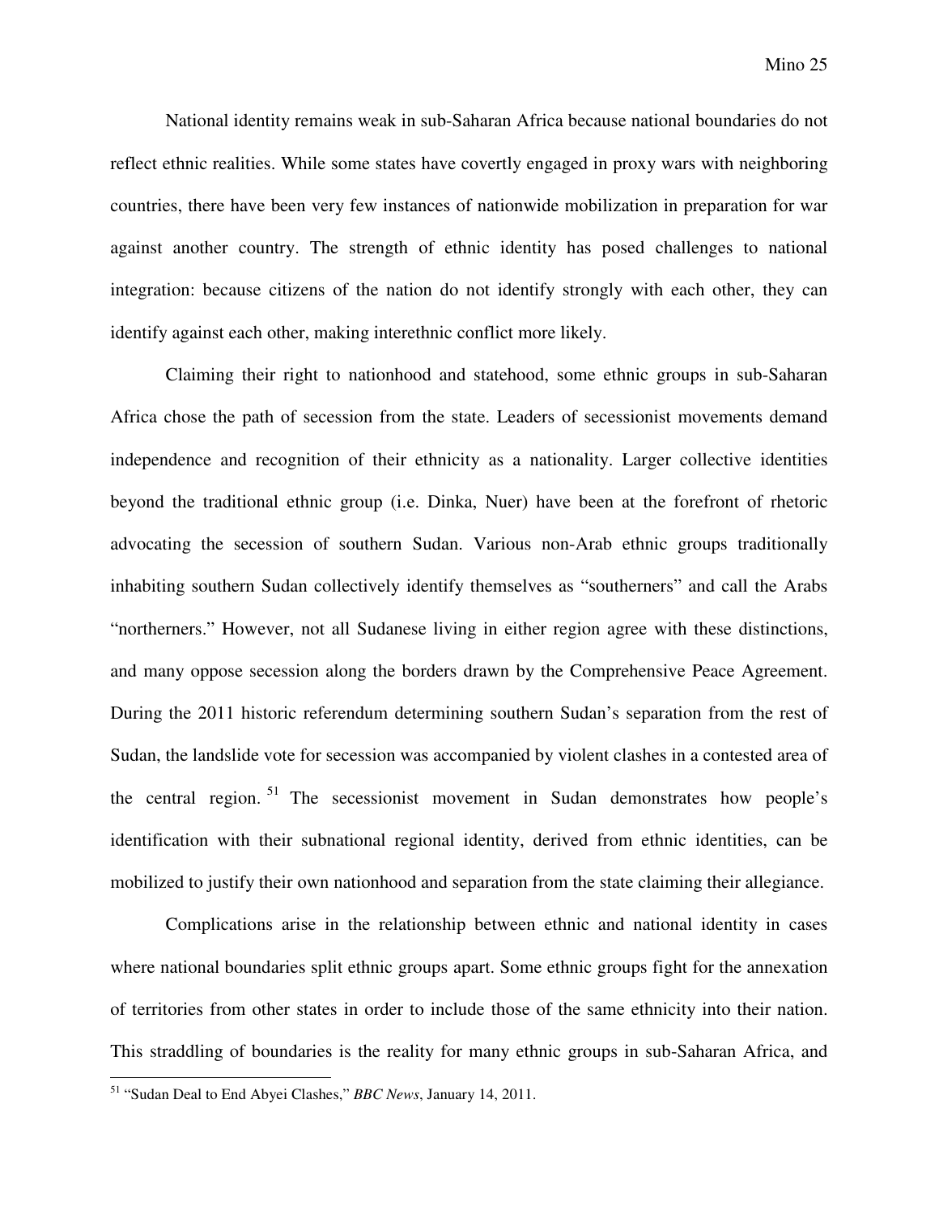National identity remains weak in sub-Saharan Africa because national boundaries do not reflect ethnic realities. While some states have covertly engaged in proxy wars with neighboring countries, there have been very few instances of nationwide mobilization in preparation for war against another country. The strength of ethnic identity has posed challenges to national integration: because citizens of the nation do not identify strongly with each other, they can identify against each other, making interethnic conflict more likely.

Claiming their right to nationhood and statehood, some ethnic groups in sub-Saharan Africa chose the path of secession from the state. Leaders of secessionist movements demand independence and recognition of their ethnicity as a nationality. Larger collective identities beyond the traditional ethnic group (i.e. Dinka, Nuer) have been at the forefront of rhetoric advocating the secession of southern Sudan. Various non-Arab ethnic groups traditionally inhabiting southern Sudan collectively identify themselves as "southerners" and call the Arabs "northerners." However, not all Sudanese living in either region agree with these distinctions, and many oppose secession along the borders drawn by the Comprehensive Peace Agreement. During the 2011 historic referendum determining southern Sudan's separation from the rest of Sudan, the landslide vote for secession was accompanied by violent clashes in a contested area of the central region.[51] The secessionist movement in Sudan demonstrates how people's identification with their subnational regional identity, derived from ethnic identities, can be mobilized to justify their own nationhood and separation from the state claiming their allegiance.

Complications arise in the relationship between ethnic and national identity in cases where national boundaries split ethnic groups apart. Some ethnic groups fight for the annexation of territories from other states in order to include those of the same ethnicity into their nation. This straddling of boundaries is the reality for many ethnic groups in sub-Saharan Africa, and

---

[51] "Sudan Deal to End Abyei Clashes," *BBC News*, January 14, 2011.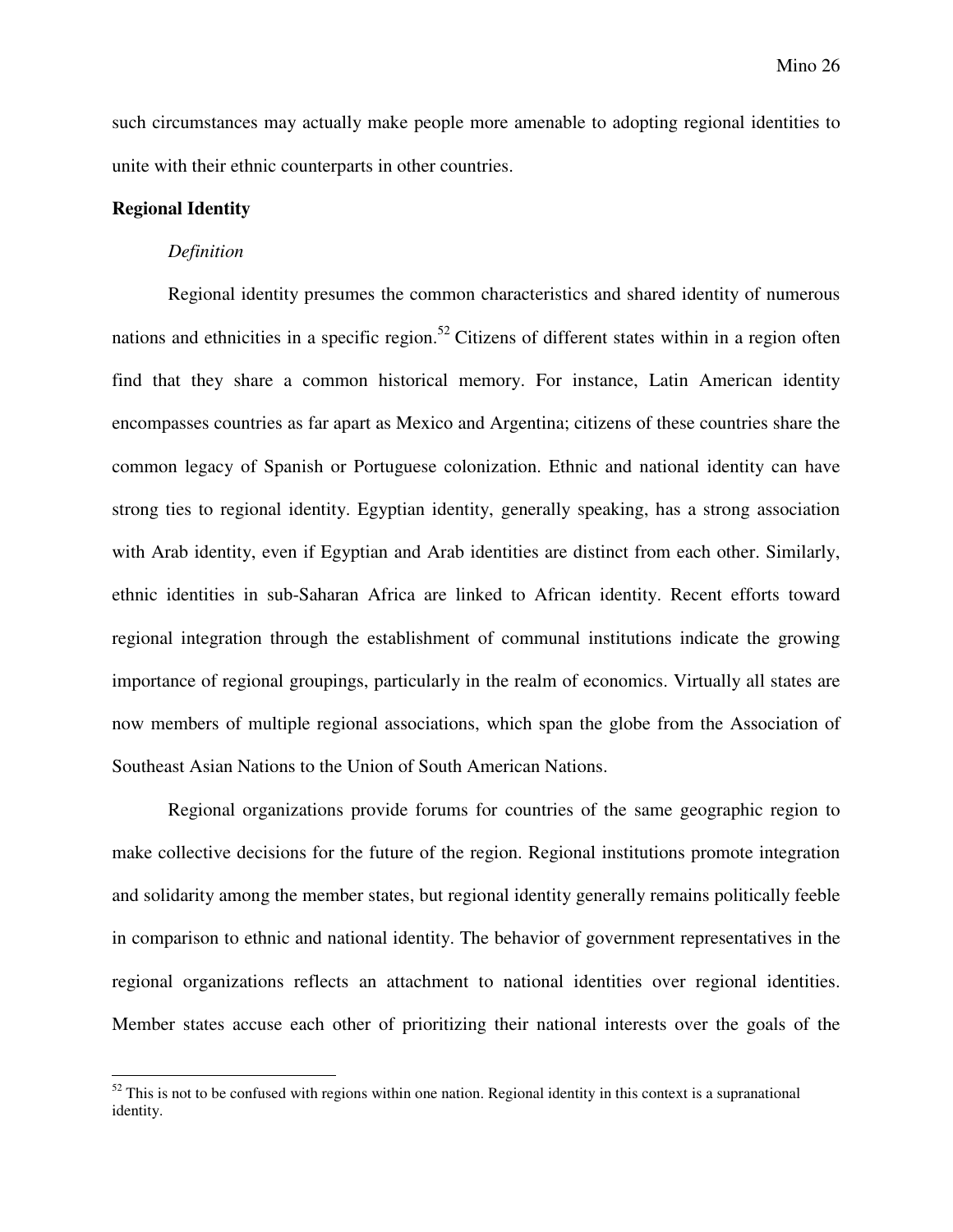such circumstances may actually make people more amenable to adopting regional identities to unite with their ethnic counterparts in other countries.

**Regional Identity**

*Definition*

Regional identity presumes the common characteristics and shared identity of numerous nations and ethnicities in a specific region.[52] Citizens of different states within in a region often find that they share a common historical memory. For instance, Latin American identity encompasses countries as far apart as Mexico and Argentina; citizens of these countries share the common legacy of Spanish or Portuguese colonization. Ethnic and national identity can have strong ties to regional identity. Egyptian identity, generally speaking, has a strong association with Arab identity, even if Egyptian and Arab identities are distinct from each other. Similarly, ethnic identities in sub-Saharan Africa are linked to African identity. Recent efforts toward regional integration through the establishment of communal institutions indicate the growing importance of regional groupings, particularly in the realm of economics. Virtually all states are now members of multiple regional associations, which span the globe from the Association of Southeast Asian Nations to the Union of South American Nations.

Regional organizations provide forums for countries of the same geographic region to make collective decisions for the future of the region. Regional institutions promote integration and solidarity among the member states, but regional identity generally remains politically feeble in comparison to ethnic and national identity. The behavior of government representatives in the regional organizations reflects an attachment to national identities over regional identities. Member states accuse each other of prioritizing their national interests over the goals of the

[52] This is not to be confused with regions within one nation. Regional identity in this context is a supranational identity.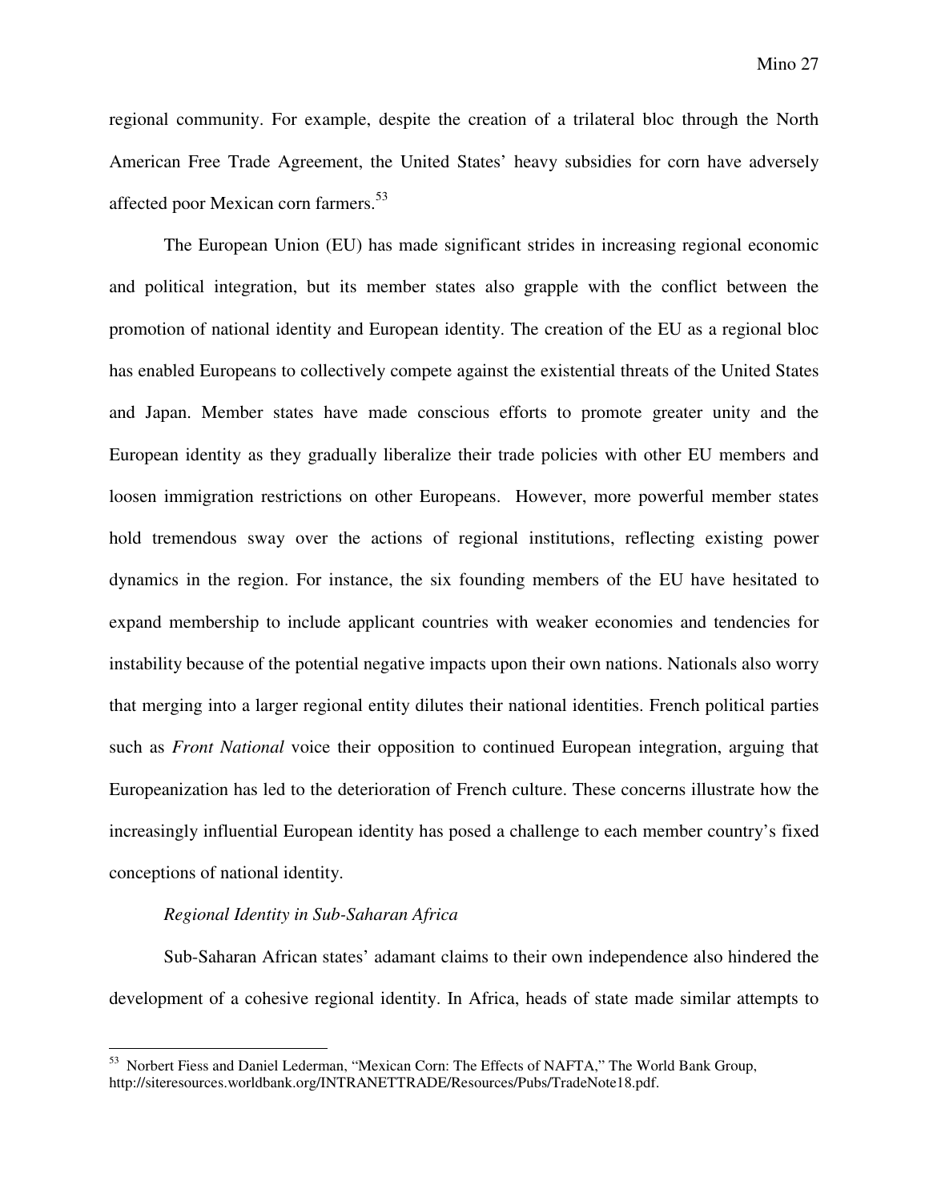regional community. For example, despite the creation of a trilateral bloc through the North American Free Trade Agreement, the United States' heavy subsidies for corn have adversely affected poor Mexican corn farmers.[53]

The European Union (EU) has made significant strides in increasing regional economic and political integration, but its member states also grapple with the conflict between the promotion of national identity and European identity. The creation of the EU as a regional bloc has enabled Europeans to collectively compete against the existential threats of the United States and Japan. Member states have made conscious efforts to promote greater unity and the European identity as they gradually liberalize their trade policies with other EU members and loosen immigration restrictions on other Europeans. However, more powerful member states hold tremendous sway over the actions of regional institutions, reflecting existing power dynamics in the region. For instance, the six founding members of the EU have hesitated to expand membership to include applicant countries with weaker economies and tendencies for instability because of the potential negative impacts upon their own nations. Nationals also worry that merging into a larger regional entity dilutes their national identities. French political parties such as *Front National* voice their opposition to continued European integration, arguing that Europeanization has led to the deterioration of French culture. These concerns illustrate how the increasingly influential European identity has posed a challenge to each member country's fixed conceptions of national identity.

*Regional Identity in Sub-Saharan Africa*

Sub-Saharan African states' adamant claims to their own independence also hindered the development of a cohesive regional identity. In Africa, heads of state made similar attempts to

---

[53] Norbert Fiess and Daniel Lederman, "Mexican Corn: The Effects of NAFTA," The World Bank Group, http://siteresources.worldbank.org/INTRANETTRADE/Resources/Pubs/TradeNote18.pdf.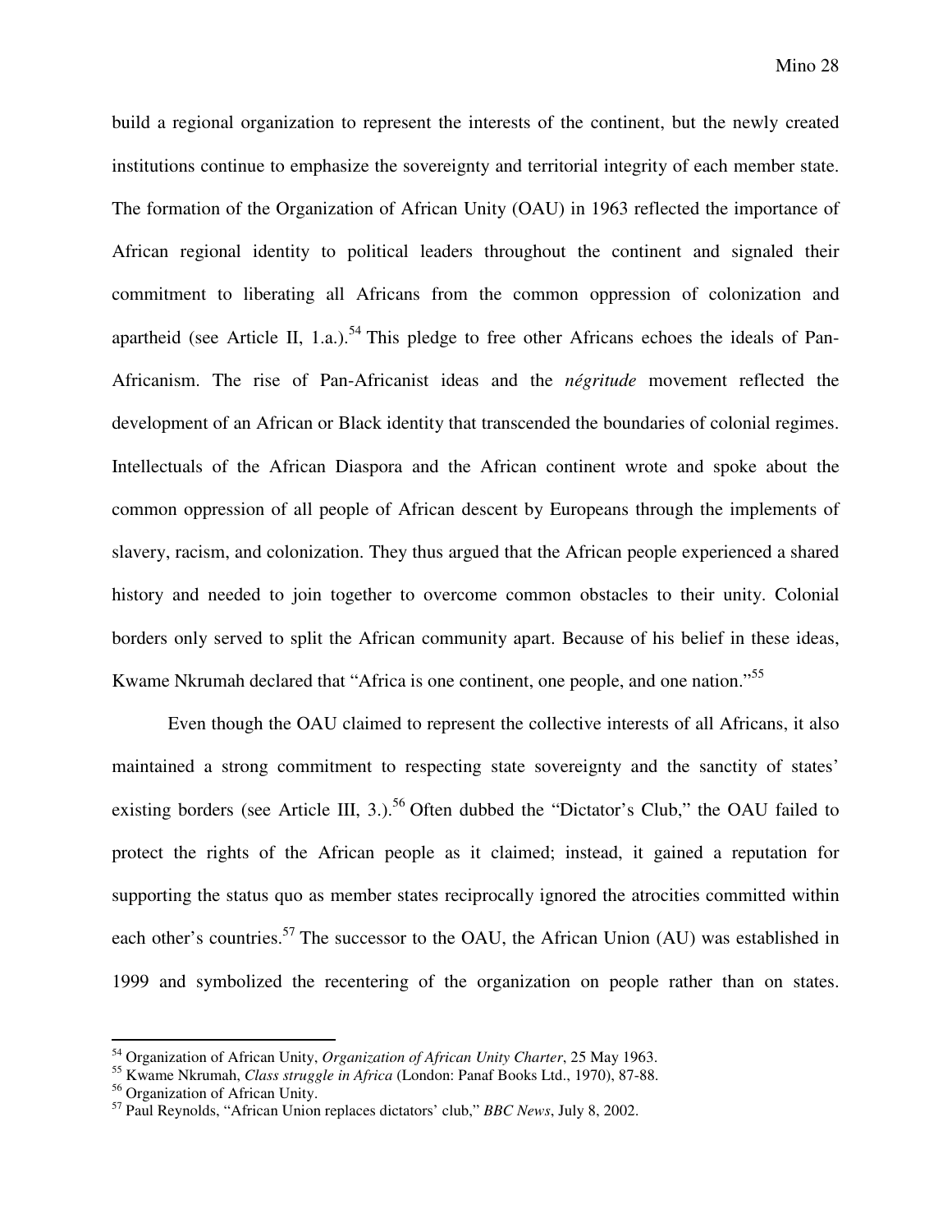build a regional organization to represent the interests of the continent, but the newly created institutions continue to emphasize the sovereignty and territorial integrity of each member state. The formation of the Organization of African Unity (OAU) in 1963 reflected the importance of African regional identity to political leaders throughout the continent and signaled their commitment to liberating all Africans from the common oppression of colonization and apartheid (see Article II, 1.a.).[54] This pledge to free other Africans echoes the ideals of Pan-Africanism. The rise of Pan-Africanist ideas and the *négritude* movement reflected the development of an African or Black identity that transcended the boundaries of colonial regimes. Intellectuals of the African Diaspora and the African continent wrote and spoke about the common oppression of all people of African descent by Europeans through the implements of slavery, racism, and colonization. They thus argued that the African people experienced a shared history and needed to join together to overcome common obstacles to their unity. Colonial borders only served to split the African community apart. Because of his belief in these ideas, Kwame Nkrumah declared that "Africa is one continent, one people, and one nation."[55]

Even though the OAU claimed to represent the collective interests of all Africans, it also maintained a strong commitment to respecting state sovereignty and the sanctity of states' existing borders (see Article III, 3.).[56] Often dubbed the "Dictator's Club," the OAU failed to protect the rights of the African people as it claimed; instead, it gained a reputation for supporting the status quo as member states reciprocally ignored the atrocities committed within each other's countries.[57] The successor to the OAU, the African Union (AU) was established in 1999 and symbolized the recentering of the organization on people rather than on states.

---

[54] Organization of African Unity, *Organization of African Unity Charter*, 25 May 1963.

[55] Kwame Nkrumah, *Class struggle in Africa* (London: Panaf Books Ltd., 1970), 87-88.

[56] Organization of African Unity.

[57] Paul Reynolds, "African Union replaces dictators' club," *BBC News*, July 8, 2002.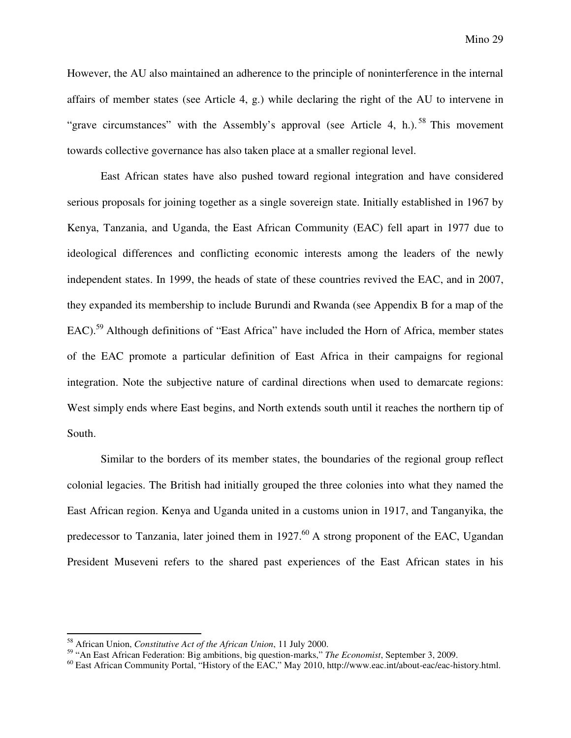However, the AU also maintained an adherence to the principle of noninterference in the internal affairs of member states (see Article 4, g.) while declaring the right of the AU to intervene in "grave circumstances" with the Assembly's approval (see Article 4, h.).[58] This movement towards collective governance has also taken place at a smaller regional level.

East African states have also pushed toward regional integration and have considered serious proposals for joining together as a single sovereign state. Initially established in 1967 by Kenya, Tanzania, and Uganda, the East African Community (EAC) fell apart in 1977 due to ideological differences and conflicting economic interests among the leaders of the newly independent states. In 1999, the heads of state of these countries revived the EAC, and in 2007, they expanded its membership to include Burundi and Rwanda (see Appendix B for a map of the EAC).[59] Although definitions of "East Africa" have included the Horn of Africa, member states of the EAC promote a particular definition of East Africa in their campaigns for regional integration. Note the subjective nature of cardinal directions when used to demarcate regions: West simply ends where East begins, and North extends south until it reaches the northern tip of South.

Similar to the borders of its member states, the boundaries of the regional group reflect colonial legacies. The British had initially grouped the three colonies into what they named the East African region. Kenya and Uganda united in a customs union in 1917, and Tanganyika, the predecessor to Tanzania, later joined them in 1927.[60] A strong proponent of the EAC, Ugandan President Museveni refers to the shared past experiences of the East African states in his

---

[58] African Union, *Constitutive Act of the African Union*, 11 July 2000.

[59] "An East African Federation: Big ambitions, big question-marks," *The Economist*, September 3, 2009.

[60] East African Community Portal, "History of the EAC," May 2010, http://www.eac.int/about-eac/eac-history.html.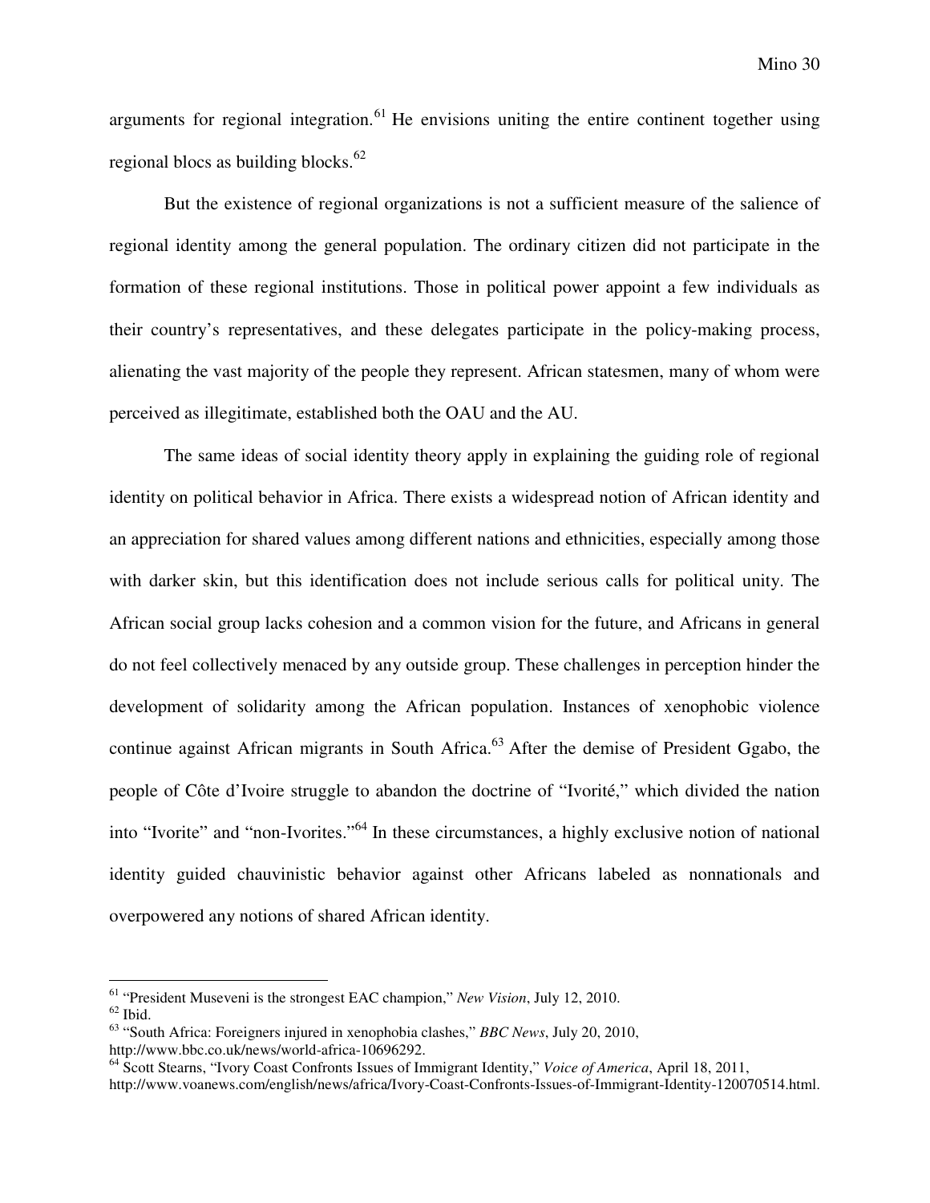arguments for regional integration.[61] He envisions uniting the entire continent together using regional blocs as building blocks.[62]

But the existence of regional organizations is not a sufficient measure of the salience of regional identity among the general population. The ordinary citizen did not participate in the formation of these regional institutions. Those in political power appoint a few individuals as their country's representatives, and these delegates participate in the policy-making process, alienating the vast majority of the people they represent. African statesmen, many of whom were perceived as illegitimate, established both the OAU and the AU.

The same ideas of social identity theory apply in explaining the guiding role of regional identity on political behavior in Africa. There exists a widespread notion of African identity and an appreciation for shared values among different nations and ethnicities, especially among those with darker skin, but this identification does not include serious calls for political unity. The African social group lacks cohesion and a common vision for the future, and Africans in general do not feel collectively menaced by any outside group. These challenges in perception hinder the development of solidarity among the African population. Instances of xenophobic violence continue against African migrants in South Africa.[63] After the demise of President Ggabo, the people of Côte d'Ivoire struggle to abandon the doctrine of "Ivorité," which divided the nation into "Ivorite" and "non-Ivorites."[64] In these circumstances, a highly exclusive notion of national identity guided chauvinistic behavior against other Africans labeled as nonnationals and overpowered any notions of shared African identity.

---

[61] "President Museveni is the strongest EAC champion," *New Vision*, July 12, 2010.
[62] Ibid.
[63] "South Africa: Foreigners injured in xenophobia clashes," *BBC News*, July 20, 2010, http://www.bbc.co.uk/news/world-africa-10696292.
[64] Scott Stearns, "Ivory Coast Confronts Issues of Immigrant Identity," *Voice of America*, April 18, 2011, http://www.voanews.com/english/news/africa/Ivory-Coast-Confronts-Issues-of-Immigrant-Identity-120070514.html.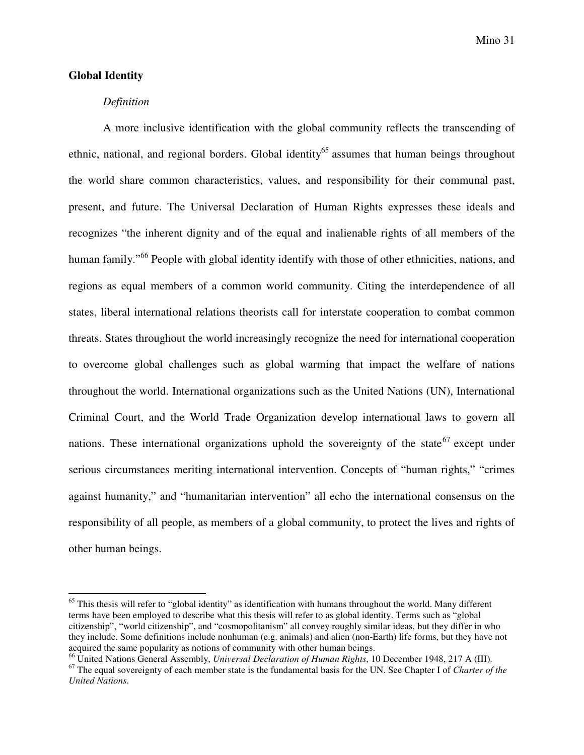## Global Identity

### *Definition*

A more inclusive identification with the global community reflects the transcending of ethnic, national, and regional borders. Global identity[65] assumes that human beings throughout the world share common characteristics, values, and responsibility for their communal past, present, and future. The Universal Declaration of Human Rights expresses these ideals and recognizes "the inherent dignity and of the equal and inalienable rights of all members of the human family."[66] People with global identity identify with those of other ethnicities, nations, and regions as equal members of a common world community. Citing the interdependence of all states, liberal international relations theorists call for interstate cooperation to combat common threats. States throughout the world increasingly recognize the need for international cooperation to overcome global challenges such as global warming that impact the welfare of nations throughout the world. International organizations such as the United Nations (UN), International Criminal Court, and the World Trade Organization develop international laws to govern all nations. These international organizations uphold the sovereignty of the state[67] except under serious circumstances meriting international intervention. Concepts of "human rights," "crimes against humanity," and "humanitarian intervention" all echo the international consensus on the responsibility of all people, as members of a global community, to protect the lives and rights of other human beings.

---

[65] This thesis will refer to "global identity" as identification with humans throughout the world. Many different terms have been employed to describe what this thesis will refer to as global identity. Terms such as "global citizenship", "world citizenship", and "cosmopolitanism" all convey roughly similar ideas, but they differ in who they include. Some definitions include nonhuman (e.g. animals) and alien (non-Earth) life forms, but they have not acquired the same popularity as notions of community with other human beings.

[66] United Nations General Assembly, *Universal Declaration of Human Rights*, 10 December 1948, 217 A (III).

[67] The equal sovereignty of each member state is the fundamental basis for the UN. See Chapter I of *Charter of the United Nations*.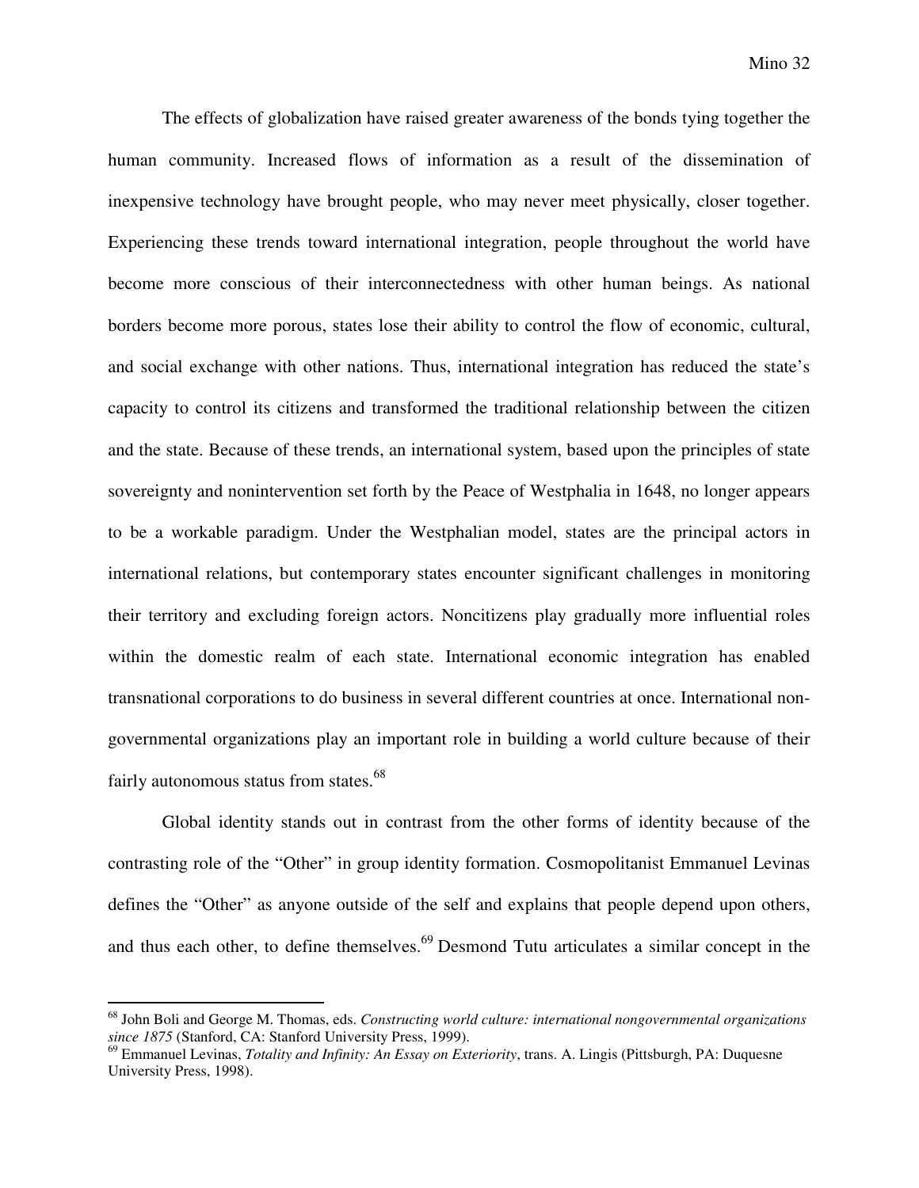The effects of globalization have raised greater awareness of the bonds tying together the human community. Increased flows of information as a result of the dissemination of inexpensive technology have brought people, who may never meet physically, closer together. Experiencing these trends toward international integration, people throughout the world have become more conscious of their interconnectedness with other human beings. As national borders become more porous, states lose their ability to control the flow of economic, cultural, and social exchange with other nations. Thus, international integration has reduced the state's capacity to control its citizens and transformed the traditional relationship between the citizen and the state. Because of these trends, an international system, based upon the principles of state sovereignty and nonintervention set forth by the Peace of Westphalia in 1648, no longer appears to be a workable paradigm. Under the Westphalian model, states are the principal actors in international relations, but contemporary states encounter significant challenges in monitoring their territory and excluding foreign actors. Noncitizens play gradually more influential roles within the domestic realm of each state. International economic integration has enabled transnational corporations to do business in several different countries at once. International non-governmental organizations play an important role in building a world culture because of their fairly autonomous status from states.[68]

Global identity stands out in contrast from the other forms of identity because of the contrasting role of the "Other" in group identity formation. Cosmopolitanist Emmanuel Levinas defines the "Other" as anyone outside of the self and explains that people depend upon others, and thus each other, to define themselves.[69] Desmond Tutu articulates a similar concept in the

---

[68] John Boli and George M. Thomas, eds. *Constructing world culture: international nongovernmental organizations since 1875* (Stanford, CA: Stanford University Press, 1999).

[69] Emmanuel Levinas, *Totality and Infinity: An Essay on Exteriority*, trans. A. Lingis (Pittsburgh, PA: Duquesne University Press, 1998).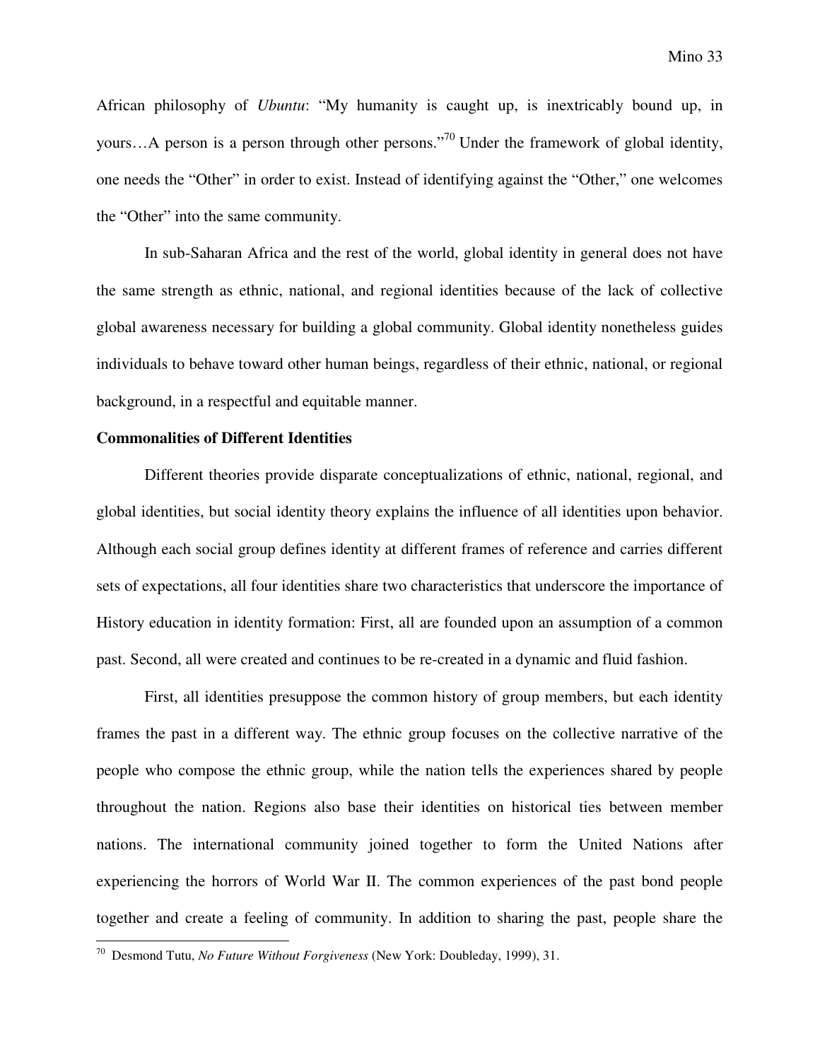African philosophy of *Ubuntu*: "My humanity is caught up, is inextricably bound up, in yours…A person is a person through other persons."[70] Under the framework of global identity, one needs the "Other" in order to exist. Instead of identifying against the "Other," one welcomes the "Other" into the same community.

In sub-Saharan Africa and the rest of the world, global identity in general does not have the same strength as ethnic, national, and regional identities because of the lack of collective global awareness necessary for building a global community. Global identity nonetheless guides individuals to behave toward other human beings, regardless of their ethnic, national, or regional background, in a respectful and equitable manner.

**Commonalities of Different Identities**

Different theories provide disparate conceptualizations of ethnic, national, regional, and global identities, but social identity theory explains the influence of all identities upon behavior. Although each social group defines identity at different frames of reference and carries different sets of expectations, all four identities share two characteristics that underscore the importance of History education in identity formation: First, all are founded upon an assumption of a common past. Second, all were created and continues to be re-created in a dynamic and fluid fashion.

First, all identities presuppose the common history of group members, but each identity frames the past in a different way. The ethnic group focuses on the collective narrative of the people who compose the ethnic group, while the nation tells the experiences shared by people throughout the nation. Regions also base their identities on historical ties between member nations. The international community joined together to form the United Nations after experiencing the horrors of World War II. The common experiences of the past bond people together and create a feeling of community. In addition to sharing the past, people share the

[70] Desmond Tutu, *No Future Without Forgiveness* (New York: Doubleday, 1999), 31.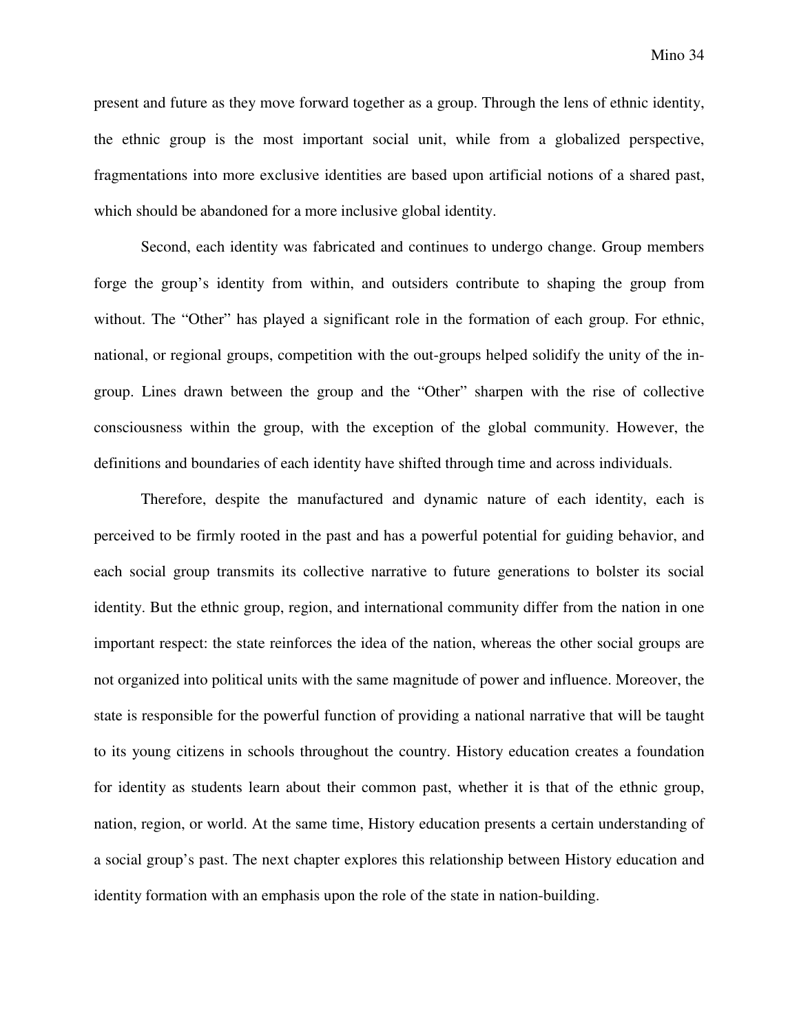present and future as they move forward together as a group. Through the lens of ethnic identity, the ethnic group is the most important social unit, while from a globalized perspective, fragmentations into more exclusive identities are based upon artificial notions of a shared past, which should be abandoned for a more inclusive global identity.

Second, each identity was fabricated and continues to undergo change. Group members forge the group's identity from within, and outsiders contribute to shaping the group from without. The "Other" has played a significant role in the formation of each group. For ethnic, national, or regional groups, competition with the out-groups helped solidify the unity of the in-group. Lines drawn between the group and the "Other" sharpen with the rise of collective consciousness within the group, with the exception of the global community. However, the definitions and boundaries of each identity have shifted through time and across individuals.

Therefore, despite the manufactured and dynamic nature of each identity, each is perceived to be firmly rooted in the past and has a powerful potential for guiding behavior, and each social group transmits its collective narrative to future generations to bolster its social identity. But the ethnic group, region, and international community differ from the nation in one important respect: the state reinforces the idea of the nation, whereas the other social groups are not organized into political units with the same magnitude of power and influence. Moreover, the state is responsible for the powerful function of providing a national narrative that will be taught to its young citizens in schools throughout the country. History education creates a foundation for identity as students learn about their common past, whether it is that of the ethnic group, nation, region, or world. At the same time, History education presents a certain understanding of a social group's past. The next chapter explores this relationship between History education and identity formation with an emphasis upon the role of the state in nation-building.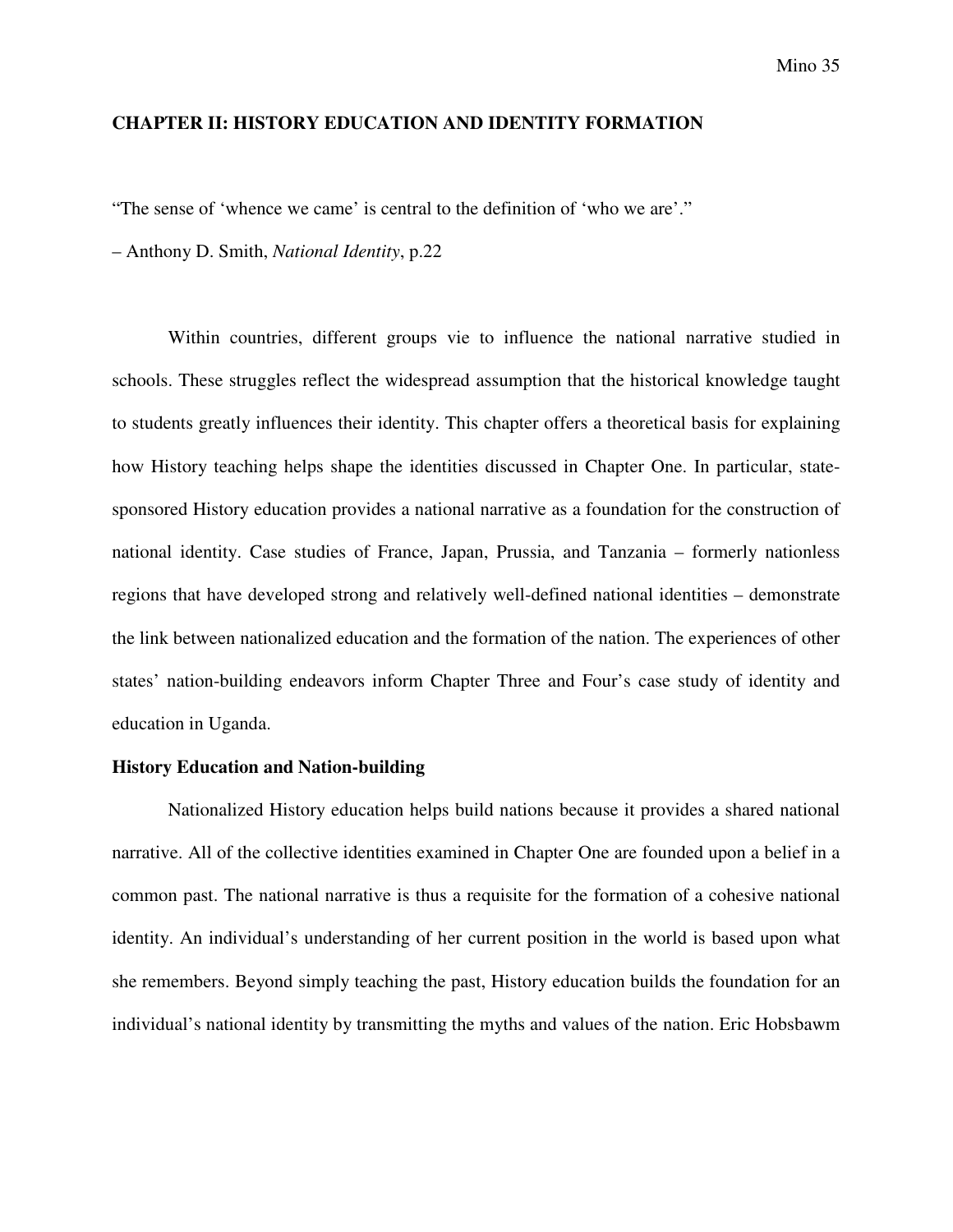## CHAPTER II: HISTORY EDUCATION AND IDENTITY FORMATION

"The sense of 'whence we came' is central to the definition of 'who we are'."

– Anthony D. Smith, *National Identity*, p.22

Within countries, different groups vie to influence the national narrative studied in schools. These struggles reflect the widespread assumption that the historical knowledge taught to students greatly influences their identity. This chapter offers a theoretical basis for explaining how History teaching helps shape the identities discussed in Chapter One. In particular, state-sponsored History education provides a national narrative as a foundation for the construction of national identity. Case studies of France, Japan, Prussia, and Tanzania – formerly nationless regions that have developed strong and relatively well-defined national identities – demonstrate the link between nationalized education and the formation of the nation. The experiences of other states' nation-building endeavors inform Chapter Three and Four's case study of identity and education in Uganda.

### History Education and Nation-building

Nationalized History education helps build nations because it provides a shared national narrative. All of the collective identities examined in Chapter One are founded upon a belief in a common past. The national narrative is thus a requisite for the formation of a cohesive national identity. An individual's understanding of her current position in the world is based upon what she remembers. Beyond simply teaching the past, History education builds the foundation for an individual's national identity by transmitting the myths and values of the nation. Eric Hobsbawm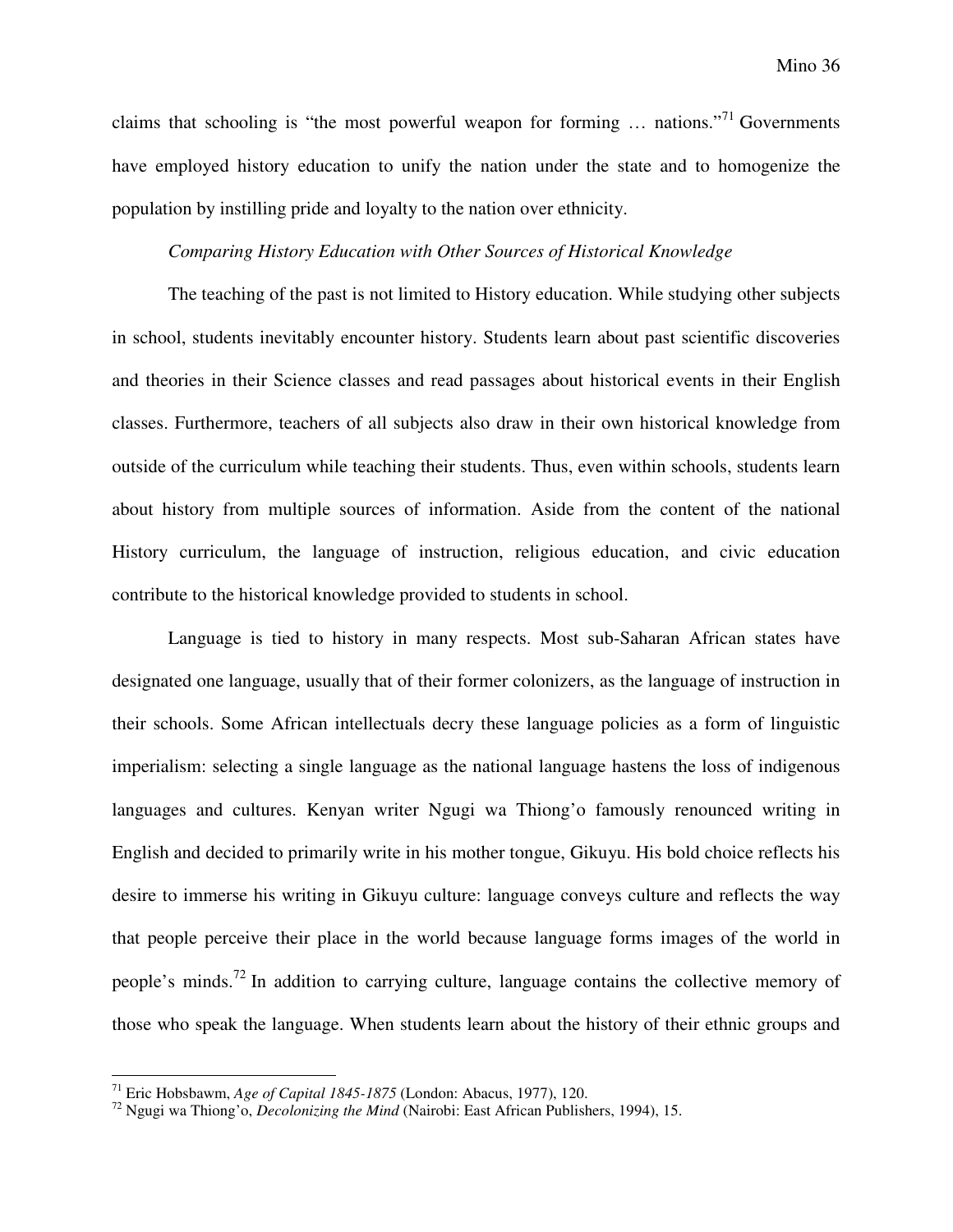claims that schooling is "the most powerful weapon for forming … nations."[71] Governments have employed history education to unify the nation under the state and to homogenize the population by instilling pride and loyalty to the nation over ethnicity.

### *Comparing History Education with Other Sources of Historical Knowledge*

The teaching of the past is not limited to History education. While studying other subjects in school, students inevitably encounter history. Students learn about past scientific discoveries and theories in their Science classes and read passages about historical events in their English classes. Furthermore, teachers of all subjects also draw in their own historical knowledge from outside of the curriculum while teaching their students. Thus, even within schools, students learn about history from multiple sources of information. Aside from the content of the national History curriculum, the language of instruction, religious education, and civic education contribute to the historical knowledge provided to students in school.

Language is tied to history in many respects. Most sub-Saharan African states have designated one language, usually that of their former colonizers, as the language of instruction in their schools. Some African intellectuals decry these language policies as a form of linguistic imperialism: selecting a single language as the national language hastens the loss of indigenous languages and cultures. Kenyan writer Ngugi wa Thiong'o famously renounced writing in English and decided to primarily write in his mother tongue, Gikuyu. His bold choice reflects his desire to immerse his writing in Gikuyu culture: language conveys culture and reflects the way that people perceive their place in the world because language forms images of the world in people's minds.[72] In addition to carrying culture, language contains the collective memory of those who speak the language. When students learn about the history of their ethnic groups and

---

[71] Eric Hobsbawm, *Age of Capital 1845-1875* (London: Abacus, 1977), 120.

[72] Ngugi wa Thiong'o, *Decolonizing the Mind* (Nairobi: East African Publishers, 1994), 15.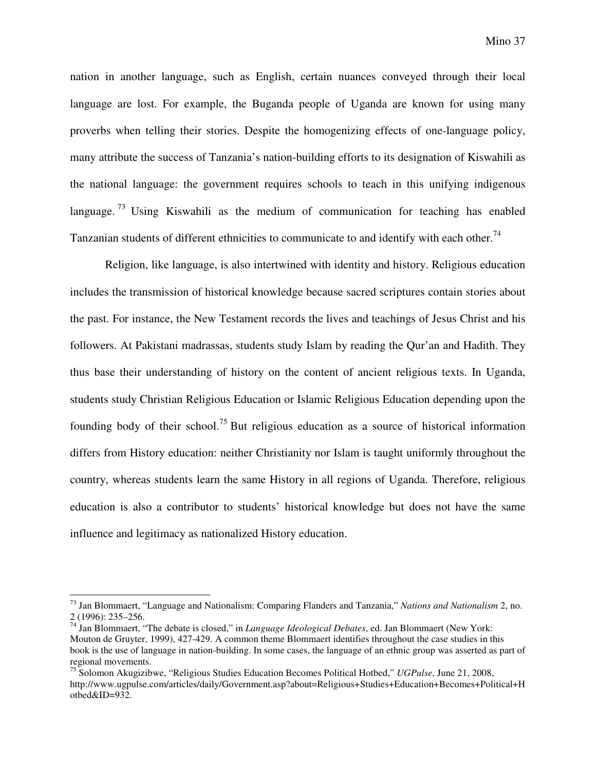nation in another language, such as English, certain nuances conveyed through their local language are lost. For example, the Buganda people of Uganda are known for using many proverbs when telling their stories. Despite the homogenizing effects of one-language policy, many attribute the success of Tanzania's nation-building efforts to its designation of Kiswahili as the national language: the government requires schools to teach in this unifying indigenous language.[73] Using Kiswahili as the medium of communication for teaching has enabled Tanzanian students of different ethnicities to communicate to and identify with each other.[74]

Religion, like language, is also intertwined with identity and history. Religious education includes the transmission of historical knowledge because sacred scriptures contain stories about the past. For instance, the New Testament records the lives and teachings of Jesus Christ and his followers. At Pakistani madrassas, students study Islam by reading the Qur'an and Hadith. They thus base their understanding of history on the content of ancient religious texts. In Uganda, students study Christian Religious Education or Islamic Religious Education depending upon the founding body of their school.[75] But religious education as a source of historical information differs from History education: neither Christianity nor Islam is taught uniformly throughout the country, whereas students learn the same History in all regions of Uganda. Therefore, religious education is also a contributor to students' historical knowledge but does not have the same influence and legitimacy as nationalized History education.

---

[73] Jan Blommaert, "Language and Nationalism: Comparing Flanders and Tanzania," *Nations and Nationalism* 2, no. 2 (1996): 235–256.

[74] Jan Blommaert, "The debate is closed," in *Language Ideological Debates*, ed. Jan Blommaert (New York: Mouton de Gruyter, 1999), 427-429. A common theme Blommaert identifies throughout the case studies in this book is the use of language in nation-building. In some cases, the language of an ethnic group was asserted as part of regional movements.

[75] Solomon Akugizibwe, "Religious Studies Education Becomes Political Hotbed," *UGPulse*, June 21, 2008, http://www.ugpulse.com/articles/daily/Government.asp?about=Religious+Studies+Education+Becomes+Political+Hotbed&ID=932.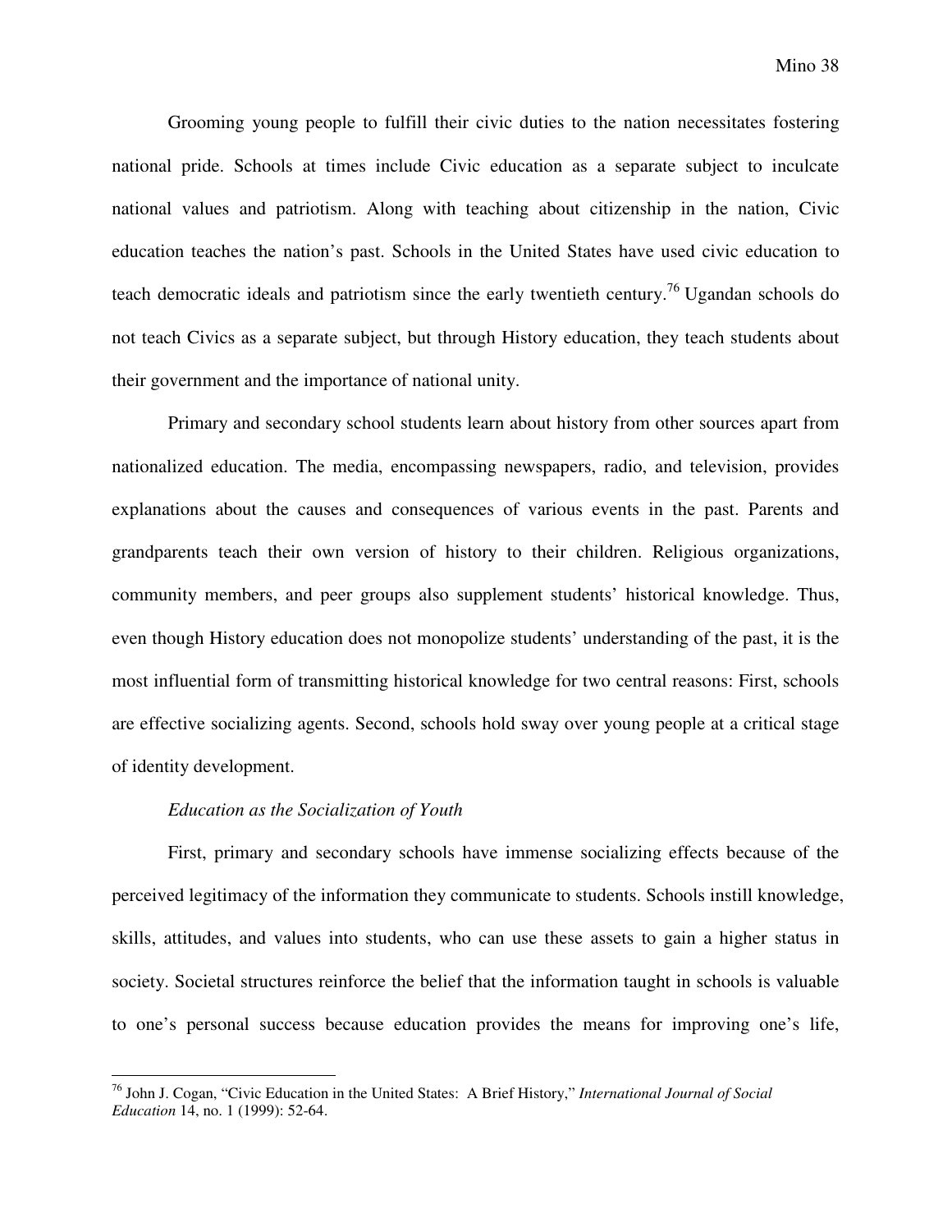Grooming young people to fulfill their civic duties to the nation necessitates fostering national pride. Schools at times include Civic education as a separate subject to inculcate national values and patriotism. Along with teaching about citizenship in the nation, Civic education teaches the nation's past. Schools in the United States have used civic education to teach democratic ideals and patriotism since the early twentieth century.[76] Ugandan schools do not teach Civics as a separate subject, but through History education, they teach students about their government and the importance of national unity.

Primary and secondary school students learn about history from other sources apart from nationalized education. The media, encompassing newspapers, radio, and television, provides explanations about the causes and consequences of various events in the past. Parents and grandparents teach their own version of history to their children. Religious organizations, community members, and peer groups also supplement students' historical knowledge. Thus, even though History education does not monopolize students' understanding of the past, it is the most influential form of transmitting historical knowledge for two central reasons: First, schools are effective socializing agents. Second, schools hold sway over young people at a critical stage of identity development.

*Education as the Socialization of Youth*

First, primary and secondary schools have immense socializing effects because of the perceived legitimacy of the information they communicate to students. Schools instill knowledge, skills, attitudes, and values into students, who can use these assets to gain a higher status in society. Societal structures reinforce the belief that the information taught in schools is valuable to one's personal success because education provides the means for improving one's life,

---

[76] John J. Cogan, "Civic Education in the United States: A Brief History," *International Journal of Social Education* 14, no. 1 (1999): 52-64.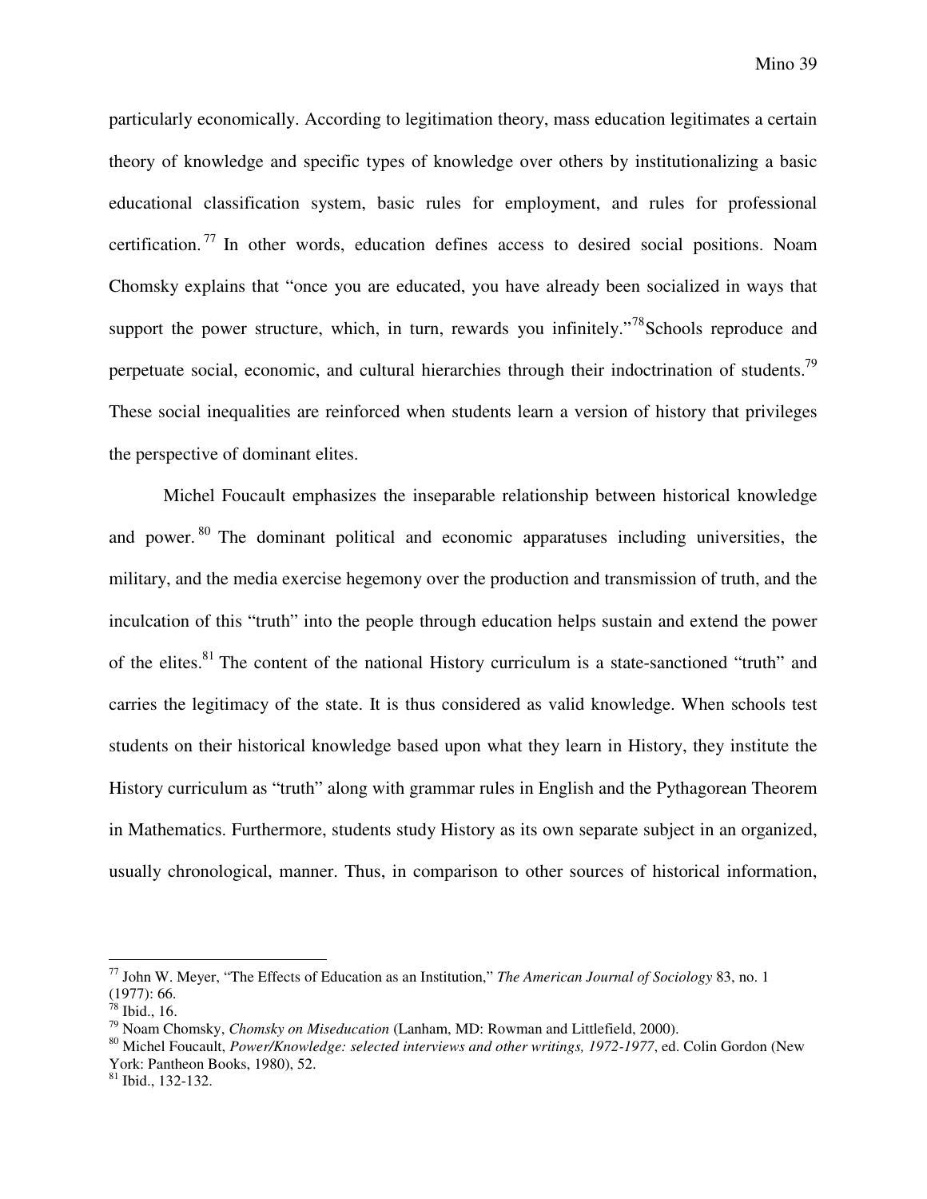particularly economically. According to legitimation theory, mass education legitimates a certain theory of knowledge and specific types of knowledge over others by institutionalizing a basic educational classification system, basic rules for employment, and rules for professional certification.[77] In other words, education defines access to desired social positions. Noam Chomsky explains that "once you are educated, you have already been socialized in ways that support the power structure, which, in turn, rewards you infinitely."[78] Schools reproduce and perpetuate social, economic, and cultural hierarchies through their indoctrination of students.[79] These social inequalities are reinforced when students learn a version of history that privileges the perspective of dominant elites.

Michel Foucault emphasizes the inseparable relationship between historical knowledge and power.[80] The dominant political and economic apparatuses including universities, the military, and the media exercise hegemony over the production and transmission of truth, and the inculcation of this "truth" into the people through education helps sustain and extend the power of the elites.[81] The content of the national History curriculum is a state-sanctioned "truth" and carries the legitimacy of the state. It is thus considered as valid knowledge. When schools test students on their historical knowledge based upon what they learn in History, they institute the History curriculum as "truth" along with grammar rules in English and the Pythagorean Theorem in Mathematics. Furthermore, students study History as its own separate subject in an organized, usually chronological, manner. Thus, in comparison to other sources of historical information,

---

[77] John W. Meyer, "The Effects of Education as an Institution," *The American Journal of Sociology* 83, no. 1 (1977): 66.

[78] Ibid., 16.

[79] Noam Chomsky, *Chomsky on Miseducation* (Lanham, MD: Rowman and Littlefield, 2000).

[80] Michel Foucault, *Power/Knowledge: selected interviews and other writings, 1972-1977*, ed. Colin Gordon (New York: Pantheon Books, 1980), 52.

[81] Ibid., 132-132.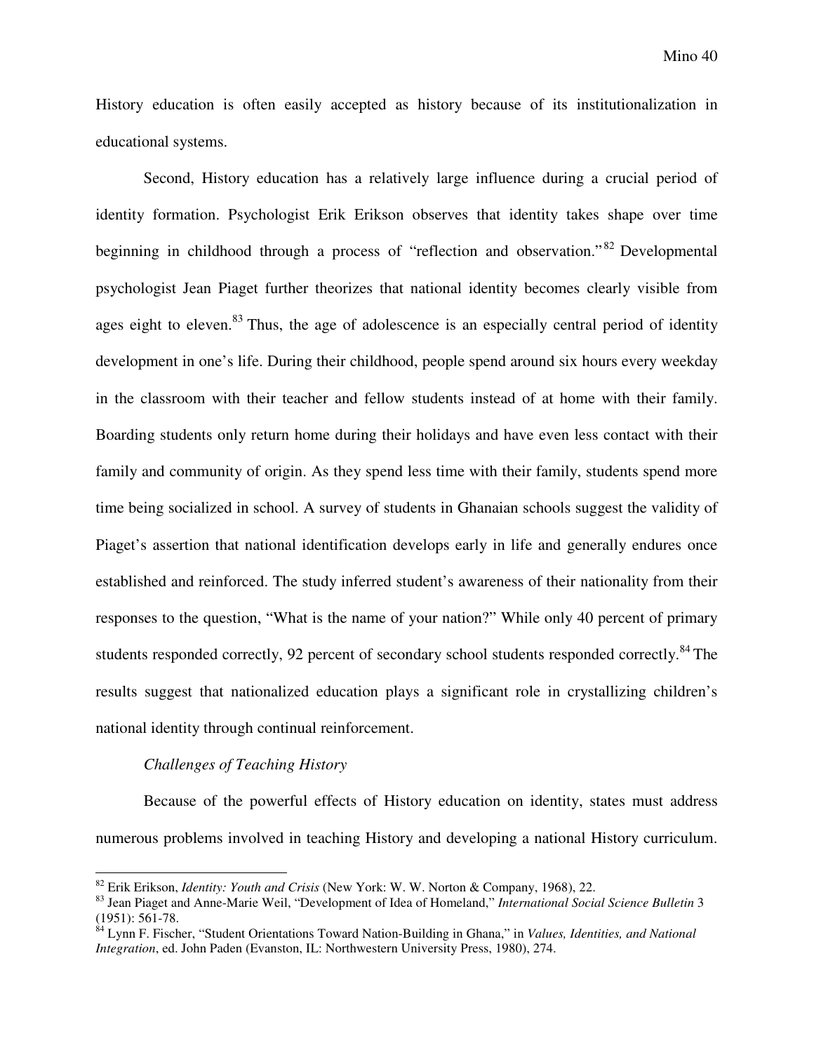History education is often easily accepted as history because of its institutionalization in educational systems.

Second, History education has a relatively large influence during a crucial period of identity formation. Psychologist Erik Erikson observes that identity takes shape over time beginning in childhood through a process of "reflection and observation."[82] Developmental psychologist Jean Piaget further theorizes that national identity becomes clearly visible from ages eight to eleven.[83] Thus, the age of adolescence is an especially central period of identity development in one's life. During their childhood, people spend around six hours every weekday in the classroom with their teacher and fellow students instead of at home with their family. Boarding students only return home during their holidays and have even less contact with their family and community of origin. As they spend less time with their family, students spend more time being socialized in school. A survey of students in Ghanaian schools suggest the validity of Piaget's assertion that national identification develops early in life and generally endures once established and reinforced. The study inferred student's awareness of their nationality from their responses to the question, "What is the name of your nation?" While only 40 percent of primary students responded correctly, 92 percent of secondary school students responded correctly.[84] The results suggest that nationalized education plays a significant role in crystallizing children's national identity through continual reinforcement.

### *Challenges of Teaching History*

Because of the powerful effects of History education on identity, states must address numerous problems involved in teaching History and developing a national History curriculum.

---

[82] Erik Erikson, *Identity: Youth and Crisis* (New York: W. W. Norton & Company, 1968), 22.

[83] Jean Piaget and Anne-Marie Weil, "Development of Idea of Homeland," *International Social Science Bulletin* 3 (1951): 561-78.

[84] Lynn F. Fischer, "Student Orientations Toward Nation-Building in Ghana," in *Values, Identities, and National Integration*, ed. John Paden (Evanston, IL: Northwestern University Press, 1980), 274.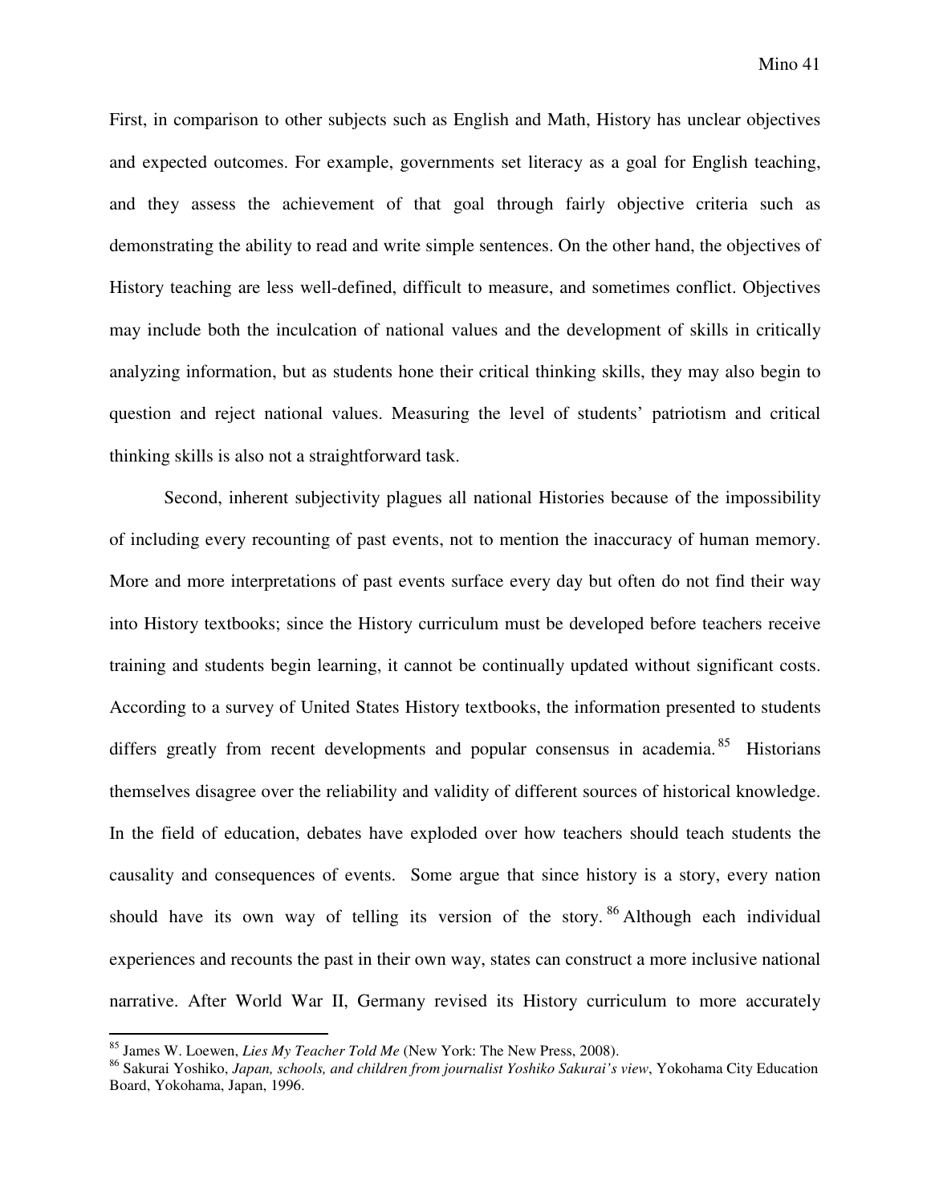First, in comparison to other subjects such as English and Math, History has unclear objectives and expected outcomes. For example, governments set literacy as a goal for English teaching, and they assess the achievement of that goal through fairly objective criteria such as demonstrating the ability to read and write simple sentences. On the other hand, the objectives of History teaching are less well-defined, difficult to measure, and sometimes conflict. Objectives may include both the inculcation of national values and the development of skills in critically analyzing information, but as students hone their critical thinking skills, they may also begin to question and reject national values. Measuring the level of students' patriotism and critical thinking skills is also not a straightforward task.

Second, inherent subjectivity plagues all national Histories because of the impossibility of including every recounting of past events, not to mention the inaccuracy of human memory. More and more interpretations of past events surface every day but often do not find their way into History textbooks; since the History curriculum must be developed before teachers receive training and students begin learning, it cannot be continually updated without significant costs. According to a survey of United States History textbooks, the information presented to students differs greatly from recent developments and popular consensus in academia.[85] Historians themselves disagree over the reliability and validity of different sources of historical knowledge. In the field of education, debates have exploded over how teachers should teach students the causality and consequences of events. Some argue that since history is a story, every nation should have its own way of telling its version of the story.[86] Although each individual experiences and recounts the past in their own way, states can construct a more inclusive national narrative. After World War II, Germany revised its History curriculum to more accurately

---

[85] James W. Loewen, *Lies My Teacher Told Me* (New York: The New Press, 2008).

[86] Sakurai Yoshiko, *Japan, schools, and children from journalist Yoshiko Sakurai's view*, Yokohama City Education Board, Yokohama, Japan, 1996.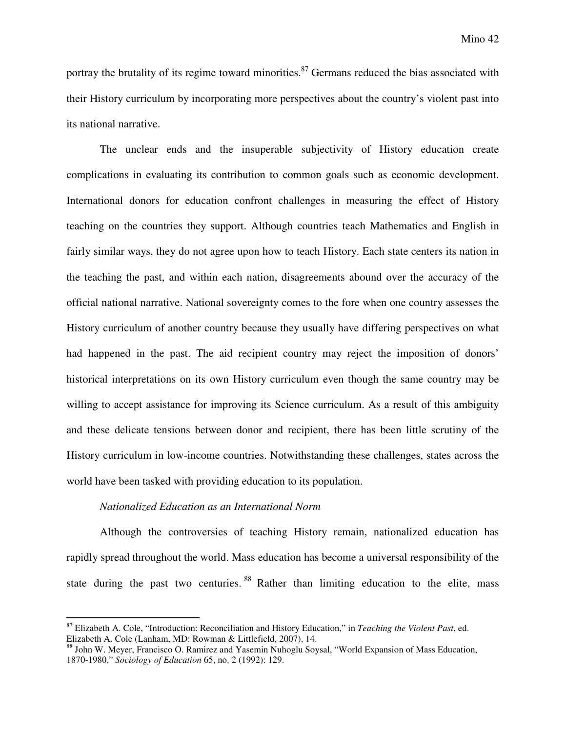portray the brutality of its regime toward minorities.[87] Germans reduced the bias associated with their History curriculum by incorporating more perspectives about the country's violent past into its national narrative.

The unclear ends and the insuperable subjectivity of History education create complications in evaluating its contribution to common goals such as economic development. International donors for education confront challenges in measuring the effect of History teaching on the countries they support. Although countries teach Mathematics and English in fairly similar ways, they do not agree upon how to teach History. Each state centers its nation in the teaching the past, and within each nation, disagreements abound over the accuracy of the official national narrative. National sovereignty comes to the fore when one country assesses the History curriculum of another country because they usually have differing perspectives on what had happened in the past. The aid recipient country may reject the imposition of donors' historical interpretations on its own History curriculum even though the same country may be willing to accept assistance for improving its Science curriculum. As a result of this ambiguity and these delicate tensions between donor and recipient, there has been little scrutiny of the History curriculum in low-income countries. Notwithstanding these challenges, states across the world have been tasked with providing education to its population.

*Nationalized Education as an International Norm*

Although the controversies of teaching History remain, nationalized education has rapidly spread throughout the world. Mass education has become a universal responsibility of the state during the past two centuries.[88] Rather than limiting education to the elite, mass

---

[87] Elizabeth A. Cole, "Introduction: Reconciliation and History Education," in *Teaching the Violent Past*, ed. Elizabeth A. Cole (Lanham, MD: Rowman & Littlefield, 2007), 14.

[88] John W. Meyer, Francisco O. Ramirez and Yasemin Nuhoglu Soysal, "World Expansion of Mass Education, 1870-1980," *Sociology of Education* 65, no. 2 (1992): 129.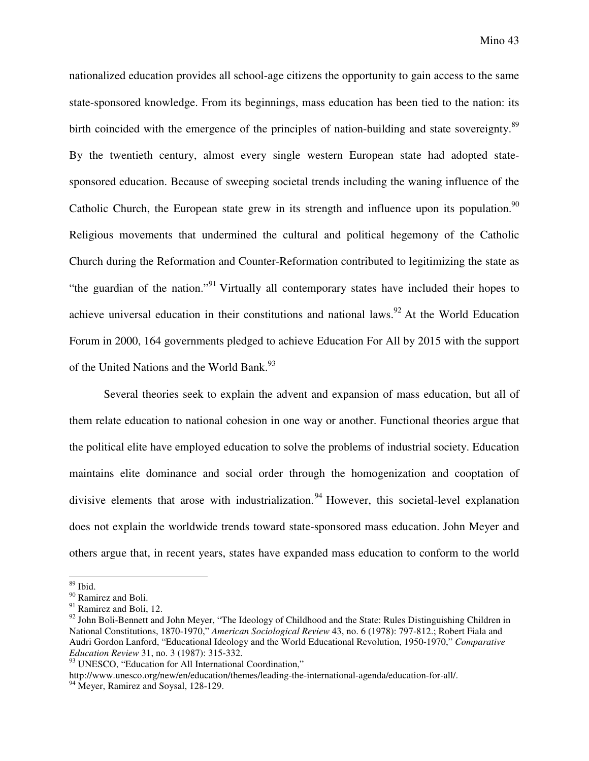nationalized education provides all school-age citizens the opportunity to gain access to the same state-sponsored knowledge. From its beginnings, mass education has been tied to the nation: its birth coincided with the emergence of the principles of nation-building and state sovereignty.[89] By the twentieth century, almost every single western European state had adopted state-sponsored education. Because of sweeping societal trends including the waning influence of the Catholic Church, the European state grew in its strength and influence upon its population.[90] Religious movements that undermined the cultural and political hegemony of the Catholic Church during the Reformation and Counter-Reformation contributed to legitimizing the state as "the guardian of the nation."[91] Virtually all contemporary states have included their hopes to achieve universal education in their constitutions and national laws.[92] At the World Education Forum in 2000, 164 governments pledged to achieve Education For All by 2015 with the support of the United Nations and the World Bank.[93]

Several theories seek to explain the advent and expansion of mass education, but all of them relate education to national cohesion in one way or another. Functional theories argue that the political elite have employed education to solve the problems of industrial society. Education maintains elite dominance and social order through the homogenization and cooptation of divisive elements that arose with industrialization.[94] However, this societal-level explanation does not explain the worldwide trends toward state-sponsored mass education. John Meyer and others argue that, in recent years, states have expanded mass education to conform to the world

---

[89] Ibid.

[90] Ramirez and Boli.

[91] Ramirez and Boli, 12.

[92] John Boli-Bennett and John Meyer, "The Ideology of Childhood and the State: Rules Distinguishing Children in National Constitutions, 1870-1970," *American Sociological Review* 43, no. 6 (1978): 797-812.; Robert Fiala and Audri Gordon Lanford, "Educational Ideology and the World Educational Revolution, 1950-1970," *Comparative Education Review* 31, no. 3 (1987): 315-332.

[93] UNESCO, "Education for All International Coordination," http://www.unesco.org/new/en/education/themes/leading-the-international-agenda/education-for-all/.

[94] Meyer, Ramirez and Soysal, 128-129.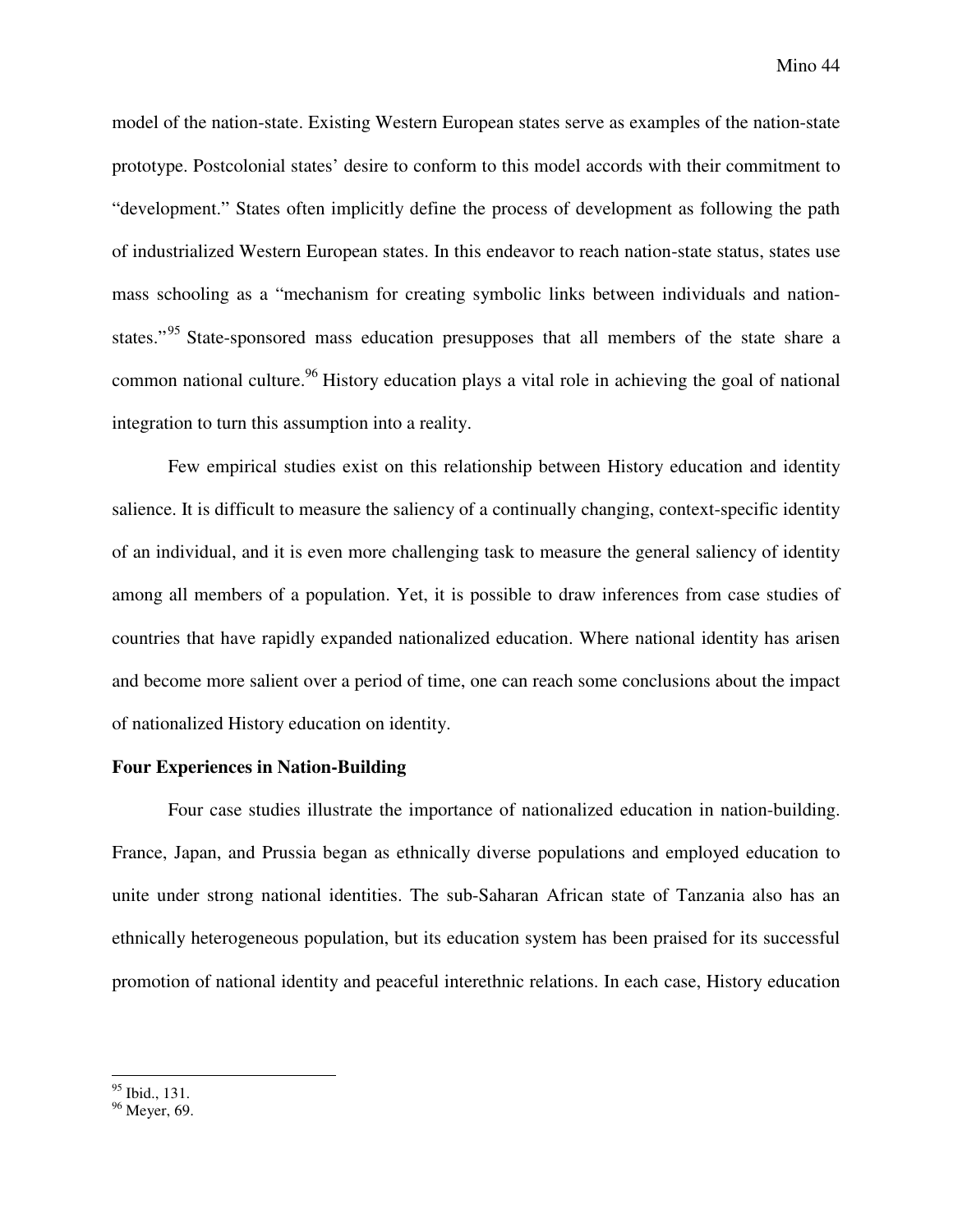model of the nation-state. Existing Western European states serve as examples of the nation-state prototype. Postcolonial states' desire to conform to this model accords with their commitment to "development." States often implicitly define the process of development as following the path of industrialized Western European states. In this endeavor to reach nation-state status, states use mass schooling as a "mechanism for creating symbolic links between individuals and nation-states."[95] State-sponsored mass education presupposes that all members of the state share a common national culture.[96] History education plays a vital role in achieving the goal of national integration to turn this assumption into a reality.

Few empirical studies exist on this relationship between History education and identity salience. It is difficult to measure the saliency of a continually changing, context-specific identity of an individual, and it is even more challenging task to measure the general saliency of identity among all members of a population. Yet, it is possible to draw inferences from case studies of countries that have rapidly expanded nationalized education. Where national identity has arisen and become more salient over a period of time, one can reach some conclusions about the impact of nationalized History education on identity.

**Four Experiences in Nation-Building**

Four case studies illustrate the importance of nationalized education in nation-building. France, Japan, and Prussia began as ethnically diverse populations and employed education to unite under strong national identities. The sub-Saharan African state of Tanzania also has an ethnically heterogeneous population, but its education system has been praised for its successful promotion of national identity and peaceful interethnic relations. In each case, History education

---

[95] Ibid., 131.

[96] Meyer, 69.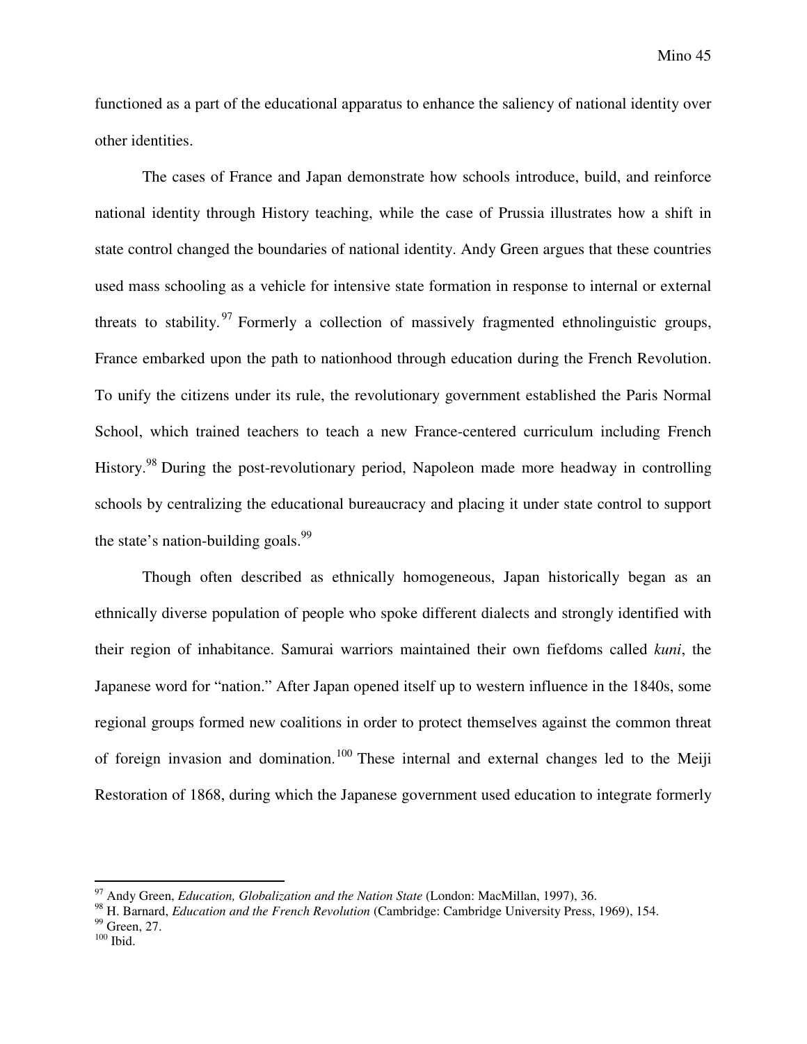functioned as a part of the educational apparatus to enhance the saliency of national identity over other identities.

The cases of France and Japan demonstrate how schools introduce, build, and reinforce national identity through History teaching, while the case of Prussia illustrates how a shift in state control changed the boundaries of national identity. Andy Green argues that these countries used mass schooling as a vehicle for intensive state formation in response to internal or external threats to stability.[97] Formerly a collection of massively fragmented ethnolinguistic groups, France embarked upon the path to nationhood through education during the French Revolution. To unify the citizens under its rule, the revolutionary government established the Paris Normal School, which trained teachers to teach a new France-centered curriculum including French History.[98] During the post-revolutionary period, Napoleon made more headway in controlling schools by centralizing the educational bureaucracy and placing it under state control to support the state's nation-building goals.[99]

Though often described as ethnically homogeneous, Japan historically began as an ethnically diverse population of people who spoke different dialects and strongly identified with their region of inhabitance. Samurai warriors maintained their own fiefdoms called *kuni*, the Japanese word for "nation." After Japan opened itself up to western influence in the 1840s, some regional groups formed new coalitions in order to protect themselves against the common threat of foreign invasion and domination.[100] These internal and external changes led to the Meiji Restoration of 1868, during which the Japanese government used education to integrate formerly

---

[97] Andy Green, *Education, Globalization and the Nation State* (London: MacMillan, 1997), 36.

[98] H. Barnard, *Education and the French Revolution* (Cambridge: Cambridge University Press, 1969), 154.

[99] Green, 27.

[100] Ibid.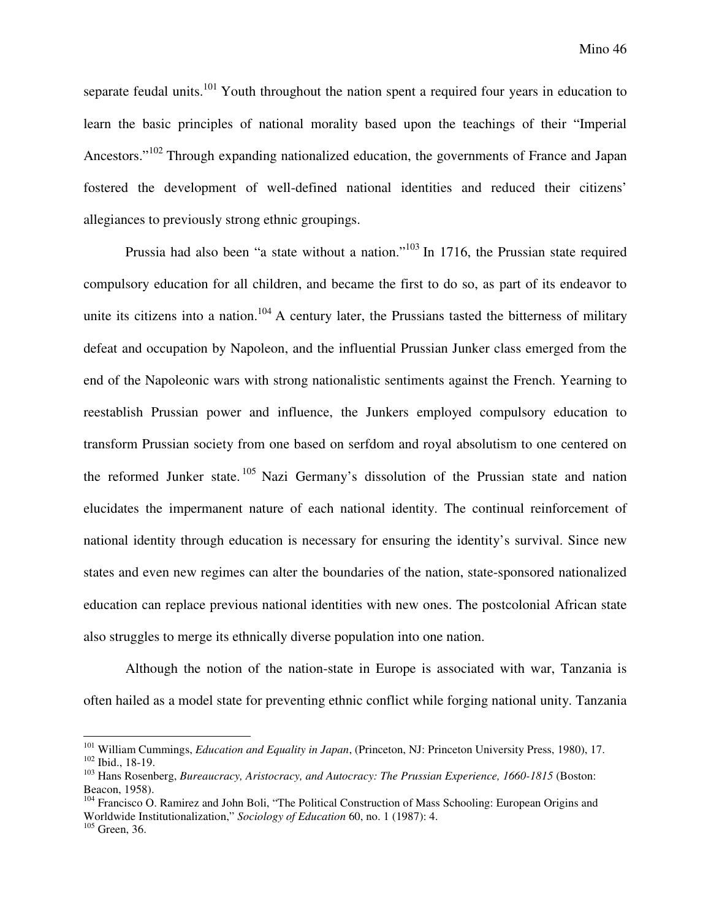separate feudal units.[101] Youth throughout the nation spent a required four years in education to learn the basic principles of national morality based upon the teachings of their "Imperial Ancestors."[102] Through expanding nationalized education, the governments of France and Japan fostered the development of well-defined national identities and reduced their citizens' allegiances to previously strong ethnic groupings.

Prussia had also been "a state without a nation."[103] In 1716, the Prussian state required compulsory education for all children, and became the first to do so, as part of its endeavor to unite its citizens into a nation.[104] A century later, the Prussians tasted the bitterness of military defeat and occupation by Napoleon, and the influential Prussian Junker class emerged from the end of the Napoleonic wars with strong nationalistic sentiments against the French. Yearning to reestablish Prussian power and influence, the Junkers employed compulsory education to transform Prussian society from one based on serfdom and royal absolutism to one centered on the reformed Junker state.[105] Nazi Germany's dissolution of the Prussian state and nation elucidates the impermanent nature of each national identity. The continual reinforcement of national identity through education is necessary for ensuring the identity's survival. Since new states and even new regimes can alter the boundaries of the nation, state-sponsored nationalized education can replace previous national identities with new ones. The postcolonial African state also struggles to merge its ethnically diverse population into one nation.

Although the notion of the nation-state in Europe is associated with war, Tanzania is often hailed as a model state for preventing ethnic conflict while forging national unity. Tanzania

---

[101] William Cummings, *Education and Equality in Japan*, (Princeton, NJ: Princeton University Press, 1980), 17.
[102] Ibid., 18-19.
[103] Hans Rosenberg, *Bureaucracy, Aristocracy, and Autocracy: The Prussian Experience, 1660-1815* (Boston: Beacon, 1958).
[104] Francisco O. Ramirez and John Boli, "The Political Construction of Mass Schooling: European Origins and Worldwide Institutionalization," *Sociology of Education* 60, no. 1 (1987): 4.
[105] Green, 36.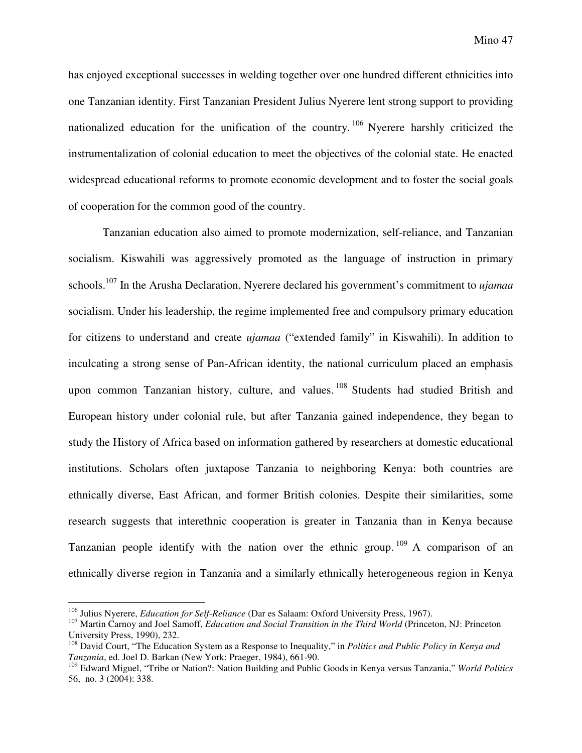has enjoyed exceptional successes in welding together over one hundred different ethnicities into one Tanzanian identity. First Tanzanian President Julius Nyerere lent strong support to providing nationalized education for the unification of the country.[106] Nyerere harshly criticized the instrumentalization of colonial education to meet the objectives of the colonial state. He enacted widespread educational reforms to promote economic development and to foster the social goals of cooperation for the common good of the country.

Tanzanian education also aimed to promote modernization, self-reliance, and Tanzanian socialism. Kiswahili was aggressively promoted as the language of instruction in primary schools.[107] In the Arusha Declaration, Nyerere declared his government's commitment to *ujamaa* socialism. Under his leadership, the regime implemented free and compulsory primary education for citizens to understand and create *ujamaa* ("extended family" in Kiswahili). In addition to inculcating a strong sense of Pan-African identity, the national curriculum placed an emphasis upon common Tanzanian history, culture, and values.[108] Students had studied British and European history under colonial rule, but after Tanzania gained independence, they began to study the History of Africa based on information gathered by researchers at domestic educational institutions. Scholars often juxtapose Tanzania to neighboring Kenya: both countries are ethnically diverse, East African, and former British colonies. Despite their similarities, some research suggests that interethnic cooperation is greater in Tanzania than in Kenya because Tanzanian people identify with the nation over the ethnic group.[109] A comparison of an ethnically diverse region in Tanzania and a similarly ethnically heterogeneous region in Kenya

---

[106] Julius Nyerere, *Education for Self-Reliance* (Dar es Salaam: Oxford University Press, 1967).

[107] Martin Carnoy and Joel Samoff, *Education and Social Transition in the Third World* (Princeton, NJ: Princeton University Press, 1990), 232.

[108] David Court, "The Education System as a Response to Inequality," in *Politics and Public Policy in Kenya and Tanzania*, ed. Joel D. Barkan (New York: Praeger, 1984), 661-90.

[109] Edward Miguel, "Tribe or Nation?: Nation Building and Public Goods in Kenya versus Tanzania," *World Politics* 56, no. 3 (2004): 338.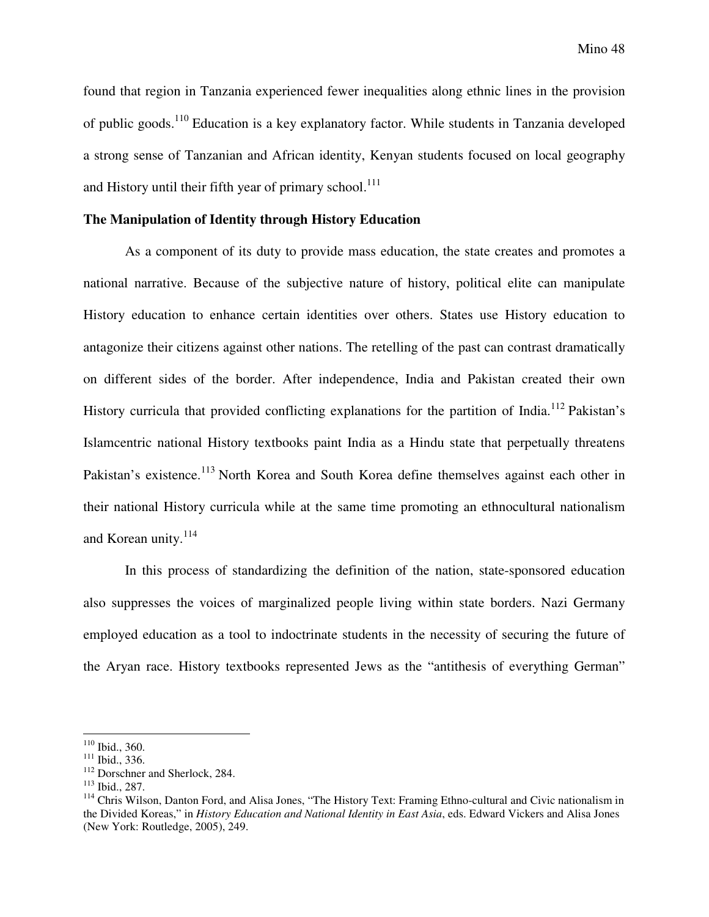found that region in Tanzania experienced fewer inequalities along ethnic lines in the provision of public goods.[110] Education is a key explanatory factor. While students in Tanzania developed a strong sense of Tanzanian and African identity, Kenyan students focused on local geography and History until their fifth year of primary school.[111]

**The Manipulation of Identity through History Education**

As a component of its duty to provide mass education, the state creates and promotes a national narrative. Because of the subjective nature of history, political elite can manipulate History education to enhance certain identities over others. States use History education to antagonize their citizens against other nations. The retelling of the past can contrast dramatically on different sides of the border. After independence, India and Pakistan created their own History curricula that provided conflicting explanations for the partition of India.[112] Pakistan's Islamcentric national History textbooks paint India as a Hindu state that perpetually threatens Pakistan's existence.[113] North Korea and South Korea define themselves against each other in their national History curricula while at the same time promoting an ethnocultural nationalism and Korean unity.[114]

In this process of standardizing the definition of the nation, state-sponsored education also suppresses the voices of marginalized people living within state borders. Nazi Germany employed education as a tool to indoctrinate students in the necessity of securing the future of the Aryan race. History textbooks represented Jews as the "antithesis of everything German"

---

[110] Ibid., 360.
[111] Ibid., 336.
[112] Dorschner and Sherlock, 284.
[113] Ibid., 287.
[114] Chris Wilson, Danton Ford, and Alisa Jones, "The History Text: Framing Ethno-cultural and Civic nationalism in the Divided Koreas," in *History Education and National Identity in East Asia*, eds. Edward Vickers and Alisa Jones (New York: Routledge, 2005), 249.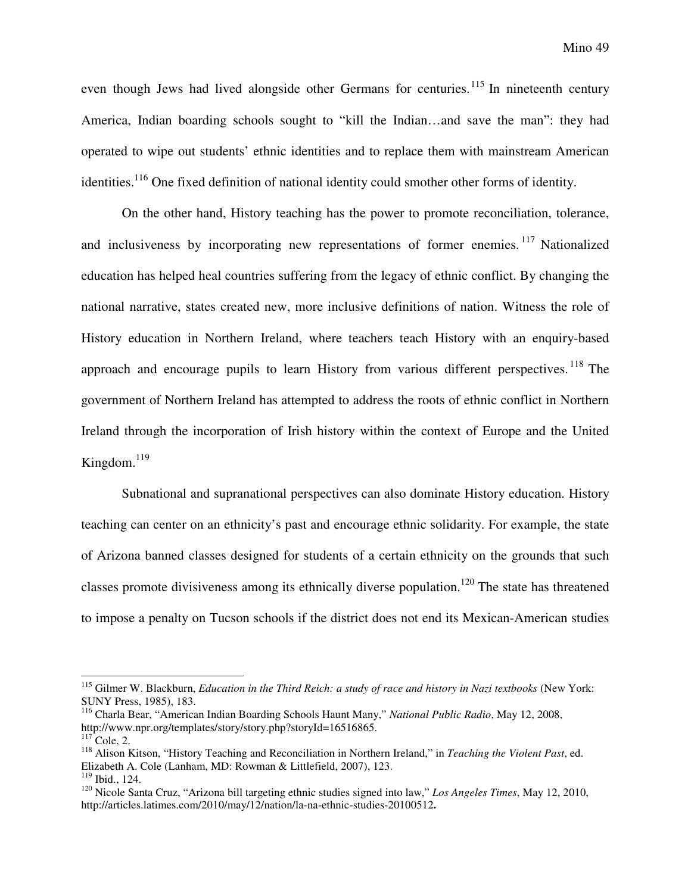even though Jews had lived alongside other Germans for centuries.[115] In nineteenth century America, Indian boarding schools sought to "kill the Indian…and save the man": they had operated to wipe out students' ethnic identities and to replace them with mainstream American identities.[116] One fixed definition of national identity could smother other forms of identity.

On the other hand, History teaching has the power to promote reconciliation, tolerance, and inclusiveness by incorporating new representations of former enemies.[117] Nationalized education has helped heal countries suffering from the legacy of ethnic conflict. By changing the national narrative, states created new, more inclusive definitions of nation. Witness the role of History education in Northern Ireland, where teachers teach History with an enquiry-based approach and encourage pupils to learn History from various different perspectives.[118] The government of Northern Ireland has attempted to address the roots of ethnic conflict in Northern Ireland through the incorporation of Irish history within the context of Europe and the United Kingdom.[119]

Subnational and supranational perspectives can also dominate History education. History teaching can center on an ethnicity's past and encourage ethnic solidarity. For example, the state of Arizona banned classes designed for students of a certain ethnicity on the grounds that such classes promote divisiveness among its ethnically diverse population.[120] The state has threatened to impose a penalty on Tucson schools if the district does not end its Mexican-American studies

---

[115] Gilmer W. Blackburn, *Education in the Third Reich: a study of race and history in Nazi textbooks* (New York: SUNY Press, 1985), 183.

[116] Charla Bear, "American Indian Boarding Schools Haunt Many," *National Public Radio*, May 12, 2008, http://www.npr.org/templates/story/story.php?storyId=16516865.

[117] Cole, 2.

[118] Alison Kitson, "History Teaching and Reconciliation in Northern Ireland," in *Teaching the Violent Past*, ed. Elizabeth A. Cole (Lanham, MD: Rowman & Littlefield, 2007), 123.

[119] Ibid., 124.

[120] Nicole Santa Cruz, "Arizona bill targeting ethnic studies signed into law," *Los Angeles Times*, May 12, 2010, http://articles.latimes.com/2010/may/12/nation/la-na-ethnic-studies-20100512.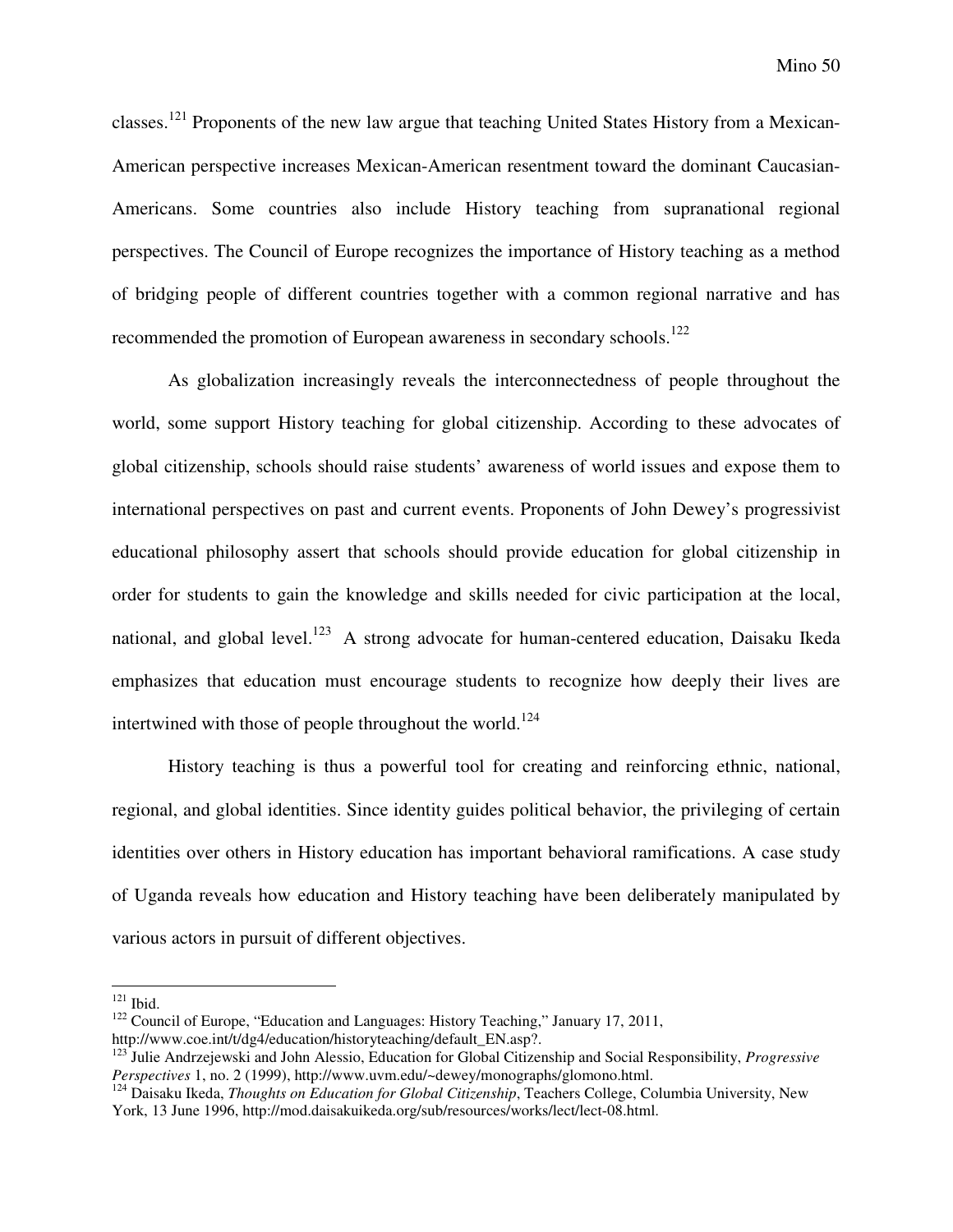classes.[121] Proponents of the new law argue that teaching United States History from a Mexican-American perspective increases Mexican-American resentment toward the dominant Caucasian-Americans. Some countries also include History teaching from supranational regional perspectives. The Council of Europe recognizes the importance of History teaching as a method of bridging people of different countries together with a common regional narrative and has recommended the promotion of European awareness in secondary schools.[122]

As globalization increasingly reveals the interconnectedness of people throughout the world, some support History teaching for global citizenship. According to these advocates of global citizenship, schools should raise students' awareness of world issues and expose them to international perspectives on past and current events. Proponents of John Dewey's progressivist educational philosophy assert that schools should provide education for global citizenship in order for students to gain the knowledge and skills needed for civic participation at the local, national, and global level.[123] A strong advocate for human-centered education, Daisaku Ikeda emphasizes that education must encourage students to recognize how deeply their lives are intertwined with those of people throughout the world.[124]

History teaching is thus a powerful tool for creating and reinforcing ethnic, national, regional, and global identities. Since identity guides political behavior, the privileging of certain identities over others in History education has important behavioral ramifications. A case study of Uganda reveals how education and History teaching have been deliberately manipulated by various actors in pursuit of different objectives.

---

[121] Ibid.

[122] Council of Europe, "Education and Languages: History Teaching," January 17, 2011, http://www.coe.int/t/dg4/education/historyteaching/default_EN.asp?.

[123] Julie Andrzejewski and John Alessio, Education for Global Citizenship and Social Responsibility, *Progressive Perspectives* 1, no. 2 (1999), http://www.uvm.edu/~dewey/monographs/glomono.html.

[124] Daisaku Ikeda, *Thoughts on Education for Global Citizenship*, Teachers College, Columbia University, New York, 13 June 1996, http://mod.daisakuikeda.org/sub/resources/works/lect/lect-08.html.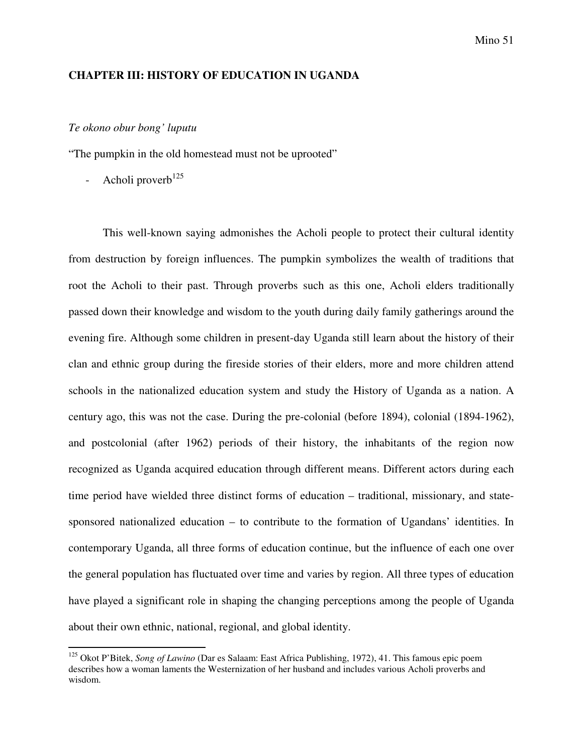## CHAPTER III: HISTORY OF EDUCATION IN UGANDA

*Te okono obur bong' luputu*

"The pumpkin in the old homestead must not be uprooted"

- Acholi proverb[125]

This well-known saying admonishes the Acholi people to protect their cultural identity from destruction by foreign influences. The pumpkin symbolizes the wealth of traditions that root the Acholi to their past. Through proverbs such as this one, Acholi elders traditionally passed down their knowledge and wisdom to the youth during daily family gatherings around the evening fire. Although some children in present-day Uganda still learn about the history of their clan and ethnic group during the fireside stories of their elders, more and more children attend schools in the nationalized education system and study the History of Uganda as a nation. A century ago, this was not the case. During the pre-colonial (before 1894), colonial (1894-1962), and postcolonial (after 1962) periods of their history, the inhabitants of the region now recognized as Uganda acquired education through different means. Different actors during each time period have wielded three distinct forms of education – traditional, missionary, and state-sponsored nationalized education – to contribute to the formation of Ugandans' identities. In contemporary Uganda, all three forms of education continue, but the influence of each one over the general population has fluctuated over time and varies by region. All three types of education have played a significant role in shaping the changing perceptions among the people of Uganda about their own ethnic, national, regional, and global identity.

---

[125] Okot P'Bitek, *Song of Lawino* (Dar es Salaam: East Africa Publishing, 1972), 41. This famous epic poem describes how a woman laments the Westernization of her husband and includes various Acholi proverbs and wisdom.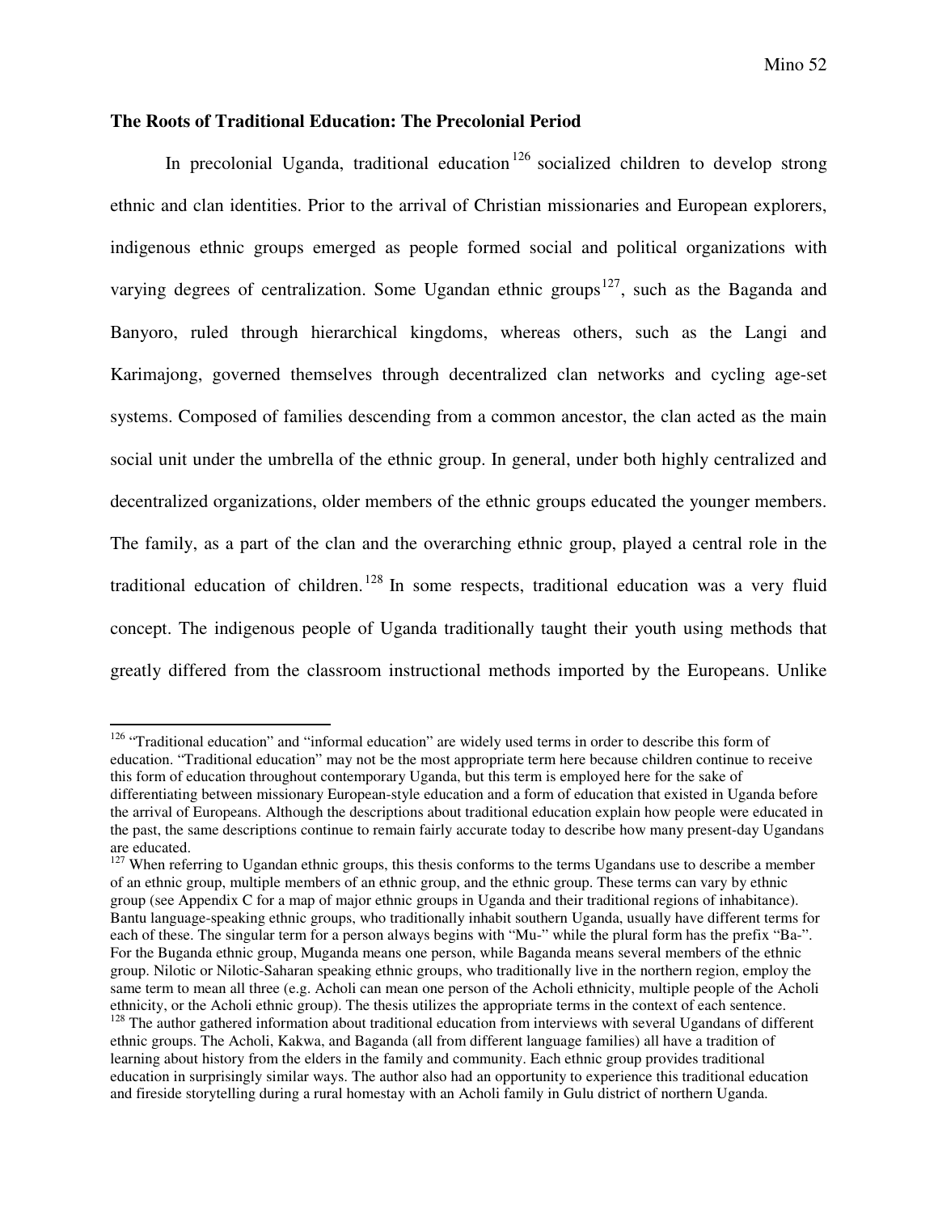### The Roots of Traditional Education: The Precolonial Period

In precolonial Uganda, traditional education[126] socialized children to develop strong ethnic and clan identities. Prior to the arrival of Christian missionaries and European explorers, indigenous ethnic groups emerged as people formed social and political organizations with varying degrees of centralization. Some Ugandan ethnic groups[127], such as the Baganda and Banyoro, ruled through hierarchical kingdoms, whereas others, such as the Langi and Karimajong, governed themselves through decentralized clan networks and cycling age-set systems. Composed of families descending from a common ancestor, the clan acted as the main social unit under the umbrella of the ethnic group. In general, under both highly centralized and decentralized organizations, older members of the ethnic groups educated the younger members. The family, as a part of the clan and the overarching ethnic group, played a central role in the traditional education of children.[128] In some respects, traditional education was a very fluid concept. The indigenous people of Uganda traditionally taught their youth using methods that greatly differed from the classroom instructional methods imported by the Europeans. Unlike

---

[126] "Traditional education" and "informal education" are widely used terms in order to describe this form of education. "Traditional education" may not be the most appropriate term here because children continue to receive this form of education throughout contemporary Uganda, but this term is employed here for the sake of differentiating between missionary European-style education and a form of education that existed in Uganda before the arrival of Europeans. Although the descriptions about traditional education explain how people were educated in the past, the same descriptions continue to remain fairly accurate today to describe how many present-day Ugandans are educated.

[127] When referring to Ugandan ethnic groups, this thesis conforms to the terms Ugandans use to describe a member of an ethnic group, multiple members of an ethnic group, and the ethnic group. These terms can vary by ethnic group (see Appendix C for a map of major ethnic groups in Uganda and their traditional regions of inhabitance). Bantu language-speaking ethnic groups, who traditionally inhabit southern Uganda, usually have different terms for each of these. The singular term for a person always begins with "Mu-" while the plural form has the prefix "Ba-". For the Buganda ethnic group, Muganda means one person, while Baganda means several members of the ethnic group. Nilotic or Nilotic-Saharan speaking ethnic groups, who traditionally live in the northern region, employ the same term to mean all three (e.g. Acholi can mean one person of the Acholi ethnicity, multiple people of the Acholi ethnicity, or the Acholi ethnic group). The thesis utilizes the appropriate terms in the context of each sentence.

[128] The author gathered information about traditional education from interviews with several Ugandans of different ethnic groups. The Acholi, Kakwa, and Baganda (all from different language families) all have a tradition of learning about history from the elders in the family and community. Each ethnic group provides traditional education in surprisingly similar ways. The author also had an opportunity to experience this traditional education and fireside storytelling during a rural homestay with an Acholi family in Gulu district of northern Uganda.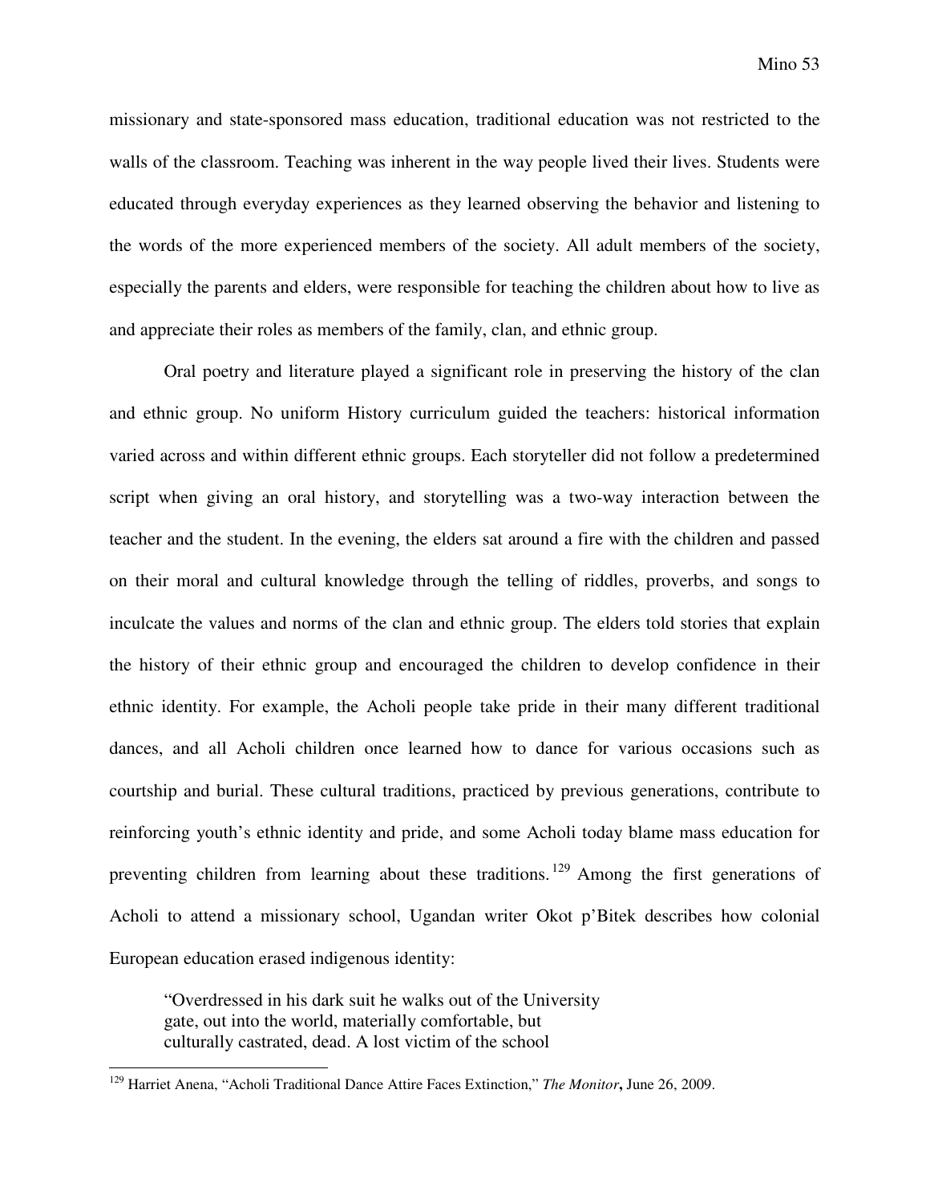missionary and state-sponsored mass education, traditional education was not restricted to the walls of the classroom. Teaching was inherent in the way people lived their lives. Students were educated through everyday experiences as they learned observing the behavior and listening to the words of the more experienced members of the society. All adult members of the society, especially the parents and elders, were responsible for teaching the children about how to live as and appreciate their roles as members of the family, clan, and ethnic group.

Oral poetry and literature played a significant role in preserving the history of the clan and ethnic group. No uniform History curriculum guided the teachers: historical information varied across and within different ethnic groups. Each storyteller did not follow a predetermined script when giving an oral history, and storytelling was a two-way interaction between the teacher and the student. In the evening, the elders sat around a fire with the children and passed on their moral and cultural knowledge through the telling of riddles, proverbs, and songs to inculcate the values and norms of the clan and ethnic group. The elders told stories that explain the history of their ethnic group and encouraged the children to develop confidence in their ethnic identity. For example, the Acholi people take pride in their many different traditional dances, and all Acholi children once learned how to dance for various occasions such as courtship and burial. These cultural traditions, practiced by previous generations, contribute to reinforcing youth's ethnic identity and pride, and some Acholi today blame mass education for preventing children from learning about these traditions.[129] Among the first generations of Acholi to attend a missionary school, Ugandan writer Okot p'Bitek describes how colonial European education erased indigenous identity:

> "Overdressed in his dark suit he walks out of the University
> gate, out into the world, materially comfortable, but
> culturally castrated, dead. A lost victim of the school

---

[129] Harriet Anena, "Acholi Traditional Dance Attire Faces Extinction," *The Monitor*, June 26, 2009.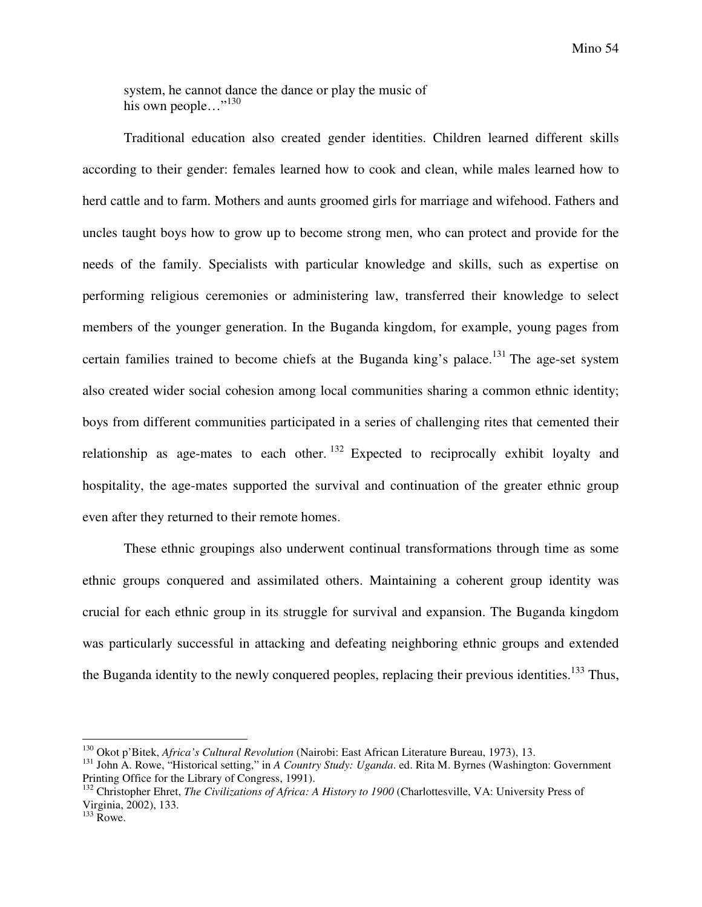> system, he cannot dance the dance or play the music of his own people…"[130]

Traditional education also created gender identities. Children learned different skills according to their gender: females learned how to cook and clean, while males learned how to herd cattle and to farm. Mothers and aunts groomed girls for marriage and wifehood. Fathers and uncles taught boys how to grow up to become strong men, who can protect and provide for the needs of the family. Specialists with particular knowledge and skills, such as expertise on performing religious ceremonies or administering law, transferred their knowledge to select members of the younger generation. In the Buganda kingdom, for example, young pages from certain families trained to become chiefs at the Buganda king's palace.[131] The age-set system also created wider social cohesion among local communities sharing a common ethnic identity; boys from different communities participated in a series of challenging rites that cemented their relationship as age-mates to each other.[132] Expected to reciprocally exhibit loyalty and hospitality, the age-mates supported the survival and continuation of the greater ethnic group even after they returned to their remote homes.

These ethnic groupings also underwent continual transformations through time as some ethnic groups conquered and assimilated others. Maintaining a coherent group identity was crucial for each ethnic group in its struggle for survival and expansion. The Buganda kingdom was particularly successful in attacking and defeating neighboring ethnic groups and extended the Buganda identity to the newly conquered peoples, replacing their previous identities.[133] Thus,

---

[130] Okot p'Bitek, *Africa's Cultural Revolution* (Nairobi: East African Literature Bureau, 1973), 13.

[131] John A. Rowe, "Historical setting," in *A Country Study: Uganda*. ed. Rita M. Byrnes (Washington: Government Printing Office for the Library of Congress, 1991).

[132] Christopher Ehret, *The Civilizations of Africa: A History to 1900* (Charlottesville, VA: University Press of Virginia, 2002), 133.

[133] Rowe.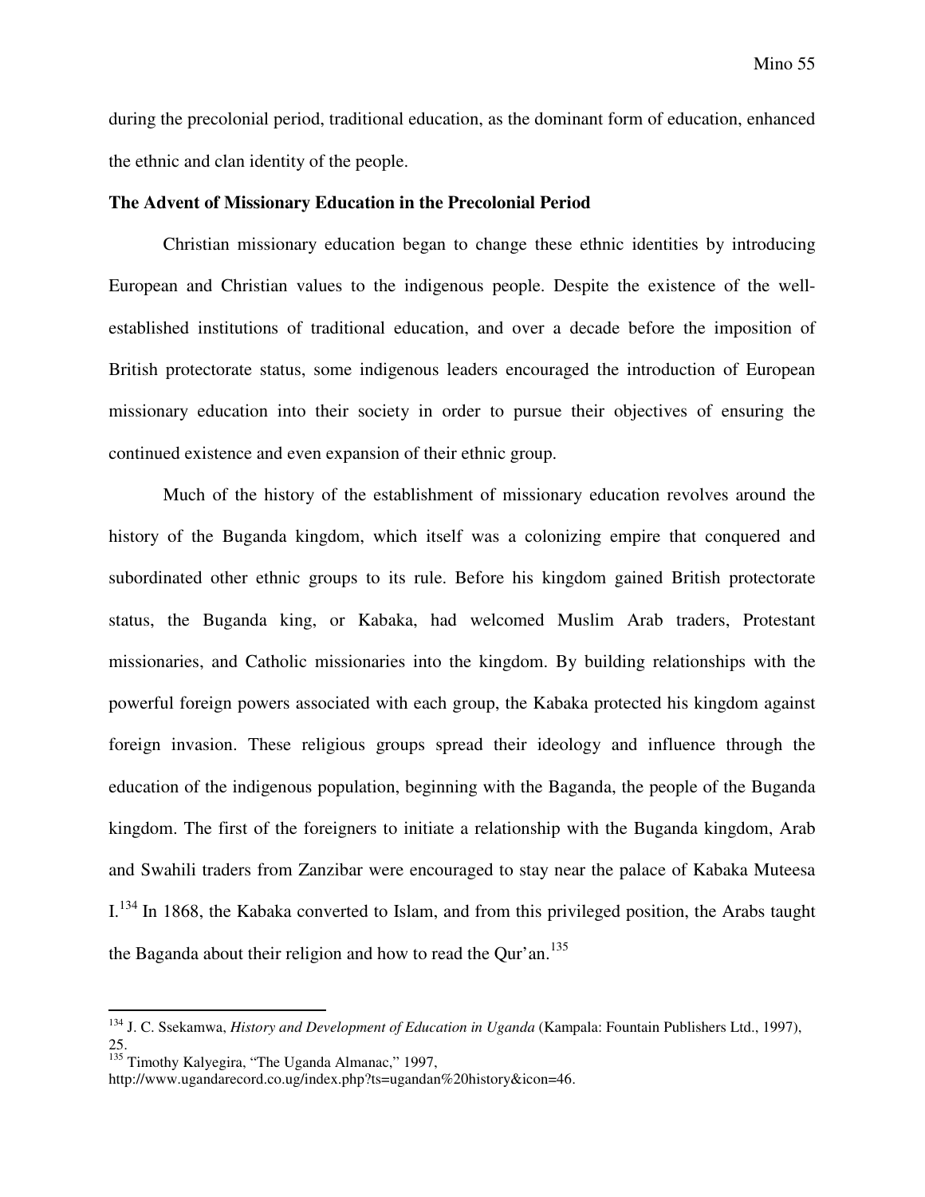during the precolonial period, traditional education, as the dominant form of education, enhanced the ethnic and clan identity of the people.

**The Advent of Missionary Education in the Precolonial Period**

Christian missionary education began to change these ethnic identities by introducing European and Christian values to the indigenous people. Despite the existence of the well-established institutions of traditional education, and over a decade before the imposition of British protectorate status, some indigenous leaders encouraged the introduction of European missionary education into their society in order to pursue their objectives of ensuring the continued existence and even expansion of their ethnic group.

Much of the history of the establishment of missionary education revolves around the history of the Buganda kingdom, which itself was a colonizing empire that conquered and subordinated other ethnic groups to its rule. Before his kingdom gained British protectorate status, the Buganda king, or Kabaka, had welcomed Muslim Arab traders, Protestant missionaries, and Catholic missionaries into the kingdom. By building relationships with the powerful foreign powers associated with each group, the Kabaka protected his kingdom against foreign invasion. These religious groups spread their ideology and influence through the education of the indigenous population, beginning with the Baganda, the people of the Buganda kingdom. The first of the foreigners to initiate a relationship with the Buganda kingdom, Arab and Swahili traders from Zanzibar were encouraged to stay near the palace of Kabaka Muteesa I.[134] In 1868, the Kabaka converted to Islam, and from this privileged position, the Arabs taught the Baganda about their religion and how to read the Qur'an.[135]

---

[134] J. C. Ssekamwa, *History and Development of Education in Uganda* (Kampala: Fountain Publishers Ltd., 1997), 25.

[135] Timothy Kalyegira, "The Uganda Almanac," 1997, http://www.ugandarecord.co.ug/index.php?ts=ugandan%20history&icon=46.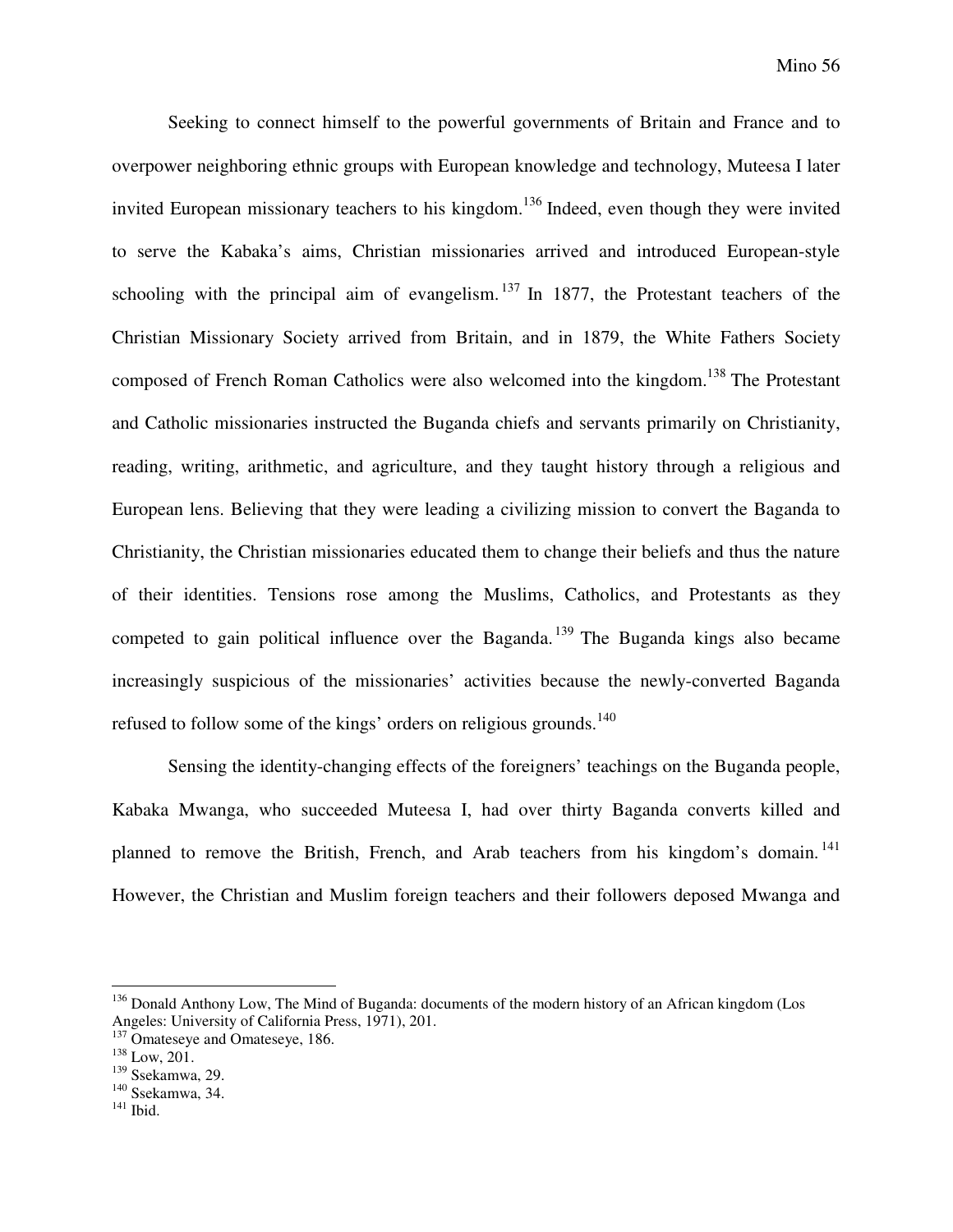Seeking to connect himself to the powerful governments of Britain and France and to overpower neighboring ethnic groups with European knowledge and technology, Muteesa I later invited European missionary teachers to his kingdom.[136] Indeed, even though they were invited to serve the Kabaka's aims, Christian missionaries arrived and introduced European-style schooling with the principal aim of evangelism.[137] In 1877, the Protestant teachers of the Christian Missionary Society arrived from Britain, and in 1879, the White Fathers Society composed of French Roman Catholics were also welcomed into the kingdom.[138] The Protestant and Catholic missionaries instructed the Buganda chiefs and servants primarily on Christianity, reading, writing, arithmetic, and agriculture, and they taught history through a religious and European lens. Believing that they were leading a civilizing mission to convert the Baganda to Christianity, the Christian missionaries educated them to change their beliefs and thus the nature of their identities. Tensions rose among the Muslims, Catholics, and Protestants as they competed to gain political influence over the Baganda.[139] The Buganda kings also became increasingly suspicious of the missionaries' activities because the newly-converted Baganda refused to follow some of the kings' orders on religious grounds.[140]

Sensing the identity-changing effects of the foreigners' teachings on the Buganda people, Kabaka Mwanga, who succeeded Muteesa I, had over thirty Baganda converts killed and planned to remove the British, French, and Arab teachers from his kingdom's domain.[141] However, the Christian and Muslim foreign teachers and their followers deposed Mwanga and

---

[136] Donald Anthony Low, The Mind of Buganda: documents of the modern history of an African kingdom (Los Angeles: University of California Press, 1971), 201.

[137] Omateseye and Omateseye, 186.

[138] Low, 201.

[139] Ssekamwa, 29.

[140] Ssekamwa, 34.

[141] Ibid.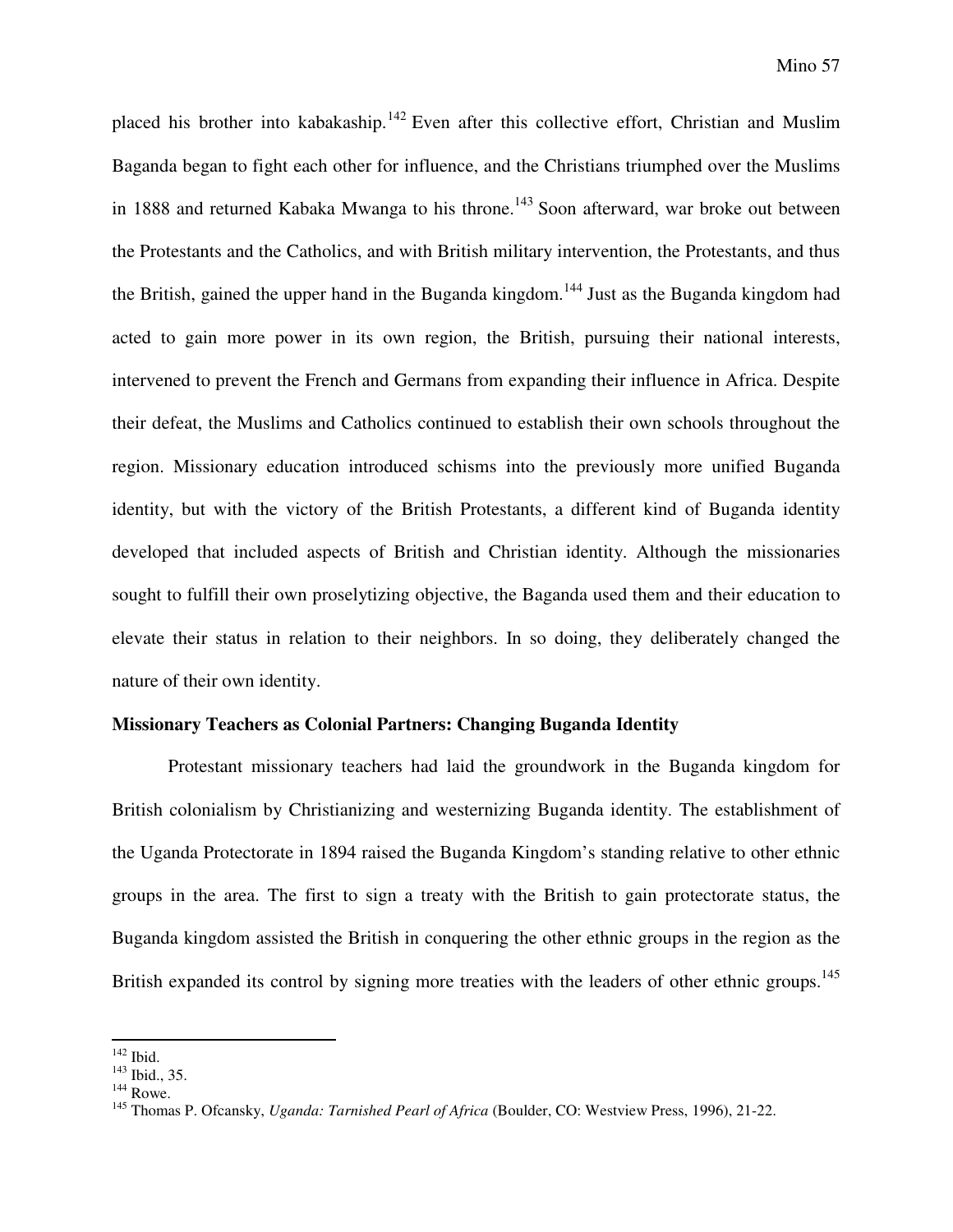placed his brother into kabakaship.[142] Even after this collective effort, Christian and Muslim Baganda began to fight each other for influence, and the Christians triumphed over the Muslims in 1888 and returned Kabaka Mwanga to his throne.[143] Soon afterward, war broke out between the Protestants and the Catholics, and with British military intervention, the Protestants, and thus the British, gained the upper hand in the Buganda kingdom.[144] Just as the Buganda kingdom had acted to gain more power in its own region, the British, pursuing their national interests, intervened to prevent the French and Germans from expanding their influence in Africa. Despite their defeat, the Muslims and Catholics continued to establish their own schools throughout the region. Missionary education introduced schisms into the previously more unified Buganda identity, but with the victory of the British Protestants, a different kind of Buganda identity developed that included aspects of British and Christian identity. Although the missionaries sought to fulfill their own proselytizing objective, the Baganda used them and their education to elevate their status in relation to their neighbors. In so doing, they deliberately changed the nature of their own identity.

**Missionary Teachers as Colonial Partners: Changing Buganda Identity**

Protestant missionary teachers had laid the groundwork in the Buganda kingdom for British colonialism by Christianizing and westernizing Buganda identity. The establishment of the Uganda Protectorate in 1894 raised the Buganda Kingdom's standing relative to other ethnic groups in the area. The first to sign a treaty with the British to gain protectorate status, the Buganda kingdom assisted the British in conquering the other ethnic groups in the region as the British expanded its control by signing more treaties with the leaders of other ethnic groups.[145]

---

[142] Ibid.

[143] Ibid., 35.

[144] Rowe.

[145] Thomas P. Ofcansky, *Uganda: Tarnished Pearl of Africa* (Boulder, CO: Westview Press, 1996), 21-22.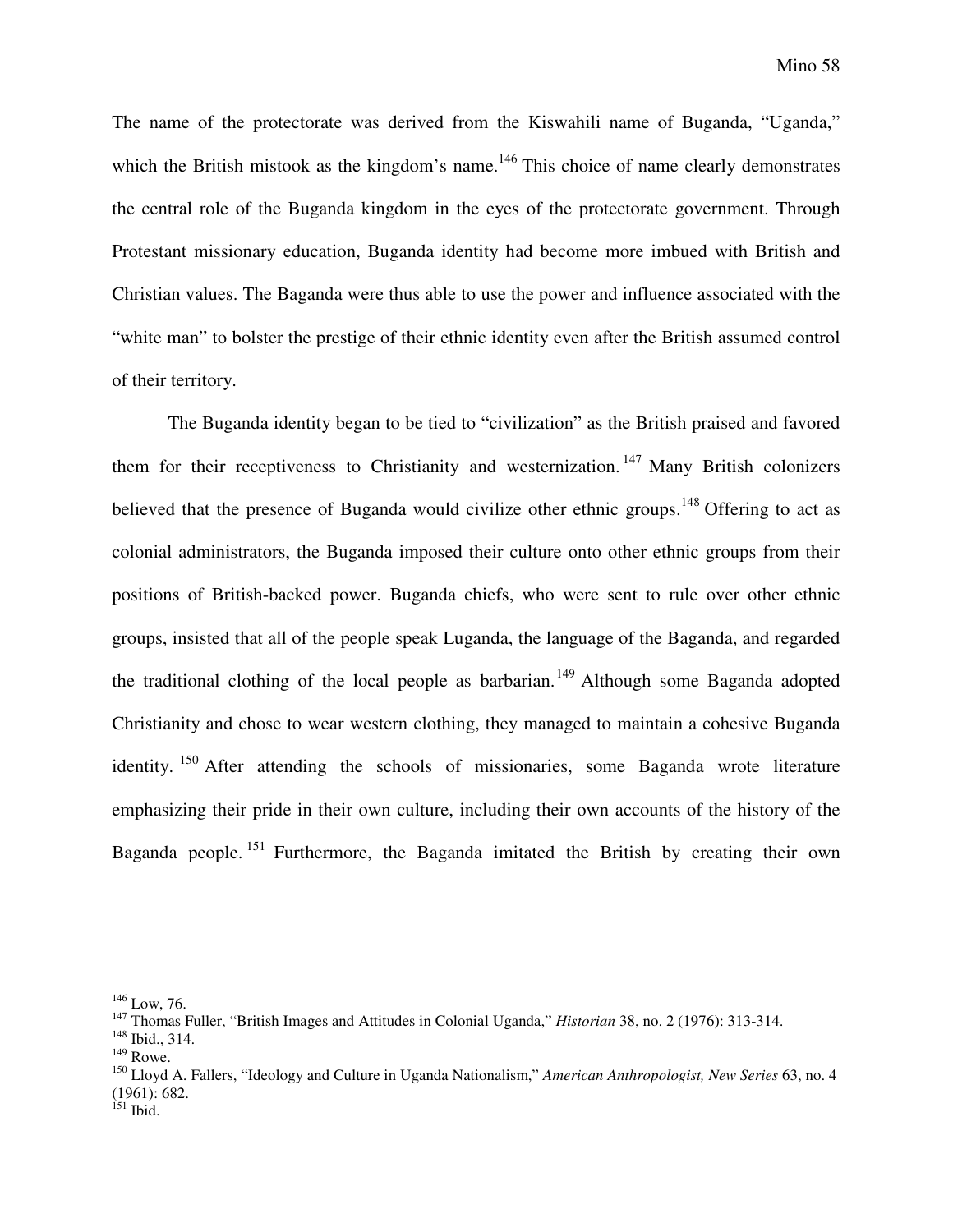The name of the protectorate was derived from the Kiswahili name of Buganda, "Uganda," which the British mistook as the kingdom's name.[146] This choice of name clearly demonstrates the central role of the Buganda kingdom in the eyes of the protectorate government. Through Protestant missionary education, Buganda identity had become more imbued with British and Christian values. The Baganda were thus able to use the power and influence associated with the "white man" to bolster the prestige of their ethnic identity even after the British assumed control of their territory.

The Buganda identity began to be tied to "civilization" as the British praised and favored them for their receptiveness to Christianity and westernization.[147] Many British colonizers believed that the presence of Buganda would civilize other ethnic groups.[148] Offering to act as colonial administrators, the Buganda imposed their culture onto other ethnic groups from their positions of British-backed power. Buganda chiefs, who were sent to rule over other ethnic groups, insisted that all of the people speak Luganda, the language of the Baganda, and regarded the traditional clothing of the local people as barbarian.[149] Although some Baganda adopted Christianity and chose to wear western clothing, they managed to maintain a cohesive Buganda identity.[150] After attending the schools of missionaries, some Baganda wrote literature emphasizing their pride in their own culture, including their own accounts of the history of the Baganda people.[151] Furthermore, the Baganda imitated the British by creating their own

---

[146] Low, 76.

[147] Thomas Fuller, "British Images and Attitudes in Colonial Uganda," *Historian* 38, no. 2 (1976): 313-314.

[148] Ibid., 314.

[149] Rowe.

[150] Lloyd A. Fallers, "Ideology and Culture in Uganda Nationalism," *American Anthropologist, New Series* 63, no. 4 (1961): 682.

[151] Ibid.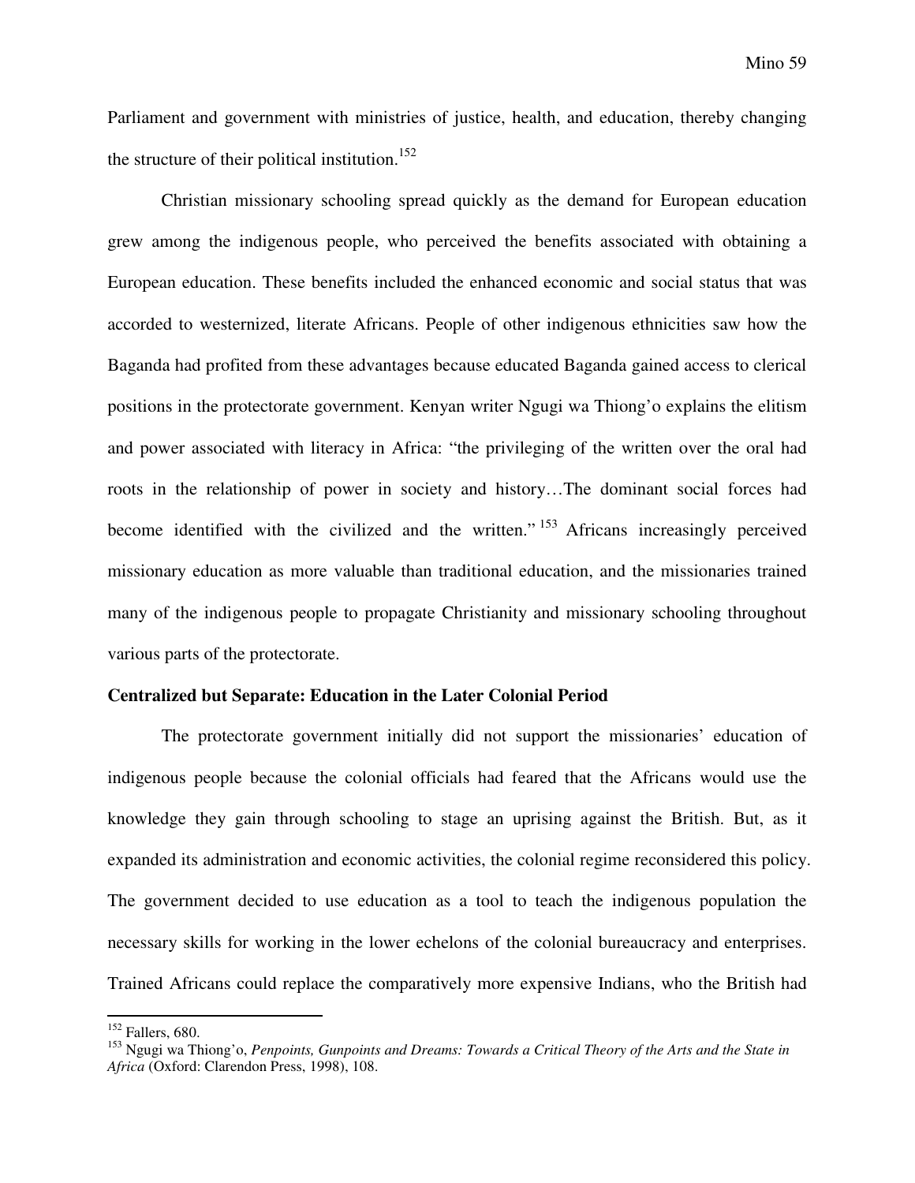Parliament and government with ministries of justice, health, and education, thereby changing the structure of their political institution.[152]

Christian missionary schooling spread quickly as the demand for European education grew among the indigenous people, who perceived the benefits associated with obtaining a European education. These benefits included the enhanced economic and social status that was accorded to westernized, literate Africans. People of other indigenous ethnicities saw how the Baganda had profited from these advantages because educated Baganda gained access to clerical positions in the protectorate government. Kenyan writer Ngugi wa Thiong'o explains the elitism and power associated with literacy in Africa: "the privileging of the written over the oral had roots in the relationship of power in society and history…The dominant social forces had become identified with the civilized and the written."[153] Africans increasingly perceived missionary education as more valuable than traditional education, and the missionaries trained many of the indigenous people to propagate Christianity and missionary schooling throughout various parts of the protectorate.

**Centralized but Separate: Education in the Later Colonial Period**

The protectorate government initially did not support the missionaries' education of indigenous people because the colonial officials had feared that the Africans would use the knowledge they gain through schooling to stage an uprising against the British. But, as it expanded its administration and economic activities, the colonial regime reconsidered this policy. The government decided to use education as a tool to teach the indigenous population the necessary skills for working in the lower echelons of the colonial bureaucracy and enterprises. Trained Africans could replace the comparatively more expensive Indians, who the British had

---

[152] Fallers, 680.

[153] Ngugi wa Thiong'o, *Penpoints, Gunpoints and Dreams: Towards a Critical Theory of the Arts and the State in Africa* (Oxford: Clarendon Press, 1998), 108.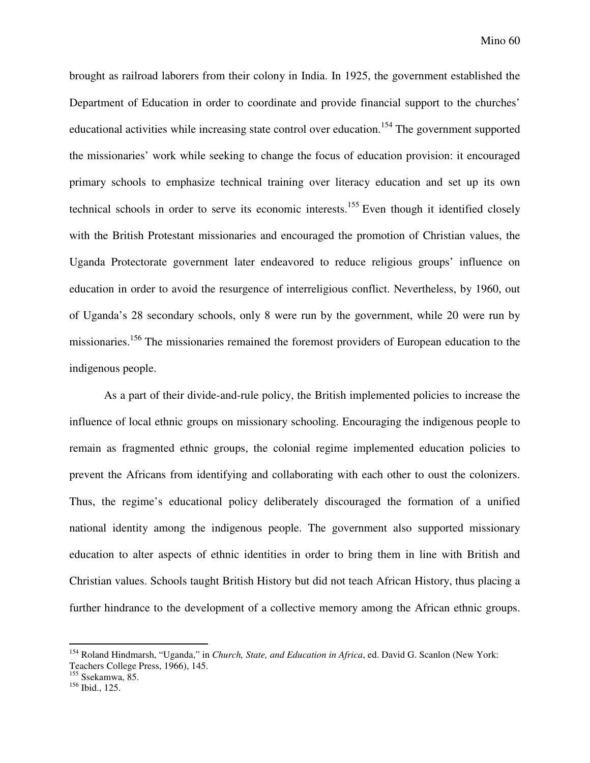brought as railroad laborers from their colony in India. In 1925, the government established the Department of Education in order to coordinate and provide financial support to the churches' educational activities while increasing state control over education.[154] The government supported the missionaries' work while seeking to change the focus of education provision: it encouraged primary schools to emphasize technical training over literacy education and set up its own technical schools in order to serve its economic interests.[155] Even though it identified closely with the British Protestant missionaries and encouraged the promotion of Christian values, the Uganda Protectorate government later endeavored to reduce religious groups' influence on education in order to avoid the resurgence of interreligious conflict. Nevertheless, by 1960, out of Uganda's 28 secondary schools, only 8 were run by the government, while 20 were run by missionaries.[156] The missionaries remained the foremost providers of European education to the indigenous people.

As a part of their divide-and-rule policy, the British implemented policies to increase the influence of local ethnic groups on missionary schooling. Encouraging the indigenous people to remain as fragmented ethnic groups, the colonial regime implemented education policies to prevent the Africans from identifying and collaborating with each other to oust the colonizers. Thus, the regime's educational policy deliberately discouraged the formation of a unified national identity among the indigenous people. The government also supported missionary education to alter aspects of ethnic identities in order to bring them in line with British and Christian values. Schools taught British History but did not teach African History, thus placing a further hindrance to the development of a collective memory among the African ethnic groups.

---

[154] Roland Hindmarsh, "Uganda," in *Church, State, and Education in Africa*, ed. David G. Scanlon (New York: Teachers College Press, 1966), 145.

[155] Ssekamwa, 85.

[156] Ibid., 125.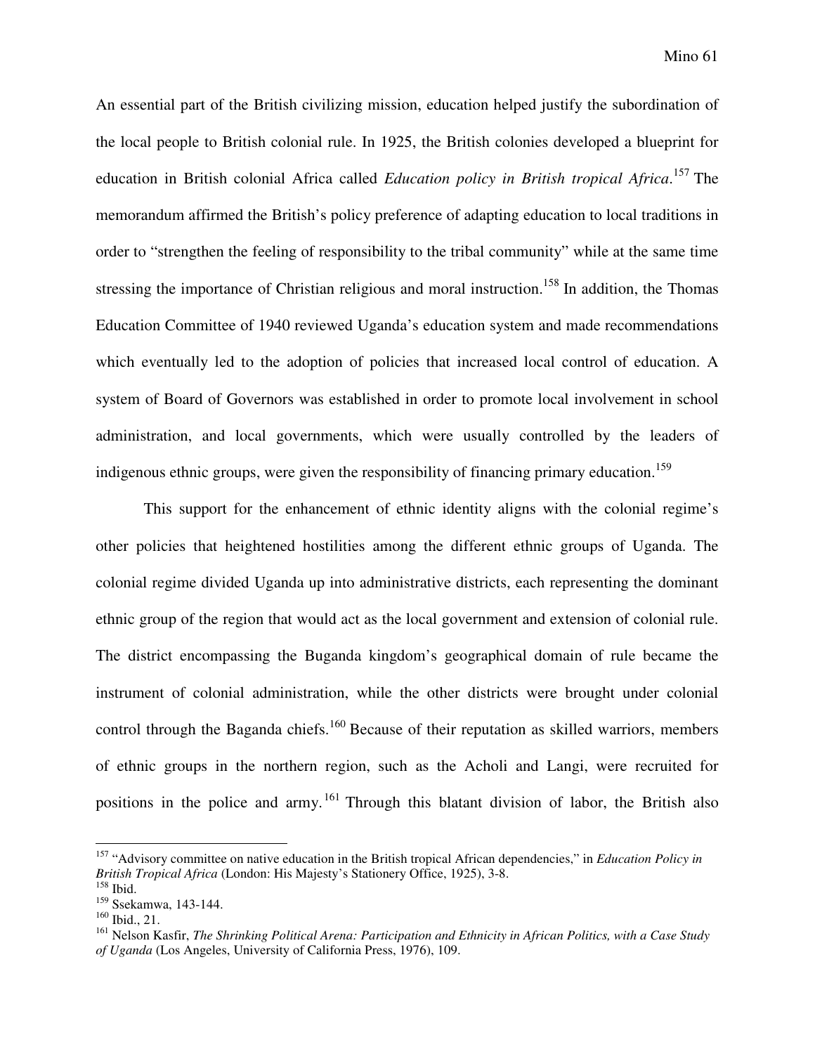An essential part of the British civilizing mission, education helped justify the subordination of the local people to British colonial rule. In 1925, the British colonies developed a blueprint for education in British colonial Africa called *Education policy in British tropical Africa*.[157] The memorandum affirmed the British's policy preference of adapting education to local traditions in order to "strengthen the feeling of responsibility to the tribal community" while at the same time stressing the importance of Christian religious and moral instruction.[158] In addition, the Thomas Education Committee of 1940 reviewed Uganda's education system and made recommendations which eventually led to the adoption of policies that increased local control of education. A system of Board of Governors was established in order to promote local involvement in school administration, and local governments, which were usually controlled by the leaders of indigenous ethnic groups, were given the responsibility of financing primary education.[159]

This support for the enhancement of ethnic identity aligns with the colonial regime's other policies that heightened hostilities among the different ethnic groups of Uganda. The colonial regime divided Uganda up into administrative districts, each representing the dominant ethnic group of the region that would act as the local government and extension of colonial rule. The district encompassing the Buganda kingdom's geographical domain of rule became the instrument of colonial administration, while the other districts were brought under colonial control through the Baganda chiefs.[160] Because of their reputation as skilled warriors, members of ethnic groups in the northern region, such as the Acholi and Langi, were recruited for positions in the police and army.[161] Through this blatant division of labor, the British also

---

[157] "Advisory committee on native education in the British tropical African dependencies," in *Education Policy in British Tropical Africa* (London: His Majesty's Stationery Office, 1925), 3-8.

[158] Ibid.

[159] Ssekamwa, 143-144.

[160] Ibid., 21.

[161] Nelson Kasfir, *The Shrinking Political Arena: Participation and Ethnicity in African Politics, with a Case Study of Uganda* (Los Angeles, University of California Press, 1976), 109.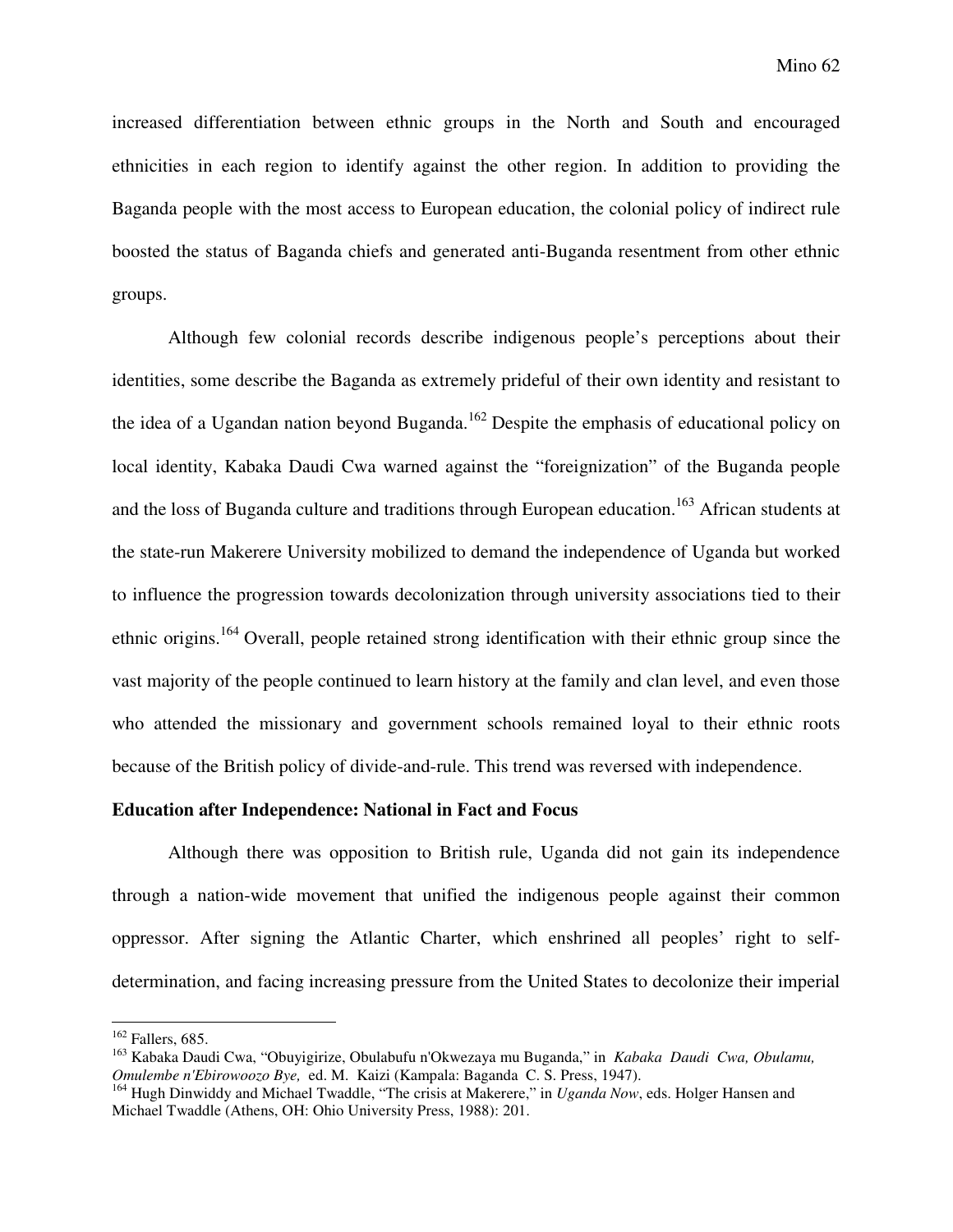increased differentiation between ethnic groups in the North and South and encouraged ethnicities in each region to identify against the other region. In addition to providing the Baganda people with the most access to European education, the colonial policy of indirect rule boosted the status of Baganda chiefs and generated anti-Buganda resentment from other ethnic groups.

Although few colonial records describe indigenous people's perceptions about their identities, some describe the Baganda as extremely prideful of their own identity and resistant to the idea of a Ugandan nation beyond Buganda.[162] Despite the emphasis of educational policy on local identity, Kabaka Daudi Cwa warned against the "foreignization" of the Buganda people and the loss of Buganda culture and traditions through European education.[163] African students at the state-run Makerere University mobilized to demand the independence of Uganda but worked to influence the progression towards decolonization through university associations tied to their ethnic origins.[164] Overall, people retained strong identification with their ethnic group since the vast majority of the people continued to learn history at the family and clan level, and even those who attended the missionary and government schools remained loyal to their ethnic roots because of the British policy of divide-and-rule. This trend was reversed with independence.

**Education after Independence: National in Fact and Focus**

Although there was opposition to British rule, Uganda did not gain its independence through a nation-wide movement that unified the indigenous people against their common oppressor. After signing the Atlantic Charter, which enshrined all peoples' right to self-determination, and facing increasing pressure from the United States to decolonize their imperial

---

[162] Fallers, 685.

[163] Kabaka Daudi Cwa, "Obuyigirize, Obulabufu n'Okwezaya mu Buganda," in *Kabaka Daudi Cwa, Obulamu, Omulembe n'Ebirowoozo Bye,* ed. M. Kaizi (Kampala: Baganda C. S. Press, 1947).

[164] Hugh Dinwiddy and Michael Twaddle, "The crisis at Makerere," in *Uganda Now*, eds. Holger Hansen and Michael Twaddle (Athens, OH: Ohio University Press, 1988): 201.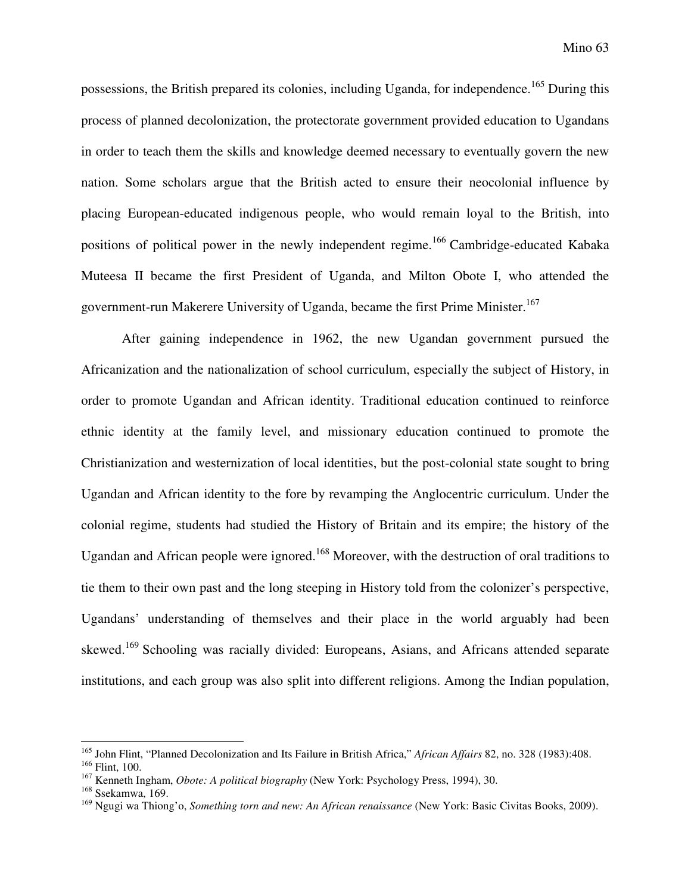possessions, the British prepared its colonies, including Uganda, for independence.[165] During this process of planned decolonization, the protectorate government provided education to Ugandans in order to teach them the skills and knowledge deemed necessary to eventually govern the new nation. Some scholars argue that the British acted to ensure their neocolonial influence by placing European-educated indigenous people, who would remain loyal to the British, into positions of political power in the newly independent regime.[166] Cambridge-educated Kabaka Muteesa II became the first President of Uganda, and Milton Obote I, who attended the government-run Makerere University of Uganda, became the first Prime Minister.[167]

After gaining independence in 1962, the new Ugandan government pursued the Africanization and the nationalization of school curriculum, especially the subject of History, in order to promote Ugandan and African identity. Traditional education continued to reinforce ethnic identity at the family level, and missionary education continued to promote the Christianization and westernization of local identities, but the post-colonial state sought to bring Ugandan and African identity to the fore by revamping the Anglocentric curriculum. Under the colonial regime, students had studied the History of Britain and its empire; the history of the Ugandan and African people were ignored.[168] Moreover, with the destruction of oral traditions to tie them to their own past and the long steeping in History told from the colonizer's perspective, Ugandans' understanding of themselves and their place in the world arguably had been skewed.[169] Schooling was racially divided: Europeans, Asians, and Africans attended separate institutions, and each group was also split into different religions. Among the Indian population,

---

[165] John Flint, "Planned Decolonization and Its Failure in British Africa," *African Affairs* 82, no. 328 (1983):408.

[166] Flint, 100.

[167] Kenneth Ingham, *Obote: A political biography* (New York: Psychology Press, 1994), 30.

[168] Ssekamwa, 169.

[169] Ngugi wa Thiong'o, *Something torn and new: An African renaissance* (New York: Basic Civitas Books, 2009).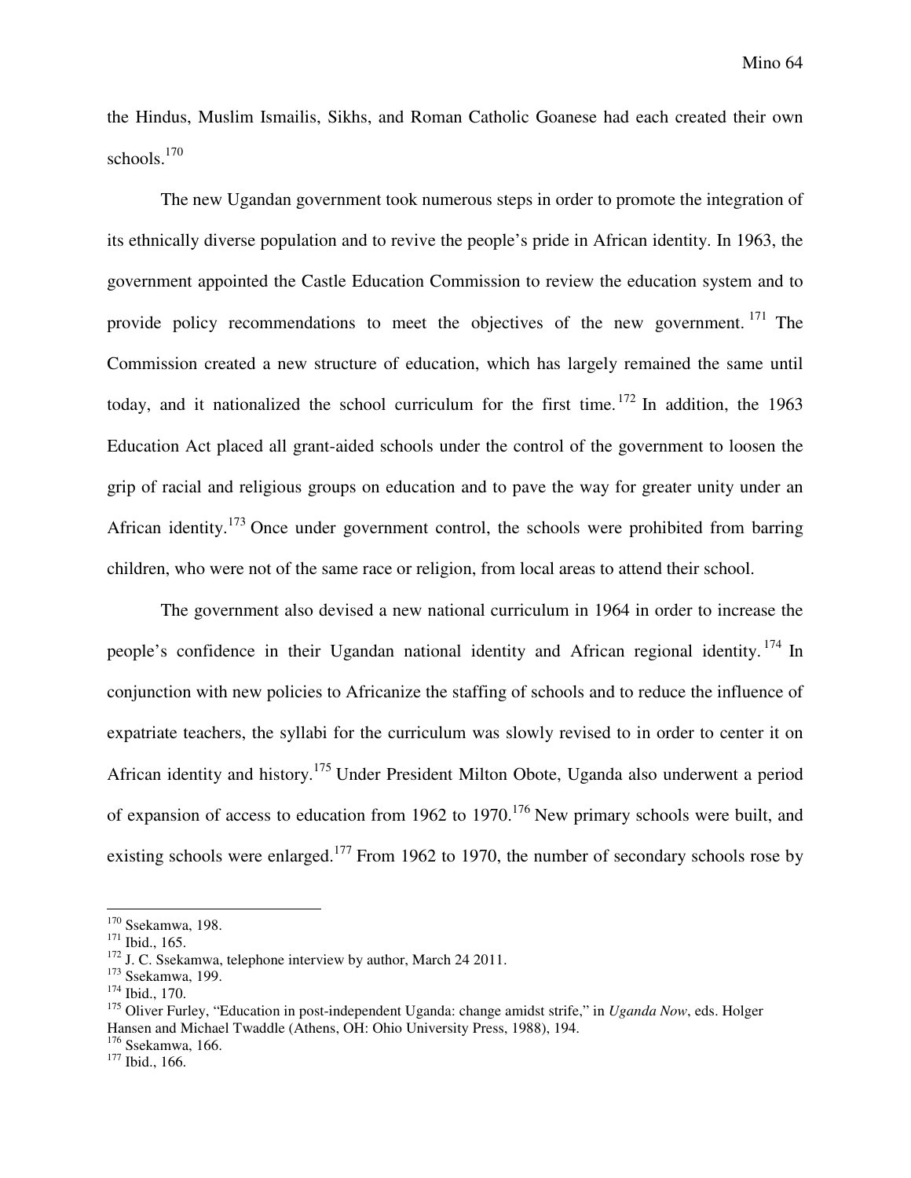the Hindus, Muslim Ismailis, Sikhs, and Roman Catholic Goanese had each created their own schools.[170]

The new Ugandan government took numerous steps in order to promote the integration of its ethnically diverse population and to revive the people's pride in African identity. In 1963, the government appointed the Castle Education Commission to review the education system and to provide policy recommendations to meet the objectives of the new government.[171] The Commission created a new structure of education, which has largely remained the same until today, and it nationalized the school curriculum for the first time.[172] In addition, the 1963 Education Act placed all grant-aided schools under the control of the government to loosen the grip of racial and religious groups on education and to pave the way for greater unity under an African identity.[173] Once under government control, the schools were prohibited from barring children, who were not of the same race or religion, from local areas to attend their school.

The government also devised a new national curriculum in 1964 in order to increase the people's confidence in their Ugandan national identity and African regional identity.[174] In conjunction with new policies to Africanize the staffing of schools and to reduce the influence of expatriate teachers, the syllabi for the curriculum was slowly revised to in order to center it on African identity and history.[175] Under President Milton Obote, Uganda also underwent a period of expansion of access to education from 1962 to 1970.[176] New primary schools were built, and existing schools were enlarged.[177] From 1962 to 1970, the number of secondary schools rose by

---

[170] Ssekamwa, 198.
[171] Ibid., 165.
[172] J. C. Ssekamwa, telephone interview by author, March 24 2011.
[173] Ssekamwa, 199.
[174] Ibid., 170.
[175] Oliver Furley, "Education in post-independent Uganda: change amidst strife," in *Uganda Now*, eds. Holger Hansen and Michael Twaddle (Athens, OH: Ohio University Press, 1988), 194.
[176] Ssekamwa, 166.
[177] Ibid., 166.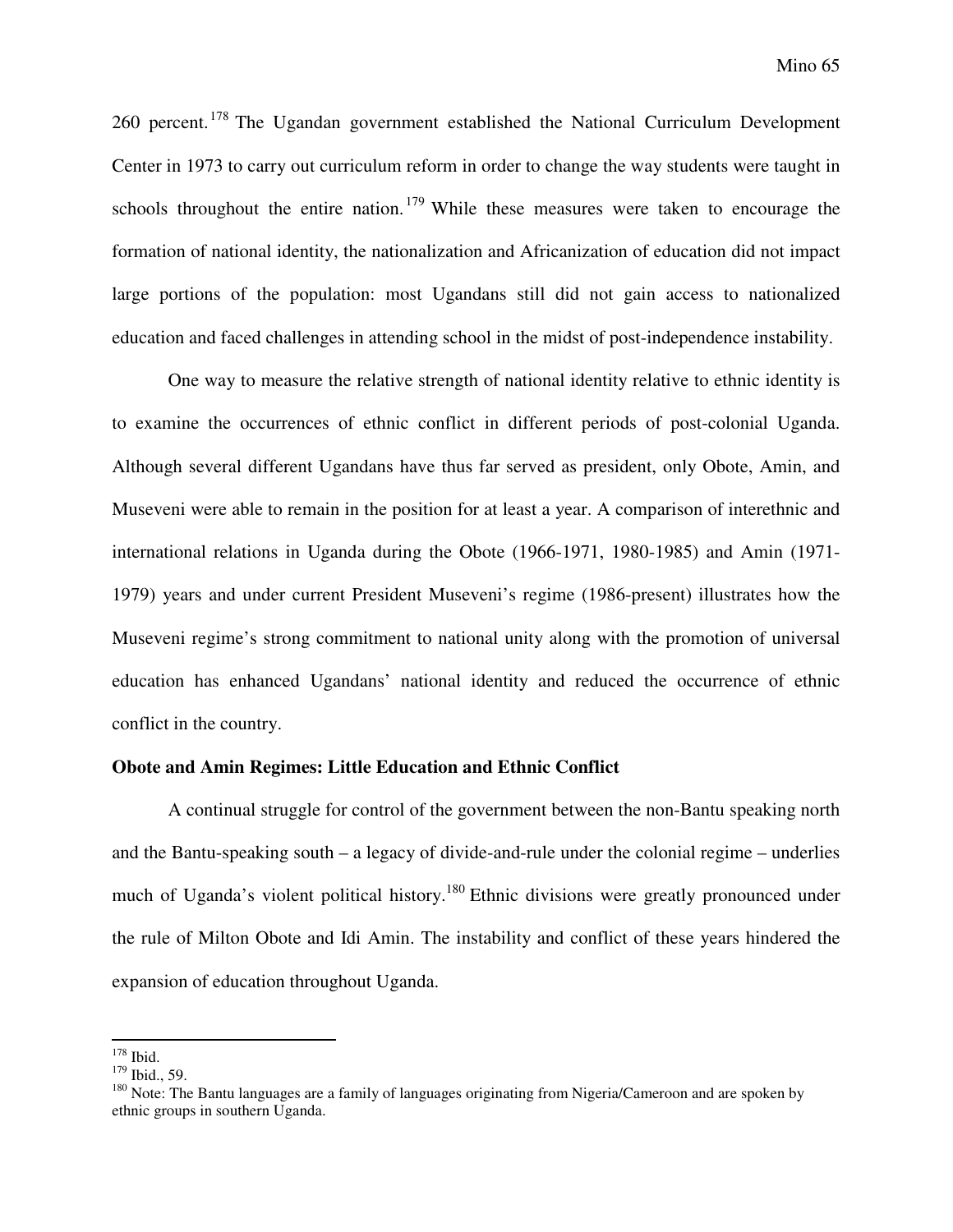260 percent.[178] The Ugandan government established the National Curriculum Development Center in 1973 to carry out curriculum reform in order to change the way students were taught in schools throughout the entire nation.[179] While these measures were taken to encourage the formation of national identity, the nationalization and Africanization of education did not impact large portions of the population: most Ugandans still did not gain access to nationalized education and faced challenges in attending school in the midst of post-independence instability.

One way to measure the relative strength of national identity relative to ethnic identity is to examine the occurrences of ethnic conflict in different periods of post-colonial Uganda. Although several different Ugandans have thus far served as president, only Obote, Amin, and Museveni were able to remain in the position for at least a year. A comparison of interethnic and international relations in Uganda during the Obote (1966-1971, 1980-1985) and Amin (1971-1979) years and under current President Museveni's regime (1986-present) illustrates how the Museveni regime's strong commitment to national unity along with the promotion of universal education has enhanced Ugandans' national identity and reduced the occurrence of ethnic conflict in the country.

**Obote and Amin Regimes: Little Education and Ethnic Conflict**

A continual struggle for control of the government between the non-Bantu speaking north and the Bantu-speaking south – a legacy of divide-and-rule under the colonial regime – underlies much of Uganda's violent political history.[180] Ethnic divisions were greatly pronounced under the rule of Milton Obote and Idi Amin. The instability and conflict of these years hindered the expansion of education throughout Uganda.

---

[178] Ibid.

[179] Ibid., 59.

[180] Note: The Bantu languages are a family of languages originating from Nigeria/Cameroon and are spoken by ethnic groups in southern Uganda.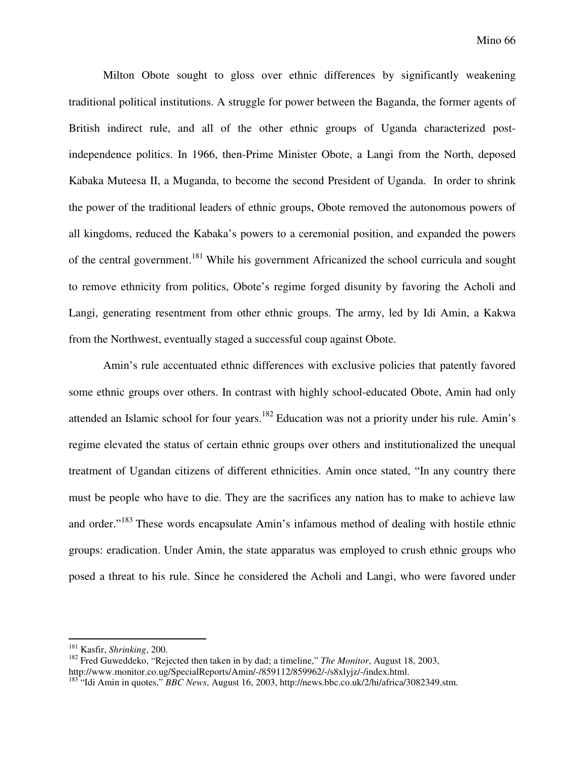Milton Obote sought to gloss over ethnic differences by significantly weakening traditional political institutions. A struggle for power between the Baganda, the former agents of British indirect rule, and all of the other ethnic groups of Uganda characterized post-independence politics. In 1966, then-Prime Minister Obote, a Langi from the North, deposed Kabaka Muteesa II, a Muganda, to become the second President of Uganda. In order to shrink the power of the traditional leaders of ethnic groups, Obote removed the autonomous powers of all kingdoms, reduced the Kabaka's powers to a ceremonial position, and expanded the powers of the central government.[181] While his government Africanized the school curricula and sought to remove ethnicity from politics, Obote's regime forged disunity by favoring the Acholi and Langi, generating resentment from other ethnic groups. The army, led by Idi Amin, a Kakwa from the Northwest, eventually staged a successful coup against Obote.

Amin's rule accentuated ethnic differences with exclusive policies that patently favored some ethnic groups over others. In contrast with highly school-educated Obote, Amin had only attended an Islamic school for four years.[182] Education was not a priority under his rule. Amin's regime elevated the status of certain ethnic groups over others and institutionalized the unequal treatment of Ugandan citizens of different ethnicities. Amin once stated, "In any country there must be people who have to die. They are the sacrifices any nation has to make to achieve law and order."[183] These words encapsulate Amin's infamous method of dealing with hostile ethnic groups: eradication. Under Amin, the state apparatus was employed to crush ethnic groups who posed a threat to his rule. Since he considered the Acholi and Langi, who were favored under

---

[181] Kasfir, *Shrinking*, 200.

[182] Fred Guweddeko, "Rejected then taken in by dad; a timeline," *The Monitor*, August 18, 2003, http://www.monitor.co.ug/SpecialReports/Amin/-/859112/859962/-/s8xlyjz/-/index.html.

[183] "Idi Amin in quotes," *BBC News*, August 16, 2003, http://news.bbc.co.uk/2/hi/africa/3082349.stm.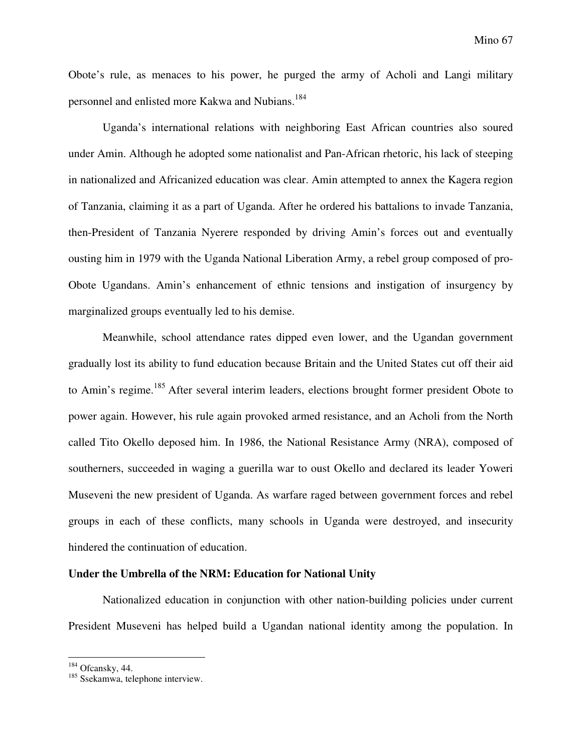Obote's rule, as menaces to his power, he purged the army of Acholi and Langi military personnel and enlisted more Kakwa and Nubians.[184]

Uganda's international relations with neighboring East African countries also soured under Amin. Although he adopted some nationalist and Pan-African rhetoric, his lack of steeping in nationalized and Africanized education was clear. Amin attempted to annex the Kagera region of Tanzania, claiming it as a part of Uganda. After he ordered his battalions to invade Tanzania, then-President of Tanzania Nyerere responded by driving Amin's forces out and eventually ousting him in 1979 with the Uganda National Liberation Army, a rebel group composed of pro-Obote Ugandans. Amin's enhancement of ethnic tensions and instigation of insurgency by marginalized groups eventually led to his demise.

Meanwhile, school attendance rates dipped even lower, and the Ugandan government gradually lost its ability to fund education because Britain and the United States cut off their aid to Amin's regime.[185] After several interim leaders, elections brought former president Obote to power again. However, his rule again provoked armed resistance, and an Acholi from the North called Tito Okello deposed him. In 1986, the National Resistance Army (NRA), composed of southerners, succeeded in waging a guerilla war to oust Okello and declared its leader Yoweri Museveni the new president of Uganda. As warfare raged between government forces and rebel groups in each of these conflicts, many schools in Uganda were destroyed, and insecurity hindered the continuation of education.

**Under the Umbrella of the NRM: Education for National Unity**

Nationalized education in conjunction with other nation-building policies under current President Museveni has helped build a Ugandan national identity among the population. In

---

[184] Ofcansky, 44.

[185] Ssekamwa, telephone interview.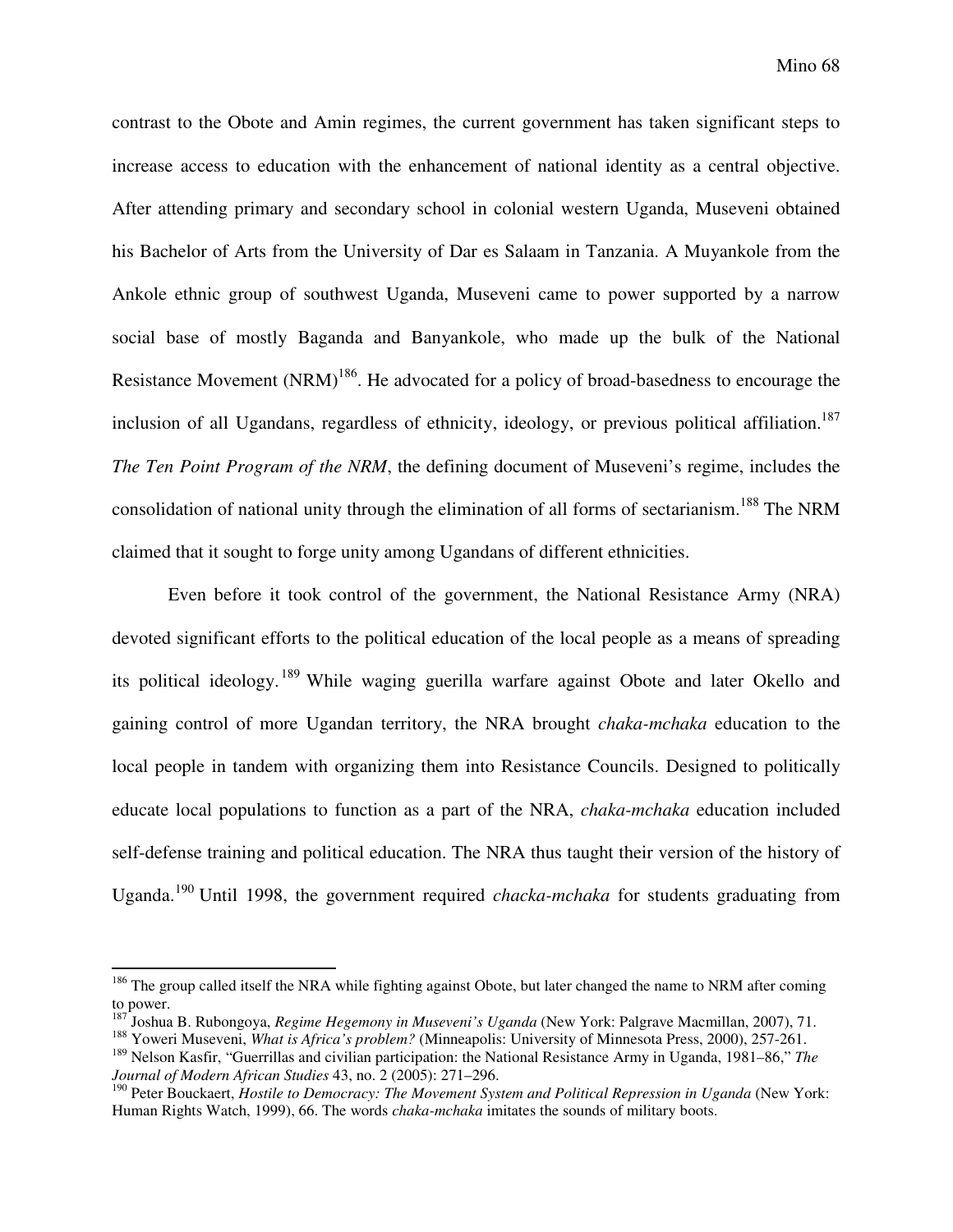contrast to the Obote and Amin regimes, the current government has taken significant steps to increase access to education with the enhancement of national identity as a central objective. After attending primary and secondary school in colonial western Uganda, Museveni obtained his Bachelor of Arts from the University of Dar es Salaam in Tanzania. A Muyankole from the Ankole ethnic group of southwest Uganda, Museveni came to power supported by a narrow social base of mostly Baganda and Banyankole, who made up the bulk of the National Resistance Movement (NRM)[186]. He advocated for a policy of broad-basedness to encourage the inclusion of all Ugandans, regardless of ethnicity, ideology, or previous political affiliation.[187] *The Ten Point Program of the NRM*, the defining document of Museveni's regime, includes the consolidation of national unity through the elimination of all forms of sectarianism.[188] The NRM claimed that it sought to forge unity among Ugandans of different ethnicities.

Even before it took control of the government, the National Resistance Army (NRA) devoted significant efforts to the political education of the local people as a means of spreading its political ideology.[189] While waging guerilla warfare against Obote and later Okello and gaining control of more Ugandan territory, the NRA brought *chaka-mchaka* education to the local people in tandem with organizing them into Resistance Councils. Designed to politically educate local populations to function as a part of the NRA, *chaka-mchaka* education included self-defense training and political education. The NRA thus taught their version of the history of Uganda.[190] Until 1998, the government required *chacka-mchaka* for students graduating from

---

[186] The group called itself the NRA while fighting against Obote, but later changed the name to NRM after coming to power.

[187] Joshua B. Rubongoya, *Regime Hegemony in Museveni's Uganda* (New York: Palgrave Macmillan, 2007), 71.

[188] Yoweri Museveni, *What is Africa's problem?* (Minneapolis: University of Minnesota Press, 2000), 257-261.

[189] Nelson Kasfir, "Guerrillas and civilian participation: the National Resistance Army in Uganda, 1981–86," *The Journal of Modern African Studies* 43, no. 2 (2005): 271–296.

[190] Peter Bouckaert, *Hostile to Democracy: The Movement System and Political Repression in Uganda* (New York: Human Rights Watch, 1999), 66. The words *chaka-mchaka* imitates the sounds of military boots.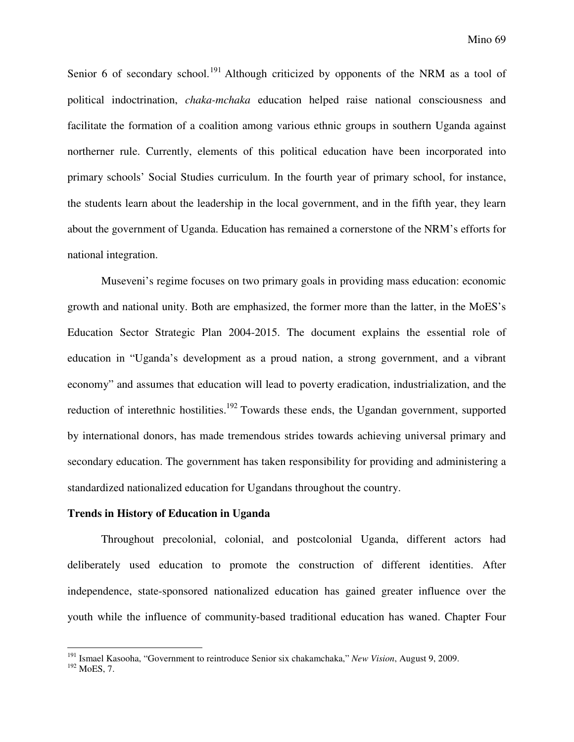Senior 6 of secondary school.[191] Although criticized by opponents of the NRM as a tool of political indoctrination, *chaka-mchaka* education helped raise national consciousness and facilitate the formation of a coalition among various ethnic groups in southern Uganda against northerner rule. Currently, elements of this political education have been incorporated into primary schools' Social Studies curriculum. In the fourth year of primary school, for instance, the students learn about the leadership in the local government, and in the fifth year, they learn about the government of Uganda. Education has remained a cornerstone of the NRM's efforts for national integration.

Museveni's regime focuses on two primary goals in providing mass education: economic growth and national unity. Both are emphasized, the former more than the latter, in the MoES's Education Sector Strategic Plan 2004-2015. The document explains the essential role of education in "Uganda's development as a proud nation, a strong government, and a vibrant economy" and assumes that education will lead to poverty eradication, industrialization, and the reduction of interethnic hostilities.[192] Towards these ends, the Ugandan government, supported by international donors, has made tremendous strides towards achieving universal primary and secondary education. The government has taken responsibility for providing and administering a standardized nationalized education for Ugandans throughout the country.

**Trends in History of Education in Uganda**

Throughout precolonial, colonial, and postcolonial Uganda, different actors had deliberately used education to promote the construction of different identities. After independence, state-sponsored nationalized education has gained greater influence over the youth while the influence of community-based traditional education has waned. Chapter Four

---

[191] Ismael Kasooha, "Government to reintroduce Senior six chakamchaka," *New Vision*, August 9, 2009.

[192] MoES, 7.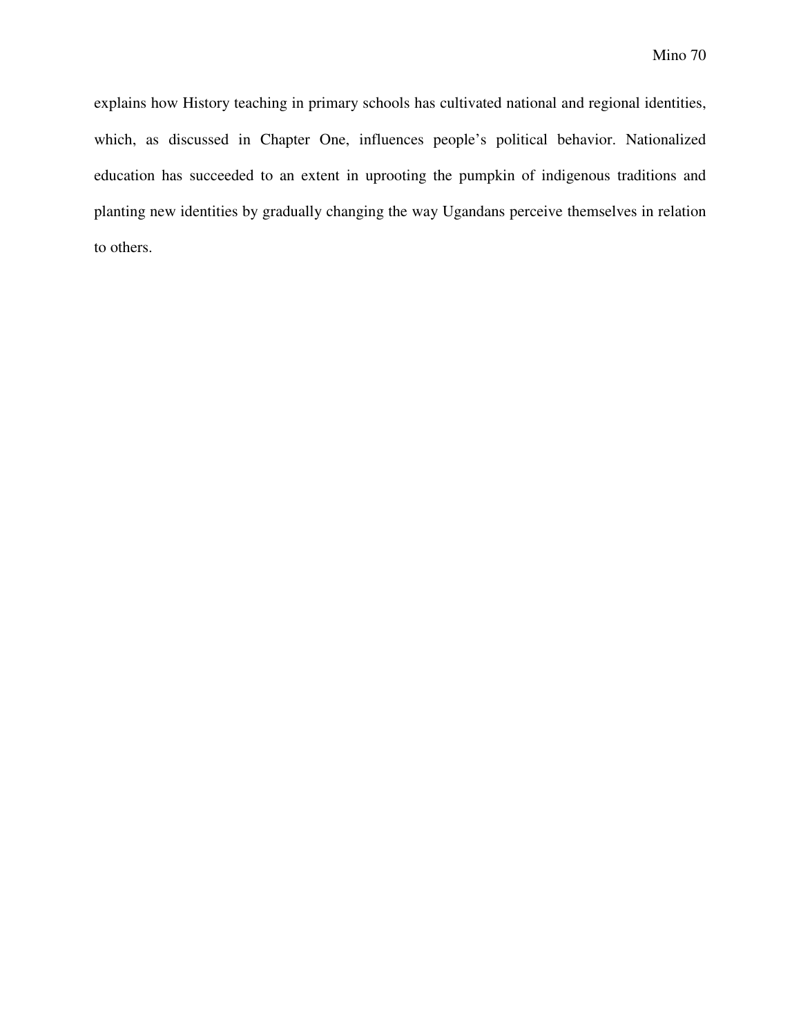explains how History teaching in primary schools has cultivated national and regional identities, which, as discussed in Chapter One, influences people's political behavior. Nationalized education has succeeded to an extent in uprooting the pumpkin of indigenous traditions and planting new identities by gradually changing the way Ugandans perceive themselves in relation to others.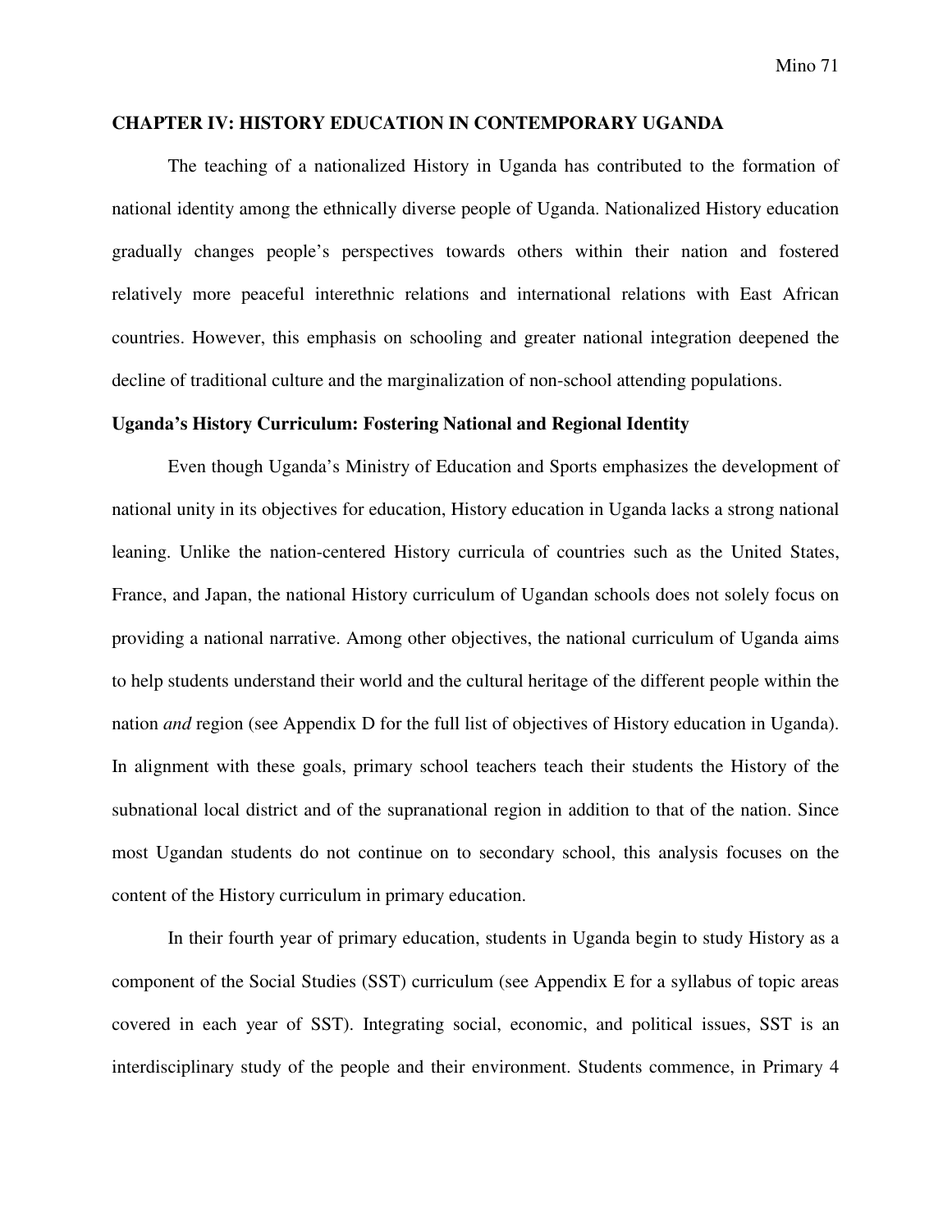## CHAPTER IV: HISTORY EDUCATION IN CONTEMPORARY UGANDA

The teaching of a nationalized History in Uganda has contributed to the formation of national identity among the ethnically diverse people of Uganda. Nationalized History education gradually changes people's perspectives towards others within their nation and fostered relatively more peaceful interethnic relations and international relations with East African countries. However, this emphasis on schooling and greater national integration deepened the decline of traditional culture and the marginalization of non-school attending populations.

### Uganda's History Curriculum: Fostering National and Regional Identity

Even though Uganda's Ministry of Education and Sports emphasizes the development of national unity in its objectives for education, History education in Uganda lacks a strong national leaning. Unlike the nation-centered History curricula of countries such as the United States, France, and Japan, the national History curriculum of Ugandan schools does not solely focus on providing a national narrative. Among other objectives, the national curriculum of Uganda aims to help students understand their world and the cultural heritage of the different people within the nation *and* region (see Appendix D for the full list of objectives of History education in Uganda). In alignment with these goals, primary school teachers teach their students the History of the subnational local district and of the supranational region in addition to that of the nation. Since most Ugandan students do not continue on to secondary school, this analysis focuses on the content of the History curriculum in primary education.

In their fourth year of primary education, students in Uganda begin to study History as a component of the Social Studies (SST) curriculum (see Appendix E for a syllabus of topic areas covered in each year of SST). Integrating social, economic, and political issues, SST is an interdisciplinary study of the people and their environment. Students commence, in Primary 4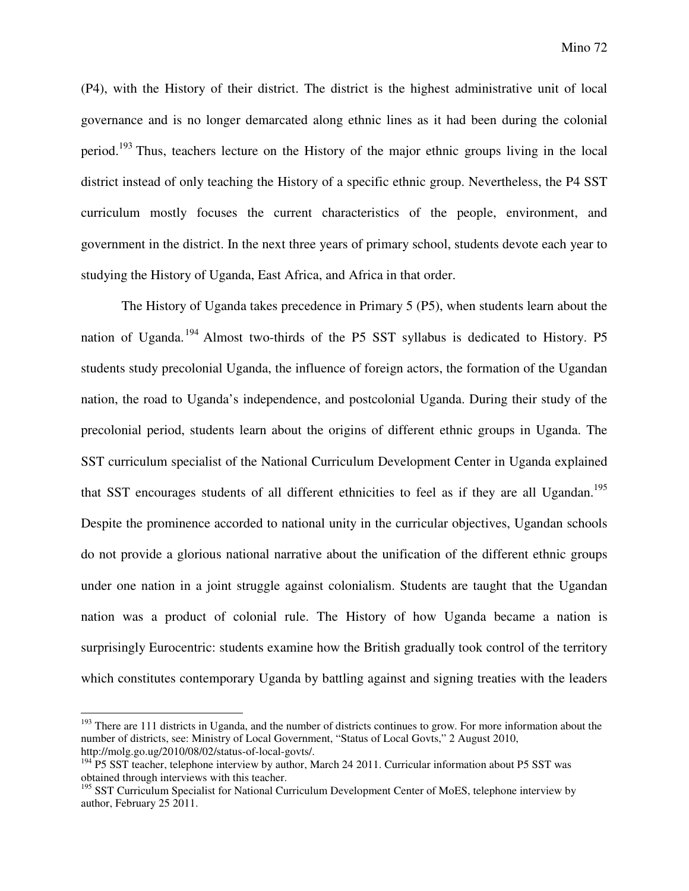(P4), with the History of their district. The district is the highest administrative unit of local governance and is no longer demarcated along ethnic lines as it had been during the colonial period.[193] Thus, teachers lecture on the History of the major ethnic groups living in the local district instead of only teaching the History of a specific ethnic group. Nevertheless, the P4 SST curriculum mostly focuses the current characteristics of the people, environment, and government in the district. In the next three years of primary school, students devote each year to studying the History of Uganda, East Africa, and Africa in that order.

The History of Uganda takes precedence in Primary 5 (P5), when students learn about the nation of Uganda.[194] Almost two-thirds of the P5 SST syllabus is dedicated to History. P5 students study precolonial Uganda, the influence of foreign actors, the formation of the Ugandan nation, the road to Uganda's independence, and postcolonial Uganda. During their study of the precolonial period, students learn about the origins of different ethnic groups in Uganda. The SST curriculum specialist of the National Curriculum Development Center in Uganda explained that SST encourages students of all different ethnicities to feel as if they are all Ugandan.[195] Despite the prominence accorded to national unity in the curricular objectives, Ugandan schools do not provide a glorious national narrative about the unification of the different ethnic groups under one nation in a joint struggle against colonialism. Students are taught that the Ugandan nation was a product of colonial rule. The History of how Uganda became a nation is surprisingly Eurocentric: students examine how the British gradually took control of the territory which constitutes contemporary Uganda by battling against and signing treaties with the leaders

---

[193] There are 111 districts in Uganda, and the number of districts continues to grow. For more information about the number of districts, see: Ministry of Local Government, "Status of Local Govts," 2 August 2010, http://molg.go.ug/2010/08/02/status-of-local-govts/.

[194] P5 SST teacher, telephone interview by author, March 24 2011. Curricular information about P5 SST was obtained through interviews with this teacher.

[195] SST Curriculum Specialist for National Curriculum Development Center of MoES, telephone interview by author, February 25 2011.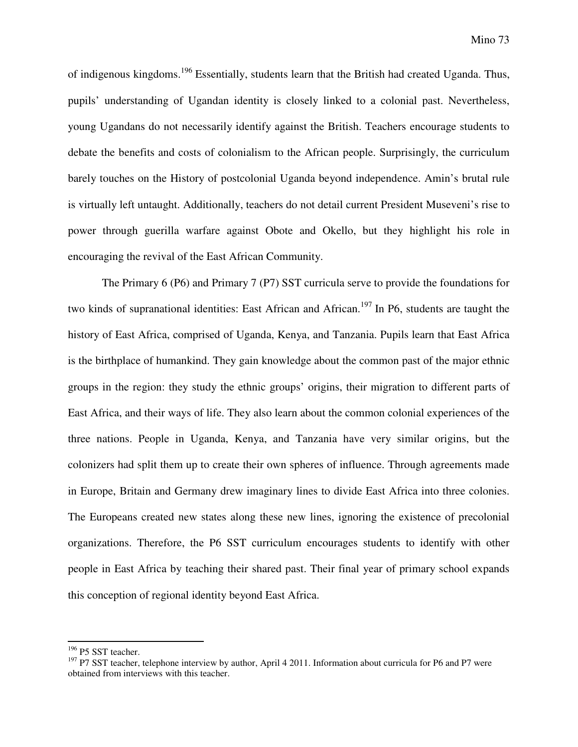of indigenous kingdoms.[196] Essentially, students learn that the British had created Uganda. Thus, pupils' understanding of Ugandan identity is closely linked to a colonial past. Nevertheless, young Ugandans do not necessarily identify against the British. Teachers encourage students to debate the benefits and costs of colonialism to the African people. Surprisingly, the curriculum barely touches on the History of postcolonial Uganda beyond independence. Amin's brutal rule is virtually left untaught. Additionally, teachers do not detail current President Museveni's rise to power through guerilla warfare against Obote and Okello, but they highlight his role in encouraging the revival of the East African Community.

The Primary 6 (P6) and Primary 7 (P7) SST curricula serve to provide the foundations for two kinds of supranational identities: East African and African.[197] In P6, students are taught the history of East Africa, comprised of Uganda, Kenya, and Tanzania. Pupils learn that East Africa is the birthplace of humankind. They gain knowledge about the common past of the major ethnic groups in the region: they study the ethnic groups' origins, their migration to different parts of East Africa, and their ways of life. They also learn about the common colonial experiences of the three nations. People in Uganda, Kenya, and Tanzania have very similar origins, but the colonizers had split them up to create their own spheres of influence. Through agreements made in Europe, Britain and Germany drew imaginary lines to divide East Africa into three colonies. The Europeans created new states along these new lines, ignoring the existence of precolonial organizations. Therefore, the P6 SST curriculum encourages students to identify with other people in East Africa by teaching their shared past. Their final year of primary school expands this conception of regional identity beyond East Africa.

---

[196] P5 SST teacher.

[197] P7 SST teacher, telephone interview by author, April 4 2011. Information about curricula for P6 and P7 were obtained from interviews with this teacher.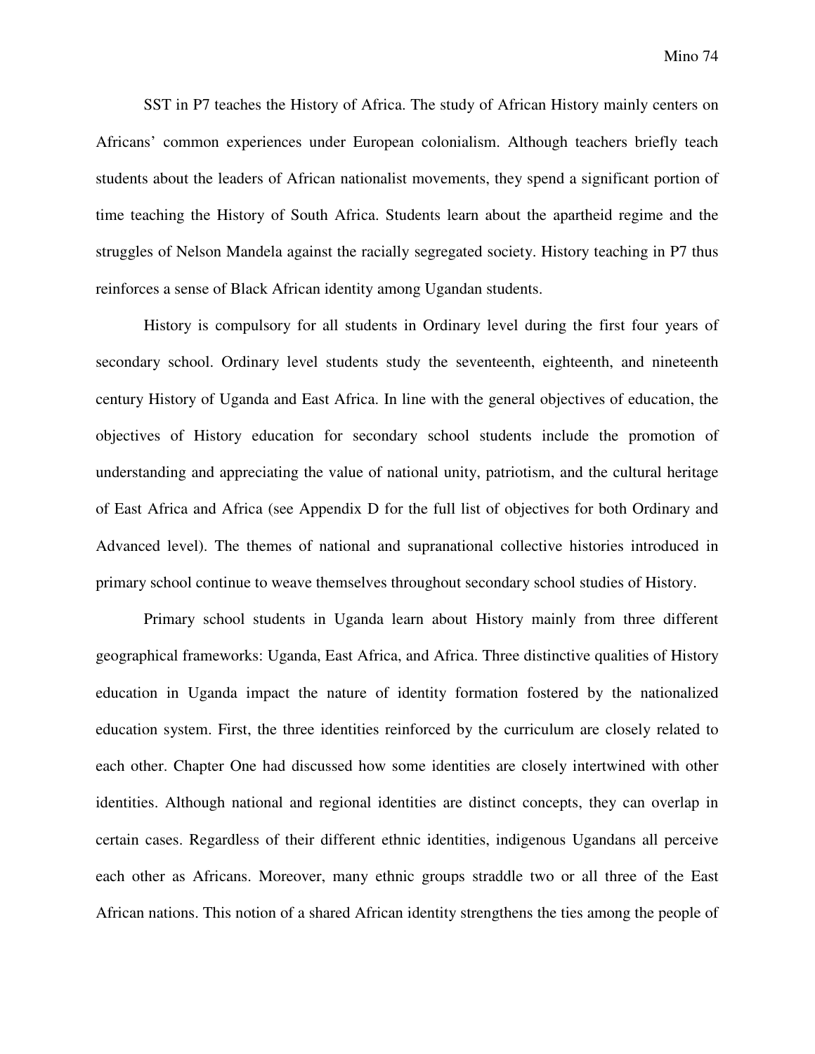SST in P7 teaches the History of Africa. The study of African History mainly centers on Africans' common experiences under European colonialism. Although teachers briefly teach students about the leaders of African nationalist movements, they spend a significant portion of time teaching the History of South Africa. Students learn about the apartheid regime and the struggles of Nelson Mandela against the racially segregated society. History teaching in P7 thus reinforces a sense of Black African identity among Ugandan students.

History is compulsory for all students in Ordinary level during the first four years of secondary school. Ordinary level students study the seventeenth, eighteenth, and nineteenth century History of Uganda and East Africa. In line with the general objectives of education, the objectives of History education for secondary school students include the promotion of understanding and appreciating the value of national unity, patriotism, and the cultural heritage of East Africa and Africa (see Appendix D for the full list of objectives for both Ordinary and Advanced level). The themes of national and supranational collective histories introduced in primary school continue to weave themselves throughout secondary school studies of History.

Primary school students in Uganda learn about History mainly from three different geographical frameworks: Uganda, East Africa, and Africa. Three distinctive qualities of History education in Uganda impact the nature of identity formation fostered by the nationalized education system. First, the three identities reinforced by the curriculum are closely related to each other. Chapter One had discussed how some identities are closely intertwined with other identities. Although national and regional identities are distinct concepts, they can overlap in certain cases. Regardless of their different ethnic identities, indigenous Ugandans all perceive each other as Africans. Moreover, many ethnic groups straddle two or all three of the East African nations. This notion of a shared African identity strengthens the ties among the people of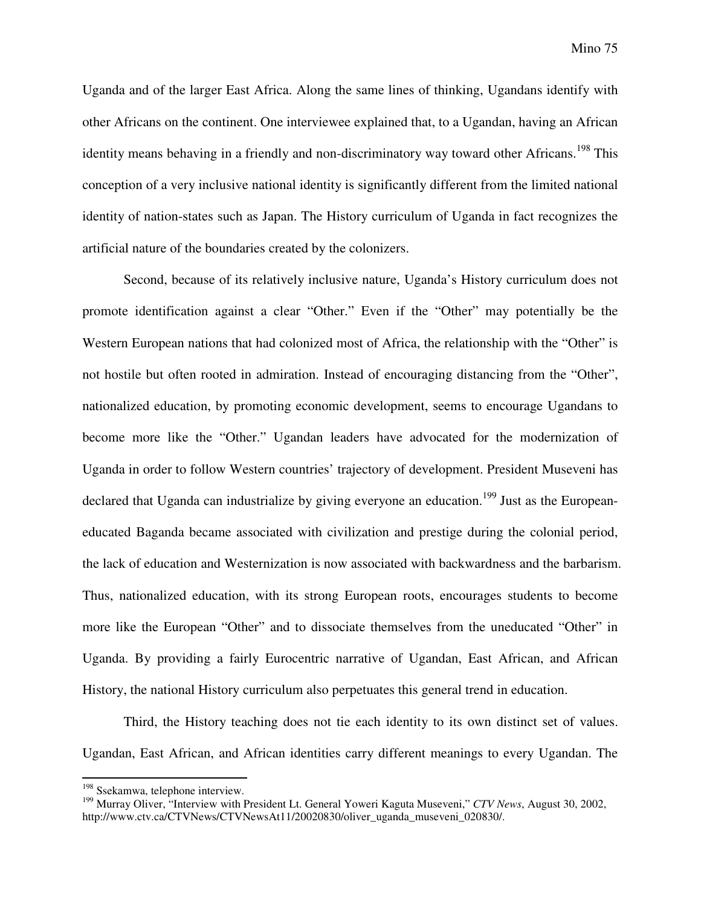Uganda and of the larger East Africa. Along the same lines of thinking, Ugandans identify with other Africans on the continent. One interviewee explained that, to a Ugandan, having an African identity means behaving in a friendly and non-discriminatory way toward other Africans.[198] This conception of a very inclusive national identity is significantly different from the limited national identity of nation-states such as Japan. The History curriculum of Uganda in fact recognizes the artificial nature of the boundaries created by the colonizers.

Second, because of its relatively inclusive nature, Uganda's History curriculum does not promote identification against a clear "Other." Even if the "Other" may potentially be the Western European nations that had colonized most of Africa, the relationship with the "Other" is not hostile but often rooted in admiration. Instead of encouraging distancing from the "Other", nationalized education, by promoting economic development, seems to encourage Ugandans to become more like the "Other." Ugandan leaders have advocated for the modernization of Uganda in order to follow Western countries' trajectory of development. President Museveni has declared that Uganda can industrialize by giving everyone an education.[199] Just as the European-educated Baganda became associated with civilization and prestige during the colonial period, the lack of education and Westernization is now associated with backwardness and the barbarism. Thus, nationalized education, with its strong European roots, encourages students to become more like the European "Other" and to dissociate themselves from the uneducated "Other" in Uganda. By providing a fairly Eurocentric narrative of Ugandan, East African, and African History, the national History curriculum also perpetuates this general trend in education.

Third, the History teaching does not tie each identity to its own distinct set of values. Ugandan, East African, and African identities carry different meanings to every Ugandan. The

---

[198] Ssekamwa, telephone interview.

[199] Murray Oliver, "Interview with President Lt. General Yoweri Kaguta Museveni," *CTV News*, August 30, 2002, http://www.ctv.ca/CTVNews/CTVNewsAt11/20020830/oliver_uganda_museveni_020830/.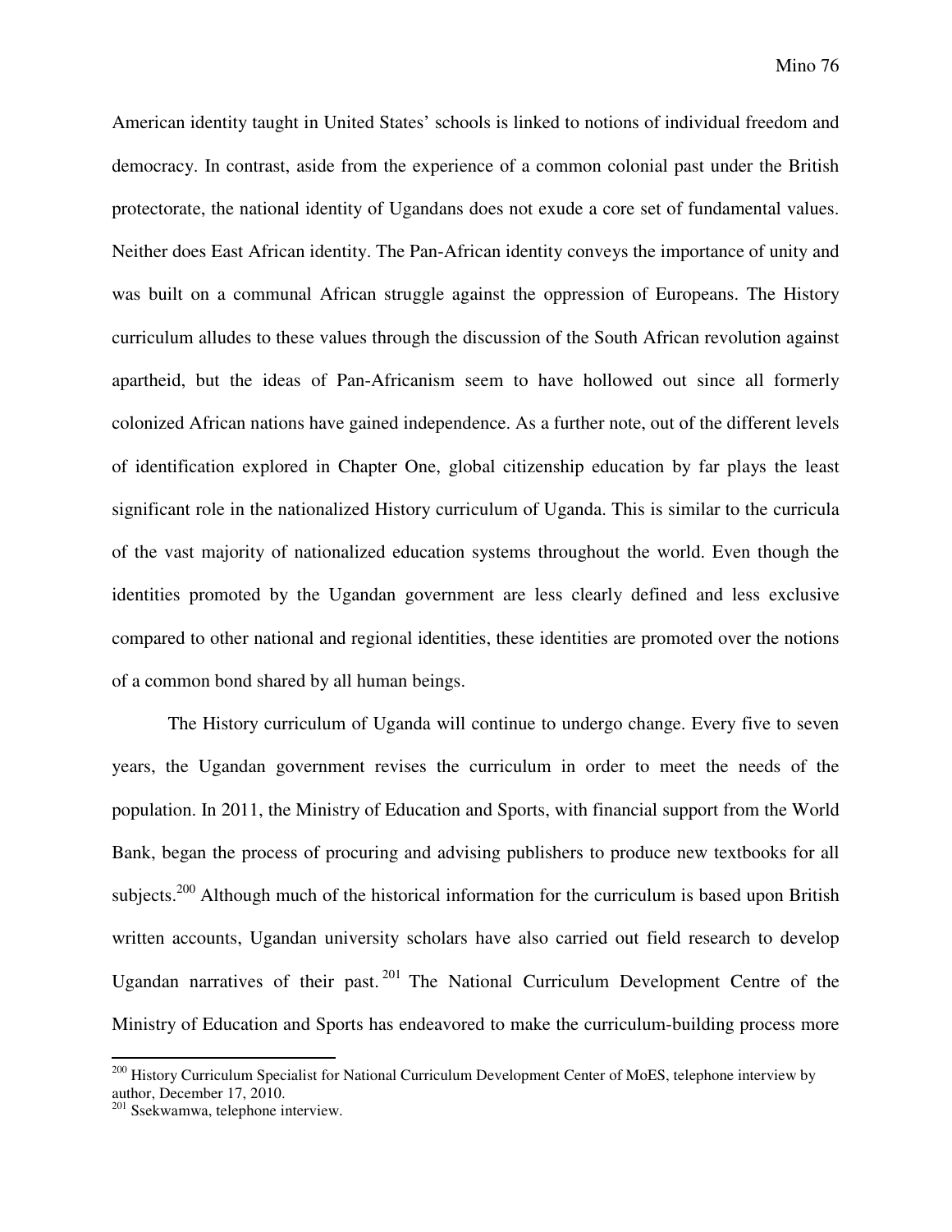American identity taught in United States' schools is linked to notions of individual freedom and democracy. In contrast, aside from the experience of a common colonial past under the British protectorate, the national identity of Ugandans does not exude a core set of fundamental values. Neither does East African identity. The Pan-African identity conveys the importance of unity and was built on a communal African struggle against the oppression of Europeans. The History curriculum alludes to these values through the discussion of the South African revolution against apartheid, but the ideas of Pan-Africanism seem to have hollowed out since all formerly colonized African nations have gained independence. As a further note, out of the different levels of identification explored in Chapter One, global citizenship education by far plays the least significant role in the nationalized History curriculum of Uganda. This is similar to the curricula of the vast majority of nationalized education systems throughout the world. Even though the identities promoted by the Ugandan government are less clearly defined and less exclusive compared to other national and regional identities, these identities are promoted over the notions of a common bond shared by all human beings.

The History curriculum of Uganda will continue to undergo change. Every five to seven years, the Ugandan government revises the curriculum in order to meet the needs of the population. In 2011, the Ministry of Education and Sports, with financial support from the World Bank, began the process of procuring and advising publishers to produce new textbooks for all subjects.[200] Although much of the historical information for the curriculum is based upon British written accounts, Ugandan university scholars have also carried out field research to develop Ugandan narratives of their past.[201] The National Curriculum Development Centre of the Ministry of Education and Sports has endeavored to make the curriculum-building process more

---

[200] History Curriculum Specialist for National Curriculum Development Center of MoES, telephone interview by author, December 17, 2010.

[201] Ssekwamwa, telephone interview.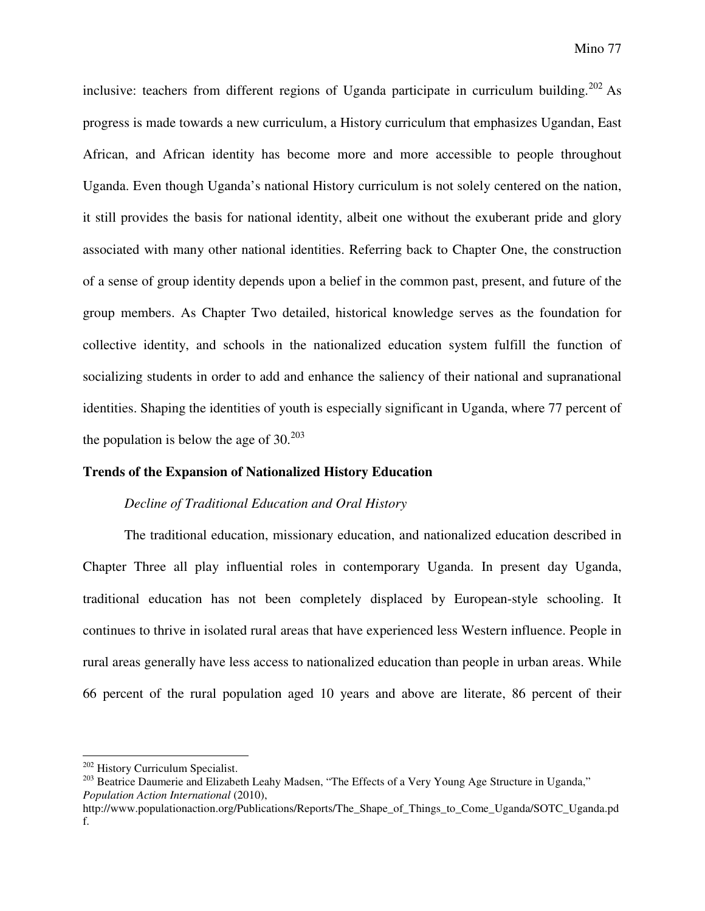inclusive: teachers from different regions of Uganda participate in curriculum building.[202] As progress is made towards a new curriculum, a History curriculum that emphasizes Ugandan, East African, and African identity has become more and more accessible to people throughout Uganda. Even though Uganda's national History curriculum is not solely centered on the nation, it still provides the basis for national identity, albeit one without the exuberant pride and glory associated with many other national identities. Referring back to Chapter One, the construction of a sense of group identity depends upon a belief in the common past, present, and future of the group members. As Chapter Two detailed, historical knowledge serves as the foundation for collective identity, and schools in the nationalized education system fulfill the function of socializing students in order to add and enhance the saliency of their national and supranational identities. Shaping the identities of youth is especially significant in Uganda, where 77 percent of the population is below the age of 30.[203]

**Trends of the Expansion of Nationalized History Education**

*Decline of Traditional Education and Oral History*

The traditional education, missionary education, and nationalized education described in Chapter Three all play influential roles in contemporary Uganda. In present day Uganda, traditional education has not been completely displaced by European-style schooling. It continues to thrive in isolated rural areas that have experienced less Western influence. People in rural areas generally have less access to nationalized education than people in urban areas. While 66 percent of the rural population aged 10 years and above are literate, 86 percent of their

---

[202] History Curriculum Specialist.

[203] Beatrice Daumerie and Elizabeth Leahy Madsen, "The Effects of a Very Young Age Structure in Uganda," *Population Action International* (2010), http://www.populationaction.org/Publications/Reports/The_Shape_of_Things_to_Come_Uganda/SOTC_Uganda.pdf.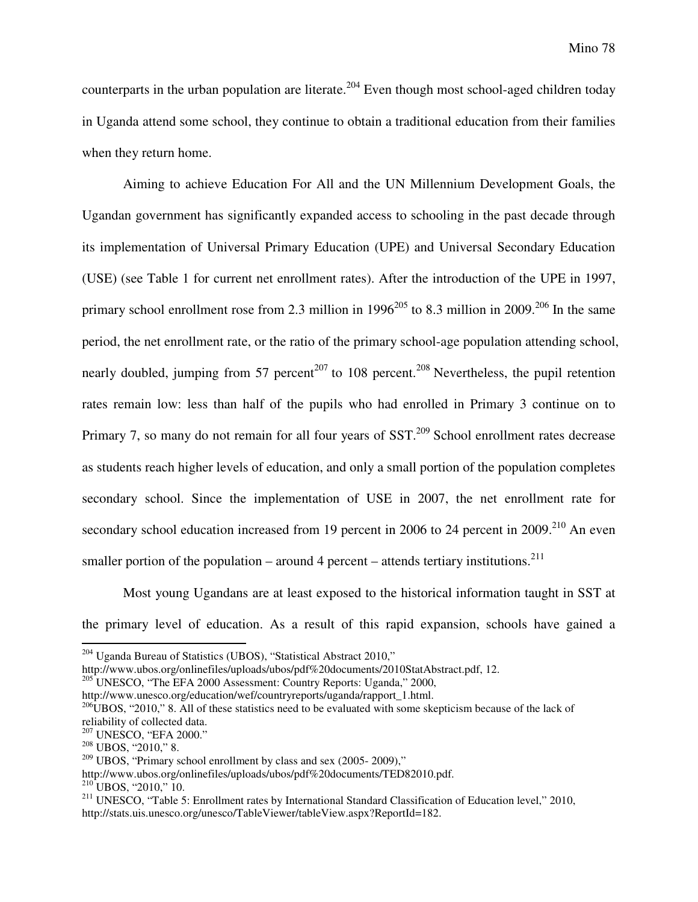counterparts in the urban population are literate.[204] Even though most school-aged children today in Uganda attend some school, they continue to obtain a traditional education from their families when they return home.

Aiming to achieve Education For All and the UN Millennium Development Goals, the Ugandan government has significantly expanded access to schooling in the past decade through its implementation of Universal Primary Education (UPE) and Universal Secondary Education (USE) (see Table 1 for current net enrollment rates). After the introduction of the UPE in 1997, primary school enrollment rose from 2.3 million in 1996[205] to 8.3 million in 2009.[206] In the same period, the net enrollment rate, or the ratio of the primary school-age population attending school, nearly doubled, jumping from 57 percent[207] to 108 percent.[208] Nevertheless, the pupil retention rates remain low: less than half of the pupils who had enrolled in Primary 3 continue on to Primary 7, so many do not remain for all four years of SST.[209] School enrollment rates decrease as students reach higher levels of education, and only a small portion of the population completes secondary school. Since the implementation of USE in 2007, the net enrollment rate for secondary school education increased from 19 percent in 2006 to 24 percent in 2009.[210] An even smaller portion of the population – around 4 percent – attends tertiary institutions.[211]

Most young Ugandans are at least exposed to the historical information taught in SST at the primary level of education. As a result of this rapid expansion, schools have gained a

---

[204] Uganda Bureau of Statistics (UBOS), "Statistical Abstract 2010," http://www.ubos.org/onlinefiles/uploads/ubos/pdf%20documents/2010StatAbstract.pdf, 12.

[205] UNESCO, "The EFA 2000 Assessment: Country Reports: Uganda," 2000, http://www.unesco.org/education/wef/countryreports/uganda/rapport_1.html.

[206] UBOS, "2010," 8. All of these statistics need to be evaluated with some skepticism because of the lack of reliability of collected data.

[207] UNESCO, "EFA 2000."

[208] UBOS, "2010," 8.

[209] UBOS, "Primary school enrollment by class and sex (2005- 2009)," http://www.ubos.org/onlinefiles/uploads/ubos/pdf%20documents/TED82010.pdf.

[210] UBOS, "2010," 10.

[211] UNESCO, "Table 5: Enrollment rates by International Standard Classification of Education level," 2010, http://stats.uis.unesco.org/unesco/TableViewer/tableView.aspx?ReportId=182.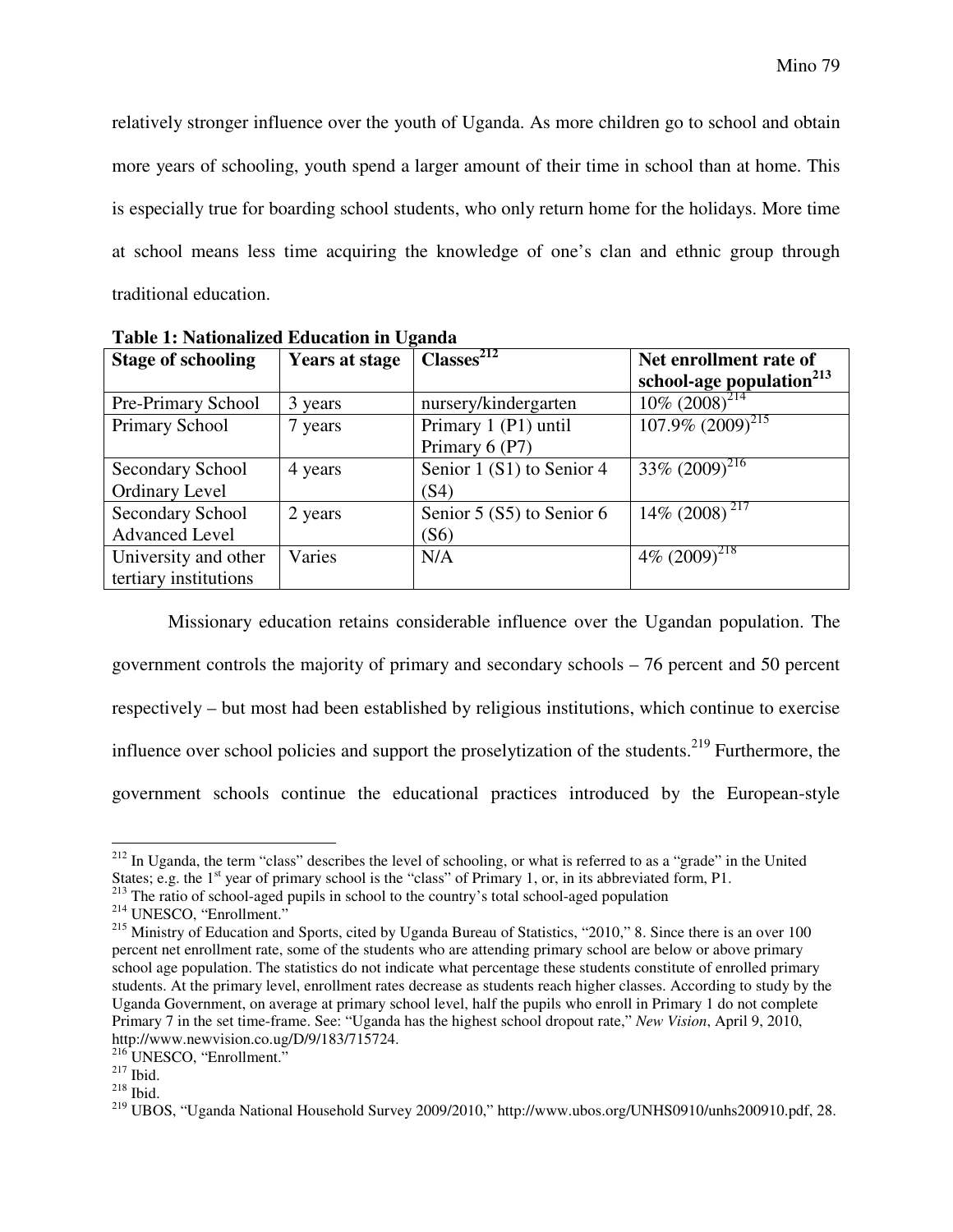relatively stronger influence over the youth of Uganda. As more children go to school and obtain more years of schooling, youth spend a larger amount of their time in school than at home. This is especially true for boarding school students, who only return home for the holidays. More time at school means less time acquiring the knowledge of one's clan and ethnic group through traditional education.

**Table 1: Nationalized Education in Uganda**

| Stage of schooling | Years at stage | Classes[212] | Net enrollment rate of school-age population[213] |
|---|---|---|---|
| Pre-Primary School | 3 years | nursery/kindergarten | 10% (2008)[214] |
| Primary School | 7 years | Primary 1 (P1) until Primary 6 (P7) | 107.9% (2009)[215] |
| Secondary School Ordinary Level | 4 years | Senior 1 (S1) to Senior 4 (S4) | 33% (2009)[216] |
| Secondary School Advanced Level | 2 years | Senior 5 (S5) to Senior 6 (S6) | 14% (2008)[217] |
| University and other tertiary institutions | Varies | N/A | 4% (2009)[218] |

Missionary education retains considerable influence over the Ugandan population. The government controls the majority of primary and secondary schools – 76 percent and 50 percent respectively – but most had been established by religious institutions, which continue to exercise influence over school policies and support the proselytization of the students.[219] Furthermore, the government schools continue the educational practices introduced by the European-style

---

[212] In Uganda, the term "class" describes the level of schooling, or what is referred to as a "grade" in the United States; e.g. the 1st year of primary school is the "class" of Primary 1, or, in its abbreviated form, P1.

[213] The ratio of school-aged pupils in school to the country's total school-aged population

[214] UNESCO, "Enrollment."

[215] Ministry of Education and Sports, cited by Uganda Bureau of Statistics, "2010," 8. Since there is an over 100 percent net enrollment rate, some of the students who are attending primary school are below or above primary school age population. The statistics do not indicate what percentage these students constitute of enrolled primary students. At the primary level, enrollment rates decrease as students reach higher classes. According to study by the Uganda Government, on average at primary school level, half the pupils who enroll in Primary 1 do not complete Primary 7 in the set time-frame. See: "Uganda has the highest school dropout rate," *New Vision*, April 9, 2010, http://www.newvision.co.ug/D/9/183/715724.

[216] UNESCO, "Enrollment."

[217] Ibid.

[218] Ibid.

[219] UBOS, "Uganda National Household Survey 2009/2010," http://www.ubos.org/UNHS0910/unhs200910.pdf, 28.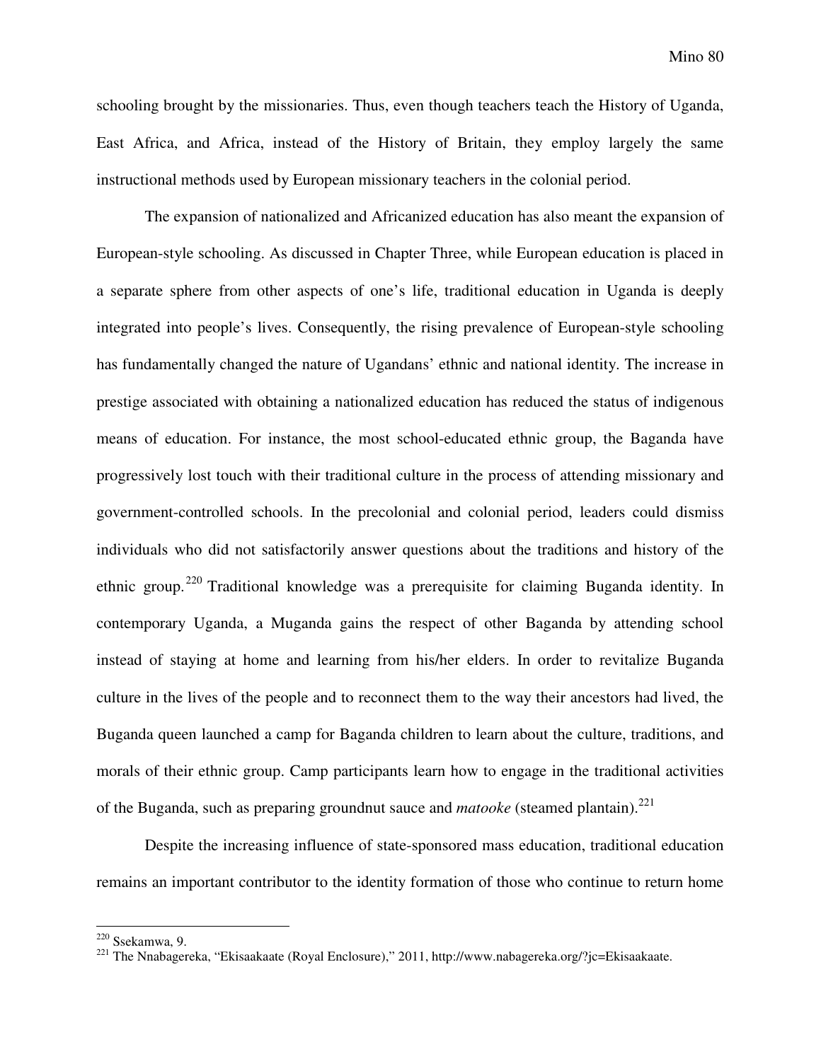schooling brought by the missionaries. Thus, even though teachers teach the History of Uganda, East Africa, and Africa, instead of the History of Britain, they employ largely the same instructional methods used by European missionary teachers in the colonial period.

The expansion of nationalized and Africanized education has also meant the expansion of European-style schooling. As discussed in Chapter Three, while European education is placed in a separate sphere from other aspects of one's life, traditional education in Uganda is deeply integrated into people's lives. Consequently, the rising prevalence of European-style schooling has fundamentally changed the nature of Ugandans' ethnic and national identity. The increase in prestige associated with obtaining a nationalized education has reduced the status of indigenous means of education. For instance, the most school-educated ethnic group, the Baganda have progressively lost touch with their traditional culture in the process of attending missionary and government-controlled schools. In the precolonial and colonial period, leaders could dismiss individuals who did not satisfactorily answer questions about the traditions and history of the ethnic group.[220] Traditional knowledge was a prerequisite for claiming Buganda identity. In contemporary Uganda, a Muganda gains the respect of other Baganda by attending school instead of staying at home and learning from his/her elders. In order to revitalize Buganda culture in the lives of the people and to reconnect them to the way their ancestors had lived, the Buganda queen launched a camp for Baganda children to learn about the culture, traditions, and morals of their ethnic group. Camp participants learn how to engage in the traditional activities of the Buganda, such as preparing groundnut sauce and *matooke* (steamed plantain).[221]

Despite the increasing influence of state-sponsored mass education, traditional education remains an important contributor to the identity formation of those who continue to return home

---

[220] Ssekamwa, 9.

[221] The Nnabagereka, "Ekisaakaate (Royal Enclosure)," 2011, http://www.nabagereka.org/?jc=Ekisaakaate.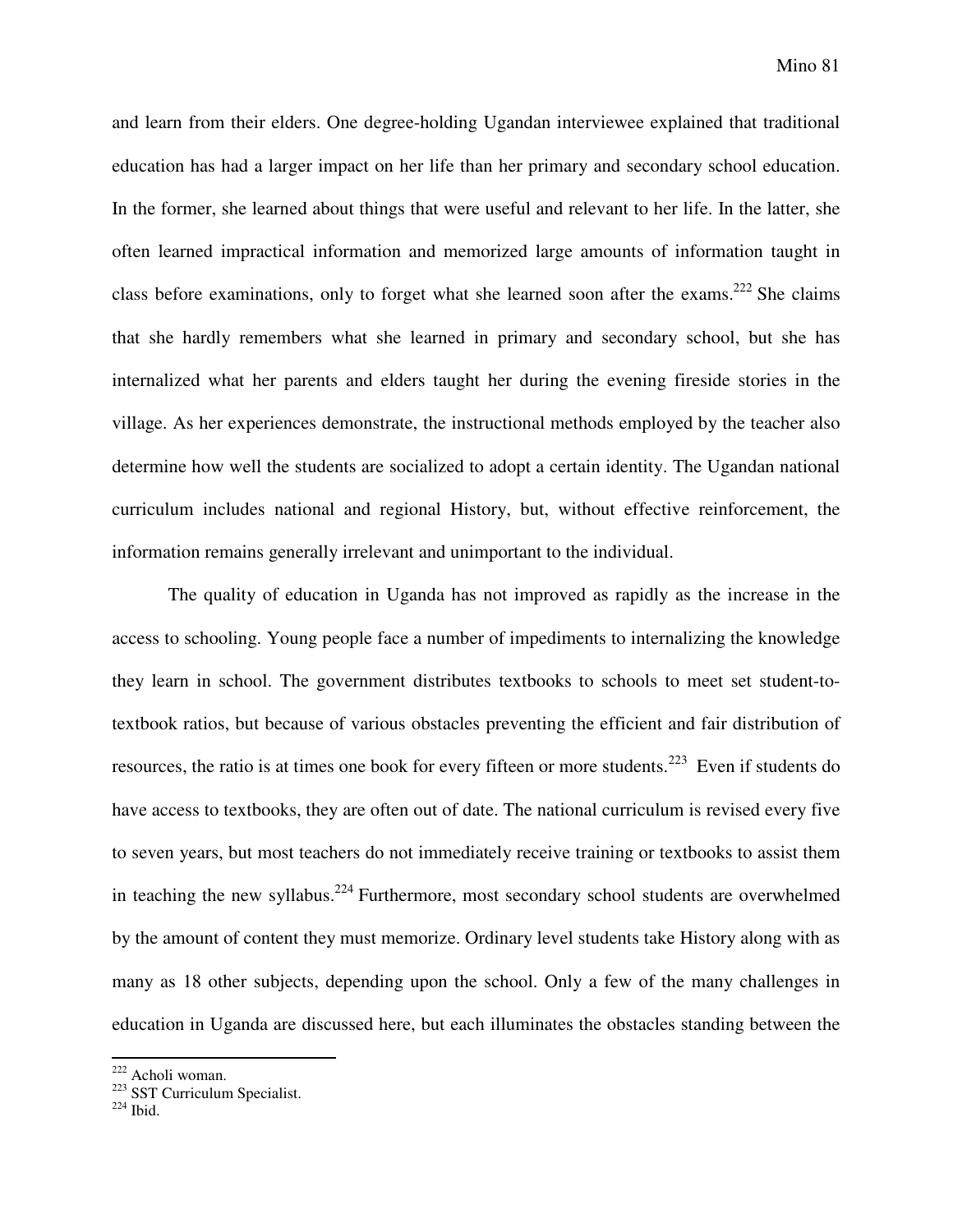and learn from their elders. One degree-holding Ugandan interviewee explained that traditional education has had a larger impact on her life than her primary and secondary school education. In the former, she learned about things that were useful and relevant to her life. In the latter, she often learned impractical information and memorized large amounts of information taught in class before examinations, only to forget what she learned soon after the exams.[222] She claims that she hardly remembers what she learned in primary and secondary school, but she has internalized what her parents and elders taught her during the evening fireside stories in the village. As her experiences demonstrate, the instructional methods employed by the teacher also determine how well the students are socialized to adopt a certain identity. The Ugandan national curriculum includes national and regional History, but, without effective reinforcement, the information remains generally irrelevant and unimportant to the individual.

The quality of education in Uganda has not improved as rapidly as the increase in the access to schooling. Young people face a number of impediments to internalizing the knowledge they learn in school. The government distributes textbooks to schools to meet set student-to-textbook ratios, but because of various obstacles preventing the efficient and fair distribution of resources, the ratio is at times one book for every fifteen or more students.[223] Even if students do have access to textbooks, they are often out of date. The national curriculum is revised every five to seven years, but most teachers do not immediately receive training or textbooks to assist them in teaching the new syllabus.[224] Furthermore, most secondary school students are overwhelmed by the amount of content they must memorize. Ordinary level students take History along with as many as 18 other subjects, depending upon the school. Only a few of the many challenges in education in Uganda are discussed here, but each illuminates the obstacles standing between the

---

[222] Acholi woman.
[223] SST Curriculum Specialist.
[224] Ibid.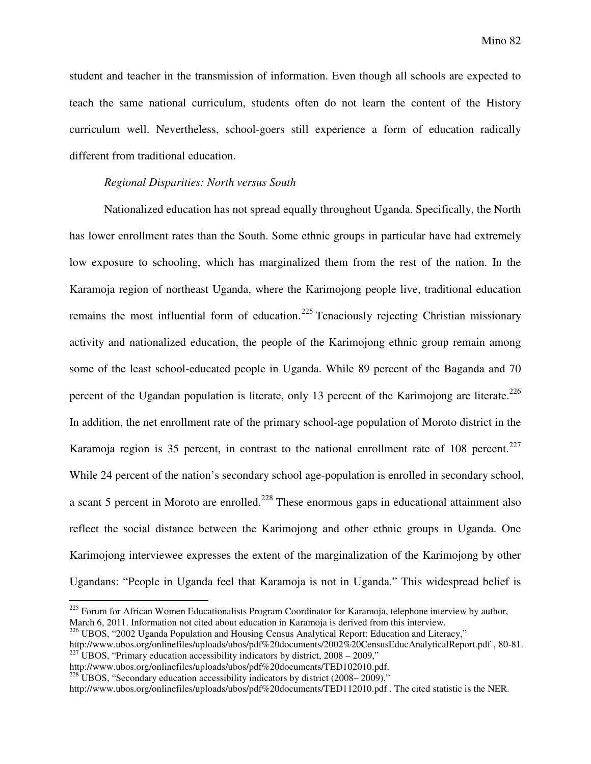student and teacher in the transmission of information. Even though all schools are expected to teach the same national curriculum, students often do not learn the content of the History curriculum well. Nevertheless, school-goers still experience a form of education radically different from traditional education.

*Regional Disparities: North versus South*

Nationalized education has not spread equally throughout Uganda. Specifically, the North has lower enrollment rates than the South. Some ethnic groups in particular have had extremely low exposure to schooling, which has marginalized them from the rest of the nation. In the Karamoja region of northeast Uganda, where the Karimojong people live, traditional education remains the most influential form of education.[225] Tenaciously rejecting Christian missionary activity and nationalized education, the people of the Karimojong ethnic group remain among some of the least school-educated people in Uganda. While 89 percent of the Baganda and 70 percent of the Ugandan population is literate, only 13 percent of the Karimojong are literate.[226] In addition, the net enrollment rate of the primary school-age population of Moroto district in the Karamoja region is 35 percent, in contrast to the national enrollment rate of 108 percent.[227] While 24 percent of the nation's secondary school age-population is enrolled in secondary school, a scant 5 percent in Moroto are enrolled.[228] These enormous gaps in educational attainment also reflect the social distance between the Karimojong and other ethnic groups in Uganda. One Karimojong interviewee expresses the extent of the marginalization of the Karimojong by other Ugandans: "People in Uganda feel that Karamoja is not in Uganda." This widespread belief is

---

[225] Forum for African Women Educationalists Program Coordinator for Karamoja, telephone interview by author, March 6, 2011. Information not cited about education in Karamoja is derived from this interview.

[226] UBOS, "2002 Uganda Population and Housing Census Analytical Report: Education and Literacy," http://www.ubos.org/onlinefiles/uploads/ubos/pdf%20documents/2002%20CensusEducAnalyticalReport.pdf , 80-81.

[227] UBOS, "Primary education accessibility indicators by district, 2008 – 2009," http://www.ubos.org/onlinefiles/uploads/ubos/pdf%20documents/TED102010.pdf.

[228] UBOS, "Secondary education accessibility indicators by district (2008– 2009)," http://www.ubos.org/onlinefiles/uploads/ubos/pdf%20documents/TED112010.pdf . The cited statistic is the NER.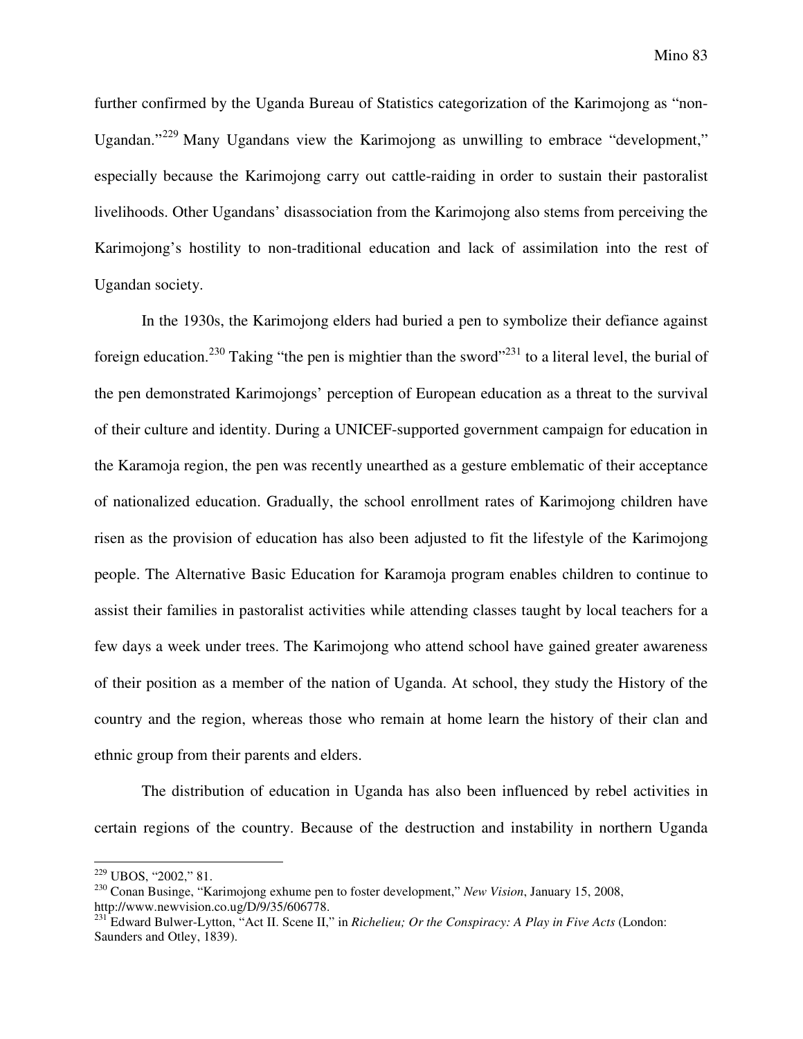further confirmed by the Uganda Bureau of Statistics categorization of the Karimojong as "non-Ugandan."[229] Many Ugandans view the Karimojong as unwilling to embrace "development," especially because the Karimojong carry out cattle-raiding in order to sustain their pastoralist livelihoods. Other Ugandans' disassociation from the Karimojong also stems from perceiving the Karimojong's hostility to non-traditional education and lack of assimilation into the rest of Ugandan society.

In the 1930s, the Karimojong elders had buried a pen to symbolize their defiance against foreign education.[230] Taking "the pen is mightier than the sword"[231] to a literal level, the burial of the pen demonstrated Karimojongs' perception of European education as a threat to the survival of their culture and identity. During a UNICEF-supported government campaign for education in the Karamoja region, the pen was recently unearthed as a gesture emblematic of their acceptance of nationalized education. Gradually, the school enrollment rates of Karimojong children have risen as the provision of education has also been adjusted to fit the lifestyle of the Karimojong people. The Alternative Basic Education for Karamoja program enables children to continue to assist their families in pastoralist activities while attending classes taught by local teachers for a few days a week under trees. The Karimojong who attend school have gained greater awareness of their position as a member of the nation of Uganda. At school, they study the History of the country and the region, whereas those who remain at home learn the history of their clan and ethnic group from their parents and elders.

The distribution of education in Uganda has also been influenced by rebel activities in certain regions of the country. Because of the destruction and instability in northern Uganda

---

[229] UBOS, "2002," 81.

[230] Conan Businge, "Karimojong exhume pen to foster development," *New Vision*, January 15, 2008, http://www.newvision.co.ug/D/9/35/606778.

[231] Edward Bulwer-Lytton, "Act II. Scene II," in *Richelieu; Or the Conspiracy: A Play in Five Acts* (London: Saunders and Otley, 1839).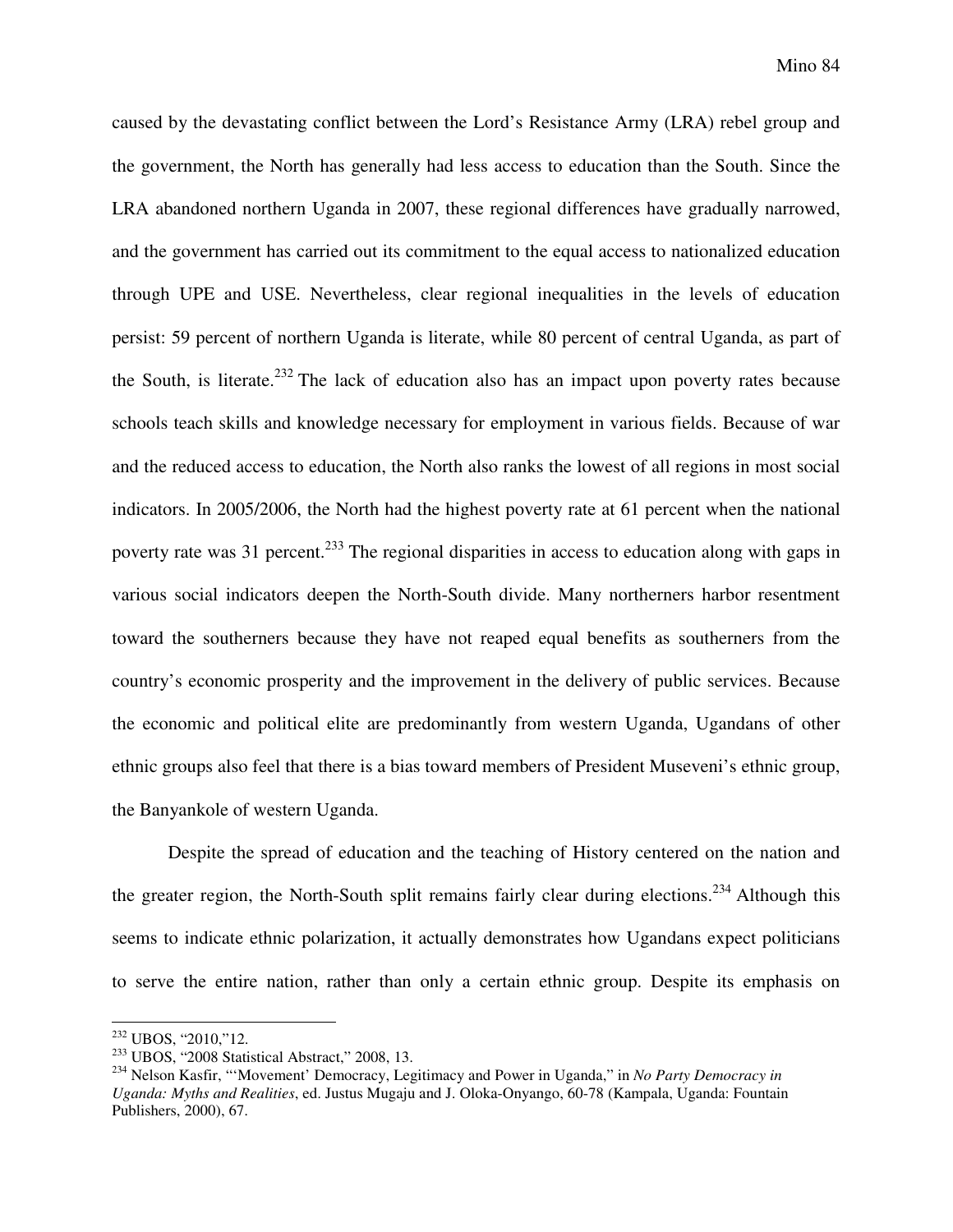caused by the devastating conflict between the Lord's Resistance Army (LRA) rebel group and the government, the North has generally had less access to education than the South. Since the LRA abandoned northern Uganda in 2007, these regional differences have gradually narrowed, and the government has carried out its commitment to the equal access to nationalized education through UPE and USE. Nevertheless, clear regional inequalities in the levels of education persist: 59 percent of northern Uganda is literate, while 80 percent of central Uganda, as part of the South, is literate.[232] The lack of education also has an impact upon poverty rates because schools teach skills and knowledge necessary for employment in various fields. Because of war and the reduced access to education, the North also ranks the lowest of all regions in most social indicators. In 2005/2006, the North had the highest poverty rate at 61 percent when the national poverty rate was 31 percent.[233] The regional disparities in access to education along with gaps in various social indicators deepen the North-South divide. Many northerners harbor resentment toward the southerners because they have not reaped equal benefits as southerners from the country's economic prosperity and the improvement in the delivery of public services. Because the economic and political elite are predominantly from western Uganda, Ugandans of other ethnic groups also feel that there is a bias toward members of President Museveni's ethnic group, the Banyankole of western Uganda.

Despite the spread of education and the teaching of History centered on the nation and the greater region, the North-South split remains fairly clear during elections.[234] Although this seems to indicate ethnic polarization, it actually demonstrates how Ugandans expect politicians to serve the entire nation, rather than only a certain ethnic group. Despite its emphasis on

---

[232] UBOS, "2010,"12.

[233] UBOS, "2008 Statistical Abstract," 2008, 13.

[234] Nelson Kasfir, "'Movement' Democracy, Legitimacy and Power in Uganda," in *No Party Democracy in Uganda: Myths and Realities*, ed. Justus Mugaju and J. Oloka-Onyango, 60-78 (Kampala, Uganda: Fountain Publishers, 2000), 67.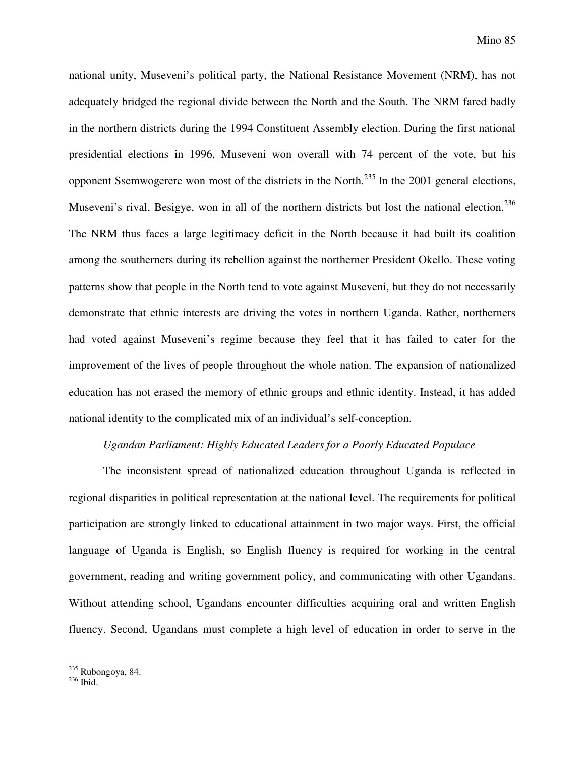national unity, Museveni's political party, the National Resistance Movement (NRM), has not adequately bridged the regional divide between the North and the South. The NRM fared badly in the northern districts during the 1994 Constituent Assembly election. During the first national presidential elections in 1996, Museveni won overall with 74 percent of the vote, but his opponent Ssemwogerere won most of the districts in the North.[235] In the 2001 general elections, Museveni's rival, Besigye, won in all of the northern districts but lost the national election.[236] The NRM thus faces a large legitimacy deficit in the North because it had built its coalition among the southerners during its rebellion against the northerner President Okello. These voting patterns show that people in the North tend to vote against Museveni, but they do not necessarily demonstrate that ethnic interests are driving the votes in northern Uganda. Rather, northerners had voted against Museveni's regime because they feel that it has failed to cater for the improvement of the lives of people throughout the whole nation. The expansion of nationalized education has not erased the memory of ethnic groups and ethnic identity. Instead, it has added national identity to the complicated mix of an individual's self-conception.

*Ugandan Parliament: Highly Educated Leaders for a Poorly Educated Populace*

The inconsistent spread of nationalized education throughout Uganda is reflected in regional disparities in political representation at the national level. The requirements for political participation are strongly linked to educational attainment in two major ways. First, the official language of Uganda is English, so English fluency is required for working in the central government, reading and writing government policy, and communicating with other Ugandans. Without attending school, Ugandans encounter difficulties acquiring oral and written English fluency. Second, Ugandans must complete a high level of education in order to serve in the

---

[235] Rubongoya, 84.

[236] Ibid.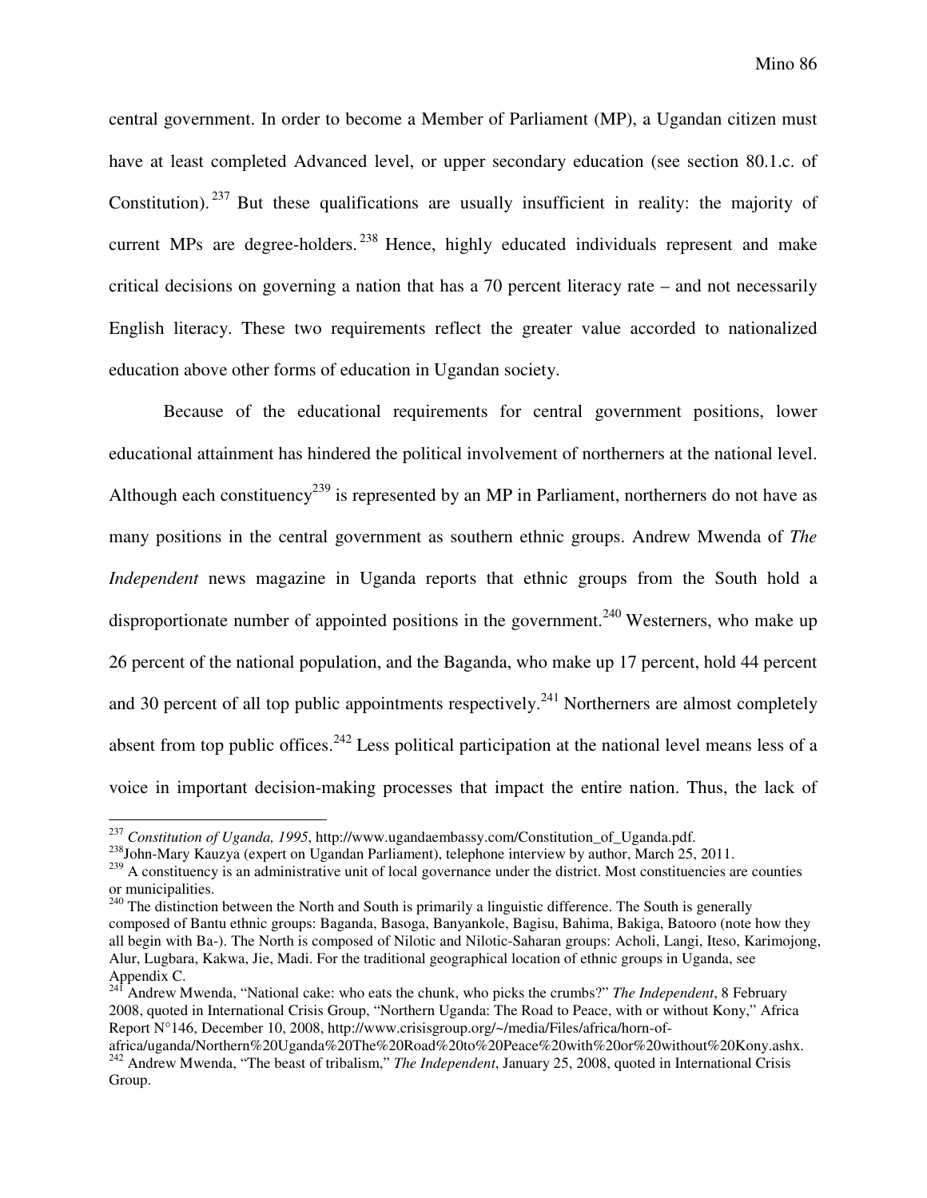central government. In order to become a Member of Parliament (MP), a Ugandan citizen must have at least completed Advanced level, or upper secondary education (see section 80.1.c. of Constitution).[237] But these qualifications are usually insufficient in reality: the majority of current MPs are degree-holders.[238] Hence, highly educated individuals represent and make critical decisions on governing a nation that has a 70 percent literacy rate – and not necessarily English literacy. These two requirements reflect the greater value accorded to nationalized education above other forms of education in Ugandan society.

Because of the educational requirements for central government positions, lower educational attainment has hindered the political involvement of northerners at the national level. Although each constituency[239] is represented by an MP in Parliament, northerners do not have as many positions in the central government as southern ethnic groups. Andrew Mwenda of *The Independent* news magazine in Uganda reports that ethnic groups from the South hold a disproportionate number of appointed positions in the government.[240] Westerners, who make up 26 percent of the national population, and the Baganda, who make up 17 percent, hold 44 percent and 30 percent of all top public appointments respectively.[241] Northerners are almost completely absent from top public offices.[242] Less political participation at the national level means less of a voice in important decision-making processes that impact the entire nation. Thus, the lack of

---

[237] *Constitution of Uganda, 1995*, http://www.ugandaembassy.com/Constitution_of_Uganda.pdf.

[238] John-Mary Kauzya (expert on Ugandan Parliament), telephone interview by author, March 25, 2011.

[239] A constituency is an administrative unit of local governance under the district. Most constituencies are counties or municipalities.

[240] The distinction between the North and South is primarily a linguistic difference. The South is generally composed of Bantu ethnic groups: Baganda, Basoga, Banyankole, Bagisu, Bahima, Bakiga, Batooro (note how they all begin with Ba-). The North is composed of Nilotic and Nilotic-Saharan groups: Acholi, Langi, Iteso, Karimojong, Alur, Lugbara, Kakwa, Jie, Madi. For the traditional geographical location of ethnic groups in Uganda, see Appendix C.

[241] Andrew Mwenda, "National cake: who eats the chunk, who picks the crumbs?" *The Independent*, 8 February 2008, quoted in International Crisis Group, "Northern Uganda: The Road to Peace, with or without Kony," Africa Report N°146, December 10, 2008, http://www.crisisgroup.org/~/media/Files/africa/horn-of-africa/uganda/Northern%20Uganda%20The%20Road%20to%20Peace%20with%20or%20without%20Kony.ashx.

[242] Andrew Mwenda, "The beast of tribalism," *The Independent*, January 25, 2008, quoted in International Crisis Group.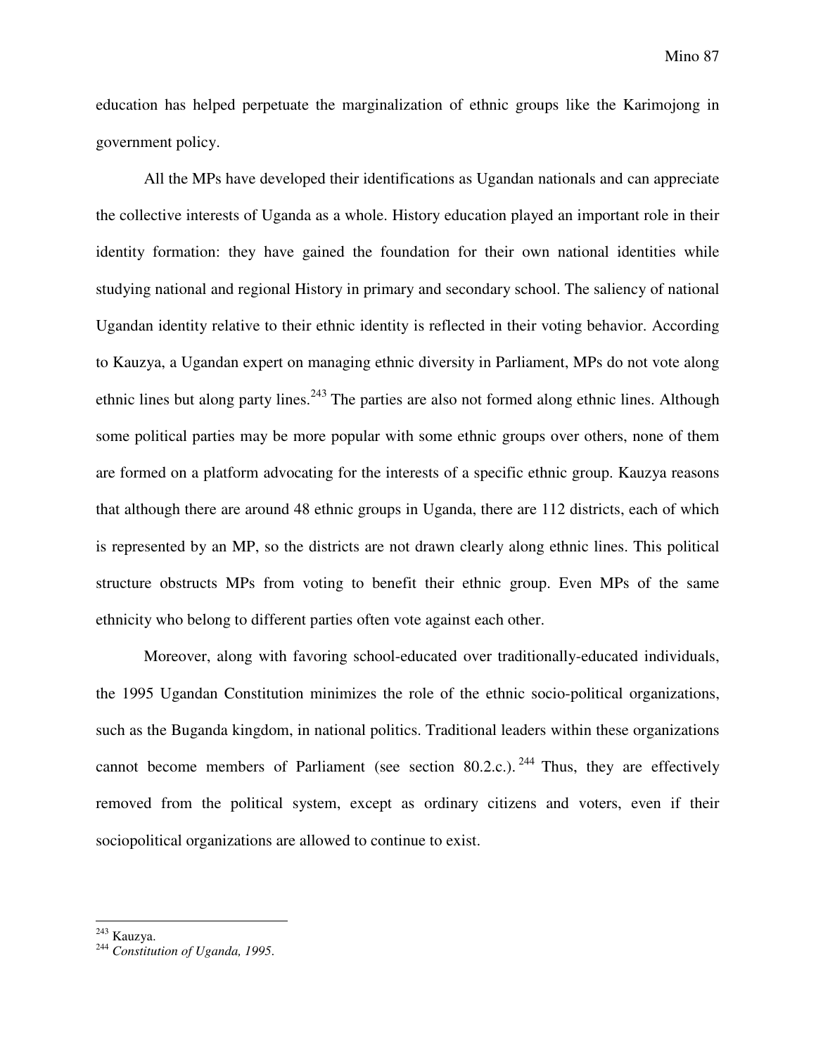education has helped perpetuate the marginalization of ethnic groups like the Karimojong in government policy.

All the MPs have developed their identifications as Ugandan nationals and can appreciate the collective interests of Uganda as a whole. History education played an important role in their identity formation: they have gained the foundation for their own national identities while studying national and regional History in primary and secondary school. The saliency of national Ugandan identity relative to their ethnic identity is reflected in their voting behavior. According to Kauzya, a Ugandan expert on managing ethnic diversity in Parliament, MPs do not vote along ethnic lines but along party lines.[243] The parties are also not formed along ethnic lines. Although some political parties may be more popular with some ethnic groups over others, none of them are formed on a platform advocating for the interests of a specific ethnic group. Kauzya reasons that although there are around 48 ethnic groups in Uganda, there are 112 districts, each of which is represented by an MP, so the districts are not drawn clearly along ethnic lines. This political structure obstructs MPs from voting to benefit their ethnic group. Even MPs of the same ethnicity who belong to different parties often vote against each other.

Moreover, along with favoring school-educated over traditionally-educated individuals, the 1995 Ugandan Constitution minimizes the role of the ethnic socio-political organizations, such as the Buganda kingdom, in national politics. Traditional leaders within these organizations cannot become members of Parliament (see section 80.2.c.).[244] Thus, they are effectively removed from the political system, except as ordinary citizens and voters, even if their sociopolitical organizations are allowed to continue to exist.

---

[243] Kauzya.

[244] *Constitution of Uganda, 1995.*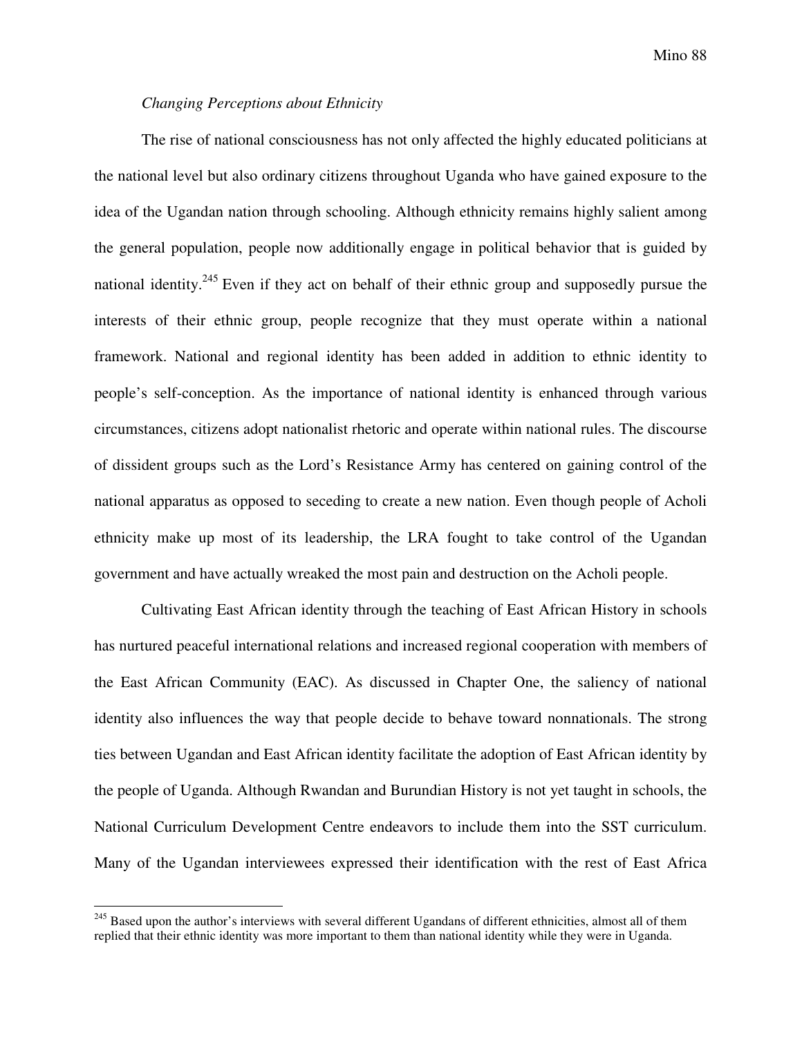*Changing Perceptions about Ethnicity*

The rise of national consciousness has not only affected the highly educated politicians at the national level but also ordinary citizens throughout Uganda who have gained exposure to the idea of the Ugandan nation through schooling. Although ethnicity remains highly salient among the general population, people now additionally engage in political behavior that is guided by national identity.[245] Even if they act on behalf of their ethnic group and supposedly pursue the interests of their ethnic group, people recognize that they must operate within a national framework. National and regional identity has been added in addition to ethnic identity to people's self-conception. As the importance of national identity is enhanced through various circumstances, citizens adopt nationalist rhetoric and operate within national rules. The discourse of dissident groups such as the Lord's Resistance Army has centered on gaining control of the national apparatus as opposed to seceding to create a new nation. Even though people of Acholi ethnicity make up most of its leadership, the LRA fought to take control of the Ugandan government and have actually wreaked the most pain and destruction on the Acholi people.

Cultivating East African identity through the teaching of East African History in schools has nurtured peaceful international relations and increased regional cooperation with members of the East African Community (EAC). As discussed in Chapter One, the saliency of national identity also influences the way that people decide to behave toward nonnationals. The strong ties between Ugandan and East African identity facilitate the adoption of East African identity by the people of Uganda. Although Rwandan and Burundian History is not yet taught in schools, the National Curriculum Development Centre endeavors to include them into the SST curriculum. Many of the Ugandan interviewees expressed their identification with the rest of East Africa

[245] Based upon the author's interviews with several different Ugandans of different ethnicities, almost all of them replied that their ethnic identity was more important to them than national identity while they were in Uganda.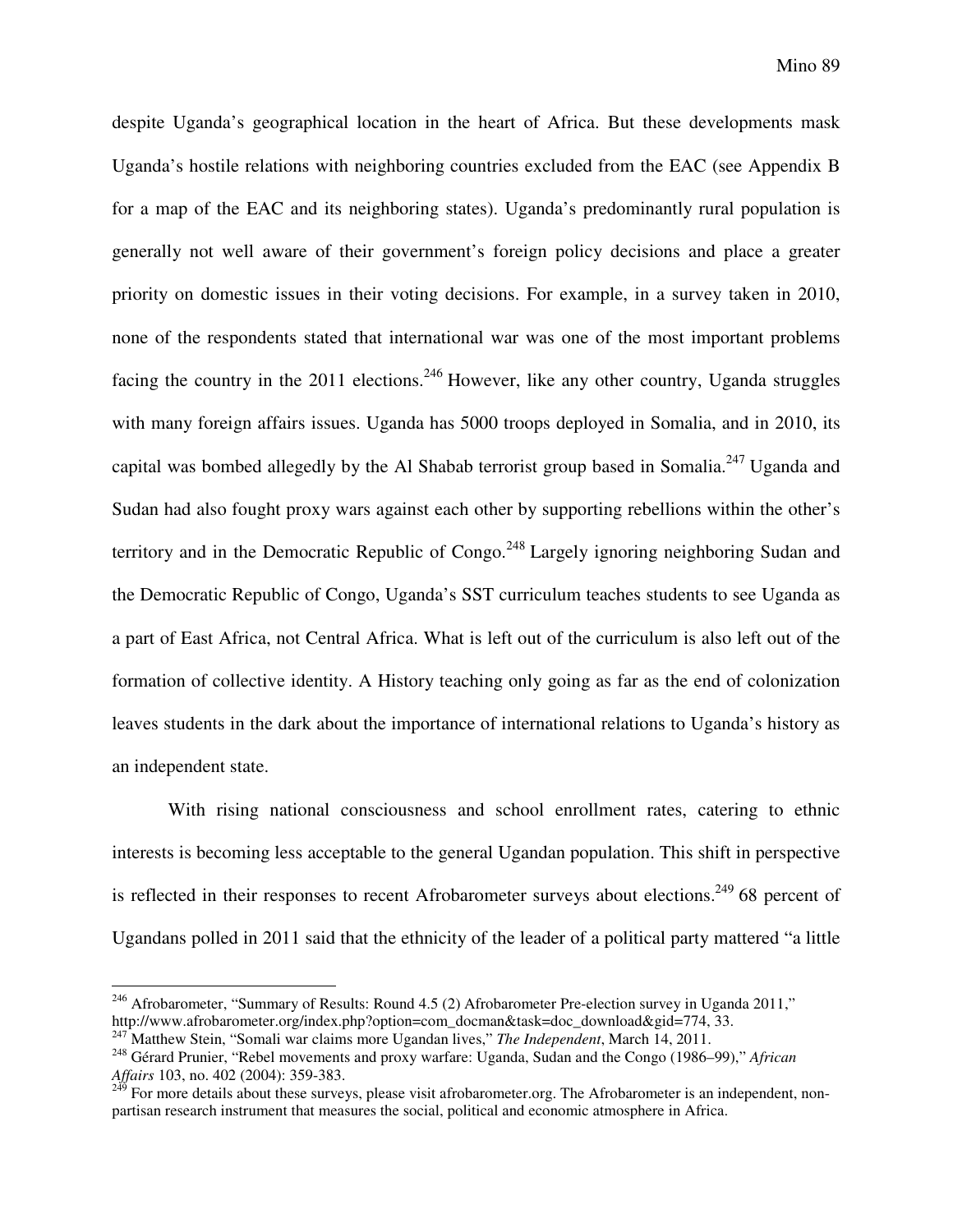despite Uganda's geographical location in the heart of Africa. But these developments mask Uganda's hostile relations with neighboring countries excluded from the EAC (see Appendix B for a map of the EAC and its neighboring states). Uganda's predominantly rural population is generally not well aware of their government's foreign policy decisions and place a greater priority on domestic issues in their voting decisions. For example, in a survey taken in 2010, none of the respondents stated that international war was one of the most important problems facing the country in the 2011 elections.[246] However, like any other country, Uganda struggles with many foreign affairs issues. Uganda has 5000 troops deployed in Somalia, and in 2010, its capital was bombed allegedly by the Al Shabab terrorist group based in Somalia.[247] Uganda and Sudan had also fought proxy wars against each other by supporting rebellions within the other's territory and in the Democratic Republic of Congo.[248] Largely ignoring neighboring Sudan and the Democratic Republic of Congo, Uganda's SST curriculum teaches students to see Uganda as a part of East Africa, not Central Africa. What is left out of the curriculum is also left out of the formation of collective identity. A History teaching only going as far as the end of colonization leaves students in the dark about the importance of international relations to Uganda's history as an independent state.

With rising national consciousness and school enrollment rates, catering to ethnic interests is becoming less acceptable to the general Ugandan population. This shift in perspective is reflected in their responses to recent Afrobarometer surveys about elections.[249] 68 percent of Ugandans polled in 2011 said that the ethnicity of the leader of a political party mattered "a little

---

[246] Afrobarometer, "Summary of Results: Round 4.5 (2) Afrobarometer Pre-election survey in Uganda 2011," http://www.afrobarometer.org/index.php?option=com_docman&task=doc_download&gid=774, 33.

[247] Matthew Stein, "Somali war claims more Ugandan lives," *The Independent*, March 14, 2011.

[248] Gérard Prunier, "Rebel movements and proxy warfare: Uganda, Sudan and the Congo (1986–99)," *African Affairs* 103, no. 402 (2004): 359-383.

[249] For more details about these surveys, please visit afrobarometer.org. The Afrobarometer is an independent, non-partisan research instrument that measures the social, political and economic atmosphere in Africa.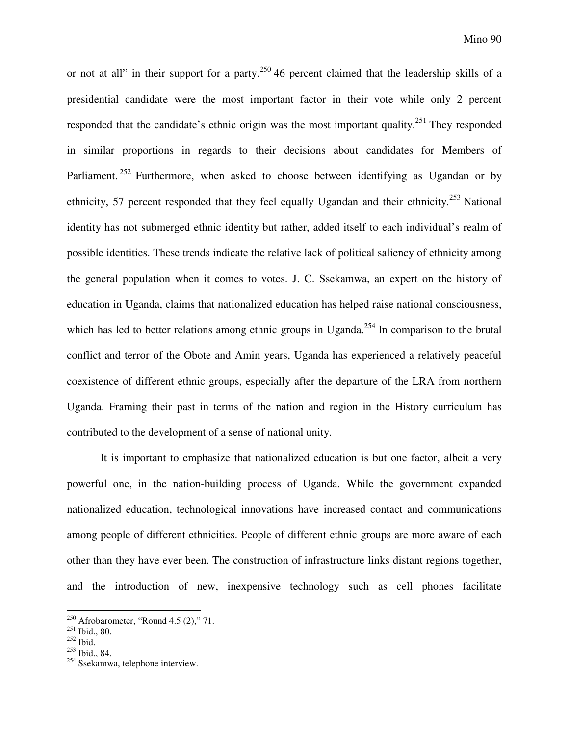or not at all" in their support for a party.[250] 46 percent claimed that the leadership skills of a presidential candidate were the most important factor in their vote while only 2 percent responded that the candidate's ethnic origin was the most important quality.[251] They responded in similar proportions in regards to their decisions about candidates for Members of Parliament.[252] Furthermore, when asked to choose between identifying as Ugandan or by ethnicity, 57 percent responded that they feel equally Ugandan and their ethnicity.[253] National identity has not submerged ethnic identity but rather, added itself to each individual's realm of possible identities. These trends indicate the relative lack of political saliency of ethnicity among the general population when it comes to votes. J. C. Ssekamwa, an expert on the history of education in Uganda, claims that nationalized education has helped raise national consciousness, which has led to better relations among ethnic groups in Uganda.[254] In comparison to the brutal conflict and terror of the Obote and Amin years, Uganda has experienced a relatively peaceful coexistence of different ethnic groups, especially after the departure of the LRA from northern Uganda. Framing their past in terms of the nation and region in the History curriculum has contributed to the development of a sense of national unity.

It is important to emphasize that nationalized education is but one factor, albeit a very powerful one, in the nation-building process of Uganda. While the government expanded nationalized education, technological innovations have increased contact and communications among people of different ethnicities. People of different ethnic groups are more aware of each other than they have ever been. The construction of infrastructure links distant regions together, and the introduction of new, inexpensive technology such as cell phones facilitate

---

[250] Afrobarometer, "Round 4.5 (2)," 71.
[251] Ibid., 80.
[252] Ibid.
[253] Ibid., 84.
[254] Ssekamwa, telephone interview.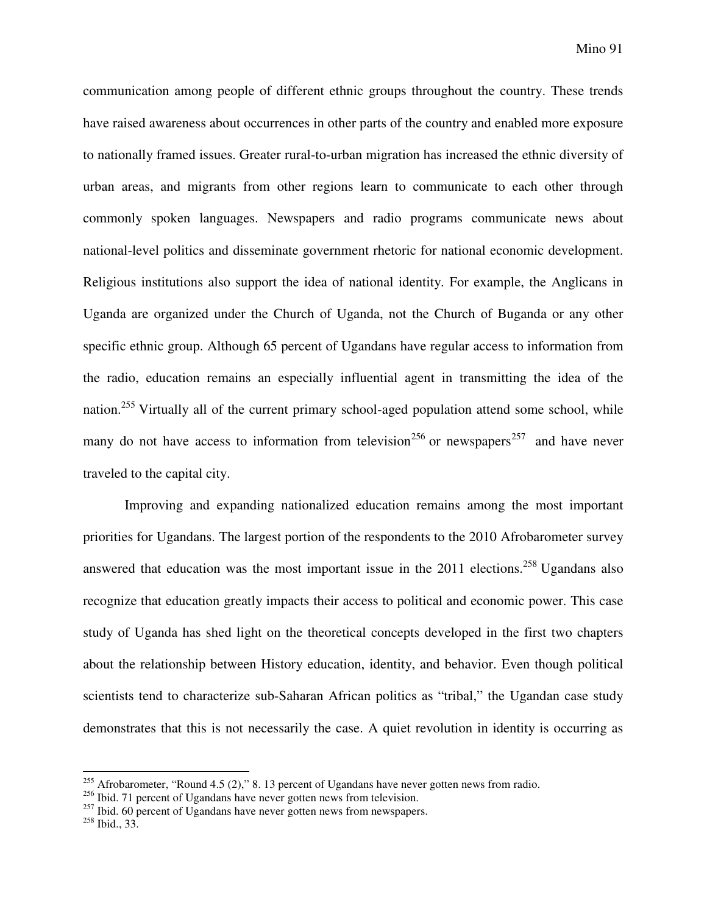communication among people of different ethnic groups throughout the country. These trends have raised awareness about occurrences in other parts of the country and enabled more exposure to nationally framed issues. Greater rural-to-urban migration has increased the ethnic diversity of urban areas, and migrants from other regions learn to communicate to each other through commonly spoken languages. Newspapers and radio programs communicate news about national-level politics and disseminate government rhetoric for national economic development. Religious institutions also support the idea of national identity. For example, the Anglicans in Uganda are organized under the Church of Uganda, not the Church of Buganda or any other specific ethnic group. Although 65 percent of Ugandans have regular access to information from the radio, education remains an especially influential agent in transmitting the idea of the nation.[255] Virtually all of the current primary school-aged population attend some school, while many do not have access to information from television[256] or newspapers[257] and have never traveled to the capital city.

Improving and expanding nationalized education remains among the most important priorities for Ugandans. The largest portion of the respondents to the 2010 Afrobarometer survey answered that education was the most important issue in the 2011 elections.[258] Ugandans also recognize that education greatly impacts their access to political and economic power. This case study of Uganda has shed light on the theoretical concepts developed in the first two chapters about the relationship between History education, identity, and behavior. Even though political scientists tend to characterize sub-Saharan African politics as "tribal," the Ugandan case study demonstrates that this is not necessarily the case. A quiet revolution in identity is occurring as

---

[255] Afrobarometer, "Round 4.5 (2)," 8. 13 percent of Ugandans have never gotten news from radio.

[256] Ibid. 71 percent of Ugandans have never gotten news from television.

[257] Ibid. 60 percent of Ugandans have never gotten news from newspapers.

[258] Ibid., 33.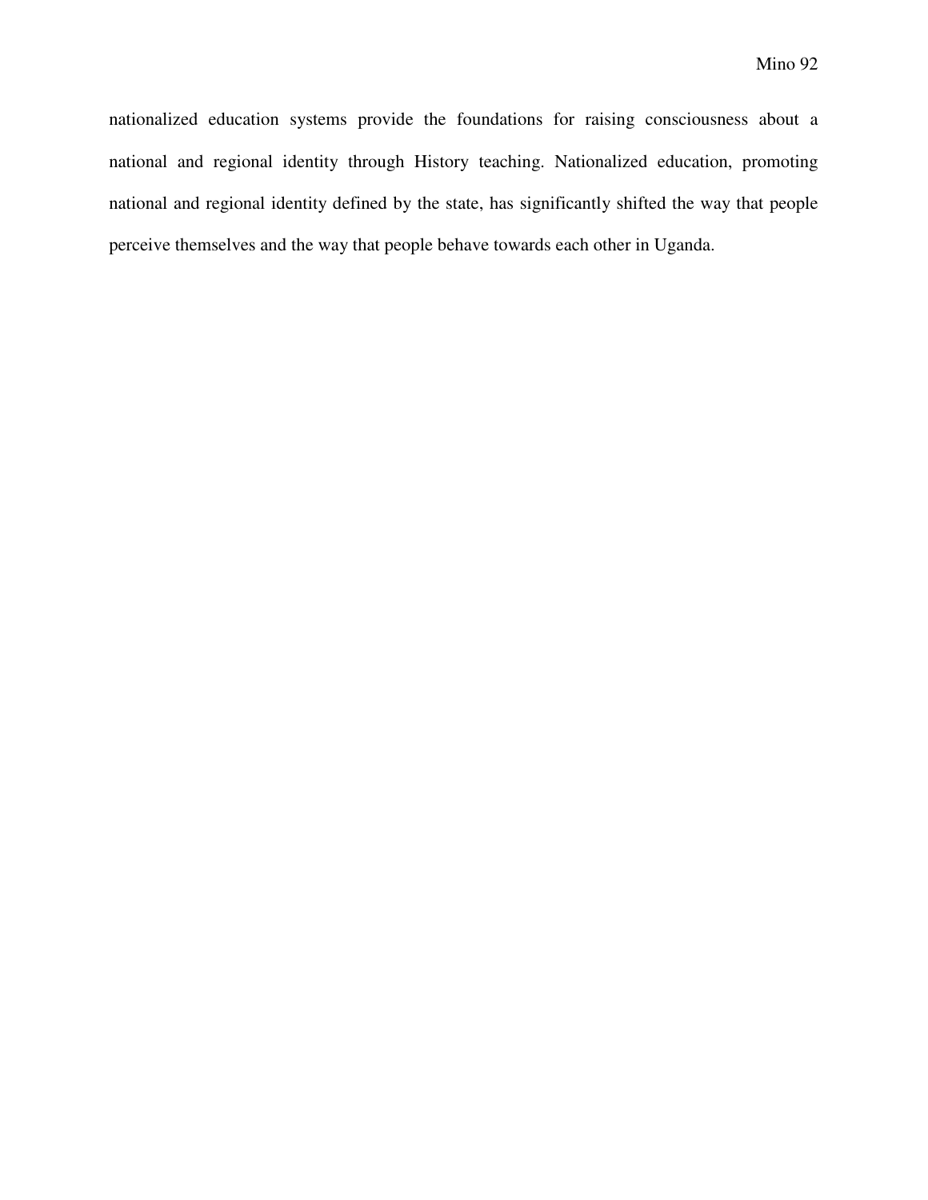nationalized education systems provide the foundations for raising consciousness about a national and regional identity through History teaching. Nationalized education, promoting national and regional identity defined by the state, has significantly shifted the way that people perceive themselves and the way that people behave towards each other in Uganda.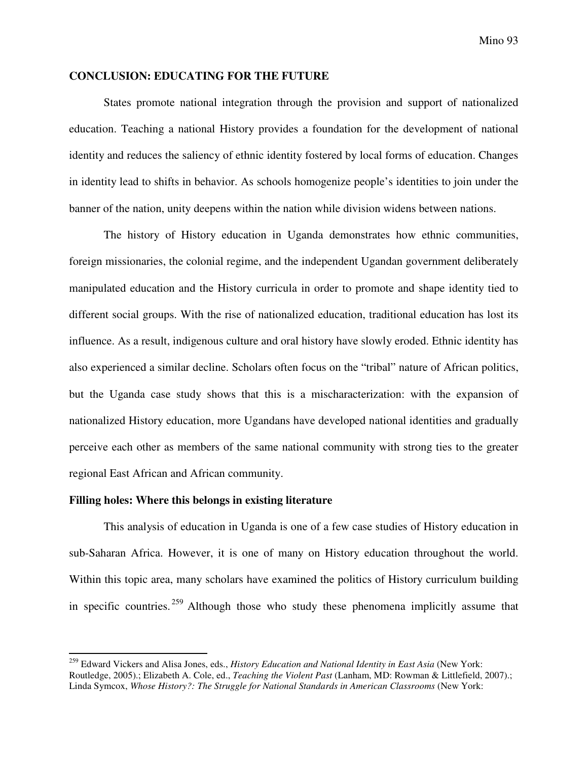## CONCLUSION: EDUCATING FOR THE FUTURE

States promote national integration through the provision and support of nationalized education. Teaching a national History provides a foundation for the development of national identity and reduces the saliency of ethnic identity fostered by local forms of education. Changes in identity lead to shifts in behavior. As schools homogenize people's identities to join under the banner of the nation, unity deepens within the nation while division widens between nations.

The history of History education in Uganda demonstrates how ethnic communities, foreign missionaries, the colonial regime, and the independent Ugandan government deliberately manipulated education and the History curricula in order to promote and shape identity tied to different social groups. With the rise of nationalized education, traditional education has lost its influence. As a result, indigenous culture and oral history have slowly eroded. Ethnic identity has also experienced a similar decline. Scholars often focus on the "tribal" nature of African politics, but the Uganda case study shows that this is a mischaracterization: with the expansion of nationalized History education, more Ugandans have developed national identities and gradually perceive each other as members of the same national community with strong ties to the greater regional East African and African community.

### Filling holes: Where this belongs in existing literature

This analysis of education in Uganda is one of a few case studies of History education in sub-Saharan Africa. However, it is one of many on History education throughout the world. Within this topic area, many scholars have examined the politics of History curriculum building in specific countries.[259] Although those who study these phenomena implicitly assume that

---

[259] Edward Vickers and Alisa Jones, eds., *History Education and National Identity in East Asia* (New York: Routledge, 2005).; Elizabeth A. Cole, ed., *Teaching the Violent Past* (Lanham, MD: Rowman & Littlefield, 2007).; Linda Symcox, *Whose History?: The Struggle for National Standards in American Classrooms* (New York: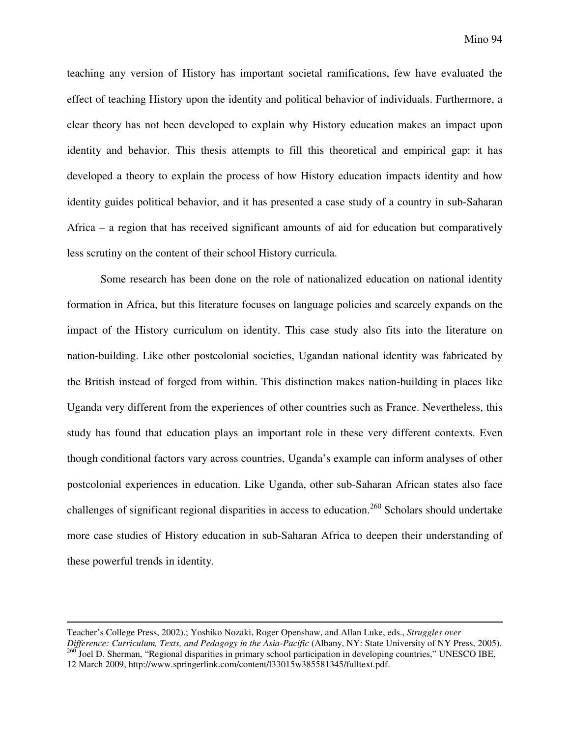teaching any version of History has important societal ramifications, few have evaluated the effect of teaching History upon the identity and political behavior of individuals. Furthermore, a clear theory has not been developed to explain why History education makes an impact upon identity and behavior. This thesis attempts to fill this theoretical and empirical gap: it has developed a theory to explain the process of how History education impacts identity and how identity guides political behavior, and it has presented a case study of a country in sub-Saharan Africa – a region that has received significant amounts of aid for education but comparatively less scrutiny on the content of their school History curricula.

Some research has been done on the role of nationalized education on national identity formation in Africa, but this literature focuses on language policies and scarcely expands on the impact of the History curriculum on identity. This case study also fits into the literature on nation-building. Like other postcolonial societies, Ugandan national identity was fabricated by the British instead of forged from within. This distinction makes nation-building in places like Uganda very different from the experiences of other countries such as France. Nevertheless, this study has found that education plays an important role in these very different contexts. Even though conditional factors vary across countries, Uganda's example can inform analyses of other postcolonial experiences in education. Like Uganda, other sub-Saharan African states also face challenges of significant regional disparities in access to education.[260] Scholars should undertake more case studies of History education in sub-Saharan Africa to deepen their understanding of these powerful trends in identity.

---

Teacher's College Press, 2002).; Yoshiko Nozaki, Roger Openshaw, and Allan Luke, eds., *Struggles over Difference: Curriculum, Texts, and Pedagogy in the Asia-Pacific* (Albany, NY: State University of NY Press, 2005).

[260] Joel D. Sherman, "Regional disparities in primary school participation in developing countries," UNESCO IBE, 12 March 2009, http://www.springerlink.com/content/l33015w385581345/fulltext.pdf.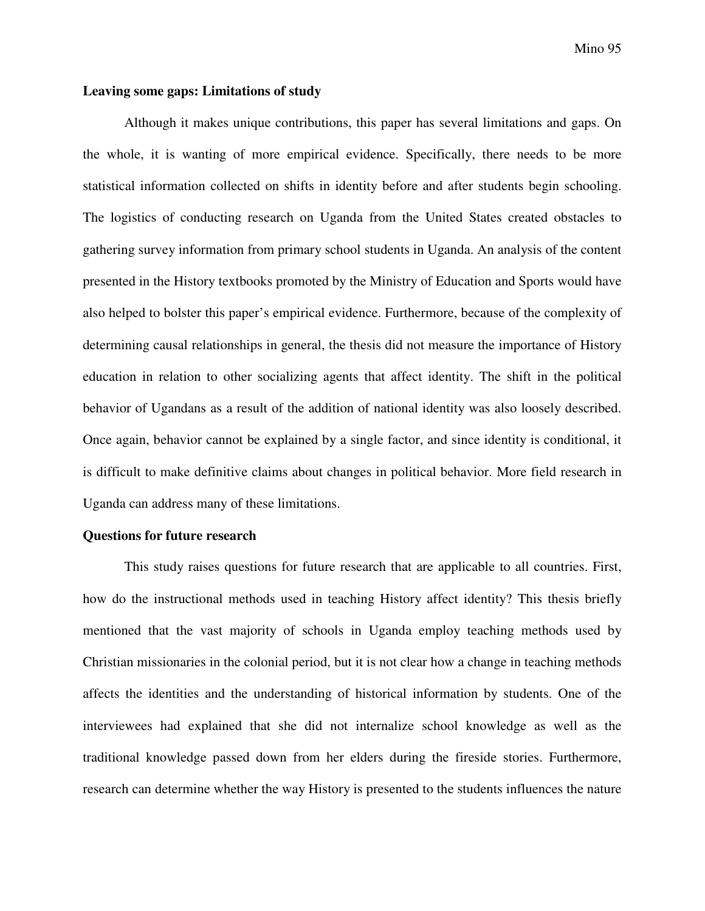**Leaving some gaps: Limitations of study**

Although it makes unique contributions, this paper has several limitations and gaps. On the whole, it is wanting of more empirical evidence. Specifically, there needs to be more statistical information collected on shifts in identity before and after students begin schooling. The logistics of conducting research on Uganda from the United States created obstacles to gathering survey information from primary school students in Uganda. An analysis of the content presented in the History textbooks promoted by the Ministry of Education and Sports would have also helped to bolster this paper's empirical evidence. Furthermore, because of the complexity of determining causal relationships in general, the thesis did not measure the importance of History education in relation to other socializing agents that affect identity. The shift in the political behavior of Ugandans as a result of the addition of national identity was also loosely described. Once again, behavior cannot be explained by a single factor, and since identity is conditional, it is difficult to make definitive claims about changes in political behavior. More field research in Uganda can address many of these limitations.

**Questions for future research**

This study raises questions for future research that are applicable to all countries. First, how do the instructional methods used in teaching History affect identity? This thesis briefly mentioned that the vast majority of schools in Uganda employ teaching methods used by Christian missionaries in the colonial period, but it is not clear how a change in teaching methods affects the identities and the understanding of historical information by students. One of the interviewees had explained that she did not internalize school knowledge as well as the traditional knowledge passed down from her elders during the fireside stories. Furthermore, research can determine whether the way History is presented to the students influences the nature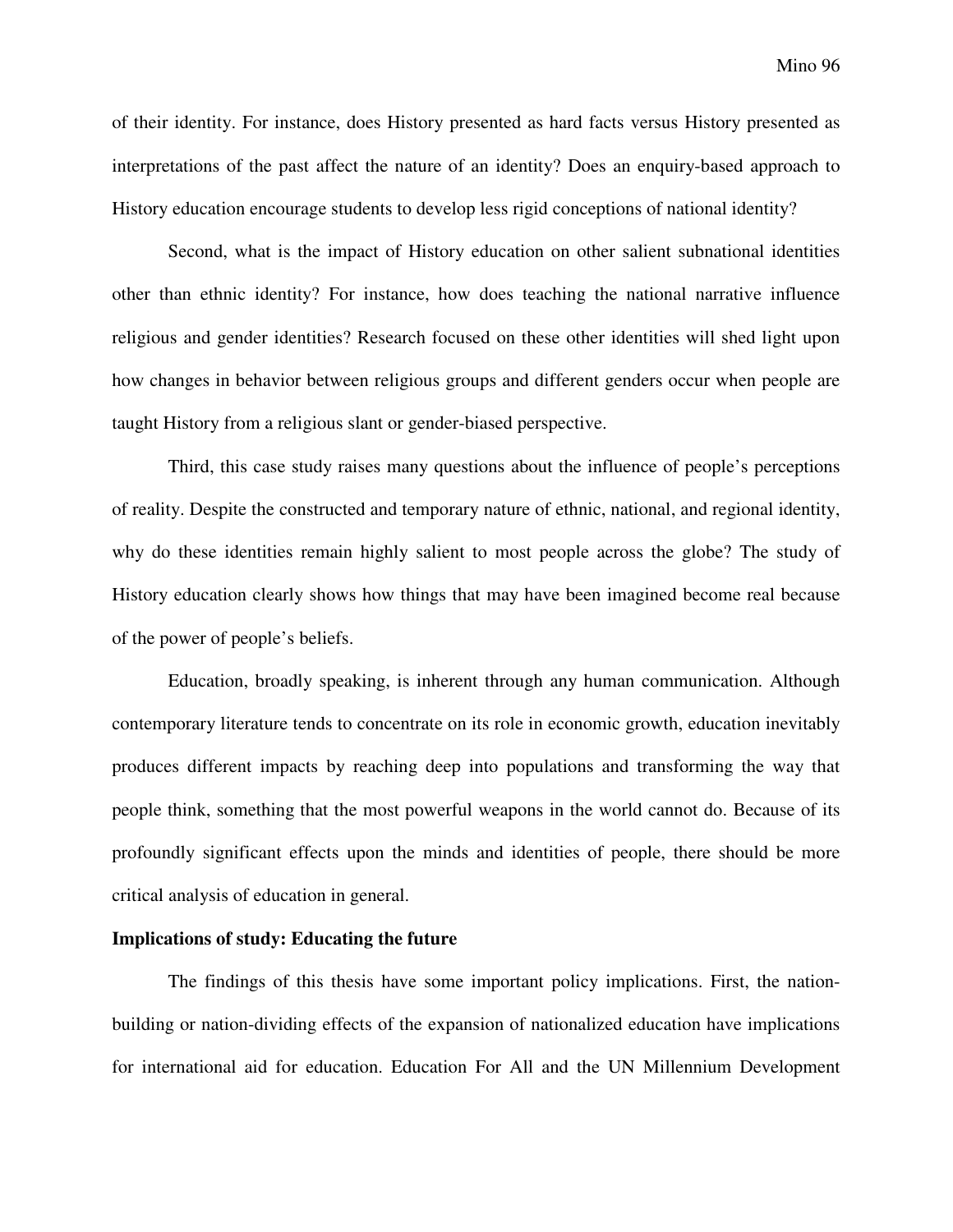of their identity. For instance, does History presented as hard facts versus History presented as interpretations of the past affect the nature of an identity? Does an enquiry-based approach to History education encourage students to develop less rigid conceptions of national identity?

Second, what is the impact of History education on other salient subnational identities other than ethnic identity? For instance, how does teaching the national narrative influence religious and gender identities? Research focused on these other identities will shed light upon how changes in behavior between religious groups and different genders occur when people are taught History from a religious slant or gender-biased perspective.

Third, this case study raises many questions about the influence of people's perceptions of reality. Despite the constructed and temporary nature of ethnic, national, and regional identity, why do these identities remain highly salient to most people across the globe? The study of History education clearly shows how things that may have been imagined become real because of the power of people's beliefs.

Education, broadly speaking, is inherent through any human communication. Although contemporary literature tends to concentrate on its role in economic growth, education inevitably produces different impacts by reaching deep into populations and transforming the way that people think, something that the most powerful weapons in the world cannot do. Because of its profoundly significant effects upon the minds and identities of people, there should be more critical analysis of education in general.

**Implications of study: Educating the future**

The findings of this thesis have some important policy implications. First, the nation-building or nation-dividing effects of the expansion of nationalized education have implications for international aid for education. Education For All and the UN Millennium Development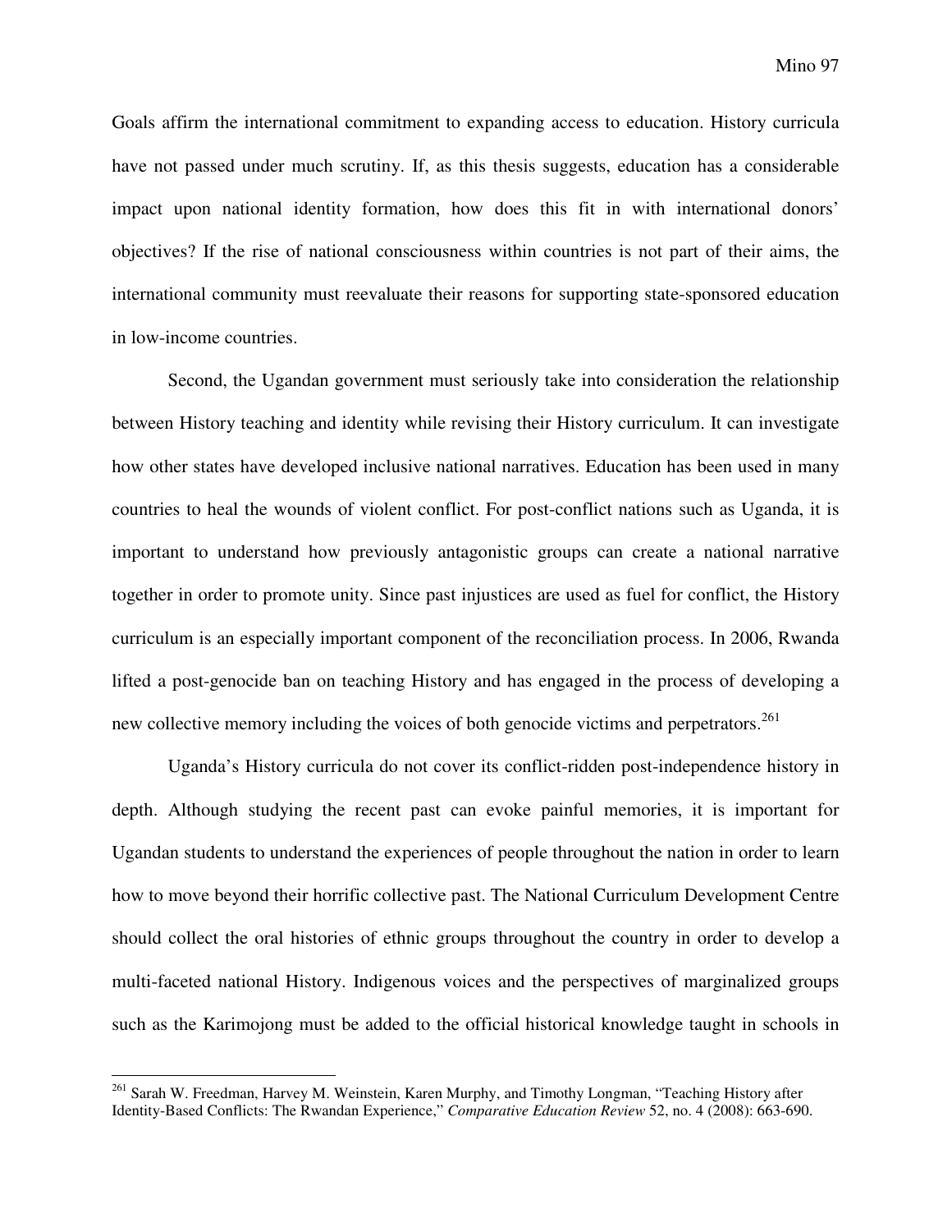Goals affirm the international commitment to expanding access to education. History curricula have not passed under much scrutiny. If, as this thesis suggests, education has a considerable impact upon national identity formation, how does this fit in with international donors' objectives? If the rise of national consciousness within countries is not part of their aims, the international community must reevaluate their reasons for supporting state-sponsored education in low-income countries.

Second, the Ugandan government must seriously take into consideration the relationship between History teaching and identity while revising their History curriculum. It can investigate how other states have developed inclusive national narratives. Education has been used in many countries to heal the wounds of violent conflict. For post-conflict nations such as Uganda, it is important to understand how previously antagonistic groups can create a national narrative together in order to promote unity. Since past injustices are used as fuel for conflict, the History curriculum is an especially important component of the reconciliation process. In 2006, Rwanda lifted a post-genocide ban on teaching History and has engaged in the process of developing a new collective memory including the voices of both genocide victims and perpetrators.[261]

Uganda's History curricula do not cover its conflict-ridden post-independence history in depth. Although studying the recent past can evoke painful memories, it is important for Ugandan students to understand the experiences of people throughout the nation in order to learn how to move beyond their horrific collective past. The National Curriculum Development Centre should collect the oral histories of ethnic groups throughout the country in order to develop a multi-faceted national History. Indigenous voices and the perspectives of marginalized groups such as the Karimojong must be added to the official historical knowledge taught in schools in

---

[261] Sarah W. Freedman, Harvey M. Weinstein, Karen Murphy, and Timothy Longman, "Teaching History after Identity-Based Conflicts: The Rwandan Experience," *Comparative Education Review* 52, no. 4 (2008): 663-690.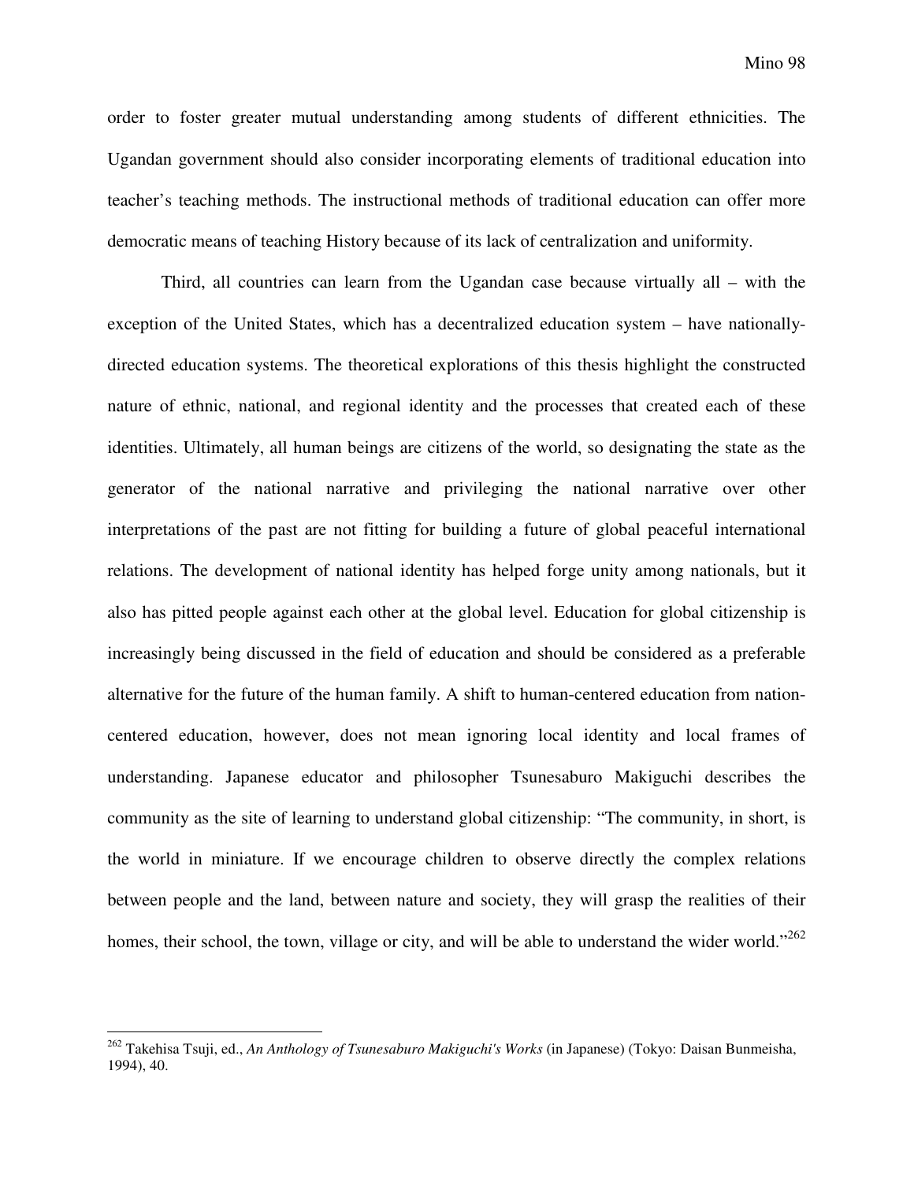order to foster greater mutual understanding among students of different ethnicities. The Ugandan government should also consider incorporating elements of traditional education into teacher's teaching methods. The instructional methods of traditional education can offer more democratic means of teaching History because of its lack of centralization and uniformity.

Third, all countries can learn from the Ugandan case because virtually all – with the exception of the United States, which has a decentralized education system – have nationally-directed education systems. The theoretical explorations of this thesis highlight the constructed nature of ethnic, national, and regional identity and the processes that created each of these identities. Ultimately, all human beings are citizens of the world, so designating the state as the generator of the national narrative and privileging the national narrative over other interpretations of the past are not fitting for building a future of global peaceful international relations. The development of national identity has helped forge unity among nationals, but it also has pitted people against each other at the global level. Education for global citizenship is increasingly being discussed in the field of education and should be considered as a preferable alternative for the future of the human family. A shift to human-centered education from nation-centered education, however, does not mean ignoring local identity and local frames of understanding. Japanese educator and philosopher Tsunesaburo Makiguchi describes the community as the site of learning to understand global citizenship: "The community, in short, is the world in miniature. If we encourage children to observe directly the complex relations between people and the land, between nature and society, they will grasp the realities of their homes, their school, the town, village or city, and will be able to understand the wider world."[262]

---

[262] Takehisa Tsuji, ed., *An Anthology of Tsunesaburo Makiguchi's Works* (in Japanese) (Tokyo: Daisan Bunmeisha, 1994), 40.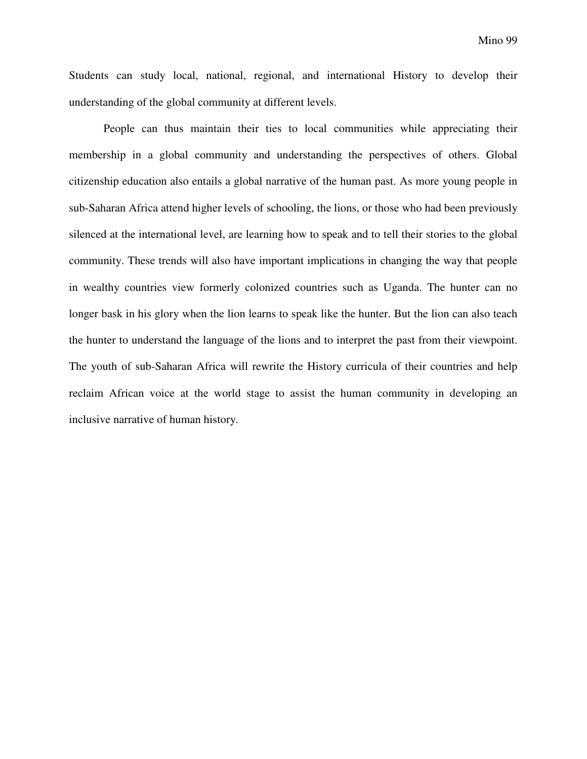Students can study local, national, regional, and international History to develop their understanding of the global community at different levels.

People can thus maintain their ties to local communities while appreciating their membership in a global community and understanding the perspectives of others. Global citizenship education also entails a global narrative of the human past. As more young people in sub-Saharan Africa attend higher levels of schooling, the lions, or those who had been previously silenced at the international level, are learning how to speak and to tell their stories to the global community. These trends will also have important implications in changing the way that people in wealthy countries view formerly colonized countries such as Uganda. The hunter can no longer bask in his glory when the lion learns to speak like the hunter. But the lion can also teach the hunter to understand the language of the lions and to interpret the past from their viewpoint. The youth of sub-Saharan Africa will rewrite the History curricula of their countries and help reclaim African voice at the world stage to assist the human community in developing an inclusive narrative of human history.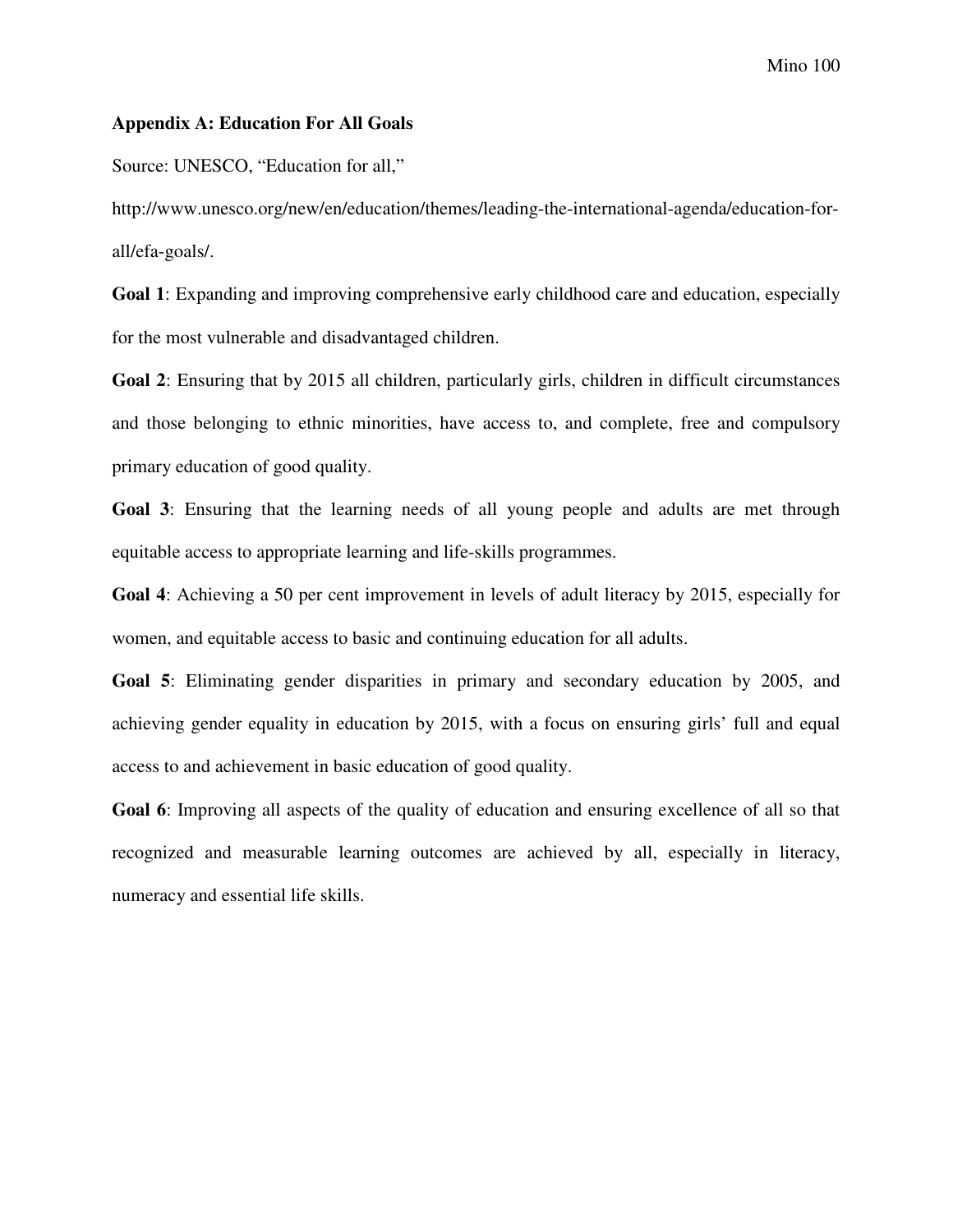**Appendix A: Education For All Goals**

Source: UNESCO, "Education for all," http://www.unesco.org/new/en/education/themes/leading-the-international-agenda/education-for-all/efa-goals/.

**Goal 1**: Expanding and improving comprehensive early childhood care and education, especially for the most vulnerable and disadvantaged children.

**Goal 2**: Ensuring that by 2015 all children, particularly girls, children in difficult circumstances and those belonging to ethnic minorities, have access to, and complete, free and compulsory primary education of good quality.

**Goal 3**: Ensuring that the learning needs of all young people and adults are met through equitable access to appropriate learning and life-skills programmes.

**Goal 4**: Achieving a 50 per cent improvement in levels of adult literacy by 2015, especially for women, and equitable access to basic and continuing education for all adults.

**Goal 5**: Eliminating gender disparities in primary and secondary education by 2005, and achieving gender equality in education by 2015, with a focus on ensuring girls' full and equal access to and achievement in basic education of good quality.

**Goal 6**: Improving all aspects of the quality of education and ensuring excellence of all so that recognized and measurable learning outcomes are achieved by all, especially in literacy, numeracy and essential life skills.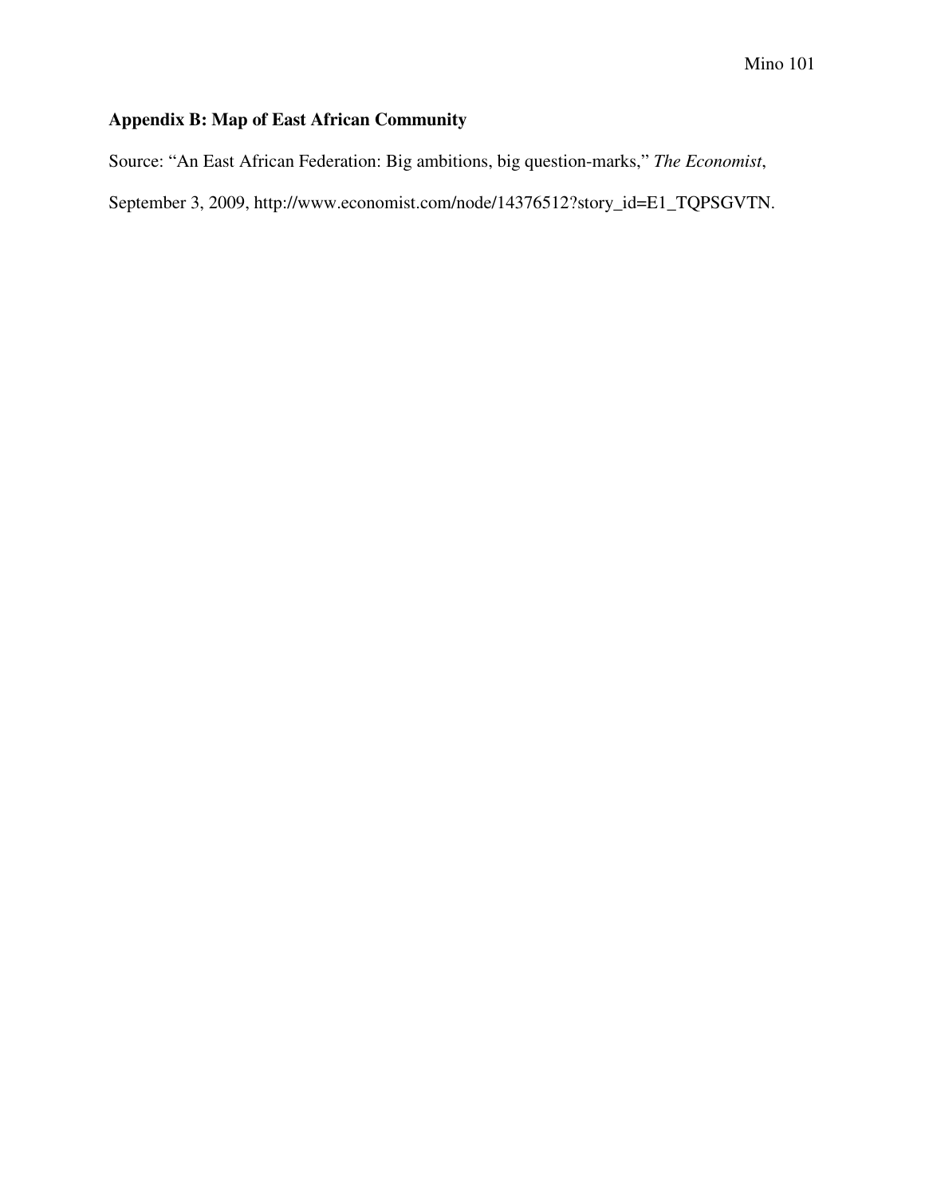**Appendix B: Map of East African Community**

Source: "An East African Federation: Big ambitions, big question-marks," *The Economist*, September 3, 2009, http://www.economist.com/node/14376512?story_id=E1_TQPSGVTN.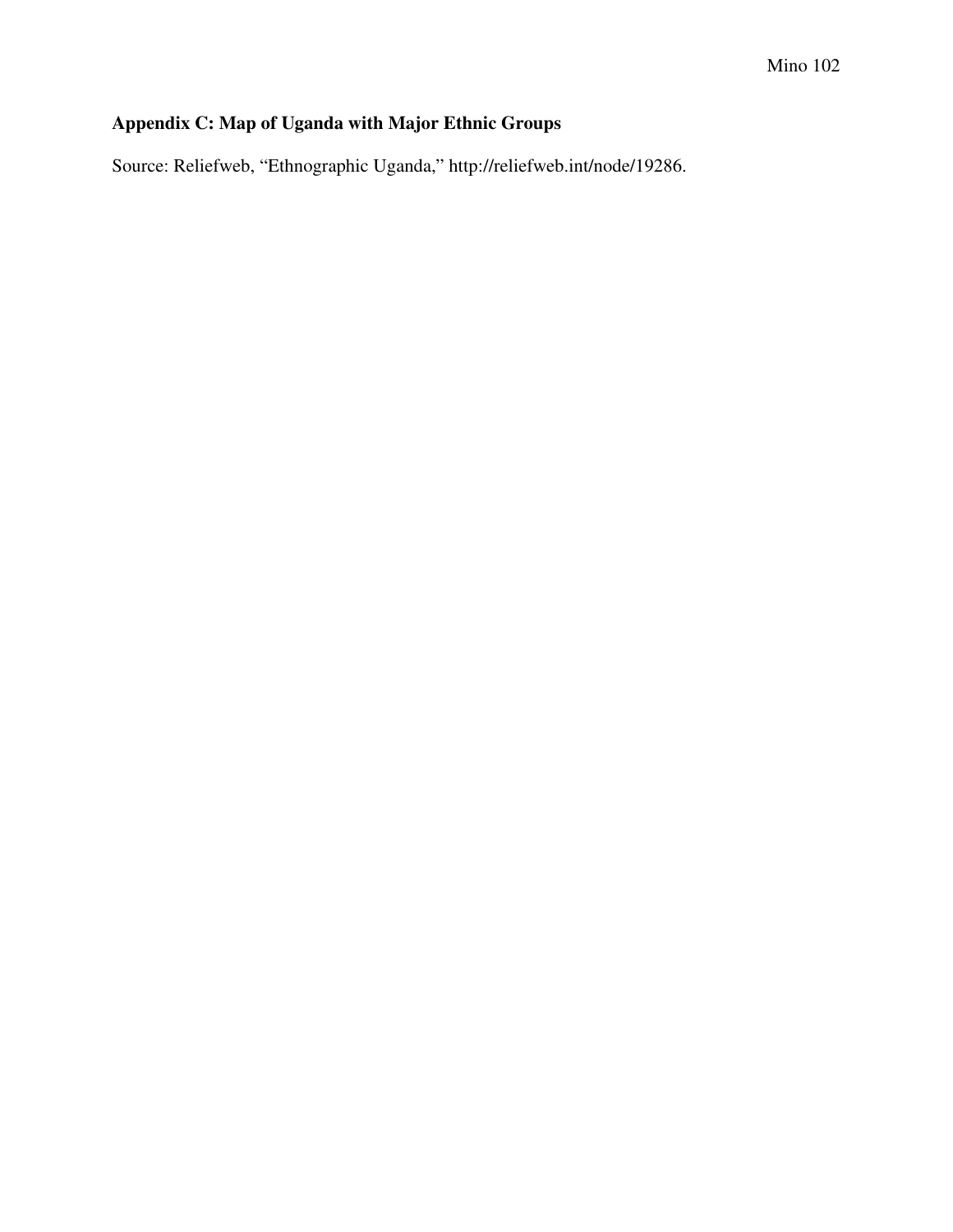## Appendix C: Map of Uganda with Major Ethnic Groups

Source: Reliefweb, "Ethnographic Uganda," http://reliefweb.int/node/19286.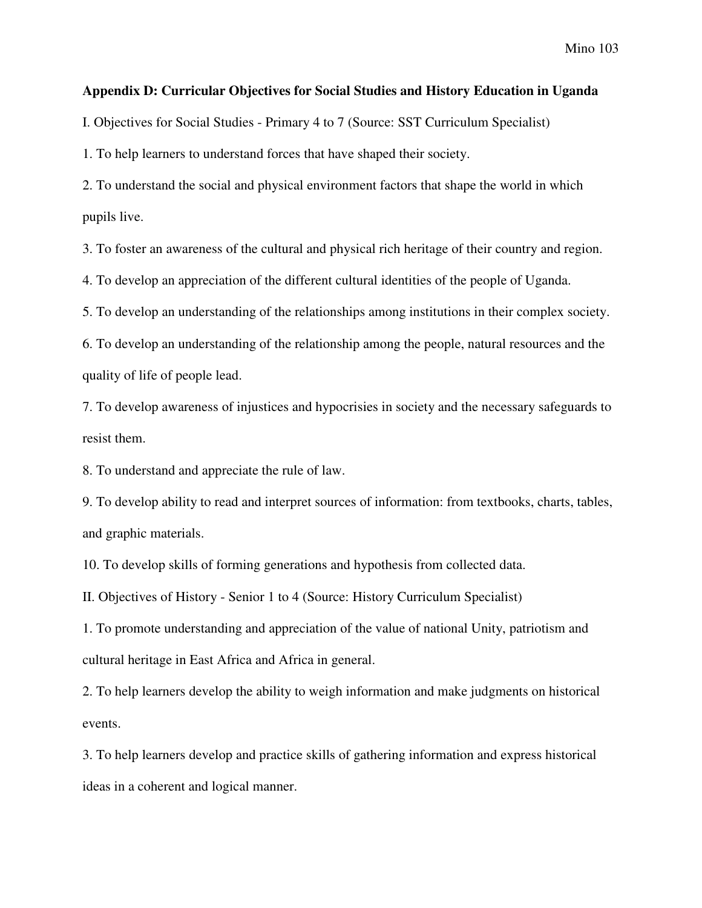**Appendix D: Curricular Objectives for Social Studies and History Education in Uganda**

I. Objectives for Social Studies - Primary 4 to 7 (Source: SST Curriculum Specialist)

1. To help learners to understand forces that have shaped their society.
2. To understand the social and physical environment factors that shape the world in which pupils live.
3. To foster an awareness of the cultural and physical rich heritage of their country and region.
4. To develop an appreciation of the different cultural identities of the people of Uganda.
5. To develop an understanding of the relationships among institutions in their complex society.
6. To develop an understanding of the relationship among the people, natural resources and the quality of life of people lead.
7. To develop awareness of injustices and hypocrisies in society and the necessary safeguards to resist them.
8. To understand and appreciate the rule of law.
9. To develop ability to read and interpret sources of information: from textbooks, charts, tables, and graphic materials.
10. To develop skills of forming generations and hypothesis from collected data.

II. Objectives of History - Senior 1 to 4 (Source: History Curriculum Specialist)

1. To promote understanding and appreciation of the value of national Unity, patriotism and cultural heritage in East Africa and Africa in general.
2. To help learners develop the ability to weigh information and make judgments on historical events.
3. To help learners develop and practice skills of gathering information and express historical ideas in a coherent and logical manner.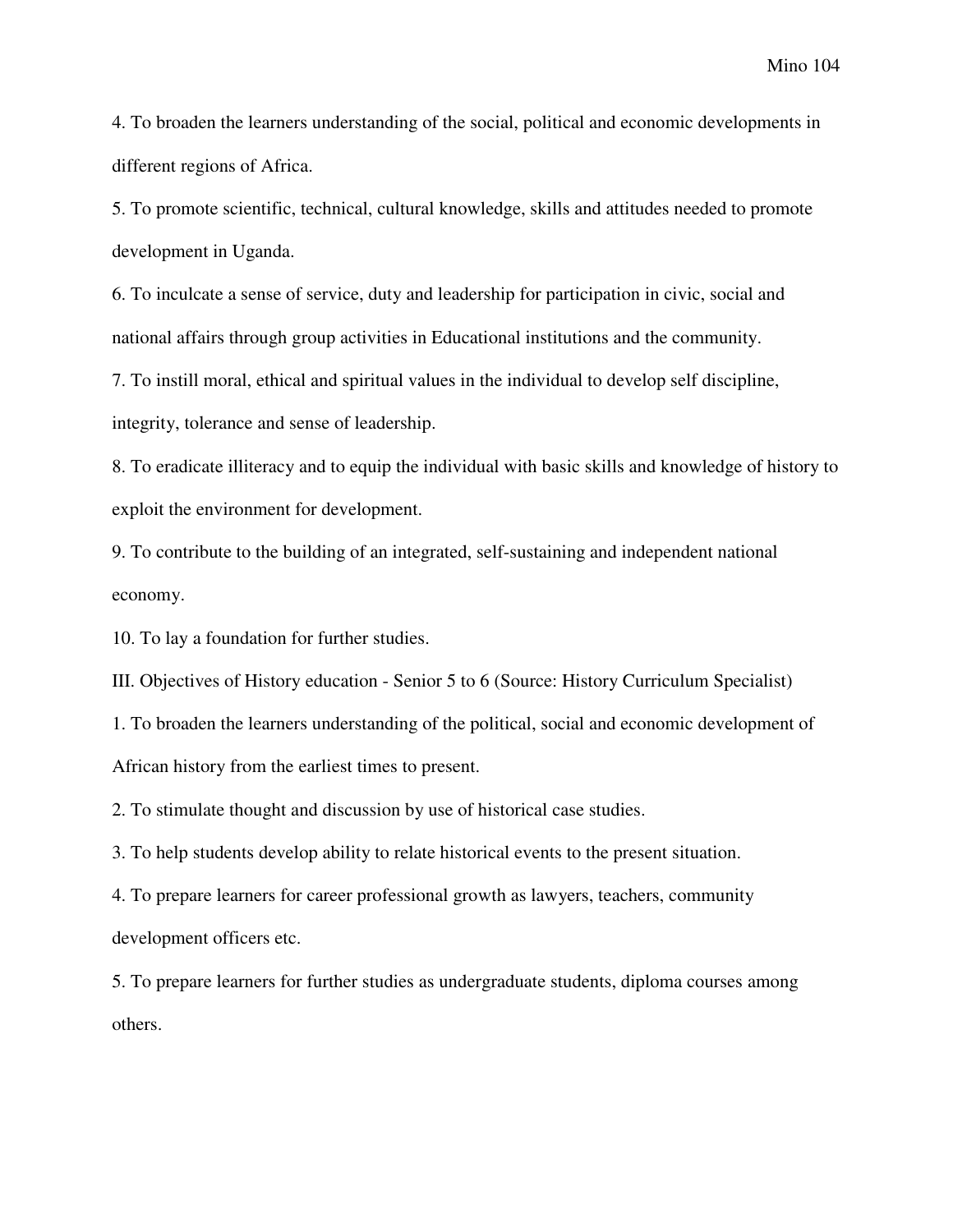4. To broaden the learners understanding of the social, political and economic developments in different regions of Africa.

5. To promote scientific, technical, cultural knowledge, skills and attitudes needed to promote development in Uganda.

6. To inculcate a sense of service, duty and leadership for participation in civic, social and national affairs through group activities in Educational institutions and the community.

7. To instill moral, ethical and spiritual values in the individual to develop self discipline, integrity, tolerance and sense of leadership.

8. To eradicate illiteracy and to equip the individual with basic skills and knowledge of history to exploit the environment for development.

9. To contribute to the building of an integrated, self-sustaining and independent national economy.

10. To lay a foundation for further studies.

III. Objectives of History education - Senior 5 to 6 (Source: History Curriculum Specialist)

1. To broaden the learners understanding of the political, social and economic development of African history from the earliest times to present.

2. To stimulate thought and discussion by use of historical case studies.

3. To help students develop ability to relate historical events to the present situation.

4. To prepare learners for career professional growth as lawyers, teachers, community development officers etc.

5. To prepare learners for further studies as undergraduate students, diploma courses among others.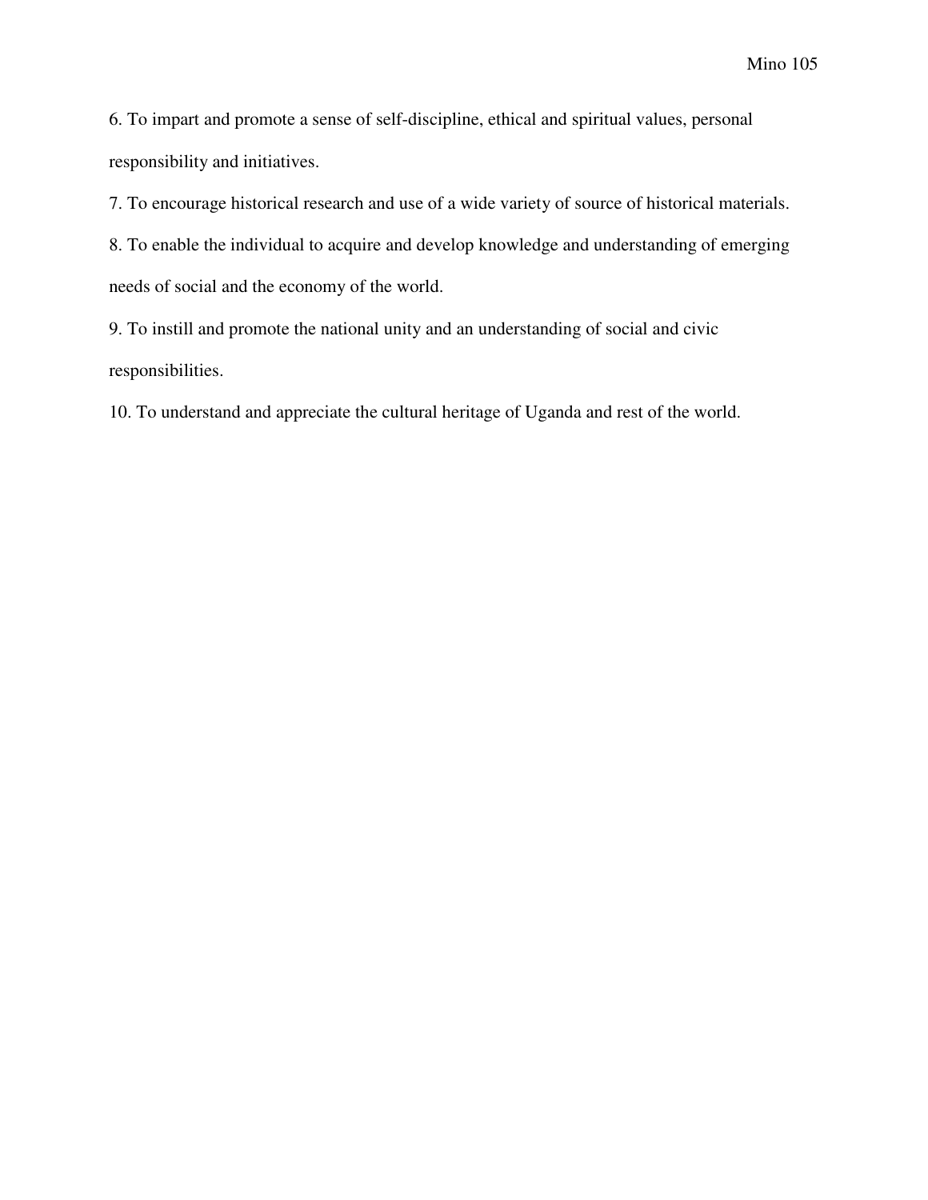6. To impart and promote a sense of self-discipline, ethical and spiritual values, personal responsibility and initiatives.

7. To encourage historical research and use of a wide variety of source of historical materials.

8. To enable the individual to acquire and develop knowledge and understanding of emerging needs of social and the economy of the world.

9. To instill and promote the national unity and an understanding of social and civic responsibilities.

10. To understand and appreciate the cultural heritage of Uganda and rest of the world.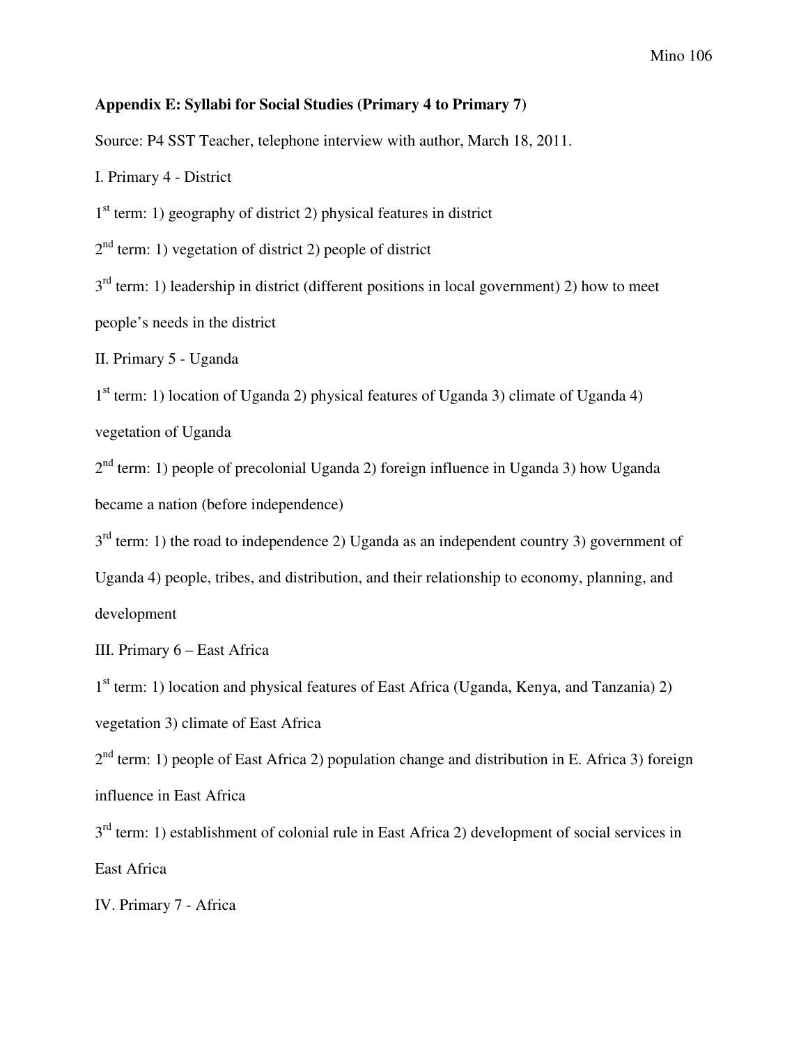**Appendix E: Syllabi for Social Studies (Primary 4 to Primary 7)**

Source: P4 SST Teacher, telephone interview with author, March 18, 2011.

I. Primary 4 - District

1st term: 1) geography of district 2) physical features in district

2nd term: 1) vegetation of district 2) people of district

3rd term: 1) leadership in district (different positions in local government) 2) how to meet people's needs in the district

II. Primary 5 - Uganda

1st term: 1) location of Uganda 2) physical features of Uganda 3) climate of Uganda 4) vegetation of Uganda

2nd term: 1) people of precolonial Uganda 2) foreign influence in Uganda 3) how Uganda became a nation (before independence)

3rd term: 1) the road to independence 2) Uganda as an independent country 3) government of Uganda 4) people, tribes, and distribution, and their relationship to economy, planning, and development

III. Primary 6 – East Africa

1st term: 1) location and physical features of East Africa (Uganda, Kenya, and Tanzania) 2) vegetation 3) climate of East Africa

2nd term: 1) people of East Africa 2) population change and distribution in E. Africa 3) foreign influence in East Africa

3rd term: 1) establishment of colonial rule in East Africa 2) development of social services in East Africa

IV. Primary 7 - Africa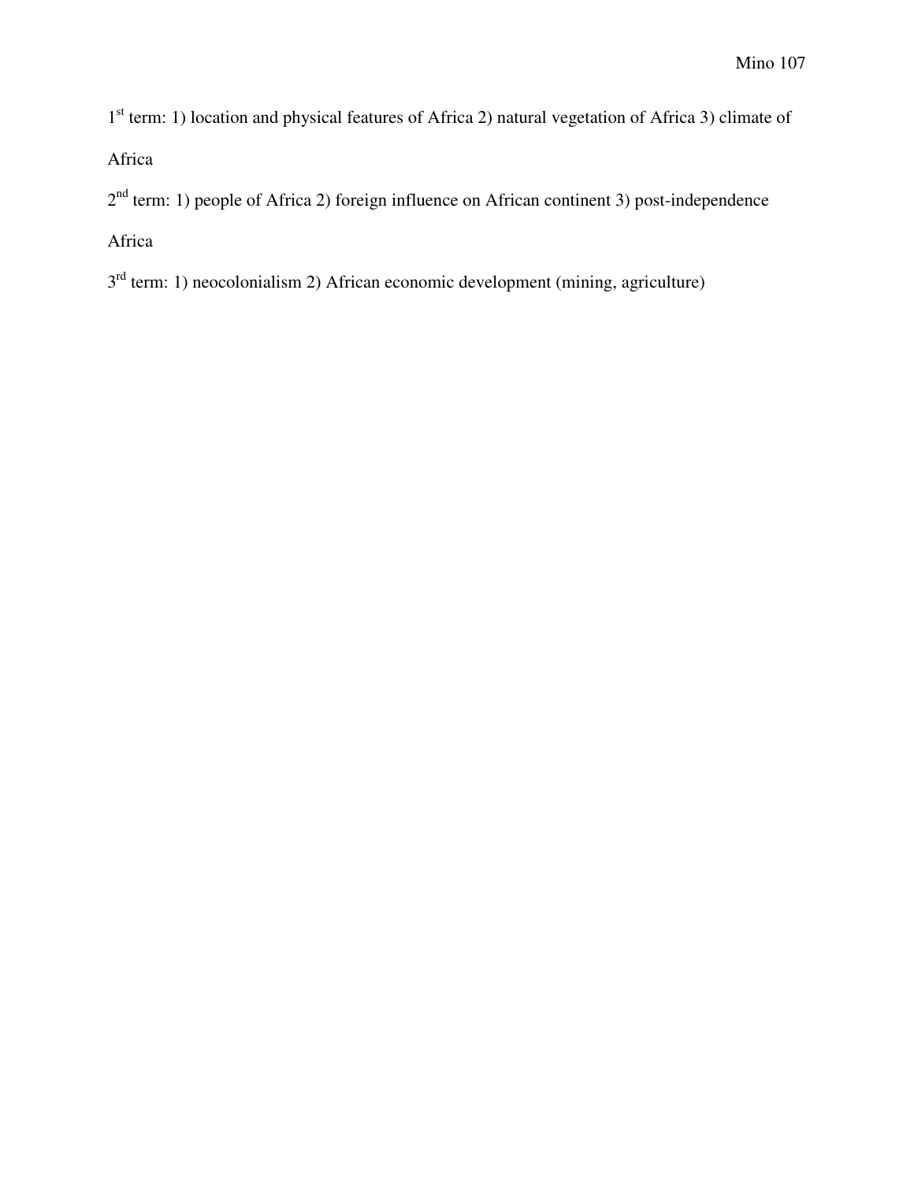1st term: 1) location and physical features of Africa 2) natural vegetation of Africa 3) climate of Africa

2nd term: 1) people of Africa 2) foreign influence on African continent 3) post-independence Africa

3rd term: 1) neocolonialism 2) African economic development (mining, agriculture)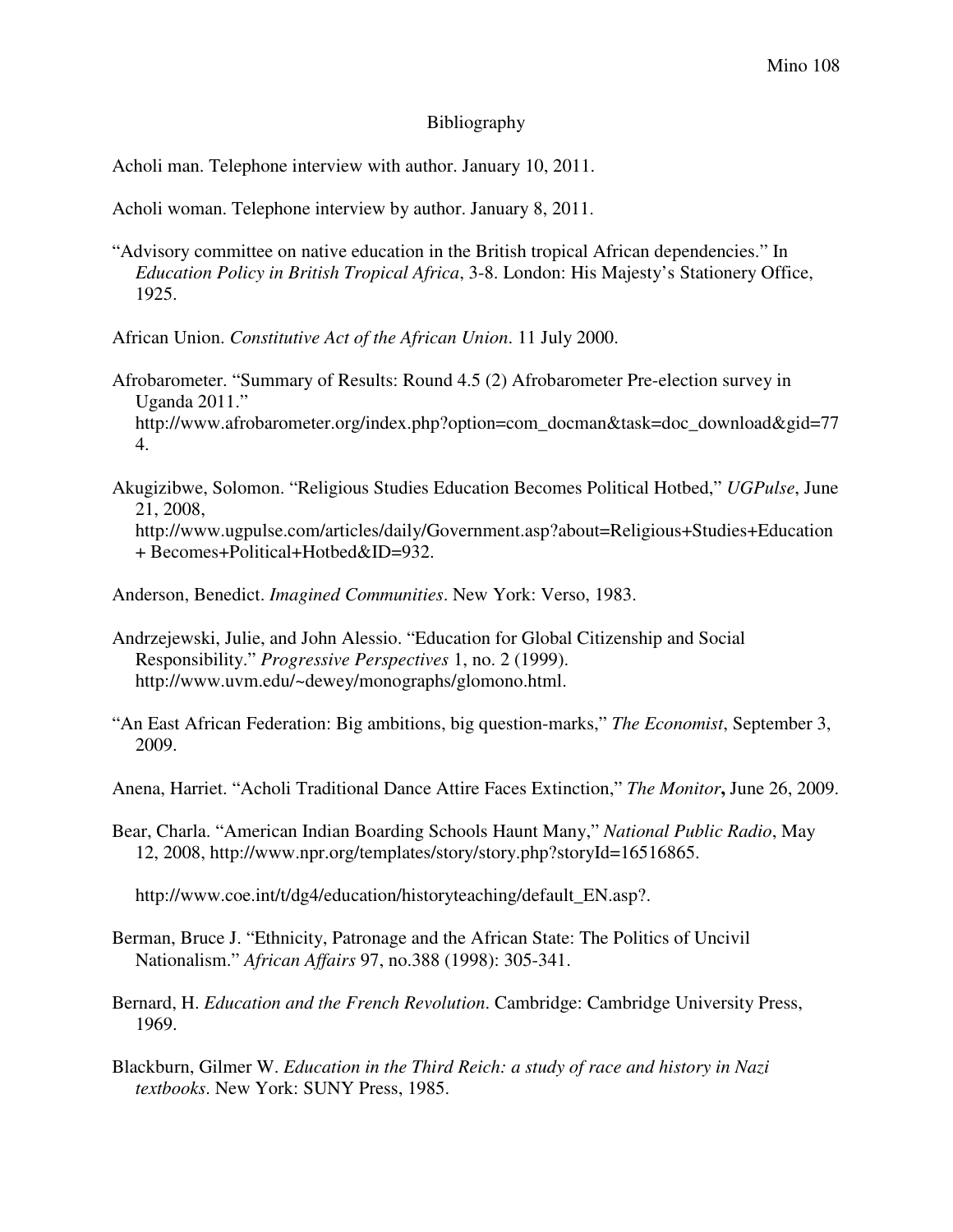# Bibliography

Acholi man. Telephone interview with author. January 10, 2011.

Acholi woman. Telephone interview by author. January 8, 2011.

"Advisory committee on native education in the British tropical African dependencies." In *Education Policy in British Tropical Africa*, 3-8. London: His Majesty's Stationery Office, 1925.

African Union. *Constitutive Act of the African Union*. 11 July 2000.

Afrobarometer. "Summary of Results: Round 4.5 (2) Afrobarometer Pre-election survey in Uganda 2011." http://www.afrobarometer.org/index.php?option=com_docman&task=doc_download&gid=774.

Akugizibwe, Solomon. "Religious Studies Education Becomes Political Hotbed," *UGPulse*, June 21, 2008, http://www.ugpulse.com/articles/daily/Government.asp?about=Religious+Studies+Education+ Becomes+Political+Hotbed&ID=932.

Anderson, Benedict. *Imagined Communities*. New York: Verso, 1983.

Andrzejewski, Julie, and John Alessio. "Education for Global Citizenship and Social Responsibility." *Progressive Perspectives* 1, no. 2 (1999). http://www.uvm.edu/~dewey/monographs/glomono.html.

"An East African Federation: Big ambitions, big question-marks," *The Economist*, September 3, 2009.

Anena, Harriet. "Acholi Traditional Dance Attire Faces Extinction," *The Monitor*, June 26, 2009.

Bear, Charla. "American Indian Boarding Schools Haunt Many," *National Public Radio*, May 12, 2008, http://www.npr.org/templates/story/story.php?storyId=16516865.

http://www.coe.int/t/dg4/education/historyteaching/default_EN.asp?.

Berman, Bruce J. "Ethnicity, Patronage and the African State: The Politics of Uncivil Nationalism." *African Affairs* 97, no.388 (1998): 305-341.

Bernard, H. *Education and the French Revolution*. Cambridge: Cambridge University Press, 1969.

Blackburn, Gilmer W. *Education in the Third Reich: a study of race and history in Nazi textbooks*. New York: SUNY Press, 1985.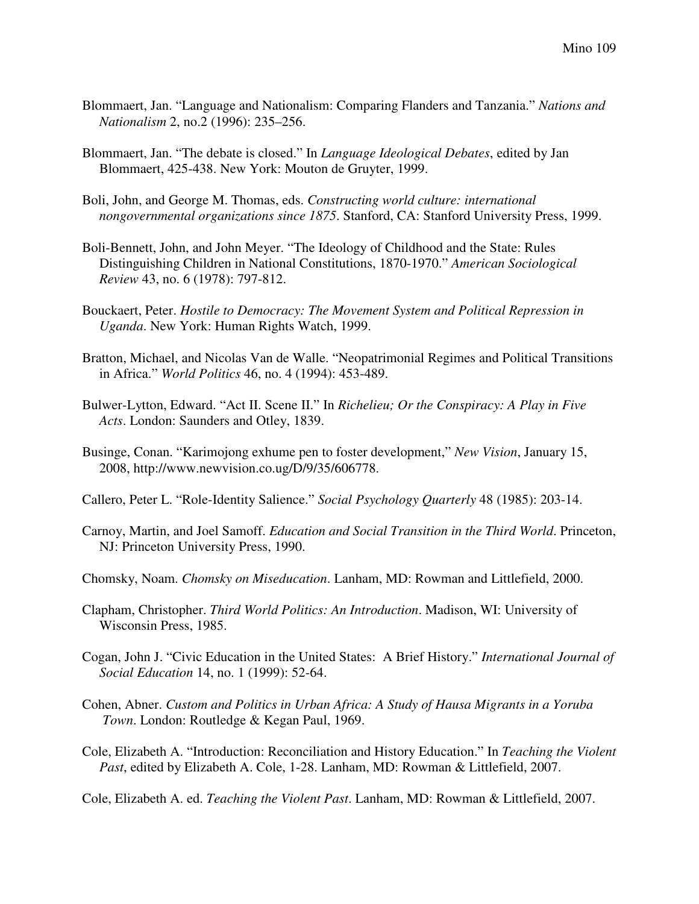Blommaert, Jan. “Language and Nationalism: Comparing Flanders and Tanzania.” *Nations and Nationalism* 2, no.2 (1996): 235–256.

Blommaert, Jan. “The debate is closed.” In *Language Ideological Debates*, edited by Jan Blommaert, 425-438. New York: Mouton de Gruyter, 1999.

Boli, John, and George M. Thomas, eds. *Constructing world culture: international nongovernmental organizations since 1875*. Stanford, CA: Stanford University Press, 1999.

Boli-Bennett, John, and John Meyer. “The Ideology of Childhood and the State: Rules Distinguishing Children in National Constitutions, 1870-1970.” *American Sociological Review* 43, no. 6 (1978): 797-812.

Bouckaert, Peter. *Hostile to Democracy: The Movement System and Political Repression in Uganda*. New York: Human Rights Watch, 1999.

Bratton, Michael, and Nicolas Van de Walle. “Neopatrimonial Regimes and Political Transitions in Africa.” *World Politics* 46, no. 4 (1994): 453-489.

Bulwer-Lytton, Edward. “Act II. Scene II.” In *Richelieu; Or the Conspiracy: A Play in Five Acts*. London: Saunders and Otley, 1839.

Businge, Conan. “Karimojong exhume pen to foster development,” *New Vision*, January 15, 2008, http://www.newvision.co.ug/D/9/35/606778.

Callero, Peter L. “Role-Identity Salience.” *Social Psychology Quarterly* 48 (1985): 203-14.

Carnoy, Martin, and Joel Samoff. *Education and Social Transition in the Third World*. Princeton, NJ: Princeton University Press, 1990.

Chomsky, Noam. *Chomsky on Miseducation*. Lanham, MD: Rowman and Littlefield, 2000.

Clapham, Christopher. *Third World Politics: An Introduction*. Madison, WI: University of Wisconsin Press, 1985.

Cogan, John J. “Civic Education in the United States: A Brief History.” *International Journal of Social Education* 14, no. 1 (1999): 52-64.

Cohen, Abner. *Custom and Politics in Urban Africa: A Study of Hausa Migrants in a Yoruba Town*. London: Routledge & Kegan Paul, 1969.

Cole, Elizabeth A. “Introduction: Reconciliation and History Education.” In *Teaching the Violent Past*, edited by Elizabeth A. Cole, 1-28. Lanham, MD: Rowman & Littlefield, 2007.

Cole, Elizabeth A. ed. *Teaching the Violent Past*. Lanham, MD: Rowman & Littlefield, 2007.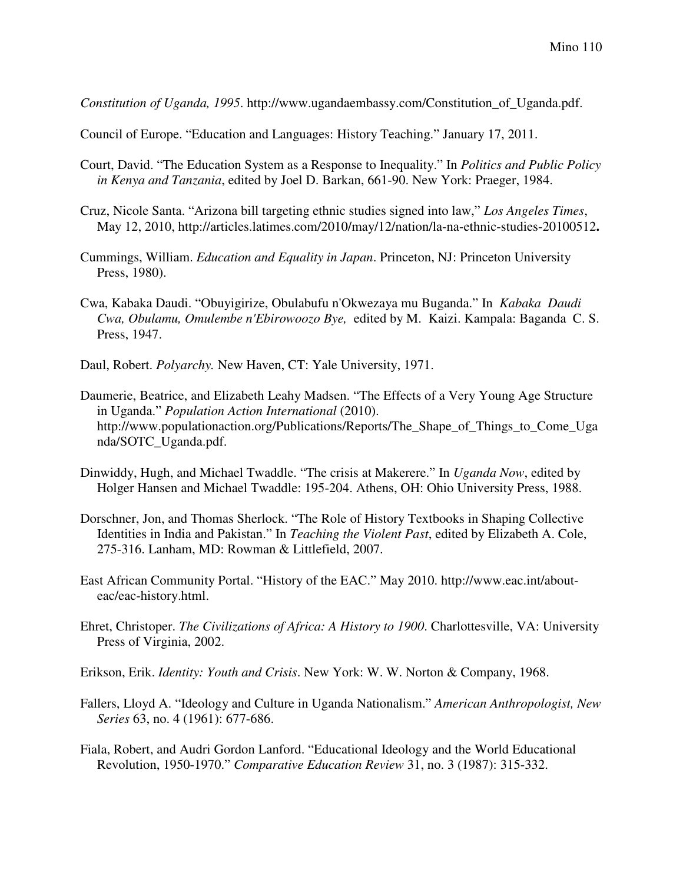*Constitution of Uganda, 1995*. http://www.ugandaembassy.com/Constitution_of_Uganda.pdf.

Council of Europe. "Education and Languages: History Teaching." January 17, 2011.

Court, David. "The Education System as a Response to Inequality." In *Politics and Public Policy in Kenya and Tanzania*, edited by Joel D. Barkan, 661-90. New York: Praeger, 1984.

Cruz, Nicole Santa. "Arizona bill targeting ethnic studies signed into law," *Los Angeles Times*, May 12, 2010, http://articles.latimes.com/2010/may/12/nation/la-na-ethnic-studies-20100512**.**

Cummings, William. *Education and Equality in Japan*. Princeton, NJ: Princeton University Press, 1980).

Cwa, Kabaka Daudi. "Obuyigirize, Obulabufu n'Okwezaya mu Buganda." In *Kabaka Daudi Cwa, Obulamu, Omulembe n'Ebirowoozo Bye,* edited by M. Kaizi. Kampala: Baganda C. S. Press, 1947.

Daul, Robert. *Polyarchy.* New Haven, CT: Yale University, 1971.

Daumerie, Beatrice, and Elizabeth Leahy Madsen. "The Effects of a Very Young Age Structure in Uganda." *Population Action International* (2010). http://www.populationaction.org/Publications/Reports/The_Shape_of_Things_to_Come_Uganda/SOTC_Uganda.pdf.

Dinwiddy, Hugh, and Michael Twaddle. "The crisis at Makerere." In *Uganda Now*, edited by Holger Hansen and Michael Twaddle: 195-204. Athens, OH: Ohio University Press, 1988.

Dorschner, Jon, and Thomas Sherlock. "The Role of History Textbooks in Shaping Collective Identities in India and Pakistan." In *Teaching the Violent Past*, edited by Elizabeth A. Cole, 275-316. Lanham, MD: Rowman & Littlefield, 2007.

East African Community Portal. "History of the EAC." May 2010. http://www.eac.int/about-eac/eac-history.html.

Ehret, Christopher. *The Civilizations of Africa: A History to 1900*. Charlottesville, VA: University Press of Virginia, 2002.

Erikson, Erik. *Identity: Youth and Crisis*. New York: W. W. Norton & Company, 1968.

Fallers, Lloyd A. "Ideology and Culture in Uganda Nationalism." *American Anthropologist, New Series* 63, no. 4 (1961): 677-686.

Fiala, Robert, and Audri Gordon Lanford. "Educational Ideology and the World Educational Revolution, 1950-1970." *Comparative Education Review* 31, no. 3 (1987): 315-332.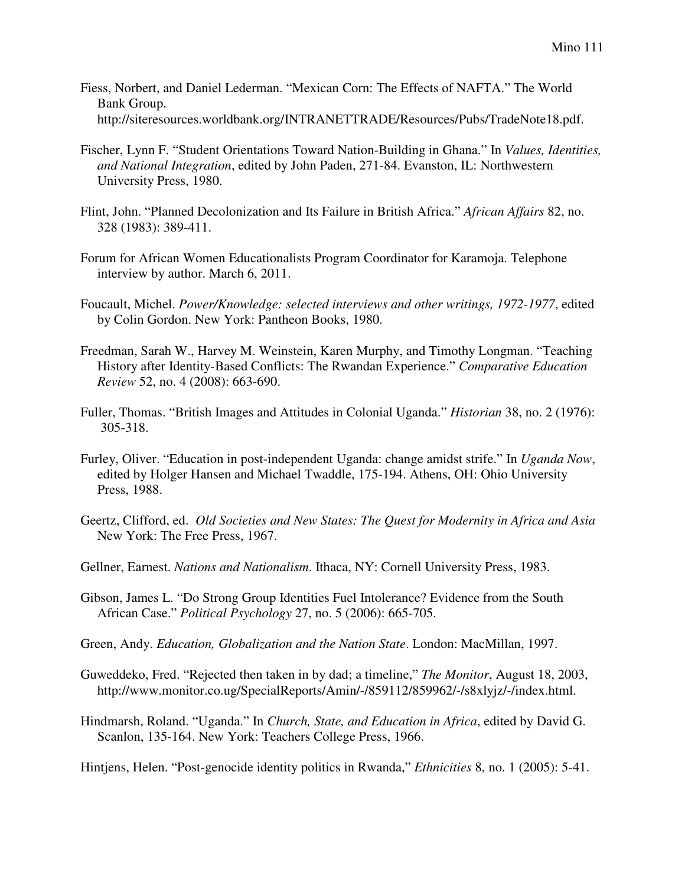Fiess, Norbert, and Daniel Lederman. "Mexican Corn: The Effects of NAFTA." The World Bank Group. http://siteresources.worldbank.org/INTRANETTRADE/Resources/Pubs/TradeNote18.pdf.

Fischer, Lynn F. "Student Orientations Toward Nation-Building in Ghana." In *Values, Identities, and National Integration*, edited by John Paden, 271-84. Evanston, IL: Northwestern University Press, 1980.

Flint, John. "Planned Decolonization and Its Failure in British Africa." *African Affairs* 82, no. 328 (1983): 389-411.

Forum for African Women Educationalists Program Coordinator for Karamoja. Telephone interview by author. March 6, 2011.

Foucault, Michel. *Power/Knowledge: selected interviews and other writings, 1972-1977*, edited by Colin Gordon. New York: Pantheon Books, 1980.

Freedman, Sarah W., Harvey M. Weinstein, Karen Murphy, and Timothy Longman. "Teaching History after Identity-Based Conflicts: The Rwandan Experience." *Comparative Education Review* 52, no. 4 (2008): 663-690.

Fuller, Thomas. "British Images and Attitudes in Colonial Uganda." *Historian* 38, no. 2 (1976): 305-318.

Furley, Oliver. "Education in post-independent Uganda: change amidst strife." In *Uganda Now*, edited by Holger Hansen and Michael Twaddle, 175-194. Athens, OH: Ohio University Press, 1988.

Geertz, Clifford, ed. *Old Societies and New States: The Quest for Modernity in Africa and Asia* New York: The Free Press, 1967.

Gellner, Earnest. *Nations and Nationalism*. Ithaca, NY: Cornell University Press, 1983.

Gibson, James L. "Do Strong Group Identities Fuel Intolerance? Evidence from the South African Case." *Political Psychology* 27, no. 5 (2006): 665-705.

Green, Andy. *Education, Globalization and the Nation State*. London: MacMillan, 1997.

Guweddeko, Fred. "Rejected then taken in by dad; a timeline," *The Monitor*, August 18, 2003, http://www.monitor.co.ug/SpecialReports/Amin/-/859112/859962/-/s8xlyjz/-/index.html.

Hindmarsh, Roland. "Uganda." In *Church, State, and Education in Africa*, edited by David G. Scanlon, 135-164. New York: Teachers College Press, 1966.

Hintjens, Helen. "Post-genocide identity politics in Rwanda," *Ethnicities* 8, no. 1 (2005): 5-41.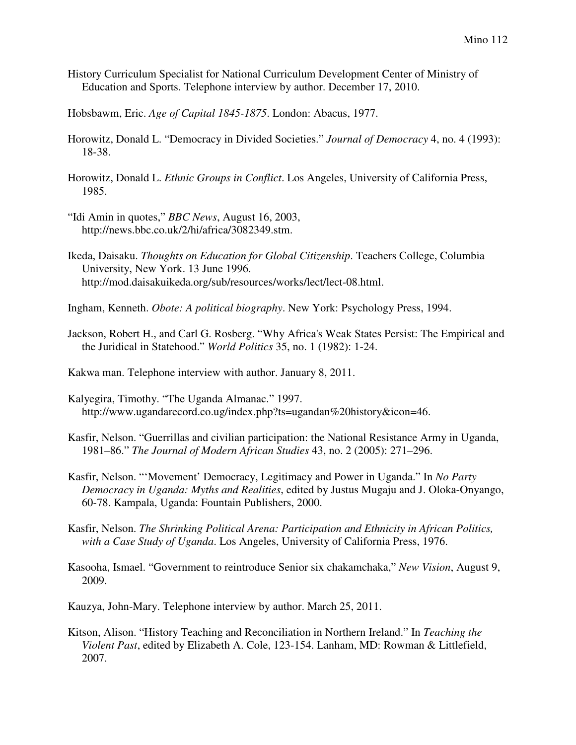History Curriculum Specialist for National Curriculum Development Center of Ministry of Education and Sports. Telephone interview by author. December 17, 2010.

Hobsbawm, Eric. *Age of Capital 1845-1875*. London: Abacus, 1977.

Horowitz, Donald L. "Democracy in Divided Societies." *Journal of Democracy* 4, no. 4 (1993): 18-38.

Horowitz, Donald L. *Ethnic Groups in Conflict*. Los Angeles, University of California Press, 1985.

"Idi Amin in quotes," *BBC News*, August 16, 2003, http://news.bbc.co.uk/2/hi/africa/3082349.stm.

Ikeda, Daisaku. *Thoughts on Education for Global Citizenship*. Teachers College, Columbia University, New York. 13 June 1996. http://mod.daisakuikeda.org/sub/resources/works/lect/lect-08.html.

Ingham, Kenneth. *Obote: A political biography*. New York: Psychology Press, 1994.

Jackson, Robert H., and Carl G. Rosberg. "Why Africa's Weak States Persist: The Empirical and the Juridical in Statehood." *World Politics* 35, no. 1 (1982): 1-24.

Kakwa man. Telephone interview with author. January 8, 2011.

Kalyegira, Timothy. "The Uganda Almanac." 1997. http://www.ugandarecord.co.ug/index.php?ts=ugandan%20history&icon=46.

Kasfir, Nelson. "Guerrillas and civilian participation: the National Resistance Army in Uganda, 1981–86." *The Journal of Modern African Studies* 43, no. 2 (2005): 271–296.

Kasfir, Nelson. "'Movement' Democracy, Legitimacy and Power in Uganda." In *No Party Democracy in Uganda: Myths and Realities*, edited by Justus Mugaju and J. Oloka-Onyango, 60-78. Kampala, Uganda: Fountain Publishers, 2000.

Kasfir, Nelson. *The Shrinking Political Arena: Participation and Ethnicity in African Politics, with a Case Study of Uganda*. Los Angeles, University of California Press, 1976.

Kasooha, Ismael. "Government to reintroduce Senior six chakamchaka," *New Vision*, August 9, 2009.

Kauzya, John-Mary. Telephone interview by author. March 25, 2011.

Kitson, Alison. "History Teaching and Reconciliation in Northern Ireland." In *Teaching the Violent Past*, edited by Elizabeth A. Cole, 123-154. Lanham, MD: Rowman & Littlefield, 2007.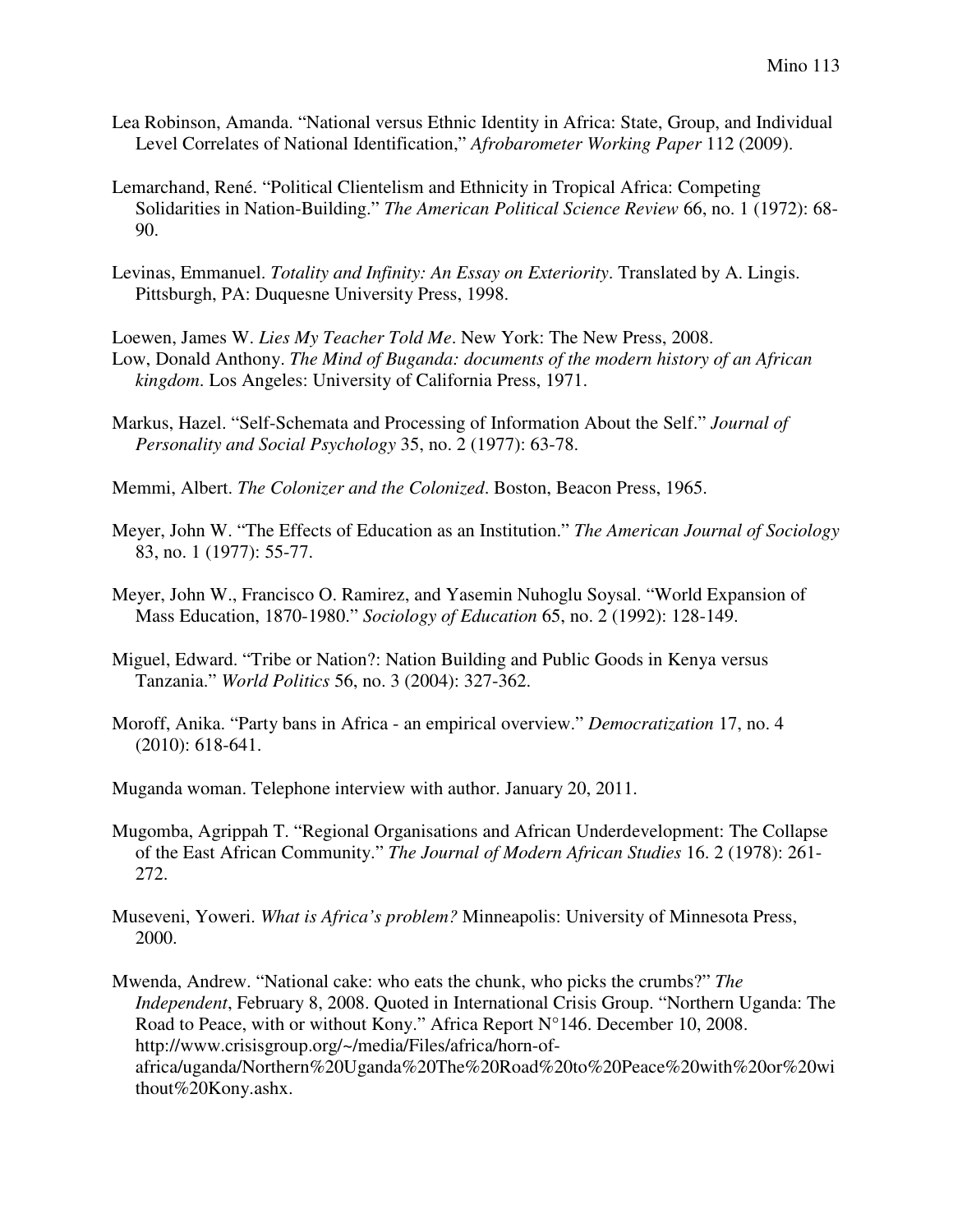Lea Robinson, Amanda. "National versus Ethnic Identity in Africa: State, Group, and Individual Level Correlates of National Identification," *Afrobarometer Working Paper* 112 (2009).

Lemarchand, René. "Political Clientelism and Ethnicity in Tropical Africa: Competing Solidarities in Nation-Building." *The American Political Science Review* 66, no. 1 (1972): 68-90.

Levinas, Emmanuel. *Totality and Infinity: An Essay on Exteriority*. Translated by A. Lingis. Pittsburgh, PA: Duquesne University Press, 1998.

Loewen, James W. *Lies My Teacher Told Me*. New York: The New Press, 2008.

Low, Donald Anthony. *The Mind of Buganda: documents of the modern history of an African kingdom*. Los Angeles: University of California Press, 1971.

Markus, Hazel. "Self-Schemata and Processing of Information About the Self." *Journal of Personality and Social Psychology* 35, no. 2 (1977): 63-78.

Memmi, Albert. *The Colonizer and the Colonized*. Boston, Beacon Press, 1965.

Meyer, John W. "The Effects of Education as an Institution." *The American Journal of Sociology* 83, no. 1 (1977): 55-77.

Meyer, John W., Francisco O. Ramirez, and Yasemin Nuhoglu Soysal. "World Expansion of Mass Education, 1870-1980." *Sociology of Education* 65, no. 2 (1992): 128-149.

Miguel, Edward. "Tribe or Nation?: Nation Building and Public Goods in Kenya versus Tanzania." *World Politics* 56, no. 3 (2004): 327-362.

Moroff, Anika. "Party bans in Africa - an empirical overview." *Democratization* 17, no. 4 (2010): 618-641.

Muganda woman. Telephone interview with author. January 20, 2011.

Mugomba, Agrippah T. "Regional Organisations and African Underdevelopment: The Collapse of the East African Community." *The Journal of Modern African Studies* 16. 2 (1978): 261-272.

Museveni, Yoweri. *What is Africa's problem?* Minneapolis: University of Minnesota Press, 2000.

Mwenda, Andrew. "National cake: who eats the chunk, who picks the crumbs?" *The Independent*, February 8, 2008. Quoted in International Crisis Group. "Northern Uganda: The Road to Peace, with or without Kony." Africa Report N°146. December 10, 2008. http://www.crisisgroup.org/~/media/Files/africa/horn-of-africa/uganda/Northern%20Uganda%20The%20Road%20to%20Peace%20with%20or%20without%20Kony.ashx.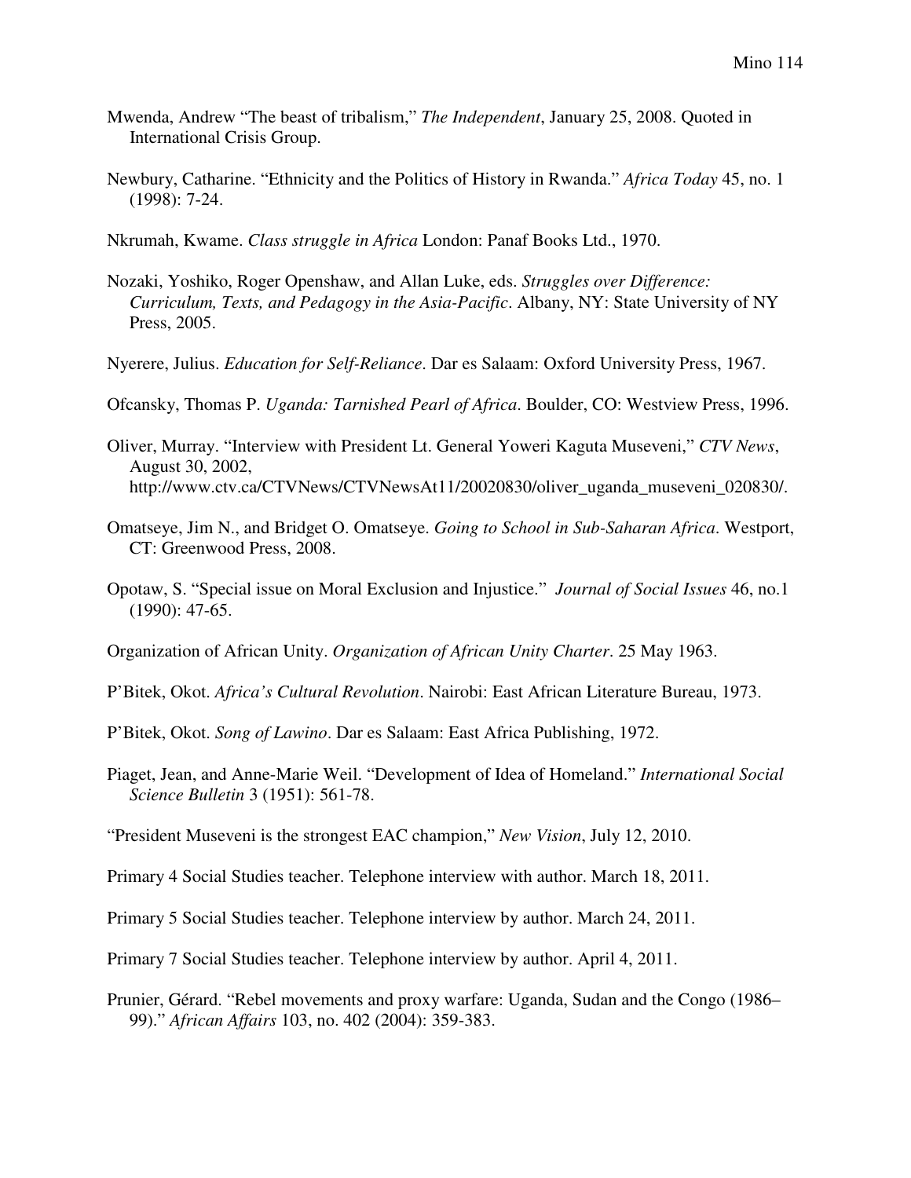Mwenda, Andrew "The beast of tribalism," *The Independent*, January 25, 2008. Quoted in International Crisis Group.

Newbury, Catharine. "Ethnicity and the Politics of History in Rwanda." *Africa Today* 45, no. 1 (1998): 7-24.

Nkrumah, Kwame. *Class struggle in Africa* London: Panaf Books Ltd., 1970.

Nozaki, Yoshiko, Roger Openshaw, and Allan Luke, eds. *Struggles over Difference: Curriculum, Texts, and Pedagogy in the Asia-Pacific*. Albany, NY: State University of NY Press, 2005.

Nyerere, Julius. *Education for Self-Reliance*. Dar es Salaam: Oxford University Press, 1967.

Ofcansky, Thomas P. *Uganda: Tarnished Pearl of Africa*. Boulder, CO: Westview Press, 1996.

Oliver, Murray. "Interview with President Lt. General Yoweri Kaguta Museveni," *CTV News*, August 30, 2002, http://www.ctv.ca/CTVNews/CTVNewsAt11/20020830/oliver_uganda_museveni_020830/.

Omatseye, Jim N., and Bridget O. Omatseye. *Going to School in Sub-Saharan Africa*. Westport, CT: Greenwood Press, 2008.

Opotaw, S. "Special issue on Moral Exclusion and Injustice." *Journal of Social Issues* 46, no.1 (1990): 47-65.

Organization of African Unity. *Organization of African Unity Charter*. 25 May 1963.

P'Bitek, Okot. *Africa's Cultural Revolution*. Nairobi: East African Literature Bureau, 1973.

P'Bitek, Okot. *Song of Lawino*. Dar es Salaam: East Africa Publishing, 1972.

Piaget, Jean, and Anne-Marie Weil. "Development of Idea of Homeland." *International Social Science Bulletin* 3 (1951): 561-78.

"President Museveni is the strongest EAC champion," *New Vision*, July 12, 2010.

Primary 4 Social Studies teacher. Telephone interview with author. March 18, 2011.

Primary 5 Social Studies teacher. Telephone interview by author. March 24, 2011.

Primary 7 Social Studies teacher. Telephone interview by author. April 4, 2011.

Prunier, Gérard. "Rebel movements and proxy warfare: Uganda, Sudan and the Congo (1986–99)." *African Affairs* 103, no. 402 (2004): 359-383.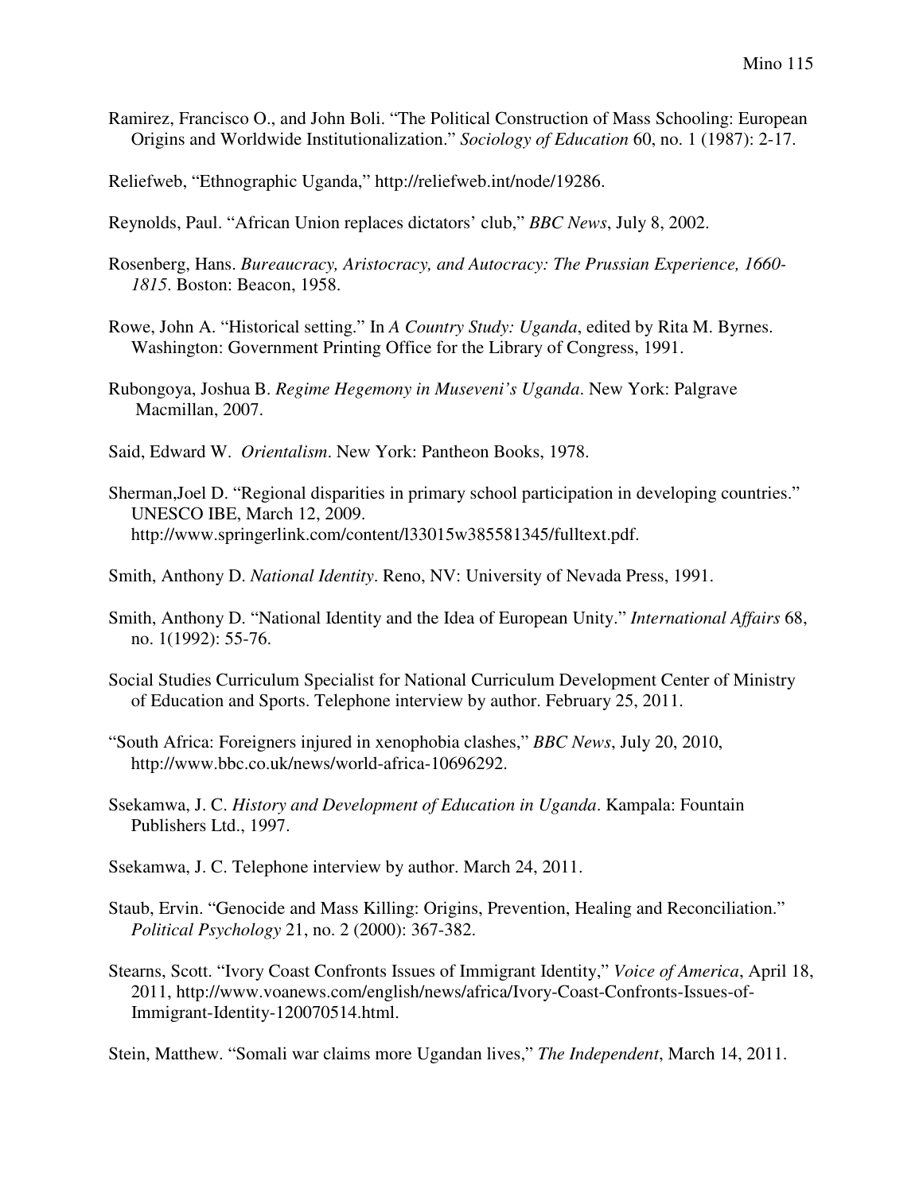Ramirez, Francisco O., and John Boli. "The Political Construction of Mass Schooling: European Origins and Worldwide Institutionalization." *Sociology of Education* 60, no. 1 (1987): 2-17.

Reliefweb, "Ethnographic Uganda," http://reliefweb.int/node/19286.

Reynolds, Paul. "African Union replaces dictators' club," *BBC News*, July 8, 2002.

Rosenberg, Hans. *Bureaucracy, Aristocracy, and Autocracy: The Prussian Experience, 1660-1815*. Boston: Beacon, 1958.

Rowe, John A. "Historical setting." In *A Country Study: Uganda*, edited by Rita M. Byrnes. Washington: Government Printing Office for the Library of Congress, 1991.

Rubongoya, Joshua B. *Regime Hegemony in Museveni's Uganda*. New York: Palgrave Macmillan, 2007.

Said, Edward W. *Orientalism*. New York: Pantheon Books, 1978.

Sherman,Joel D. "Regional disparities in primary school participation in developing countries." UNESCO IBE, March 12, 2009. http://www.springerlink.com/content/l33015w385581345/fulltext.pdf.

Smith, Anthony D. *National Identity*. Reno, NV: University of Nevada Press, 1991.

Smith, Anthony D. "National Identity and the Idea of European Unity." *International Affairs* 68, no. 1(1992): 55-76.

Social Studies Curriculum Specialist for National Curriculum Development Center of Ministry of Education and Sports. Telephone interview by author. February 25, 2011.

"South Africa: Foreigners injured in xenophobia clashes," *BBC News*, July 20, 2010, http://www.bbc.co.uk/news/world-africa-10696292.

Ssekamwa, J. C. *History and Development of Education in Uganda*. Kampala: Fountain Publishers Ltd., 1997.

Ssekamwa, J. C. Telephone interview by author. March 24, 2011.

Staub, Ervin. "Genocide and Mass Killing: Origins, Prevention, Healing and Reconciliation." *Political Psychology* 21, no. 2 (2000): 367-382.

Stearns, Scott. "Ivory Coast Confronts Issues of Immigrant Identity," *Voice of America*, April 18, 2011, http://www.voanews.com/english/news/africa/Ivory-Coast-Confronts-Issues-of-Immigrant-Identity-120070514.html.

Stein, Matthew. "Somali war claims more Ugandan lives," *The Independent*, March 14, 2011.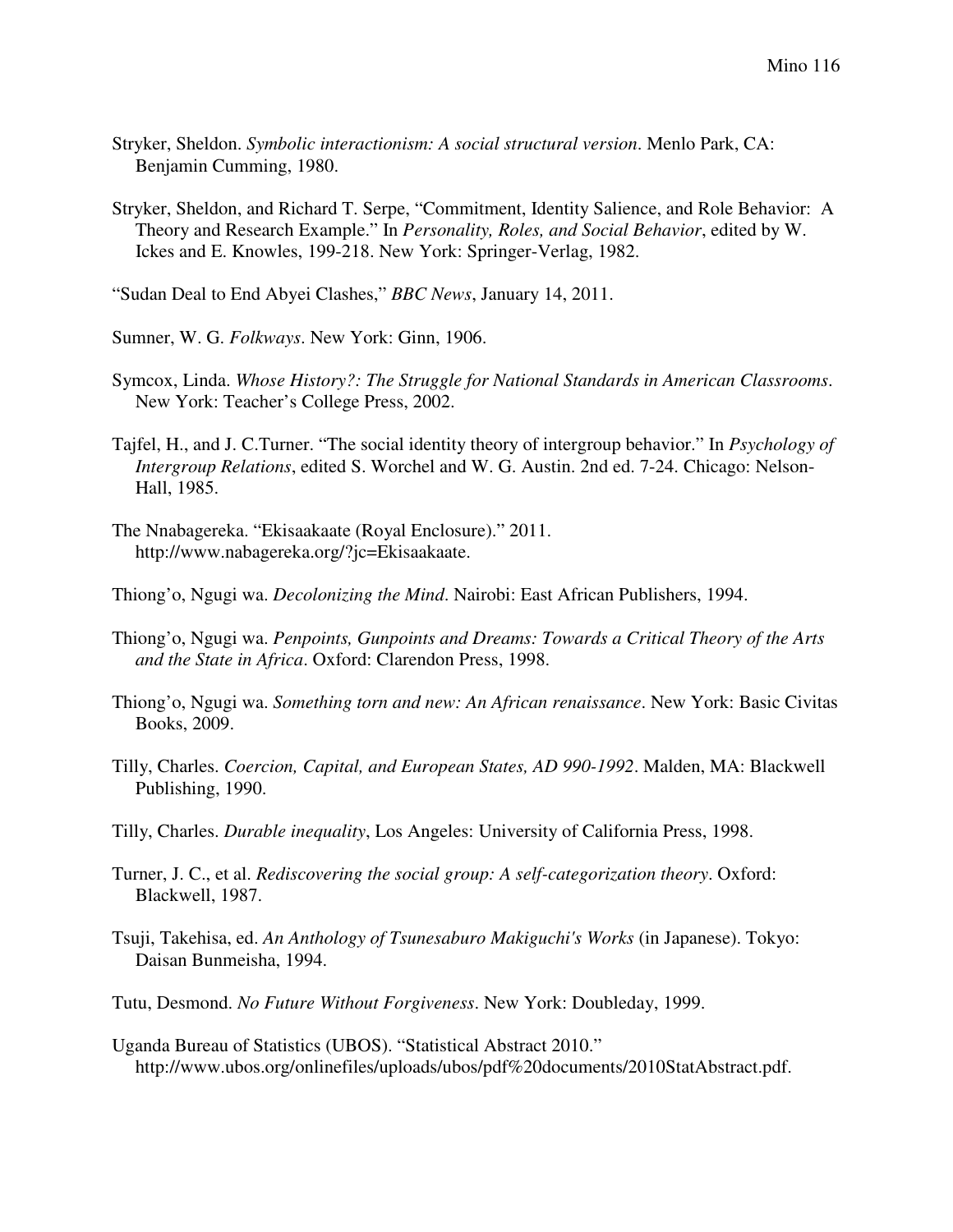Stryker, Sheldon. *Symbolic interactionism: A social structural version*. Menlo Park, CA: Benjamin Cumming, 1980.

Stryker, Sheldon, and Richard T. Serpe, "Commitment, Identity Salience, and Role Behavior: A Theory and Research Example." In *Personality, Roles, and Social Behavior*, edited by W. Ickes and E. Knowles, 199-218. New York: Springer-Verlag, 1982.

"Sudan Deal to End Abyei Clashes," *BBC News*, January 14, 2011.

Sumner, W. G. *Folkways*. New York: Ginn, 1906.

Symcox, Linda. *Whose History?: The Struggle for National Standards in American Classrooms*. New York: Teacher's College Press, 2002.

Tajfel, H., and J. C.Turner. "The social identity theory of intergroup behavior." In *Psychology of Intergroup Relations*, edited S. Worchel and W. G. Austin. 2nd ed. 7-24. Chicago: Nelson-Hall, 1985.

The Nnabagereka. "Ekisaakaate (Royal Enclosure)." 2011. http://www.nabagereka.org/?jc=Ekisaakaate.

Thiong'o, Ngugi wa. *Decolonizing the Mind*. Nairobi: East African Publishers, 1994.

Thiong'o, Ngugi wa. *Penpoints, Gunpoints and Dreams: Towards a Critical Theory of the Arts and the State in Africa*. Oxford: Clarendon Press, 1998.

Thiong'o, Ngugi wa. *Something torn and new: An African renaissance*. New York: Basic Civitas Books, 2009.

Tilly, Charles. *Coercion, Capital, and European States, AD 990-1992*. Malden, MA: Blackwell Publishing, 1990.

Tilly, Charles. *Durable inequality*, Los Angeles: University of California Press, 1998.

Turner, J. C., et al. *Rediscovering the social group: A self-categorization theory*. Oxford: Blackwell, 1987.

Tsuji, Takehisa, ed. *An Anthology of Tsunesaburo Makiguchi's Works* (in Japanese). Tokyo: Daisan Bunmeisha, 1994.

Tutu, Desmond. *No Future Without Forgiveness*. New York: Doubleday, 1999.

Uganda Bureau of Statistics (UBOS). "Statistical Abstract 2010." http://www.ubos.org/onlinefiles/uploads/ubos/pdf%20documents/2010StatAbstract.pdf.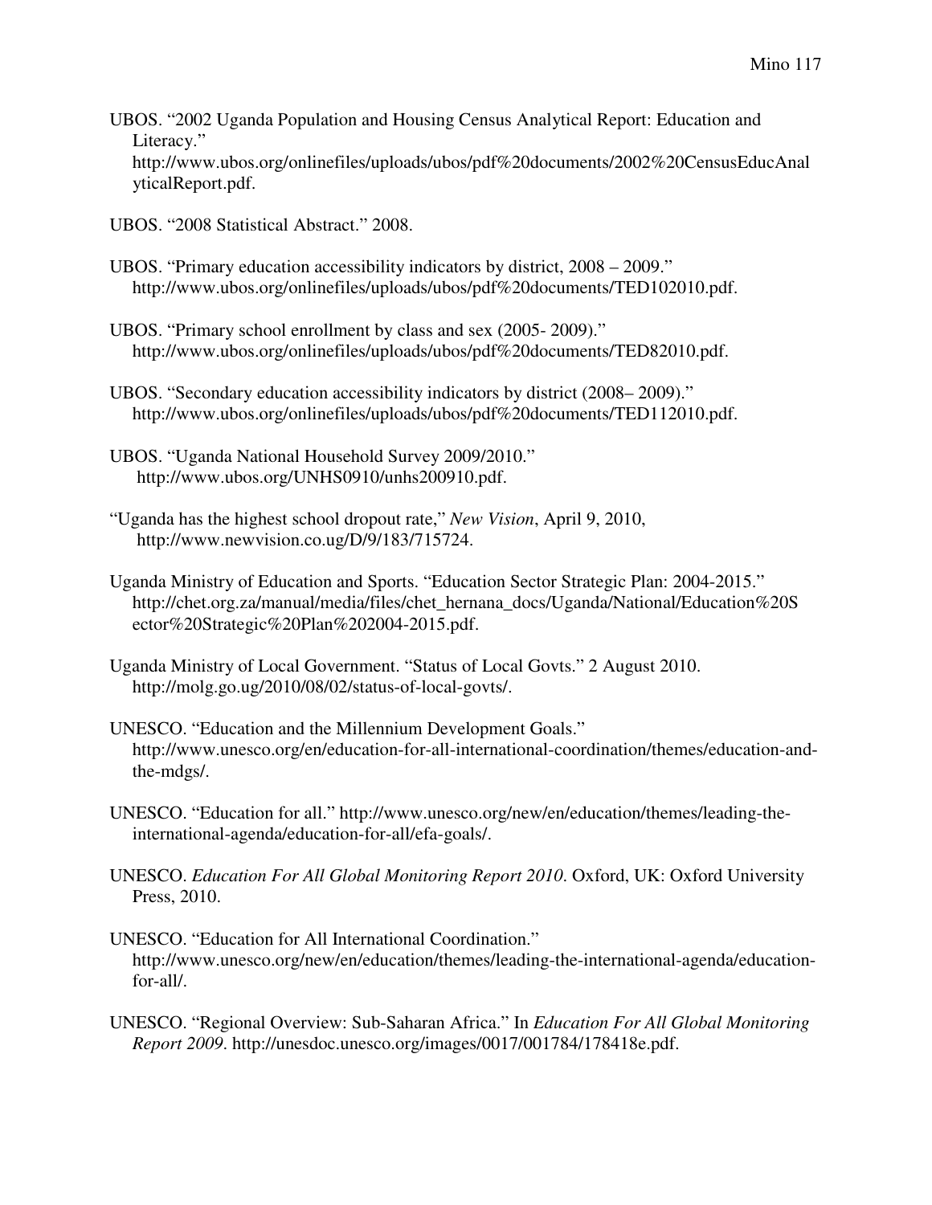UBOS. "2002 Uganda Population and Housing Census Analytical Report: Education and Literacy." http://www.ubos.org/onlinefiles/uploads/ubos/pdf%20documents/2002%20CensusEducAnalyticalReport.pdf.

UBOS. "2008 Statistical Abstract." 2008.

UBOS. "Primary education accessibility indicators by district, 2008 – 2009." http://www.ubos.org/onlinefiles/uploads/ubos/pdf%20documents/TED102010.pdf.

UBOS. "Primary school enrollment by class and sex (2005- 2009)." http://www.ubos.org/onlinefiles/uploads/ubos/pdf%20documents/TED82010.pdf.

UBOS. "Secondary education accessibility indicators by district (2008– 2009)." http://www.ubos.org/onlinefiles/uploads/ubos/pdf%20documents/TED112010.pdf.

UBOS. "Uganda National Household Survey 2009/2010." http://www.ubos.org/UNHS0910/unhs200910.pdf.

"Uganda has the highest school dropout rate," *New Vision*, April 9, 2010, http://www.newvision.co.ug/D/9/183/715724.

Uganda Ministry of Education and Sports. "Education Sector Strategic Plan: 2004-2015." http://chet.org.za/manual/media/files/chet_hernana_docs/Uganda/National/Education%20Sector%20Strategic%20Plan%202004-2015.pdf.

Uganda Ministry of Local Government. "Status of Local Govts." 2 August 2010. http://molg.go.ug/2010/08/02/status-of-local-govts/.

UNESCO. "Education and the Millennium Development Goals." http://www.unesco.org/en/education-for-all-international-coordination/themes/education-and-the-mdgs/.

UNESCO. "Education for all." http://www.unesco.org/new/en/education/themes/leading-the-international-agenda/education-for-all/efa-goals/.

UNESCO. *Education For All Global Monitoring Report 2010*. Oxford, UK: Oxford University Press, 2010.

UNESCO. "Education for All International Coordination." http://www.unesco.org/new/en/education/themes/leading-the-international-agenda/education-for-all/.

UNESCO. "Regional Overview: Sub-Saharan Africa." In *Education For All Global Monitoring Report 2009*. http://unesdoc.unesco.org/images/0017/001784/178418e.pdf.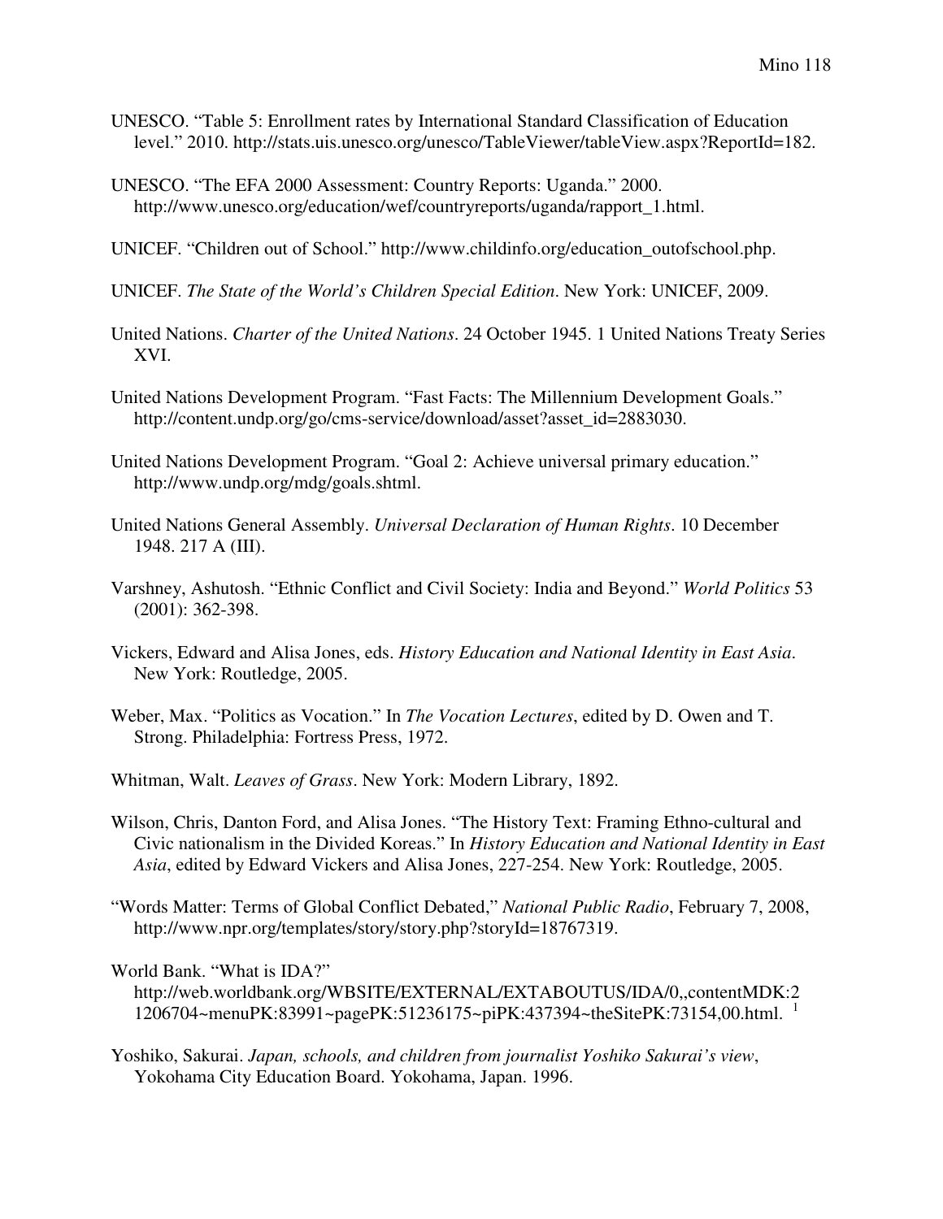UNESCO. "Table 5: Enrollment rates by International Standard Classification of Education level." 2010. http://stats.uis.unesco.org/unesco/TableViewer/tableView.aspx?ReportId=182.

UNESCO. "The EFA 2000 Assessment: Country Reports: Uganda." 2000. http://www.unesco.org/education/wef/countryreports/uganda/rapport_1.html.

UNICEF. "Children out of School." http://www.childinfo.org/education_outofschool.php.

UNICEF. *The State of the World's Children Special Edition*. New York: UNICEF, 2009.

United Nations. *Charter of the United Nations*. 24 October 1945. 1 United Nations Treaty Series XVI.

United Nations Development Program. "Fast Facts: The Millennium Development Goals." http://content.undp.org/go/cms-service/download/asset?asset_id=2883030.

United Nations Development Program. "Goal 2: Achieve universal primary education." http://www.undp.org/mdg/goals.shtml.

United Nations General Assembly. *Universal Declaration of Human Rights*. 10 December 1948. 217 A (III).

Varshney, Ashutosh. "Ethnic Conflict and Civil Society: India and Beyond." *World Politics* 53 (2001): 362-398.

Vickers, Edward and Alisa Jones, eds. *History Education and National Identity in East Asia*. New York: Routledge, 2005.

Weber, Max. "Politics as Vocation." In *The Vocation Lectures*, edited by D. Owen and T. Strong. Philadelphia: Fortress Press, 1972.

Whitman, Walt. *Leaves of Grass*. New York: Modern Library, 1892.

Wilson, Chris, Danton Ford, and Alisa Jones. "The History Text: Framing Ethno-cultural and Civic nationalism in the Divided Koreas." In *History Education and National Identity in East Asia*, edited by Edward Vickers and Alisa Jones, 227-254. New York: Routledge, 2005.

"Words Matter: Terms of Global Conflict Debated," *National Public Radio*, February 7, 2008, http://www.npr.org/templates/story/story.php?storyId=18767319.

World Bank. "What is IDA?" http://web.worldbank.org/WBSITE/EXTERNAL/EXTABOUTUS/IDA/0,,contentMDK:21206704~menuPK:83991~pagePK:51236175~piPK:437394~theSitePK:73154,00.html. [1]

Yoshiko, Sakurai. *Japan, schools, and children from journalist Yoshiko Sakurai's view*, Yokohama City Education Board. Yokohama, Japan. 1996.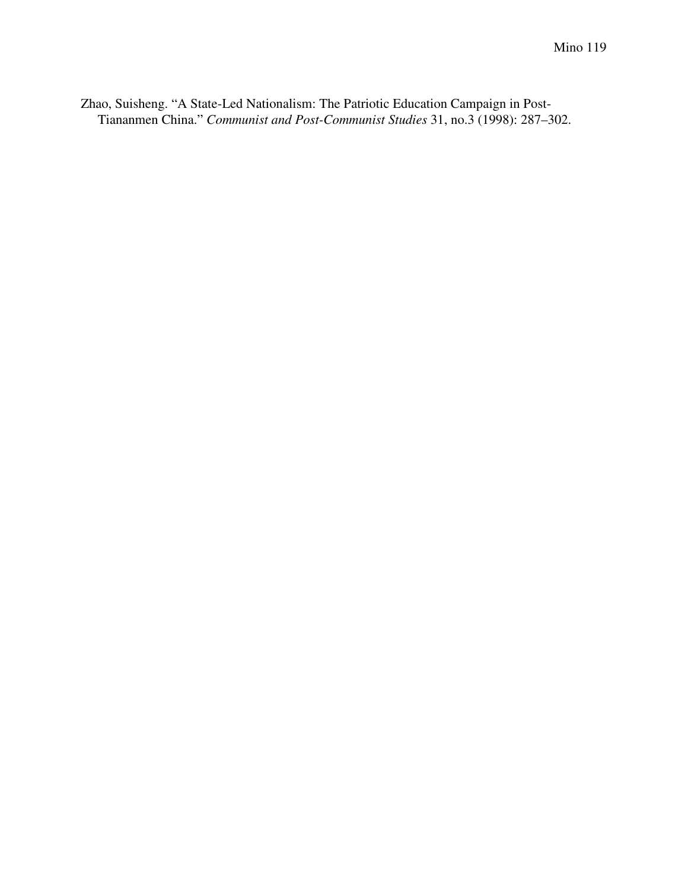Zhao, Suisheng. “A State-Led Nationalism: The Patriotic Education Campaign in Post-Tiananmen China.” *Communist and Post-Communist Studies* 31, no.3 (1998): 287–302.